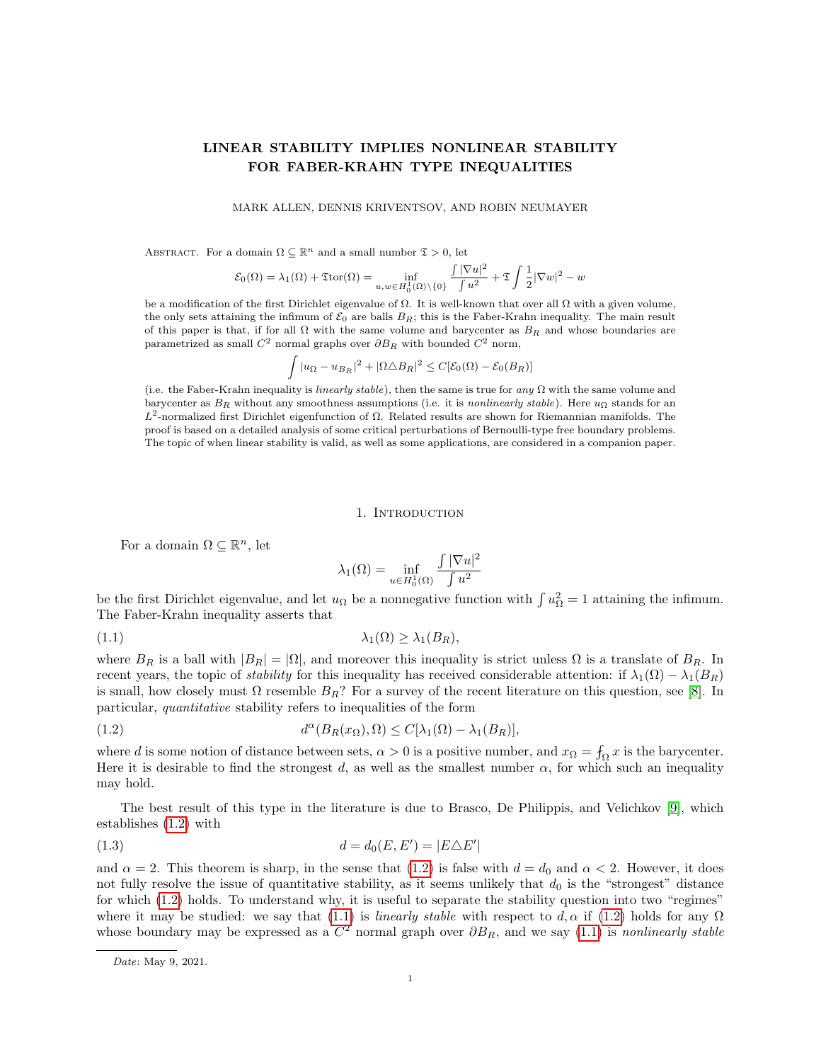# LINEAR STABILITY IMPLIES NONLINEAR STABILITY FOR FABER-KRAHN TYPE INEQUALITIES

MARK ALLEN, DENNIS KRIVENTSOV, AND ROBIN NEUMAYER

ABSTRACT. For a domain $\Omega \subseteq \mathbb{R}^n$ and a small number $\mathfrak{T} > 0$, let

$$\mathcal{E}_0(\Omega) = \lambda_1(\Omega) + \mathfrak{T}\mathrm{tor}(\Omega) = \inf_{u,w \in H^1_0(\Omega)\setminus\{0\}} \frac{\int |\nabla u|^2}{\int u^2} + \mathfrak{T}\int \frac{1}{2}|\nabla w|^2 - w$$

be a modification of the first Dirichlet eigenvalue of $\Omega$. It is well-known that over all $\Omega$ with a given volume, the only sets attaining the infimum of $\mathcal{E}_0$ are balls $B_R$; this is the Faber-Krahn inequality. The main result of this paper is that, if for all $\Omega$ with the same volume and barycenter as $B_R$ and whose boundaries are parametrized as small $C^2$ normal graphs over $\partial B_R$ with bounded $C^2$ norm,

$$\int |u_\Omega - u_{B_R}|^2 + |\Omega \triangle B_R|^2 \leq C[\mathcal{E}_0(\Omega) - \mathcal{E}_0(B_R)]$$

(i.e. the Faber-Krahn inequality is *linearly stable*), then the same is true for *any* $\Omega$ with the same volume and barycenter as $B_R$ without any smoothness assumptions (i.e. it is *nonlinearly stable*). Here $u_\Omega$ stands for an $L^2$-normalized first Dirichlet eigenfunction of $\Omega$. Related results are shown for Riemannian manifolds. The proof is based on a detailed analysis of some critical perturbations of Bernoulli-type free boundary problems. The topic of when linear stability is valid, as well as some applications, are considered in a companion paper.

## 1. Introduction

For a domain $\Omega \subseteq \mathbb{R}^n$, let

$$\lambda_1(\Omega) = \inf_{u \in H^1_0(\Omega)} \frac{\int |\nabla u|^2}{\int u^2}$$

be the first Dirichlet eigenvalue, and let $u_\Omega$ be a nonnegative function with $\int u_\Omega^2 = 1$ attaining the infimum. The Faber-Krahn inequality asserts that

$$\lambda_1(\Omega) \geq \lambda_1(B_R), \tag{1.1}$$

where $B_R$ is a ball with $|B_R| = |\Omega|$, and moreover this inequality is strict unless $\Omega$ is a translate of $B_R$. In recent years, the topic of *stability* for this inequality has received considerable attention: if $\lambda_1(\Omega) - \lambda_1(B_R)$ is small, how closely must $\Omega$ resemble $B_R$? For a survey of the recent literature on this question, see [8]. In particular, *quantitative* stability refers to inequalities of the form

$$d^\alpha(B_R(x_\Omega), \Omega) \leq C[\lambda_1(\Omega) - \lambda_1(B_R)], \tag{1.2}$$

where $d$ is some notion of distance between sets, $\alpha > 0$ is a positive number, and $x_\Omega = \fint_\Omega x$ is the barycenter. Here it is desirable to find the strongest $d$, as well as the smallest number $\alpha$, for which such an inequality may hold.

The best result of this type in the literature is due to Brasco, De Philippis, and Velichkov [9], which establishes (1.2) with

$$d = d_0(E, E') = |E \triangle E'| \tag{1.3}$$

and $\alpha = 2$. This theorem is sharp, in the sense that (1.2) is false with $d = d_0$ and $\alpha < 2$. However, it does not fully resolve the issue of quantitative stability, as it seems unlikely that $d_0$ is the "strongest" distance for which (1.2) holds. To understand why, it is useful to separate the stability question into two "regimes" where it may be studied: we say that (1.1) is *linearly stable* with respect to $d, \alpha$ if (1.2) holds for any $\Omega$ whose boundary may be expressed as a $C^2$ normal graph over $\partial B_R$, and we say (1.1) is *nonlinearly stable*

Date: May 9, 2021.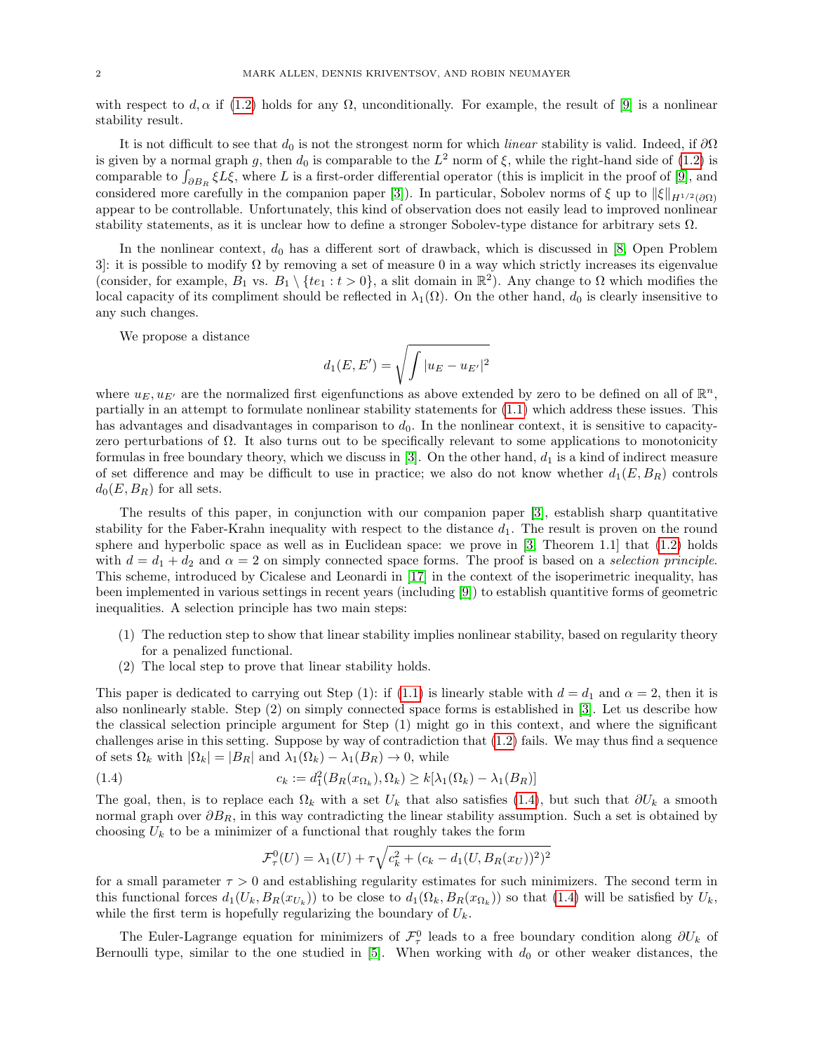with respect to $d, \alpha$ if (1.2) holds for any $\Omega$, unconditionally. For example, the result of [9] is a nonlinear stability result.

It is not difficult to see that $d_0$ is not the strongest norm for which *linear* stability is valid. Indeed, if $\partial\Omega$ is given by a normal graph $g$, then $d_0$ is comparable to the $L^2$ norm of $\xi$, while the right-hand side of (1.2) is comparable to $\int_{\partial B_R} \xi L \xi$, where $L$ is a first-order differential operator (this is implicit in the proof of [9], and considered more carefully in the companion paper [3]). In particular, Sobolev norms of $\xi$ up to $\|\xi\|_{H^{1/2}(\partial\Omega)}$ appear to be controllable. Unfortunately, this kind of observation does not easily lead to improved nonlinear stability statements, as it is unclear how to define a stronger Sobolev-type distance for arbitrary sets $\Omega$.

In the nonlinear context, $d_0$ has a different sort of drawback, which is discussed in [8, Open Problem 3]: it is possible to modify $\Omega$ by removing a set of measure 0 in a way which strictly increases its eigenvalue (consider, for example, $B_1$ vs. $B_1 \setminus \{te_1 : t > 0\}$, a slit domain in $\mathbb{R}^2$). Any change to $\Omega$ which modifies the local capacity of its compliment should be reflected in $\lambda_1(\Omega)$. On the other hand, $d_0$ is clearly insensitive to any such changes.

We propose a distance

$$d_1(E, E') = \sqrt{\int |u_E - u_{E'}|^2}$$

where $u_E, u_{E'}$ are the normalized first eigenfunctions as above extended by zero to be defined on all of $\mathbb{R}^n$, partially in an attempt to formulate nonlinear stability statements for (1.1) which address these issues. This has advantages and disadvantages in comparison to $d_0$. In the nonlinear context, it is sensitive to capacity-zero perturbations of $\Omega$. It also turns out to be specifically relevant to some applications to monotonicity formulas in free boundary theory, which we discuss in [3]. On the other hand, $d_1$ is a kind of indirect measure of set difference and may be difficult to use in practice; we also do not know whether $d_1(E, B_R)$ controls $d_0(E, B_R)$ for all sets.

The results of this paper, in conjunction with our companion paper [3], establish sharp quantitative stability for the Faber-Krahn inequality with respect to the distance $d_1$. The result is proven on the round sphere and hyperbolic space as well as in Euclidean space: we prove in [3, Theorem 1.1] that (1.2) holds with $d = d_1 + d_2$ and $\alpha = 2$ on simply connected space forms. The proof is based on a *selection principle*. This scheme, introduced by Cicalese and Leonardi in [17] in the context of the isoperimetric inequality, has been implemented in various settings in recent years (including [9]) to establish quantitive forms of geometric inequalities. A selection principle has two main steps:

1. The reduction step to show that linear stability implies nonlinear stability, based on regularity theory for a penalized functional.
2. The local step to prove that linear stability holds.

This paper is dedicated to carrying out Step (1): if (1.1) is linearly stable with $d = d_1$ and $\alpha = 2$, then it is also nonlinearly stable. Step (2) on simply connected space forms is established in [3]. Let us describe how the classical selection principle argument for Step (1) might go in this context, and where the significant challenges arise in this setting. Suppose by way of contradiction that (1.2) fails. We may thus find a sequence of sets $\Omega_k$ with $|\Omega_k| = |B_R|$ and $\lambda_1(\Omega_k) - \lambda_1(B_R) \to 0$, while

$$c_k := d_1^2(B_R(x_{\Omega_k}), \Omega_k) \geq k[\lambda_1(\Omega_k) - \lambda_1(B_R)] \tag{1.4}$$

The goal, then, is to replace each $\Omega_k$ with a set $U_k$ that also satisfies (1.4), but such that $\partial U_k$ a smooth normal graph over $\partial B_R$, in this way contradicting the linear stability assumption. Such a set is obtained by choosing $U_k$ to be a minimizer of a functional that roughly takes the form

$$\mathcal{F}^0_\tau(U) = \lambda_1(U) + \tau\sqrt{c_k^2 + (c_k - d_1(U, B_R(x_U))^2)^2}$$

for a small parameter $\tau > 0$ and establishing regularity estimates for such minimizers. The second term in this functional forces $d_1(U_k, B_R(x_{U_k}))$ to be close to $d_1(\Omega_k, B_R(x_{\Omega_k}))$ so that (1.4) will be satisfied by $U_k$, while the first term is hopefully regularizing the boundary of $U_k$.

The Euler-Lagrange equation for minimizers of $\mathcal{F}^0_\tau$ leads to a free boundary condition along $\partial U_k$ of Bernoulli type, similar to the one studied in [5]. When working with $d_0$ or other weaker distances, the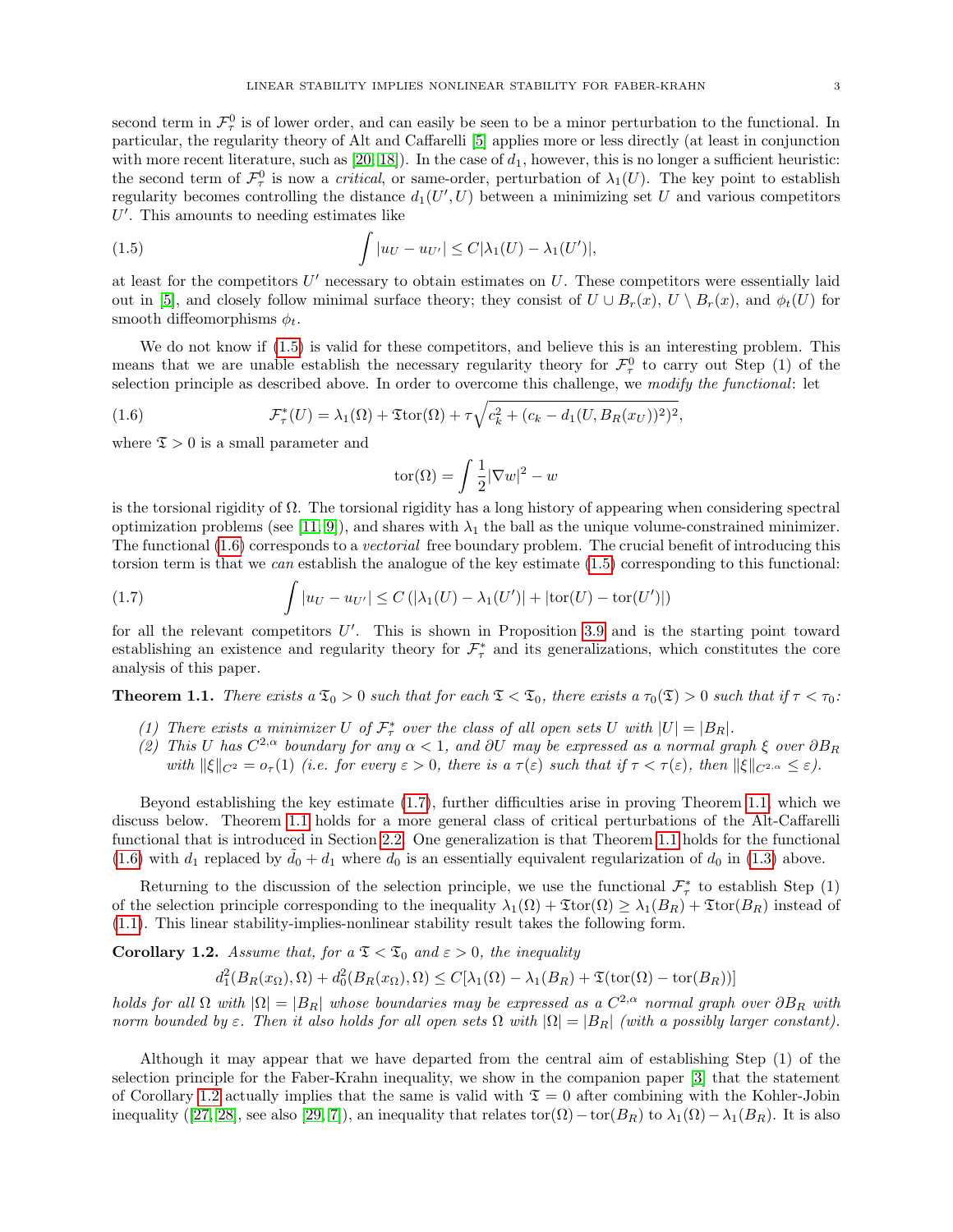second term in $\mathcal{F}^0_\tau$ is of lower order, and can easily be seen to be a minor perturbation to the functional. In particular, the regularity theory of Alt and Caffarelli [5] applies more or less directly (at least in conjunction with more recent literature, such as [20, 18]). In the case of $d_1$, however, this is no longer a sufficient heuristic: the second term of $\mathcal{F}^0_\tau$ is now a *critical*, or same-order, perturbation of $\lambda_1(U)$. The key point to establish regularity becomes controlling the distance $d_1(U', U)$ between a minimizing set $U$ and various competitors $U'$. This amounts to needing estimates like

$$\int |u_U - u_{U'}| \leq C|\lambda_1(U) - \lambda_1(U')|, \tag{1.5}$$

at least for the competitors $U'$ necessary to obtain estimates on $U$. These competitors were essentially laid out in [5], and closely follow minimal surface theory; they consist of $U \cup B_r(x)$, $U \setminus B_r(x)$, and $\phi_t(U)$ for smooth diffeomorphisms $\phi_t$.

We do not know if (1.5) is valid for these competitors, and believe this is an interesting problem. This means that we are unable establish the necessary regularity theory for $\mathcal{F}^0_\tau$ to carry out Step (1) of the selection principle as described above. In order to overcome this challenge, we *modify the functional*: let

$$\mathcal{F}^*_\tau(U) = \lambda_1(\Omega) + \mathfrak{T}\mathrm{tor}(\Omega) + \tau\sqrt{c_k^2 + (c_k - d_1(U, B_R(x_U))^2)^2}, \tag{1.6}$$

where $\mathfrak{T} > 0$ is a small parameter and

$$\mathrm{tor}(\Omega) = \int \frac{1}{2}|\nabla w|^2 - w$$

is the torsional rigidity of $\Omega$. The torsional rigidity has a long history of appearing when considering spectral optimization problems (see [11, 9]), and shares with $\lambda_1$ the ball as the unique volume-constrained minimizer. The functional (1.6) corresponds to a *vectorial* free boundary problem. The crucial benefit of introducing this torsion term is that we *can* establish the analogue of the key estimate (1.5) corresponding to this functional:

$$\int |u_U - u_{U'}| \leq C\left(|\lambda_1(U) - \lambda_1(U')| + |\mathrm{tor}(U) - \mathrm{tor}(U')|\right) \tag{1.7}$$

for all the relevant competitors $U'$. This is shown in Proposition 3.9 and is the starting point toward establishing an existence and regularity theory for $\mathcal{F}^*_\tau$ and its generalizations, which constitutes the core analysis of this paper.

**Theorem 1.1.** *There exists a $\mathfrak{T}_0 > 0$ such that for each $\mathfrak{T} < \mathfrak{T}_0$, there exists a $\tau_0(\mathfrak{T}) > 0$ such that if $\tau < \tau_0$:*

*(1) There exists a minimizer $U$ of $\mathcal{F}^*_\tau$ over the class of all open sets $U$ with $|U| = |B_R|$.*
*(2) This $U$ has $C^{2,\alpha}$ boundary for any $\alpha < 1$, and $\partial U$ may be expressed as a normal graph $\xi$ over $\partial B_R$ with $\|\xi\|_{C^2} = o_\tau(1)$ (i.e. for every $\varepsilon > 0$, there is a $\tau(\varepsilon)$ such that if $\tau < \tau(\varepsilon)$, then $\|\xi\|_{C^{2,\alpha}} \leq \varepsilon$).*

Beyond establishing the key estimate (1.7), further difficulties arise in proving Theorem 1.1, which we discuss below. Theorem 1.1 holds for a more general class of critical perturbations of the Alt-Caffarelli functional that is introduced in Section 2.2. One generalization is that Theorem 1.1 holds for the functional (1.6) with $d_1$ replaced by $\tilde{d}_0 + d_1$ where $d_0$ is an essentially equivalent regularization of $d_0$ in (1.3) above.

Returning to the discussion of the selection principle, we use the functional $\mathcal{F}^*_\tau$ to establish Step (1) of the selection principle corresponding to the inequality $\lambda_1(\Omega) + \mathfrak{T}\mathrm{tor}(\Omega) \geq \lambda_1(B_R) + \mathfrak{T}\mathrm{tor}(B_R)$ instead of (1.1). This linear stability-implies-nonlinear stability result takes the following form.

**Corollary 1.2.** *Assume that, for a $\mathfrak{T} < \mathfrak{T}_0$ and $\varepsilon > 0$, the inequality*

$$d_1^2(B_R(x_\Omega), \Omega) + d_0^2(B_R(x_\Omega), \Omega) \leq C[\lambda_1(\Omega) - \lambda_1(B_R) + \mathfrak{T}(\mathrm{tor}(\Omega) - \mathrm{tor}(B_R))]$$

*holds for all $\Omega$ with $|\Omega| = |B_R|$ whose boundaries may be expressed as a $C^{2,\alpha}$ normal graph over $\partial B_R$ with norm bounded by $\varepsilon$. Then it also holds for all open sets $\Omega$ with $|\Omega| = |B_R|$ (with a possibly larger constant).*

Although it may appear that we have departed from the central aim of establishing Step (1) of the selection principle for the Faber-Krahn inequality, we show in the companion paper [3] that the statement of Corollary 1.2 actually implies that the same is valid with $\mathfrak{T} = 0$ after combining with the Kohler-Jobin inequality ([27, 28], see also [29, 7]), an inequality that relates $\mathrm{tor}(\Omega) - \mathrm{tor}(B_R)$ to $\lambda_1(\Omega) - \lambda_1(B_R)$. It is also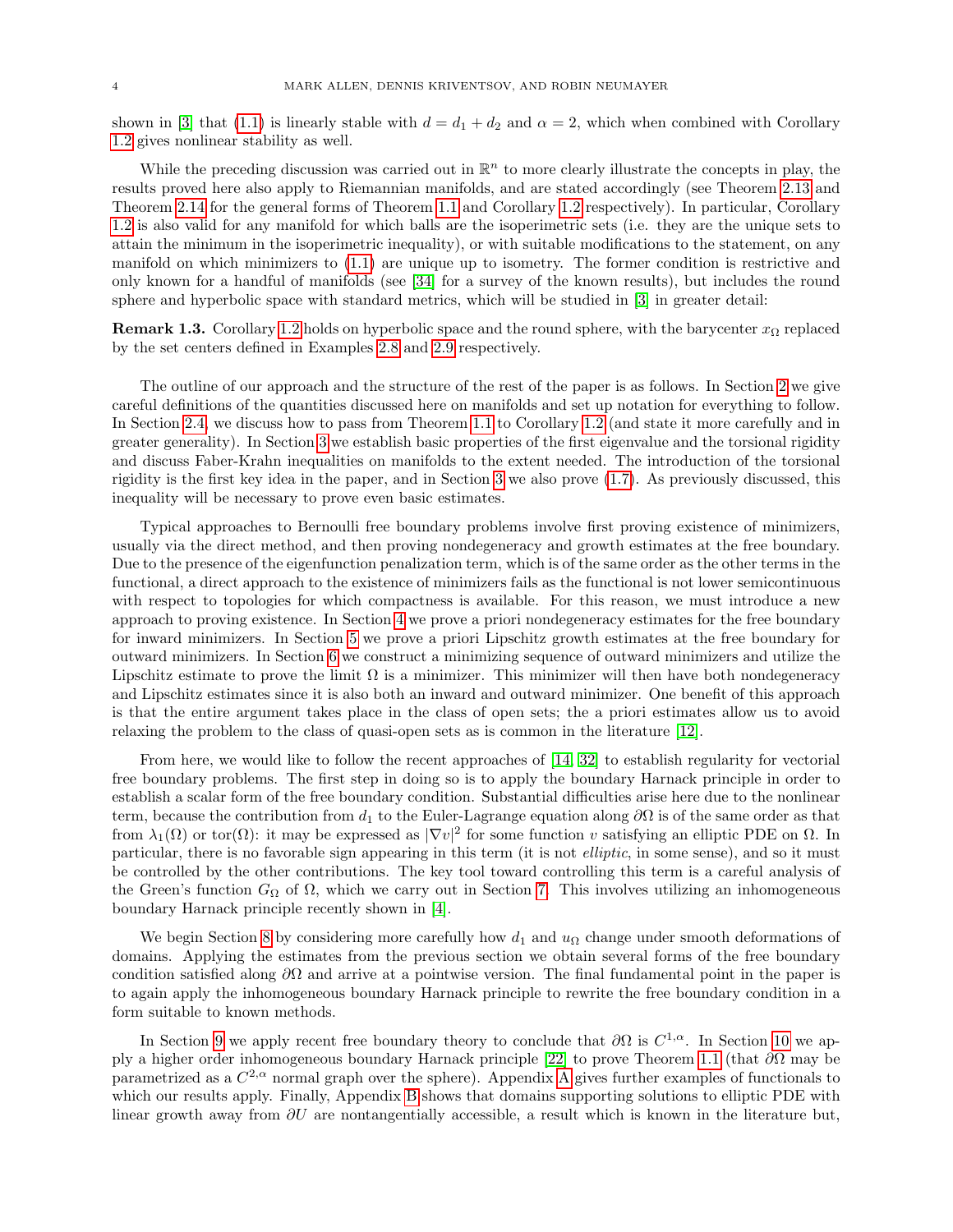shown in [3] that (1.1) is linearly stable with $d = d_1 + d_2$ and $\alpha = 2$, which when combined with Corollary 1.2 gives nonlinear stability as well.

While the preceding discussion was carried out in $\mathbb{R}^n$ to more clearly illustrate the concepts in play, the results proved here also apply to Riemannian manifolds, and are stated accordingly (see Theorem 2.13 and Theorem 2.14 for the general forms of Theorem 1.1 and Corollary 1.2 respectively). In particular, Corollary 1.2 is also valid for any manifold for which balls are the isoperimetric sets (i.e. they are the unique sets to attain the minimum in the isoperimetric inequality), or with suitable modifications to the statement, on any manifold on which minimizers to (1.1) are unique up to isometry. The former condition is restrictive and only known for a handful of manifolds (see [34] for a survey of the known results), but includes the round sphere and hyperbolic space with standard metrics, which will be studied in [3] in greater detail:

**Remark 1.3.** Corollary 1.2 holds on hyperbolic space and the round sphere, with the barycenter $x_\Omega$ replaced by the set centers defined in Examples 2.8 and 2.9 respectively.

The outline of our approach and the structure of the rest of the paper is as follows. In Section 2 we give careful definitions of the quantities discussed here on manifolds and set up notation for everything to follow. In Section 2.4, we discuss how to pass from Theorem 1.1 to Corollary 1.2 (and state it more carefully and in greater generality). In Section 3 we establish basic properties of the first eigenvalue and the torsional rigidity and discuss Faber-Krahn inequalities on manifolds to the extent needed. The introduction of the torsional rigidity is the first key idea in the paper, and in Section 3 we also prove (1.7). As previously discussed, this inequality will be necessary to prove even basic estimates.

Typical approaches to Bernoulli free boundary problems involve first proving existence of minimizers, usually via the direct method, and then proving nondegeneracy and growth estimates at the free boundary. Due to the presence of the eigenfunction penalization term, which is of the same order as the other terms in the functional, a direct approach to the existence of minimizers fails as the functional is not lower semicontinuous with respect to topologies for which compactness is available. For this reason, we must introduce a new approach to proving existence. In Section 4 we prove a priori nondegeneracy estimates for the free boundary for inward minimizers. In Section 5 we prove a priori Lipschitz growth estimates at the free boundary for outward minimizers. In Section 6 we construct a minimizing sequence of outward minimizers and utilize the Lipschitz estimate to prove the limit $\Omega$ is a minimizer. This minimizer will then have both nondegeneracy and Lipschitz estimates since it is also both an inward and outward minimizer. One benefit of this approach is that the entire argument takes place in the class of open sets; the a priori estimates allow us to avoid relaxing the problem to the class of quasi-open sets as is common in the literature [12].

From here, we would like to follow the recent approaches of [14, 32] to establish regularity for vectorial free boundary problems. The first step in doing so is to apply the boundary Harnack principle in order to establish a scalar form of the free boundary condition. Substantial difficulties arise here due to the nonlinear term, because the contribution from $d_1$ to the Euler-Lagrange equation along $\partial\Omega$ is of the same order as that from $\lambda_1(\Omega)$ or $\mathrm{tor}(\Omega)$: it may be expressed as $|\nabla v|^2$ for some function $v$ satisfying an elliptic PDE on $\Omega$. In particular, there is no favorable sign appearing in this term (it is not *elliptic*, in some sense), and so it must be controlled by the other contributions. The key tool toward controlling this term is a careful analysis of the Green's function $G_\Omega$ of $\Omega$, which we carry out in Section 7. This involves utilizing an inhomogeneous boundary Harnack principle recently shown in [4].

We begin Section 8 by considering more carefully how $d_1$ and $u_\Omega$ change under smooth deformations of domains. Applying the estimates from the previous section we obtain several forms of the free boundary condition satisfied along $\partial\Omega$ and arrive at a pointwise version. The final fundamental point in the paper is to again apply the inhomogeneous boundary Harnack principle to rewrite the free boundary condition in a form suitable to known methods.

In Section 9 we apply recent free boundary theory to conclude that $\partial\Omega$ is $C^{1,\alpha}$. In Section 10 we apply a higher order inhomogeneous boundary Harnack principle [22] to prove Theorem 1.1 (that $\partial\Omega$ may be parametrized as a $C^{2,\alpha}$ normal graph over the sphere). Appendix A gives further examples of functionals to which our results apply. Finally, Appendix B shows that domains supporting solutions to elliptic PDE with linear growth away from $\partial U$ are nontangentially accessible, a result which is known in the literature but,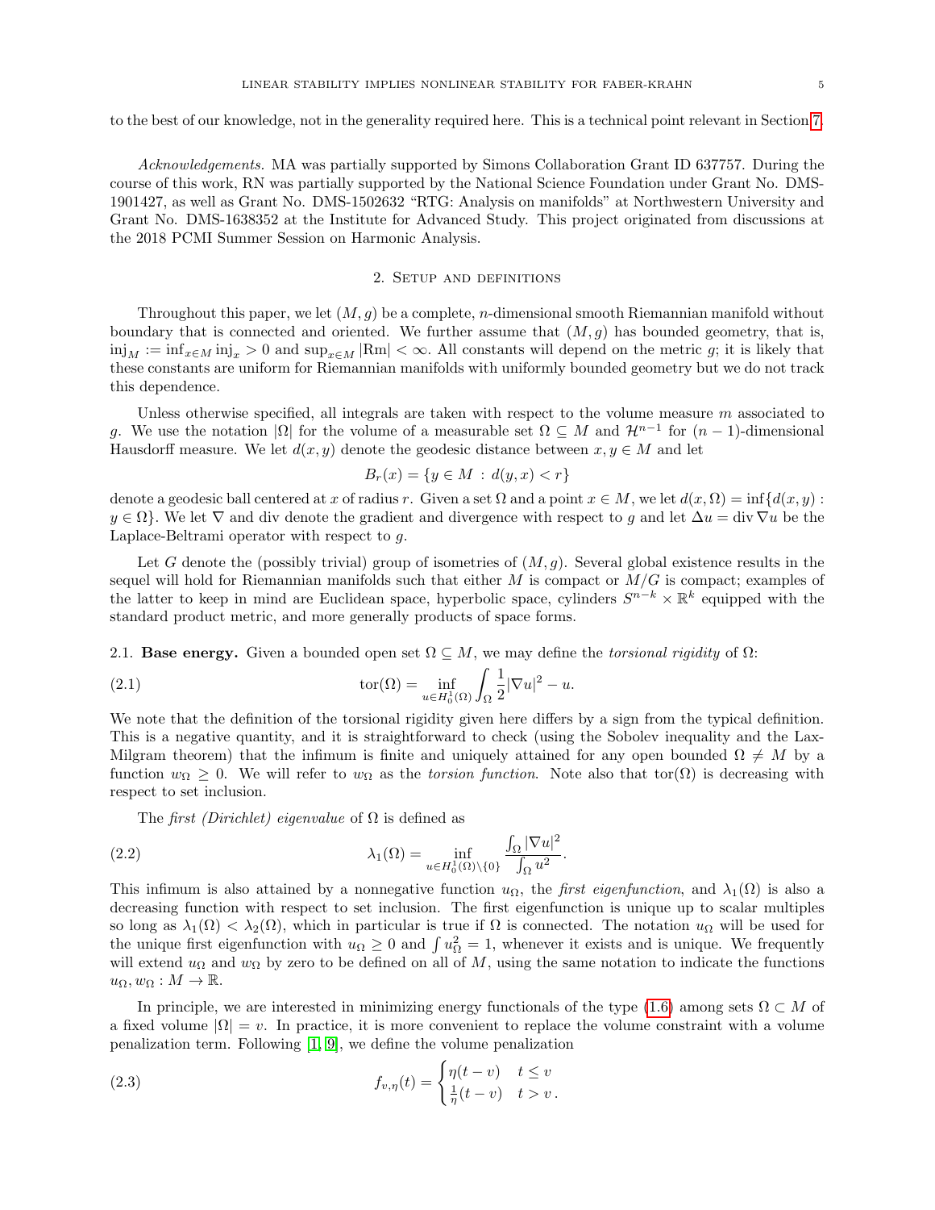to the best of our knowledge, not in the generality required here. This is a technical point relevant in Section 7.

*Acknowledgements.* MA was partially supported by Simons Collaboration Grant ID 637757. During the course of this work, RN was partially supported by the National Science Foundation under Grant No. DMS-1901427, as well as Grant No. DMS-1502632 "RTG: Analysis on manifolds" at Northwestern University and Grant No. DMS-1638352 at the Institute for Advanced Study. This project originated from discussions at the 2018 PCMI Summer Session on Harmonic Analysis.

## 2. Setup and definitions

Throughout this paper, we let $(M, g)$ be a complete, $n$-dimensional smooth Riemannian manifold without boundary that is connected and oriented. We further assume that $(M, g)$ has bounded geometry, that is, $\mathrm{inj}_M := \inf_{x\in M} \mathrm{inj}_x > 0$ and $\sup_{x\in M} |\mathrm{Rm}| < \infty$. All constants will depend on the metric $g$; it is likely that these constants are uniform for Riemannian manifolds with uniformly bounded geometry but we do not track this dependence.

Unless otherwise specified, all integrals are taken with respect to the volume measure $m$ associated to $g$. We use the notation $|\Omega|$ for the volume of a measurable set $\Omega \subseteq M$ and $\mathcal{H}^{n-1}$ for $(n-1)$-dimensional Hausdorff measure. We let $d(x, y)$ denote the geodesic distance between $x, y \in M$ and let

$$B_r(x) = \{y \in M \,:\, d(y, x) < r\}$$

denote a geodesic ball centered at $x$ of radius $r$. Given a set $\Omega$ and a point $x \in M$, we let $d(x, \Omega) = \inf\{d(x, y) : y \in \Omega\}$. We let $\nabla$ and div denote the gradient and divergence with respect to $g$ and let $\Delta u = \mathrm{div}\, \nabla u$ be the Laplace-Beltrami operator with respect to $g$.

Let $G$ denote the (possibly trivial) group of isometries of $(M, g)$. Several global existence results in the sequel will hold for Riemannian manifolds such that either $M$ is compact or $M/G$ is compact; examples of the latter to keep in mind are Euclidean space, hyperbolic space, cylinders $S^{n-k} \times \mathbb{R}^k$ equipped with the standard product metric, and more generally products of space forms.

### 2.1. Base energy.

Given a bounded open set $\Omega \subseteq M$, we may define the *torsional rigidity* of $\Omega$:

$$\mathrm{tor}(\Omega) = \inf_{u\in H^1_0(\Omega)} \int_\Omega \frac{1}{2}|\nabla u|^2 - u. \tag{2.1}$$

We note that the definition of the torsional rigidity given here differs by a sign from the typical definition. This is a negative quantity, and it is straightforward to check (using the Sobolev inequality and the Lax-Milgram theorem) that the infimum is finite and uniquely attained for any open bounded $\Omega \neq M$ by a function $w_\Omega \geq 0$. We will refer to $w_\Omega$ as the *torsion function*. Note also that $\mathrm{tor}(\Omega)$ is decreasing with respect to set inclusion.

The *first (Dirichlet) eigenvalue* of $\Omega$ is defined as

$$\lambda_1(\Omega) = \inf_{u\in H^1_0(\Omega)\setminus\{0\}} \frac{\int_\Omega |\nabla u|^2}{\int_\Omega u^2}. \tag{2.2}$$

This infimum is also attained by a nonnegative function $u_\Omega$, the *first eigenfunction*, and $\lambda_1(\Omega)$ is also a decreasing function with respect to set inclusion. The first eigenfunction is unique up to scalar multiples so long as $\lambda_1(\Omega) < \lambda_2(\Omega)$, which in particular is true if $\Omega$ is connected. The notation $u_\Omega$ will be used for the unique first eigenfunction with $u_\Omega \geq 0$ and $\int u_\Omega^2 = 1$, whenever it exists and is unique. We frequently will extend $u_\Omega$ and $w_\Omega$ by zero to be defined on all of $M$, using the same notation to indicate the functions $u_\Omega, w_\Omega : M \to \mathbb{R}$.

In principle, we are interested in minimizing energy functionals of the type (1.6) among sets $\Omega \subset M$ of a fixed volume $|\Omega| = v$. In practice, it is more convenient to replace the volume constraint with a volume penalization term. Following [1, 9], we define the volume penalization

$$f_{v,\eta}(t) = \begin{cases} \eta(t - v) & t \leq v \\ \frac{1}{\eta}(t - v) & t > v\,. \end{cases} \tag{2.3}$$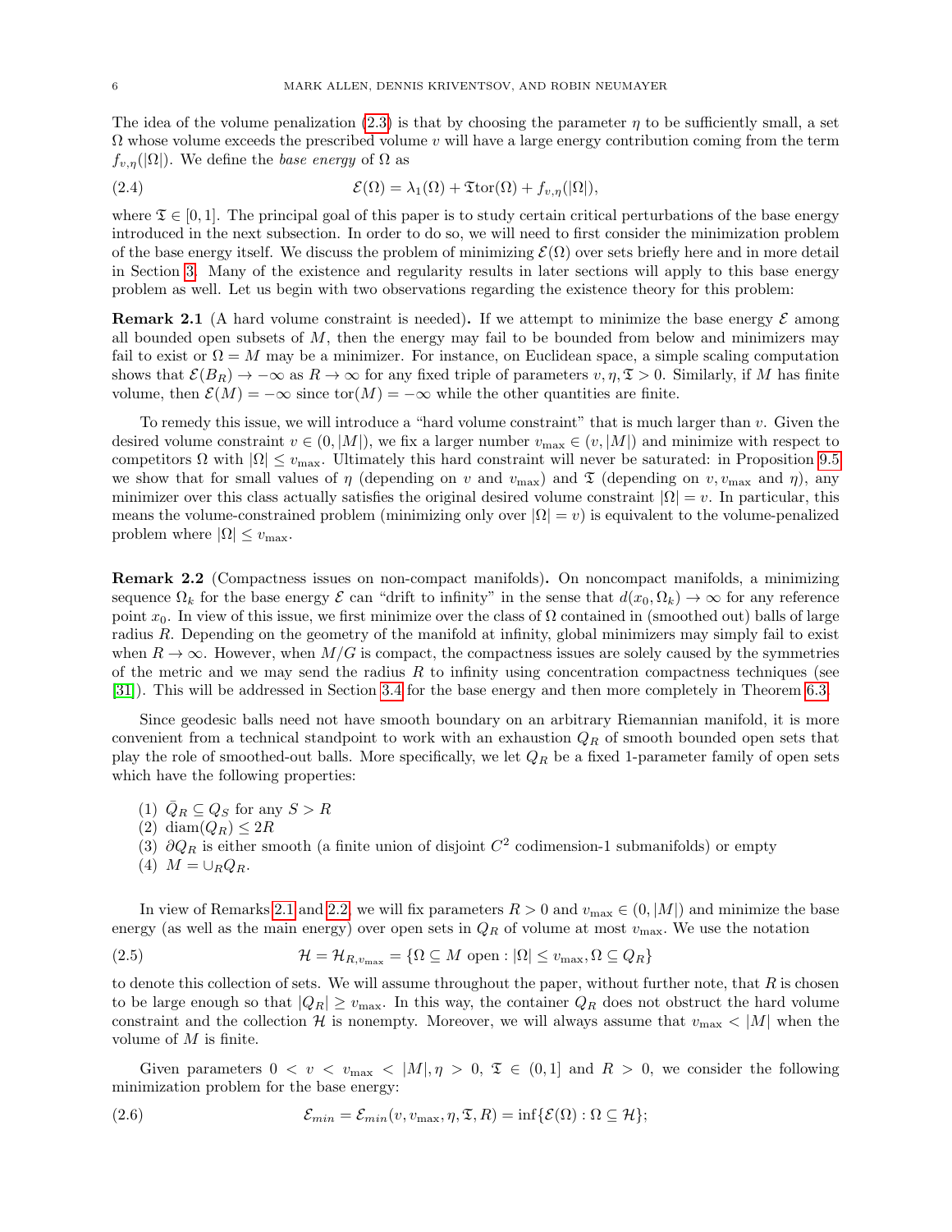The idea of the volume penalization (2.3) is that by choosing the parameter $\eta$ to be sufficiently small, a set $\Omega$ whose volume exceeds the prescribed volume $v$ will have a large energy contribution coming from the term $f_{v,\eta}(|\Omega|)$. We define the *base energy* of $\Omega$ as

$$\mathcal{E}(\Omega) = \lambda_1(\Omega) + \mathfrak{T}\mathrm{tor}(\Omega) + f_{v,\eta}(|\Omega|), \tag{2.4}$$

where $\mathfrak{T} \in [0, 1]$. The principal goal of this paper is to study certain critical perturbations of the base energy introduced in the next subsection. In order to do so, we will need to first consider the minimization problem of the base energy itself. We discuss the problem of minimizing $\mathcal{E}(\Omega)$ over sets briefly here and in more detail in Section 3. Many of the existence and regularity results in later sections will apply to this base energy problem as well. Let us begin with two observations regarding the existence theory for this problem:

**Remark 2.1** (A hard volume constraint is needed)**.** If we attempt to minimize the base energy $\mathcal{E}$ among all bounded open subsets of $M$, then the energy may fail to be bounded from below and minimizers may fail to exist or $\Omega = M$ may be a minimizer. For instance, on Euclidean space, a simple scaling computation shows that $\mathcal{E}(B_R) \to -\infty$ as $R \to \infty$ for any fixed triple of parameters $v, \eta, \mathfrak{T} > 0$. Similarly, if $M$ has finite volume, then $\mathcal{E}(M) = -\infty$ since $\mathrm{tor}(M) = -\infty$ while the other quantities are finite.

To remedy this issue, we will introduce a "hard volume constraint" that is much larger than $v$. Given the desired volume constraint $v \in (0, |M|)$, we fix a larger number $v_{\max} \in (v, |M|)$ and minimize with respect to competitors $\Omega$ with $|\Omega| \leq v_{\max}$. Ultimately this hard constraint will never be saturated: in Proposition 9.5 we show that for small values of $\eta$ (depending on $v$ and $v_{\max}$) and $\mathfrak{T}$ (depending on $v, v_{\max}$ and $\eta$), any minimizer over this class actually satisfies the original desired volume constraint $|\Omega| = v$. In particular, this means the volume-constrained problem (minimizing only over $|\Omega| = v$) is equivalent to the volume-penalized problem where $|\Omega| \leq v_{\max}$.

**Remark 2.2** (Compactness issues on non-compact manifolds)**.** On noncompact manifolds, a minimizing sequence $\Omega_k$ for the base energy $\mathcal{E}$ can "drift to infinity" in the sense that $d(x_0, \Omega_k) \to \infty$ for any reference point $x_0$. In view of this issue, we first minimize over the class of $\Omega$ contained in (smoothed out) balls of large radius $R$. Depending on the geometry of the manifold at infinity, global minimizers may simply fail to exist when $R \to \infty$. However, when $M/G$ is compact, the compactness issues are solely caused by the symmetries of the metric and we may send the radius $R$ to infinity using concentration compactness techniques (see [31]). This will be addressed in Section 3.4 for the base energy and then more completely in Theorem 6.3.

Since geodesic balls need not have smooth boundary on an arbitrary Riemannian manifold, it is more convenient from a technical standpoint to work with an exhaustion $Q_R$ of smooth bounded open sets that play the role of smoothed-out balls. More specifically, we let $Q_R$ be a fixed 1-parameter family of open sets which have the following properties:

(1) $\bar{Q}_R \subseteq Q_S$ for any $S > R$
(2) $\mathrm{diam}(Q_R) \leq 2R$
(3) $\partial Q_R$ is either smooth (a finite union of disjoint $C^2$ codimension-1 submanifolds) or empty
(4) $M = \cup_R Q_R$.

In view of Remarks 2.1 and 2.2, we will fix parameters $R > 0$ and $v_{\max} \in (0, |M|)$ and minimize the base energy (as well as the main energy) over open sets in $Q_R$ of volume at most $v_{\max}$. We use the notation

$$\mathcal{H} = \mathcal{H}_{R,v_{\max}} = \{\Omega \subseteq M \text{ open} : |\Omega| \leq v_{\max}, \Omega \subseteq Q_R\} \tag{2.5}$$

to denote this collection of sets. We will assume throughout the paper, without further note, that $R$ is chosen to be large enough so that $|Q_R| \geq v_{\max}$. In this way, the container $Q_R$ does not obstruct the hard volume constraint and the collection $\mathcal{H}$ is nonempty. Moreover, we will always assume that $v_{\max} < |M|$ when the volume of $M$ is finite.

Given parameters $0 < v < v_{\max} < |M|, \eta > 0$, $\mathfrak{T} \in (0, 1]$ and $R > 0$, we consider the following minimization problem for the base energy:

$$\mathcal{E}_{min} = \mathcal{E}_{min}(v, v_{\max}, \eta, \mathfrak{T}, R) = \inf\{\mathcal{E}(\Omega) : \Omega \subseteq \mathcal{H}\}; \tag{2.6}$$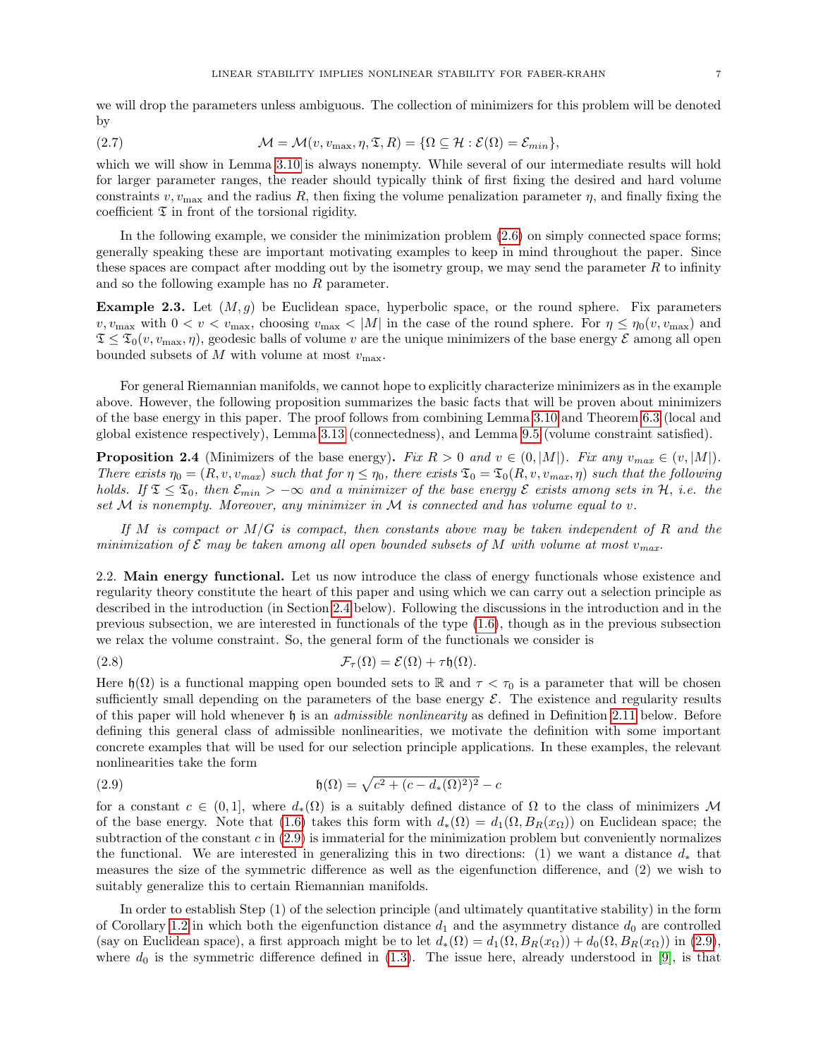we will drop the parameters unless ambiguous. The collection of minimizers for this problem will be denoted by

$$\mathcal{M} = \mathcal{M}(v, v_{\max}, \eta, \mathfrak{T}, R) = \{\Omega \subseteq \mathcal{H} : \mathcal{E}(\Omega) = \mathcal{E}_{min}\}, \tag{2.7}$$

which we will show in Lemma 3.10 is always nonempty. While several of our intermediate results will hold for larger parameter ranges, the reader should typically think of first fixing the desired and hard volume constraints $v, v_{\max}$ and the radius $R$, then fixing the volume penalization parameter $\eta$, and finally fixing the coefficient $\mathfrak{T}$ in front of the torsional rigidity.

In the following example, we consider the minimization problem (2.6) on simply connected space forms; generally speaking these are important motivating examples to keep in mind throughout the paper. Since these spaces are compact after modding out by the isometry group, we may send the parameter $R$ to infinity and so the following example has no $R$ parameter.

**Example 2.3.** Let $(M, g)$ be Euclidean space, hyperbolic space, or the round sphere. Fix parameters $v, v_{\max}$ with $0 < v < v_{\max}$, choosing $v_{\max} < |M|$ in the case of the round sphere. For $\eta \le \eta_0(v, v_{\max})$ and $\mathfrak{T} \le \mathfrak{T}_0(v, v_{\max}, \eta)$, geodesic balls of volume $v$ are the unique minimizers of the base energy $\mathcal{E}$ among all open bounded subsets of $M$ with volume at most $v_{\max}$.

For general Riemannian manifolds, we cannot hope to explicitly characterize minimizers as in the example above. However, the following proposition summarizes the basic facts that will be proven about minimizers of the base energy in this paper. The proof follows from combining Lemma 3.10 and Theorem 6.3 (local and global existence respectively), Lemma 3.13 (connectedness), and Lemma 9.5 (volume constraint satisfied).

**Proposition 2.4** (Minimizers of the base energy)**.** *Fix $R > 0$ and $v \in (0, |M|)$. Fix any $v_{max} \in (v, |M|)$. There exists $\eta_0 = (R, v, v_{max})$ such that for $\eta \le \eta_0$, there exists $\mathfrak{T}_0 = \mathfrak{T}_0(R, v, v_{max}, \eta)$ such that the following holds. If $\mathfrak{T} \le \mathfrak{T}_0$, then $\mathcal{E}_{min} > -\infty$ and a minimizer of the base energy $\mathcal{E}$ exists among sets in $\mathcal{H}$, i.e. the set $\mathcal{M}$ is nonempty. Moreover, any minimizer in $\mathcal{M}$ is connected and has volume equal to $v$.*

*If $M$ is compact or $M/G$ is compact, then constants above may be taken independent of $R$ and the minimization of $\mathcal{E}$ may be taken among all open bounded subsets of $M$ with volume at most $v_{max}$.*

2.2. **Main energy functional.** Let us now introduce the class of energy functionals whose existence and regularity theory constitute the heart of this paper and using which we can carry out a selection principle as described in the introduction (in Section 2.4 below). Following the discussions in the introduction and in the previous subsection, we are interested in functionals of the type (1.6), though as in the previous subsection we relax the volume constraint. So, the general form of the functionals we consider is

$$\mathcal{F}_\tau(\Omega) = \mathcal{E}(\Omega) + \tau \mathfrak{h}(\Omega). \tag{2.8}$$

Here $\mathfrak{h}(\Omega)$ is a functional mapping open bounded sets to $\mathbb{R}$ and $\tau < \tau_0$ is a parameter that will be chosen sufficiently small depending on the parameters of the base energy $\mathcal{E}$. The existence and regularity results of this paper will hold whenever $\mathfrak{h}$ is an *admissible nonlinearity* as defined in Definition 2.11 below. Before defining this general class of admissible nonlinearities, we motivate the definition with some important concrete examples that will be used for our selection principle applications. In these examples, the relevant nonlinearities take the form

$$\mathfrak{h}(\Omega) = \sqrt{c^2 + (c - d_*(\Omega)^2)^2} - c \tag{2.9}$$

for a constant $c \in (0, 1]$, where $d_*(\Omega)$ is a suitably defined distance of $\Omega$ to the class of minimizers $\mathcal{M}$ of the base energy. Note that (1.6) takes this form with $d_*(\Omega) = d_1(\Omega, B_R(x_\Omega))$ on Euclidean space; the subtraction of the constant $c$ in (2.9) is immaterial for the minimization problem but conveniently normalizes the functional. We are interested in generalizing this in two directions: (1) we want a distance $d_*$ that measures the size of the symmetric difference as well as the eigenfunction difference, and (2) we wish to suitably generalize this to certain Riemannian manifolds.

In order to establish Step (1) of the selection principle (and ultimately quantitative stability) in the form of Corollary 1.2 in which both the eigenfunction distance $d_1$ and the asymmetry distance $d_0$ are controlled (say on Euclidean space), a first approach might be to let $d_*(\Omega) = d_1(\Omega, B_R(x_\Omega)) + d_0(\Omega, B_R(x_\Omega))$ in (2.9), where $d_0$ is the symmetric difference defined in (1.3). The issue here, already understood in [9], is that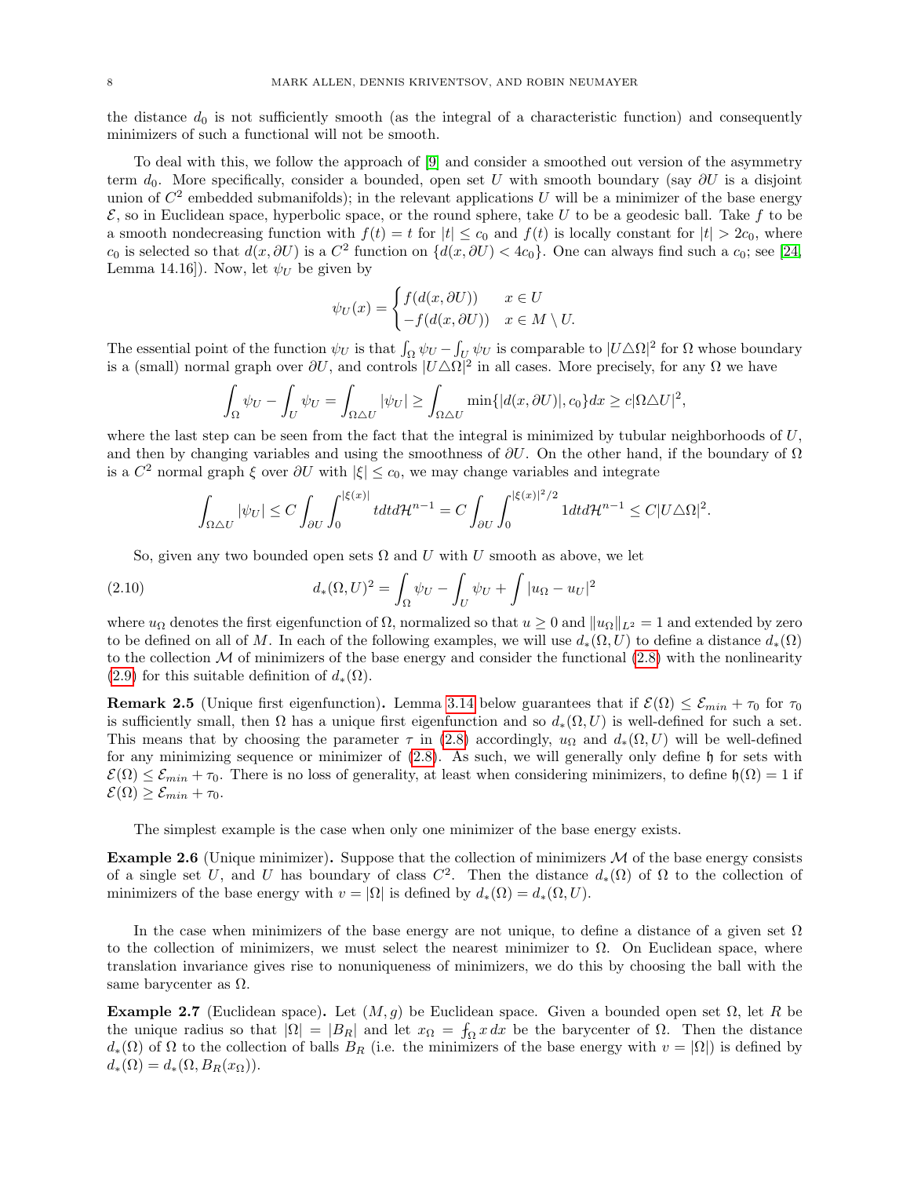the distance $d_0$ is not sufficiently smooth (as the integral of a characteristic function) and consequently minimizers of such a functional will not be smooth.

To deal with this, we follow the approach of [9] and consider a smoothed out version of the asymmetry term $d_0$. More specifically, consider a bounded, open set $U$ with smooth boundary (say $\partial U$ is a disjoint union of $C^2$ embedded submanifolds); in the relevant applications $U$ will be a minimizer of the base energy $\mathcal{E}$, so in Euclidean space, hyperbolic space, or the round sphere, take $U$ to be a geodesic ball. Take $f$ to be a smooth nondecreasing function with $f(t) = t$ for $|t| \leq c_0$ and $f(t)$ is locally constant for $|t| > 2c_0$, where $c_0$ is selected so that $d(x, \partial U)$ is a $C^2$ function on $\{d(x, \partial U) < 4c_0\}$. One can always find such a $c_0$; see [24, Lemma 14.16]). Now, let $\psi_U$ be given by

$$\psi_U(x) = \begin{cases} f(d(x, \partial U)) & x \in U \\ -f(d(x, \partial U)) & x \in M \setminus U. \end{cases}$$

The essential point of the function $\psi_U$ is that $\int_\Omega \psi_U - \int_U \psi_U$ is comparable to $|U \triangle \Omega|^2$ for $\Omega$ whose boundary is a (small) normal graph over $\partial U$, and controls $|U \triangle \Omega|^2$ in all cases. More precisely, for any $\Omega$ we have

$$\int_\Omega \psi_U - \int_U \psi_U = \int_{\Omega \triangle U} |\psi_U| \geq \int_{\Omega \triangle U} \min\{|d(x, \partial U)|, c_0\} dx \geq c|\Omega \triangle U|^2,$$

where the last step can be seen from the fact that the integral is minimized by tubular neighborhoods of $U$, and then by changing variables and using the smoothness of $\partial U$. On the other hand, if the boundary of $\Omega$ is a $C^2$ normal graph $\xi$ over $\partial U$ with $|\xi| \leq c_0$, we may change variables and integrate

$$\int_{\Omega \triangle U} |\psi_U| \leq C \int_{\partial U} \int_0^{|\xi(x)|} t dt d\mathcal{H}^{n-1} = C \int_{\partial U} \int_0^{|\xi(x)|^2/2} 1 dt d\mathcal{H}^{n-1} \leq C|U \triangle \Omega|^2.$$

So, given any two bounded open sets $\Omega$ and $U$ with $U$ smooth as above, we let

$$d_*(\Omega, U)^2 = \int_\Omega \psi_U - \int_U \psi_U + \int |u_\Omega - u_U|^2 \tag{2.10}$$

where $u_\Omega$ denotes the first eigenfunction of $\Omega$, normalized so that $u \geq 0$ and $\|u_\Omega\|_{L^2} = 1$ and extended by zero to be defined on all of $M$. In each of the following examples, we will use $d_*(\Omega, U)$ to define a distance $d_*(\Omega)$ to the collection $\mathcal{M}$ of minimizers of the base energy and consider the functional (2.8) with the nonlinearity (2.9) for this suitable definition of $d_*(\Omega)$.

**Remark 2.5** (Unique first eigenfunction)**.** Lemma 3.14 below guarantees that if $\mathcal{E}(\Omega) \leq \mathcal{E}_{min} + \tau_0$ for $\tau_0$ is sufficiently small, then $\Omega$ has a unique first eigenfunction and so $d_*(\Omega, U)$ is well-defined for such a set. This means that by choosing the parameter $\tau$ in (2.8) accordingly, $u_\Omega$ and $d_*(\Omega, U)$ will be well-defined for any minimizing sequence or minimizer of (2.8). As such, we will generally only define $\mathfrak{h}$ for sets with $\mathcal{E}(\Omega) \leq \mathcal{E}_{min} + \tau_0$. There is no loss of generality, at least when considering minimizers, to define $\mathfrak{h}(\Omega) = 1$ if $\mathcal{E}(\Omega) \geq \mathcal{E}_{min} + \tau_0$.

The simplest example is the case when only one minimizer of the base energy exists.

**Example 2.6** (Unique minimizer)**.** Suppose that the collection of minimizers $\mathcal{M}$ of the base energy consists of a single set $U$, and $U$ has boundary of class $C^2$. Then the distance $d_*(\Omega)$ of $\Omega$ to the collection of minimizers of the base energy with $v = |\Omega|$ is defined by $d_*(\Omega) = d_*(\Omega, U)$.

In the case when minimizers of the base energy are not unique, to define a distance of a given set $\Omega$ to the collection of minimizers, we must select the nearest minimizer to $\Omega$. On Euclidean space, where translation invariance gives rise to nonuniqueness of minimizers, we do this by choosing the ball with the same barycenter as $\Omega$.

**Example 2.7** (Euclidean space)**.** Let $(M, g)$ be Euclidean space. Given a bounded open set $\Omega$, let $R$ be the unique radius so that $|\Omega| = |B_R|$ and let $x_\Omega = \fint_\Omega x\, dx$ be the barycenter of $\Omega$. Then the distance $d_*(\Omega)$ of $\Omega$ to the collection of balls $B_R$ (i.e. the minimizers of the base energy with $v = |\Omega|$) is defined by $d_*(\Omega) = d_*(\Omega, B_R(x_\Omega))$.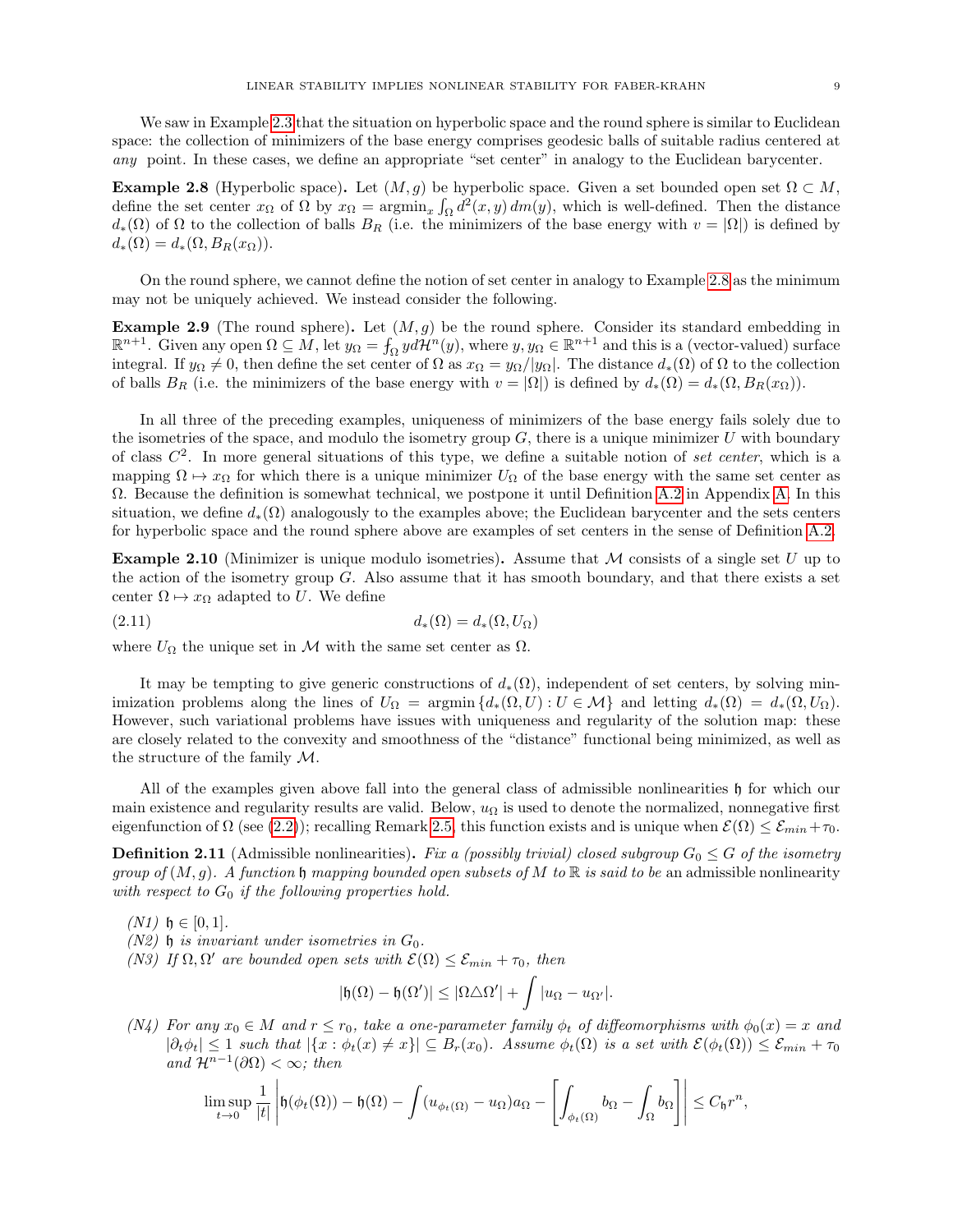We saw in Example 2.3 that the situation on hyperbolic space and the round sphere is similar to Euclidean space: the collection of minimizers of the base energy comprises geodesic balls of suitable radius centered at *any* point. In these cases, we define an appropriate "set center" in analogy to the Euclidean barycenter.

**Example 2.8** (Hyperbolic space)**.** Let $(M, g)$ be hyperbolic space. Given a set bounded open set $\Omega \subset M$, define the set center $x_\Omega$ of $\Omega$ by $x_\Omega = \operatorname{argmin}_x \int_\Omega d^2(x, y)\, dm(y)$, which is well-defined. Then the distance $d_*(\Omega)$ of $\Omega$ to the collection of balls $B_R$ (i.e. the minimizers of the base energy with $v = |\Omega|$) is defined by $d_*(\Omega) = d_*(\Omega, B_R(x_\Omega))$.

On the round sphere, we cannot define the notion of set center in analogy to Example 2.8 as the minimum may not be uniquely achieved. We instead consider the following.

**Example 2.9** (The round sphere)**.** Let $(M, g)$ be the round sphere. Consider its standard embedding in $\mathbb{R}^{n+1}$. Given any open $\Omega \subseteq M$, let $y_\Omega = \fint_\Omega y d\mathcal{H}^n(y)$, where $y, y_\Omega \in \mathbb{R}^{n+1}$ and this is a (vector-valued) surface integral. If $y_\Omega \neq 0$, then define the set center of $\Omega$ as $x_\Omega = y_\Omega/|y_\Omega|$. The distance $d_*(\Omega)$ of $\Omega$ to the collection of balls $B_R$ (i.e. the minimizers of the base energy with $v = |\Omega|$) is defined by $d_*(\Omega) = d_*(\Omega, B_R(x_\Omega))$.

In all three of the preceding examples, uniqueness of minimizers of the base energy fails solely due to the isometries of the space, and modulo the isometry group $G$, there is a unique minimizer $U$ with boundary of class $C^2$. In more general situations of this type, we define a suitable notion of *set center*, which is a mapping $\Omega \mapsto x_\Omega$ for which there is a unique minimizer $U_\Omega$ of the base energy with the same set center as $\Omega$. Because the definition is somewhat technical, we postpone it until Definition A.2 in Appendix A. In this situation, we define $d_*(\Omega)$ analogously to the examples above; the Euclidean barycenter and the sets centers for hyperbolic space and the round sphere above are examples of set centers in the sense of Definition A.2.

**Example 2.10** (Minimizer is unique modulo isometries)**.** Assume that $\mathcal{M}$ consists of a single set $U$ up to the action of the isometry group $G$. Also assume that it has smooth boundary, and that there exists a set center $\Omega \mapsto x_\Omega$ adapted to $U$. We define

$$d_*(\Omega) = d_*(\Omega, U_\Omega) \tag{2.11}$$

where $U_\Omega$ the unique set in $\mathcal{M}$ with the same set center as $\Omega$.

It may be tempting to give generic constructions of $d_*(\Omega)$, independent of set centers, by solving minimization problems along the lines of $U_\Omega = \operatorname{argmin}\{d_*(\Omega, U) : U \in \mathcal{M}\}$ and letting $d_*(\Omega) = d_*(\Omega, U_\Omega)$. However, such variational problems have issues with uniqueness and regularity of the solution map: these are closely related to the convexity and smoothness of the "distance" functional being minimized, as well as the structure of the family $\mathcal{M}$.

All of the examples given above fall into the general class of admissible nonlinearities $\mathfrak{h}$ for which our main existence and regularity results are valid. Below, $u_\Omega$ is used to denote the normalized, nonnegative first eigenfunction of $\Omega$ (see (2.2)); recalling Remark 2.5, this function exists and is unique when $\mathcal{E}(\Omega) \leq \mathcal{E}_{min} + \tau_0$.

**Definition 2.11** (Admissible nonlinearities)**.** *Fix a (possibly trivial) closed subgroup $G_0 \leq G$ of the isometry group of $(M, g)$. A function $\mathfrak{h}$ mapping bounded open subsets of $M$ to $\mathbb{R}$ is said to be* an admissible nonlinearity *with respect to $G_0$ if the following properties hold.*

*(N1)* $\mathfrak{h} \in [0, 1]$.

*(N2)* $\mathfrak{h}$ *is invariant under isometries in* $G_0$.

*(N3) If $\Omega, \Omega'$ are bounded open sets with $\mathcal{E}(\Omega) \leq \mathcal{E}_{min} + \tau_0$, then*

$$|\mathfrak{h}(\Omega) - \mathfrak{h}(\Omega')| \leq |\Omega \triangle \Omega'| + \int |u_\Omega - u_{\Omega'}|.$$

*(N4) For any $x_0 \in M$ and $r \leq r_0$, take a one-parameter family $\phi_t$ of diffeomorphisms with $\phi_0(x) = x$ and $|\partial_t \phi_t| \leq 1$ such that $|\{x : \phi_t(x) \neq x\}| \subseteq B_r(x_0)$. Assume $\phi_t(\Omega)$ is a set with $\mathcal{E}(\phi_t(\Omega)) \leq \mathcal{E}_{min} + \tau_0$ and $\mathcal{H}^{n-1}(\partial\Omega) < \infty$; then*

$$\limsup_{t \to 0} \frac{1}{|t|} \left| \mathfrak{h}(\phi_t(\Omega)) - \mathfrak{h}(\Omega) - \int (u_{\phi_t(\Omega)} - u_\Omega) a_\Omega - \left[ \int_{\phi_t(\Omega)} b_\Omega - \int_\Omega b_\Omega \right] \right| \leq C_{\mathfrak{h}} r^n,$$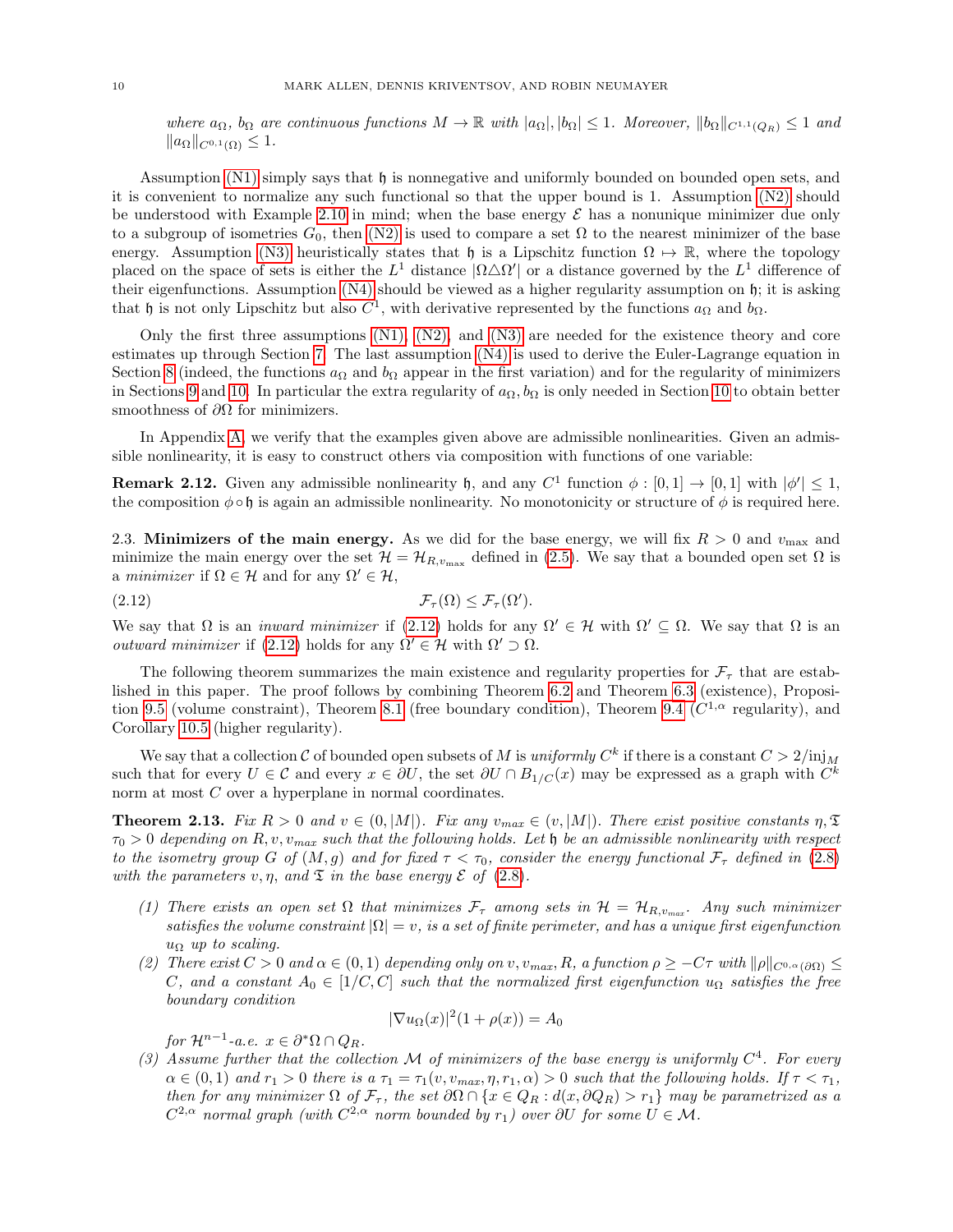*where $a_\Omega$, $b_\Omega$ are continuous functions $M \to \mathbb{R}$ with $|a_\Omega|, |b_\Omega| \leq 1$. Moreover, $\|b_\Omega\|_{C^{1,1}(Q_R)} \leq 1$ and $\|a_\Omega\|_{C^{0,1}(\Omega)} \leq 1$.*

Assumption (N1) simply says that $\mathfrak{h}$ is nonnegative and uniformly bounded on bounded open sets, and it is convenient to normalize any such functional so that the upper bound is 1. Assumption (N2) should be understood with Example 2.10 in mind; when the base energy $\mathcal{E}$ has a nonunique minimizer due only to a subgroup of isometries $G_0$, then (N2) is used to compare a set $\Omega$ to the nearest minimizer of the base energy. Assumption (N3) heuristically states that $\mathfrak{h}$ is a Lipschitz function $\Omega \mapsto \mathbb{R}$, where the topology placed on the space of sets is either the $L^1$ distance $|\Omega \triangle \Omega'|$ or a distance governed by the $L^1$ difference of their eigenfunctions. Assumption (N4) should be viewed as a higher regularity assumption on $\mathfrak{h}$; it is asking that $\mathfrak{h}$ is not only Lipschitz but also $C^1$, with derivative represented by the functions $a_\Omega$ and $b_\Omega$.

Only the first three assumptions (N1), (N2), and (N3) are needed for the existence theory and core estimates up through Section 7. The last assumption (N4) is used to derive the Euler-Lagrange equation in Section 8 (indeed, the functions $a_\Omega$ and $b_\Omega$ appear in the first variation) and for the regularity of minimizers in Sections 9 and 10. In particular the extra regularity of $a_\Omega, b_\Omega$ is only needed in Section 10 to obtain better smoothness of $\partial\Omega$ for minimizers.

In Appendix A, we verify that the examples given above are admissible nonlinearities. Given an admissible nonlinearity, it is easy to construct others via composition with functions of one variable:

**Remark 2.12.** Given any admissible nonlinearity $\mathfrak{h}$, and any $C^1$ function $\phi : [0,1] \to [0,1]$ with $|\phi'| \leq 1$, the composition $\phi \circ \mathfrak{h}$ is again an admissible nonlinearity. No monotonicity or structure of $\phi$ is required here.

2.3. **Minimizers of the main energy.** As we did for the base energy, we will fix $R > 0$ and $v_{\max}$ and minimize the main energy over the set $\mathcal{H} = \mathcal{H}_{R,v_{\max}}$ defined in (2.5). We say that a bounded open set $\Omega$ is a *minimizer* if $\Omega \in \mathcal{H}$ and for any $\Omega' \in \mathcal{H}$,

$$\mathcal{F}_\tau(\Omega) \leq \mathcal{F}_\tau(\Omega'). \tag{2.12}$$

We say that $\Omega$ is an *inward minimizer* if (2.12) holds for any $\Omega' \in \mathcal{H}$ with $\Omega' \subseteq \Omega$. We say that $\Omega$ is an *outward minimizer* if (2.12) holds for any $\Omega' \in \mathcal{H}$ with $\Omega' \supset \Omega$.

The following theorem summarizes the main existence and regularity properties for $\mathcal{F}_\tau$ that are established in this paper. The proof follows by combining Theorem 6.2 and Theorem 6.3 (existence), Proposition 9.5 (volume constraint), Theorem 8.1 (free boundary condition), Theorem 9.4 ($C^{1,\alpha}$ regularity), and Corollary 10.5 (higher regularity).

We say that a collection $\mathcal{C}$ of bounded open subsets of $M$ is *uniformly* $C^k$ if there is a constant $C > 2/\mathrm{inj}_M$ such that for every $U \in \mathcal{C}$ and every $x \in \partial U$, the set $\partial U \cap B_{1/C}(x)$ may be expressed as a graph with $C^k$ norm at most $C$ over a hyperplane in normal coordinates.

**Theorem 2.13.** *Fix $R > 0$ and $v \in (0, |M|)$. Fix any $v_{max} \in (v, |M|)$. There exist positive constants $\eta, \mathfrak{T}$ $\tau_0 > 0$ depending on $R, v, v_{max}$ such that the following holds. Let $\mathfrak{h}$ be an admissible nonlinearity with respect to the isometry group $G$ of $(M, g)$ and for fixed $\tau < \tau_0$, consider the energy functional $\mathcal{F}_\tau$ defined in (2.8) with the parameters $v, \eta$, and $\mathfrak{T}$ in the base energy $\mathcal{E}$ of (2.8).*

1. *There exists an open set $\Omega$ that minimizes $\mathcal{F}_\tau$ among sets in $\mathcal{H} = \mathcal{H}_{R,v_{max}}$. Any such minimizer satisfies the volume constraint $|\Omega| = v$, is a set of finite perimeter, and has a unique first eigenfunction $u_\Omega$ up to scaling.*
2. *There exist $C > 0$ and $\alpha \in (0,1)$ depending only on $v, v_{max}, R$, a function $\rho \geq -C\tau$ with $\|\rho\|_{C^{0,\alpha}(\partial\Omega)} \leq C$, and a constant $A_0 \in [1/C, C]$ such that the normalized first eigenfunction $u_\Omega$ satisfies the free boundary condition*
$$|\nabla u_\Omega(x)|^2 (1 + \rho(x)) = A_0$$
*for $\mathcal{H}^{n-1}$-a.e. $x \in \partial^*\Omega \cap Q_R$.*
3. *Assume further that the collection $\mathcal{M}$ of minimizers of the base energy is uniformly $C^4$. For every $\alpha \in (0,1)$ and $r_1 > 0$ there is a $\tau_1 = \tau_1(v, v_{max}, \eta, r_1, \alpha) > 0$ such that the following holds. If $\tau < \tau_1$, then for any minimizer $\Omega$ of $\mathcal{F}_\tau$, the set $\partial\Omega \cap \{x \in Q_R : d(x, \partial Q_R) > r_1\}$ may be parametrized as a $C^{2,\alpha}$ normal graph (with $C^{2,\alpha}$ norm bounded by $r_1$) over $\partial U$ for some $U \in \mathcal{M}$.*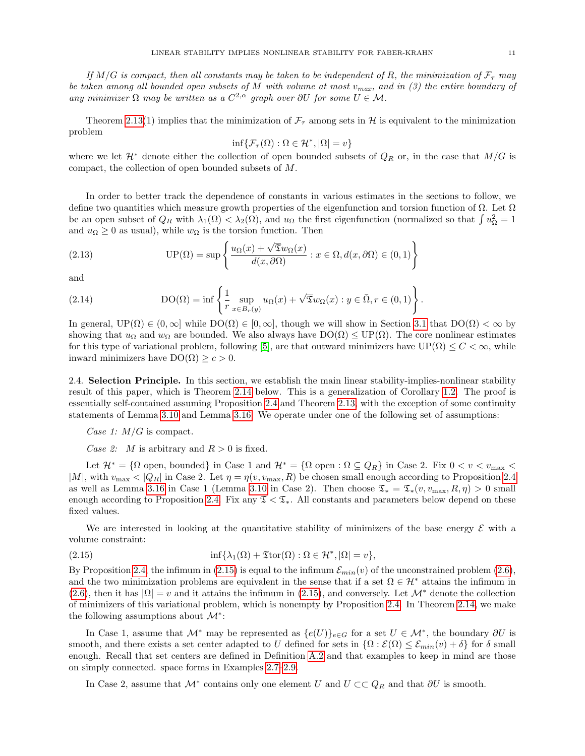*If $M/G$ is compact, then all constants may be taken to be independent of $R$, the minimization of $\mathcal{F}_\tau$ may be taken among all bounded open subsets of $M$ with volume at most $v_{max}$, and in (3) the entire boundary of any minimizer $\Omega$ may be written as a $C^{2,\alpha}$ graph over $\partial U$ for some $U \in \mathcal{M}$.*

Theorem 2.13(1) implies that the minimization of $\mathcal{F}_\tau$ among sets in $\mathcal{H}$ is equivalent to the minimization problem

$$\inf\{\mathcal{F}_\tau(\Omega) : \Omega \in \mathcal{H}^*, |\Omega| = v\}$$

where we let $\mathcal{H}^*$ denote either the collection of open bounded subsets of $Q_R$ or, in the case that $M/G$ is compact, the collection of open bounded subsets of $M$.

In order to better track the dependence of constants in various estimates in the sections to follow, we define two quantities which measure growth properties of the eigenfunction and torsion function of $\Omega$. Let $\Omega$ be an open subset of $Q_R$ with $\lambda_1(\Omega) < \lambda_2(\Omega)$, and $u_\Omega$ the first eigenfunction (normalized so that $\int u_\Omega^2 = 1$ and $u_\Omega \geq 0$ as usual), while $w_\Omega$ is the torsion function. Then

$$\text{UP}(\Omega) = \sup\left\{\frac{u_\Omega(x) + \sqrt{\mathfrak{T}} w_\Omega(x)}{d(x, \partial\Omega)} : x \in \Omega, d(x, \partial\Omega) \in (0,1)\right\} \tag{2.13}$$

and

$$\text{DO}(\Omega) = \inf\left\{\frac{1}{r} \sup_{x \in B_r(y)} u_\Omega(x) + \sqrt{\mathfrak{T}} w_\Omega(x) : y \in \bar{\Omega}, r \in (0,1)\right\}. \tag{2.14}$$

In general, $\text{UP}(\Omega) \in (0, \infty]$ while $\text{DO}(\Omega) \in [0, \infty]$, though we will show in Section 3.1 that $\text{DO}(\Omega) < \infty$ by showing that $u_\Omega$ and $w_\Omega$ are bounded. We also always have $\text{DO}(\Omega) \leq \text{UP}(\Omega)$. The core nonlinear estimates for this type of variational problem, following [5], are that outward minimizers have $\text{UP}(\Omega) \leq C < \infty$, while inward minimizers have $\text{DO}(\Omega) \geq c > 0$.

2.4. **Selection Principle.** In this section, we establish the main linear stability-implies-nonlinear stability result of this paper, which is Theorem 2.14 below. This is a generalization of Corollary 1.2. The proof is essentially self-contained assuming Proposition 2.4 and Theorem 2.13, with the exception of some continuity statements of Lemma 3.10 and Lemma 3.16. We operate under one of the following set of assumptions:

*Case 1: $M/G$ is compact.*

*Case 2:* $M$ is arbitrary and $R > 0$ is fixed.

Let $\mathcal{H}^* = \{\Omega \text{ open, bounded}\}$ in Case 1 and $\mathcal{H}^* = \{\Omega \text{ open} : \Omega \subseteq Q_R\}$ in Case 2. Fix $0 < v < v_{\max} < |M|$, with $v_{\max} < |Q_R|$ in Case 2. Let $\eta = \eta(v, v_{\max}, R)$ be chosen small enough according to Proposition 2.4 as well as Lemma 3.16 in Case 1 (Lemma 3.10 in Case 2). Then choose $\mathfrak{T}_* = \mathfrak{T}_*(v, v_{\max}, R, \eta) > 0$ small enough according to Proposition 2.4. Fix any $\mathfrak{T} < \mathfrak{T}_*$. All constants and parameters below depend on these fixed values.

We are interested in looking at the quantitative stability of minimizers of the base energy $\mathcal{E}$ with a volume constraint:

$$\inf\{\lambda_1(\Omega) + \mathfrak{T}\text{tor}(\Omega) : \Omega \in \mathcal{H}^*, |\Omega| = v\}, \tag{2.15}$$

By Proposition 2.4, the infimum in (2.15) is equal to the infimum $\mathcal{E}_{min}(v)$ of the unconstrained problem (2.6), and the two minimization problems are equivalent in the sense that if a set $\Omega \in \mathcal{H}^*$ attains the infimum in (2.6), then it has $|\Omega| = v$ and it attains the infimum in (2.15), and conversely. Let $\mathcal{M}^*$ denote the collection of minimizers of this variational problem, which is nonempty by Proposition 2.4. In Theorem 2.14, we make the following assumptions about $\mathcal{M}^*$:

In Case 1, assume that $\mathcal{M}^*$ may be represented as $\{e(U)\}_{e \in G}$ for a set $U \in \mathcal{M}^*$, the boundary $\partial U$ is smooth, and there exists a set center adapted to $U$ defined for sets in $\{\Omega : \mathcal{E}(\Omega) \leq \mathcal{E}_{min}(v) + \delta\}$ for $\delta$ small enough. Recall that set centers are defined in Definition A.2 and that examples to keep in mind are those on simply connected. space forms in Examples 2.7–2.9.

In Case 2, assume that $\mathcal{M}^*$ contains only one element $U$ and $U \subset\subset Q_R$ and that $\partial U$ is smooth.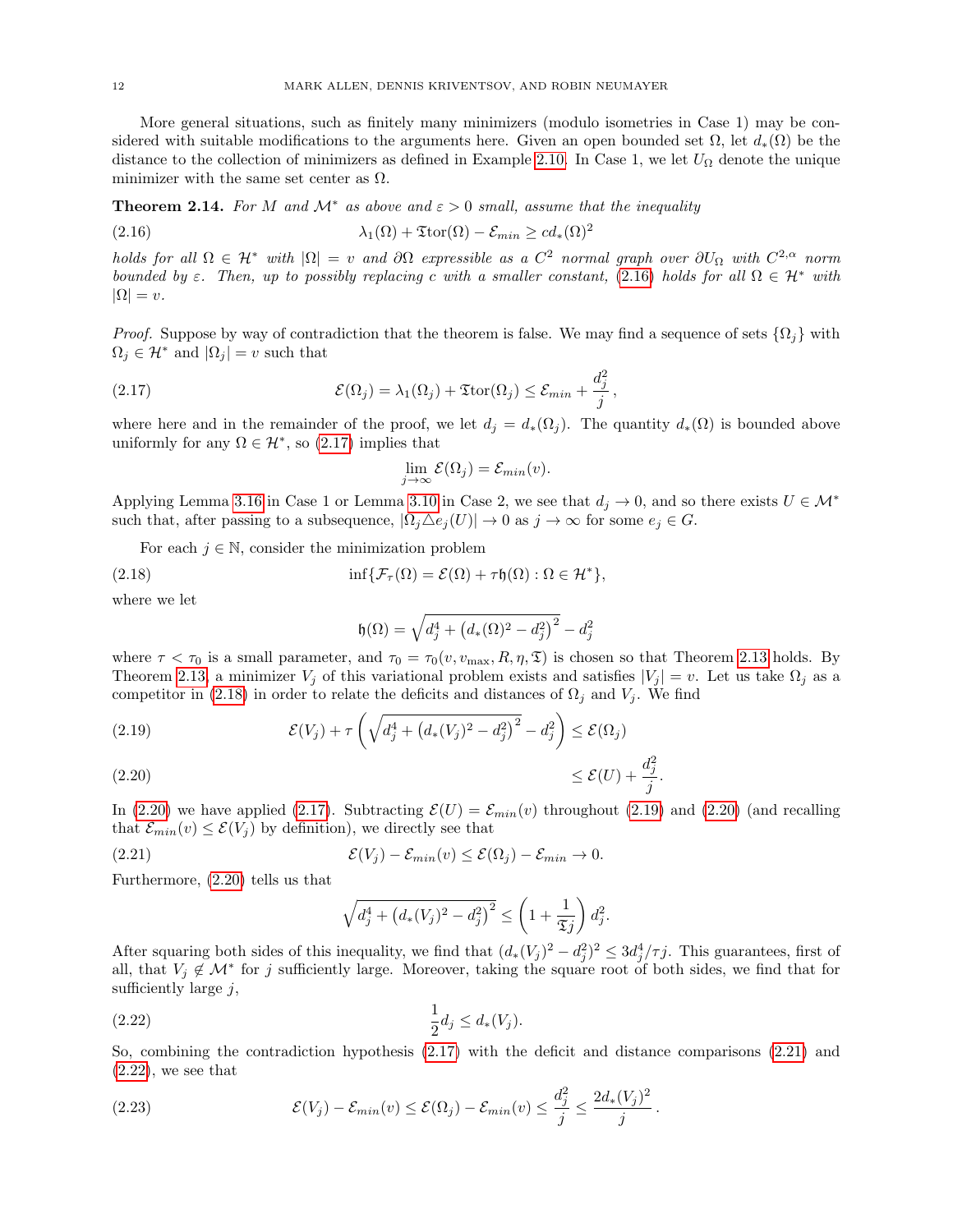More general situations, such as finitely many minimizers (modulo isometries in Case 1) may be considered with suitable modifications to the arguments here. Given an open bounded set $\Omega$, let $d_*(\Omega)$ be the distance to the collection of minimizers as defined in Example 2.10. In Case 1, we let $U_\Omega$ denote the unique minimizer with the same set center as $\Omega$.

**Theorem 2.14.** *For $M$ and $\mathcal{M}^*$ as above and $\varepsilon > 0$ small, assume that the inequality*

$$\lambda_1(\Omega) + \mathfrak{T}\mathrm{tor}(\Omega) - \mathcal{E}_{min} \geq c d_*(\Omega)^2 \tag{2.16}$$

*holds for all $\Omega \in \mathcal{H}^*$ with $|\Omega| = v$ and $\partial\Omega$ expressible as a $C^2$ normal graph over $\partial U_\Omega$ with $C^{2,\alpha}$ norm bounded by $\varepsilon$. Then, up to possibly replacing $c$ with a smaller constant, (2.16) holds for all $\Omega \in \mathcal{H}^*$ with $|\Omega| = v$.*

*Proof.* Suppose by way of contradiction that the theorem is false. We may find a sequence of sets $\{\Omega_j\}$ with $\Omega_j \in \mathcal{H}^*$ and $|\Omega_j| = v$ such that

$$\mathcal{E}(\Omega_j) = \lambda_1(\Omega_j) + \mathfrak{T}\mathrm{tor}(\Omega_j) \leq \mathcal{E}_{min} + \frac{d_j^2}{j}\,, \tag{2.17}$$

where here and in the remainder of the proof, we let $d_j = d_*(\Omega_j)$. The quantity $d_*(\Omega)$ is bounded above uniformly for any $\Omega \in \mathcal{H}^*$, so (2.17) implies that

$$\lim_{j\to\infty} \mathcal{E}(\Omega_j) = \mathcal{E}_{min}(v).$$

Applying Lemma 3.16 in Case 1 or Lemma 3.10 in Case 2, we see that $d_j \to 0$, and so there exists $U \in \mathcal{M}^*$ such that, after passing to a subsequence, $|\Omega_j \triangle e_j(U)| \to 0$ as $j \to \infty$ for some $e_j \in G$.

For each $j \in \mathbb{N}$, consider the minimization problem

$$\inf\{\mathcal{F}_\tau(\Omega) = \mathcal{E}(\Omega) + \tau\mathfrak{h}(\Omega) : \Omega \in \mathcal{H}^*\}, \tag{2.18}$$

where we let

$$\mathfrak{h}(\Omega) = \sqrt{d_j^4 + \left(d_*(\Omega)^2 - d_j^2\right)^2} - d_j^2$$

where $\tau < \tau_0$ is a small parameter, and $\tau_0 = \tau_0(v, v_{\max}, R, \eta, \mathfrak{T})$ is chosen so that Theorem 2.13 holds. By Theorem 2.13, a minimizer $V_j$ of this variational problem exists and satisfies $|V_j| = v$. Let us take $\Omega_j$ as a competitor in (2.18) in order to relate the deficits and distances of $\Omega_j$ and $V_j$. We find

$$\mathcal{E}(V_j) + \tau\left(\sqrt{d_j^4 + \left(d_*(V_j)^2 - d_j^2\right)^2} - d_j^2\right) \leq \mathcal{E}(\Omega_j) \tag{2.19}$$

$$\leq \mathcal{E}(U) + \frac{d_j^2}{j}. \tag{2.20}$$

In (2.20) we have applied (2.17). Subtracting $\mathcal{E}(U) = \mathcal{E}_{min}(v)$ throughout (2.19) and (2.20) (and recalling that $\mathcal{E}_{min}(v) \leq \mathcal{E}(V_j)$ by definition), we directly see that

$$\mathcal{E}(V_j) - \mathcal{E}_{min}(v) \leq \mathcal{E}(\Omega_j) - \mathcal{E}_{min} \to 0. \tag{2.21}$$

Furthermore, (2.20) tells us that

$$\sqrt{d_j^4 + \left(d_*(V_j)^2 - d_j^2\right)^2} \leq \left(1 + \frac{1}{\mathfrak{T}j}\right) d_j^2.$$

After squaring both sides of this inequality, we find that $(d_*(V_j)^2 - d_j^2)^2 \leq 3d_j^4/\tau j$. This guarantees, first of all, that $V_j \notin \mathcal{M}^*$ for $j$ sufficiently large. Moreover, taking the square root of both sides, we find that for sufficiently large $j$,

$$\frac{1}{2} d_j \leq d_*(V_j). \tag{2.22}$$

So, combining the contradiction hypothesis (2.17) with the deficit and distance comparisons (2.21) and (2.22), we see that

$$\mathcal{E}(V_j) - \mathcal{E}_{min}(v) \leq \mathcal{E}(\Omega_j) - \mathcal{E}_{min}(v) \leq \frac{d_j^2}{j} \leq \frac{2d_*(V_j)^2}{j}\,. \tag{2.23}$$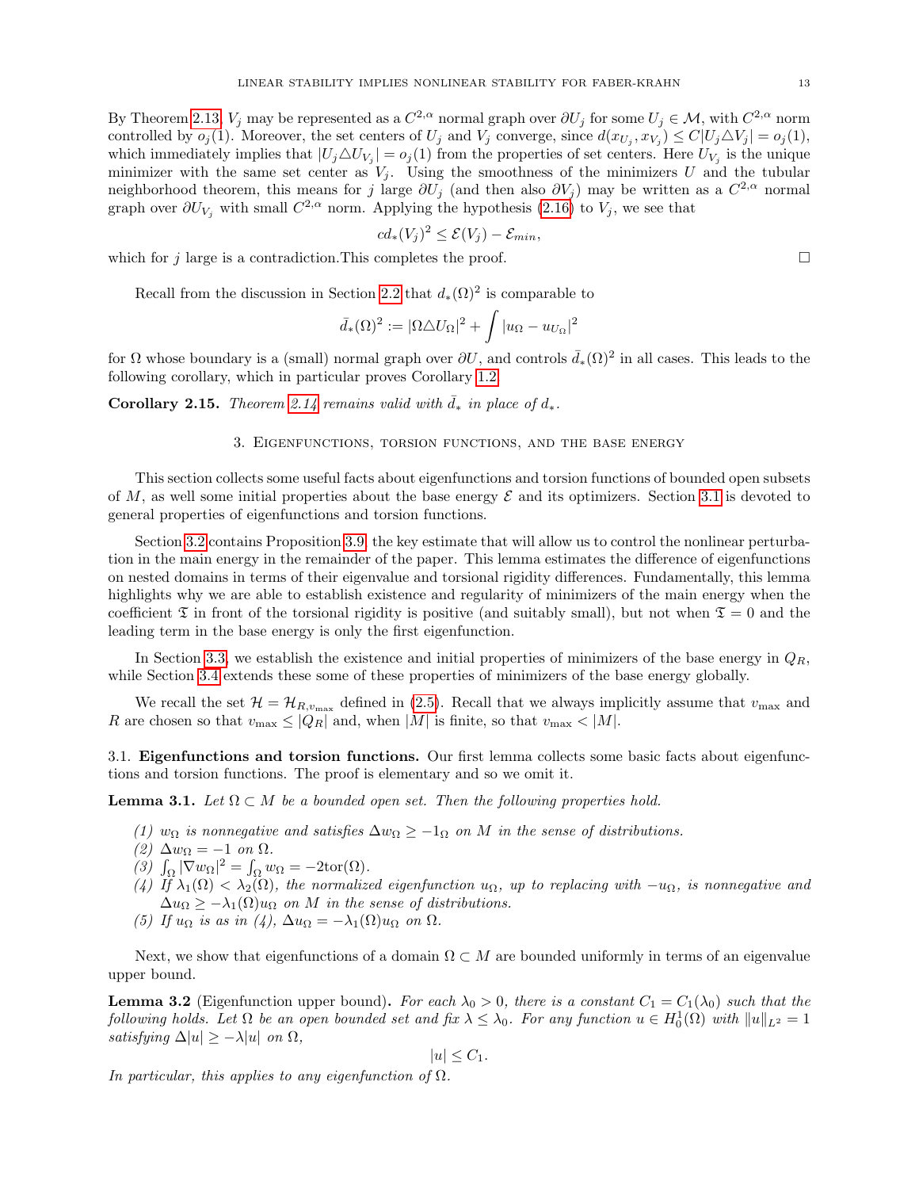By Theorem 2.13, $V_j$ may be represented as a $C^{2,\alpha}$ normal graph over $\partial U_j$ for some $U_j \in \mathcal{M}$, with $C^{2,\alpha}$ norm controlled by $o_j(1)$. Moreover, the set centers of $U_j$ and $V_j$ converge, since $d(x_{U_j}, x_{V_j}) \le C|U_j \triangle V_j| = o_j(1)$, which immediately implies that $|U_j \triangle U_{V_j}| = o_j(1)$ from the properties of set centers. Here $U_{V_j}$ is the unique minimizer with the same set center as $V_j$. Using the smoothness of the minimizers $U$ and the tubular neighborhood theorem, this means for $j$ large $\partial U_j$ (and then also $\partial V_j$) may be written as a $C^{2,\alpha}$ normal graph over $\partial U_{V_j}$ with small $C^{2,\alpha}$ norm. Applying the hypothesis (2.16) to $V_j$, we see that

$$c d_*(V_j)^2 \le \mathcal{E}(V_j) - \mathcal{E}_{min},$$

which for $j$ large is a contradiction.This completes the proof. $\square$

Recall from the discussion in Section 2.2 that $d_*(\Omega)^2$ is comparable to

$$\bar{d}_*(\Omega)^2 := |\Omega \triangle U_\Omega|^2 + \int |u_\Omega - u_{U_\Omega}|^2$$

for $\Omega$ whose boundary is a (small) normal graph over $\partial U$, and controls $\bar{d}_*(\Omega)^2$ in all cases. This leads to the following corollary, which in particular proves Corollary 1.2.

**Corollary 2.15.** *Theorem 2.14 remains valid with $\bar{d}_*$ in place of $d_*$.*

## 3. Eigenfunctions, torsion functions, and the base energy

This section collects some useful facts about eigenfunctions and torsion functions of bounded open subsets of $M$, as well some initial properties about the base energy $\mathcal{E}$ and its optimizers. Section 3.1 is devoted to general properties of eigenfunctions and torsion functions.

Section 3.2 contains Proposition 3.9, the key estimate that will allow us to control the nonlinear perturbation in the main energy in the remainder of the paper. This lemma estimates the difference of eigenfunctions on nested domains in terms of their eigenvalue and torsional rigidity differences. Fundamentally, this lemma highlights why we are able to establish existence and regularity of minimizers of the main energy when the coefficient $\mathfrak{T}$ in front of the torsional rigidity is positive (and suitably small), but not when $\mathfrak{T} = 0$ and the leading term in the base energy is only the first eigenfunction.

In Section 3.3, we establish the existence and initial properties of minimizers of the base energy in $Q_R$, while Section 3.4 extends these some of these properties of minimizers of the base energy globally.

We recall the set $\mathcal{H} = \mathcal{H}_{R,v_{\max}}$ defined in (2.5). Recall that we always implicitly assume that $v_{\max}$ and $R$ are chosen so that $v_{\max} \le |Q_R|$ and, when $|M|$ is finite, so that $v_{\max} < |M|$.

### 3.1. Eigenfunctions and torsion functions.

Our first lemma collects some basic facts about eigenfunctions and torsion functions. The proof is elementary and so we omit it.

**Lemma 3.1.** *Let $\Omega \subset M$ be a bounded open set. Then the following properties hold.*

1. *$w_\Omega$ is nonnegative and satisfies $\Delta w_\Omega \ge -1_\Omega$ on $M$ in the sense of distributions.*
2. *$\Delta w_\Omega = -1$ on $\Omega$.*
3. *$\int_\Omega |\nabla w_\Omega|^2 = \int_\Omega w_\Omega = -2\mathrm{tor}(\Omega)$.*
4. *If $\lambda_1(\Omega) < \lambda_2(\Omega)$, the normalized eigenfunction $u_\Omega$, up to replacing with $-u_\Omega$, is nonnegative and $\Delta u_\Omega \ge -\lambda_1(\Omega) u_\Omega$ on $M$ in the sense of distributions.*
5. *If $u_\Omega$ is as in (4), $\Delta u_\Omega = -\lambda_1(\Omega) u_\Omega$ on $\Omega$.*

Next, we show that eigenfunctions of a domain $\Omega \subset M$ are bounded uniformly in terms of an eigenvalue upper bound.

**Lemma 3.2** (Eigenfunction upper bound)**.** *For each $\lambda_0 > 0$, there is a constant $C_1 = C_1(\lambda_0)$ such that the following holds. Let $\Omega$ be an open bounded set and fix $\lambda \le \lambda_0$. For any function $u \in H^1_0(\Omega)$ with $\|u\|_{L^2} = 1$ satisfying $\Delta|u| \ge -\lambda|u|$ on $\Omega$,*

$$|u| \le C_1.$$

*In particular, this applies to any eigenfunction of $\Omega$.*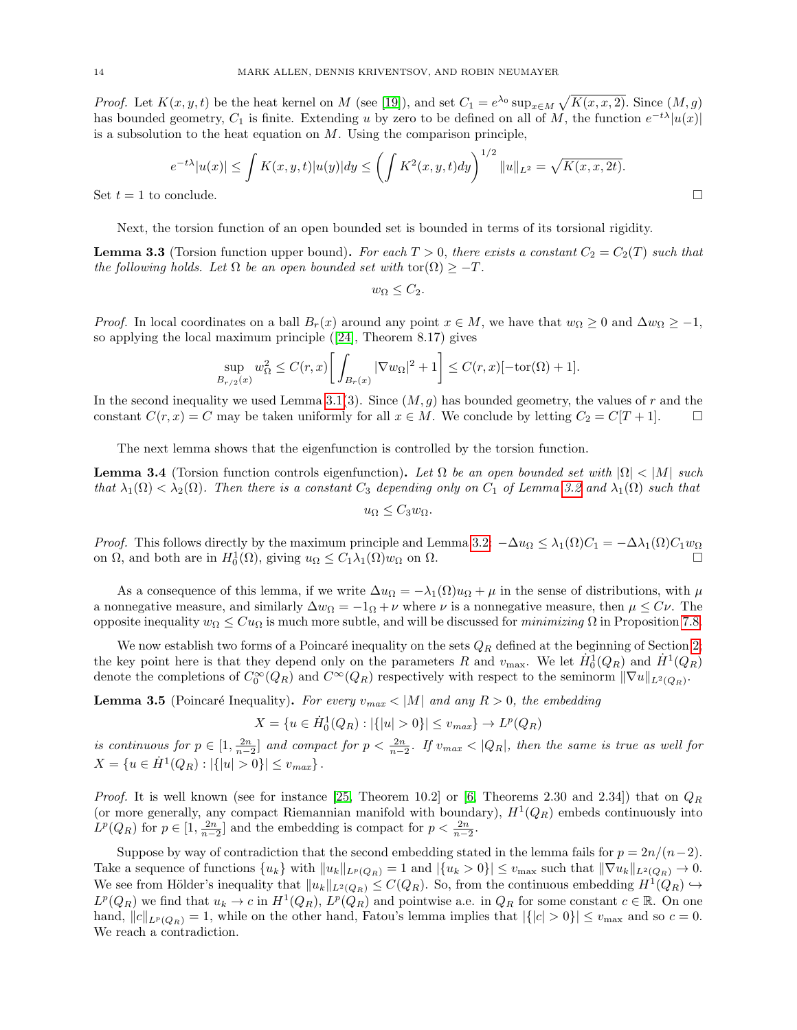*Proof.* Let $K(x, y, t)$ be the heat kernel on $M$ (see [19]), and set $C_1 = e^{\lambda_0} \sup_{x \in M} \sqrt{K(x, x, 2)}$. Since $(M, g)$ has bounded geometry, $C_1$ is finite. Extending $u$ by zero to be defined on all of $M$, the function $e^{-t\lambda}|u(x)|$ is a subsolution to the heat equation on $M$. Using the comparison principle,

$$e^{-t\lambda}|u(x)| \leq \int K(x, y, t)|u(y)|dy \leq \left( \int K^2(x, y, t)dy \right)^{1/2} \|u\|_{L^2} = \sqrt{K(x, x, 2t)}.$$

Set $t = 1$ to conclude. □

Next, the torsion function of an open bounded set is bounded in terms of its torsional rigidity.

**Lemma 3.3** (Torsion function upper bound)**.** *For each $T > 0$, there exists a constant $C_2 = C_2(T)$ such that the following holds. Let $\Omega$ be an open bounded set with $\text{tor}(\Omega) \geq -T$.*

$$w_\Omega \leq C_2.$$

*Proof.* In local coordinates on a ball $B_r(x)$ around any point $x \in M$, we have that $w_\Omega \geq 0$ and $\Delta w_\Omega \geq -1$, so applying the local maximum principle ([24], Theorem 8.17) gives

$$\sup_{B_{r/2}(x)} w_\Omega^2 \leq C(r, x) \left[ \int_{B_r(x)} |\nabla w_\Omega|^2 + 1 \right] \leq C(r, x)[-\text{tor}(\Omega) + 1].$$

In the second inequality we used Lemma 3.1(3). Since $(M, g)$ has bounded geometry, the values of $r$ and the constant $C(r, x) = C$ may be taken uniformly for all $x \in M$. We conclude by letting $C_2 = C[T + 1]$. □

The next lemma shows that the eigenfunction is controlled by the torsion function.

**Lemma 3.4** (Torsion function controls eigenfunction)**.** *Let $\Omega$ be an open bounded set with $|\Omega| < |M|$ such that $\lambda_1(\Omega) < \lambda_2(\Omega)$. Then there is a constant $C_3$ depending only on $C_1$ of Lemma 3.2 and $\lambda_1(\Omega)$ such that*

$$u_\Omega \leq C_3 w_\Omega.$$

*Proof.* This follows directly by the maximum principle and Lemma 3.2: $-\Delta u_\Omega \leq \lambda_1(\Omega)C_1 = -\Delta\lambda_1(\Omega)C_1 w_\Omega$ on $\Omega$, and both are in $H^1_0(\Omega)$, giving $u_\Omega \leq C_1\lambda_1(\Omega)w_\Omega$ on $\Omega$. □

As a consequence of this lemma, if we write $\Delta u_\Omega = -\lambda_1(\Omega)u_\Omega + \mu$ in the sense of distributions, with $\mu$ a nonnegative measure, and similarly $\Delta w_\Omega = -1_\Omega + \nu$ where $\nu$ is a nonnegative measure, then $\mu \leq C\nu$. The opposite inequality $w_\Omega \leq Cu_\Omega$ is much more subtle, and will be discussed for *minimizing* $\Omega$ in Proposition 7.8.

We now establish two forms of a Poincaré inequality on the sets $Q_R$ defined at the beginning of Section 2; the key point here is that they depend only on the parameters $R$ and $v_{\max}$. We let $\dot{H}^1_0(Q_R)$ and $\dot{H}^1(Q_R)$ denote the completions of $C^\infty_0(Q_R)$ and $C^\infty(Q_R)$ respectively with respect to the seminorm $\|\nabla u\|_{L^2(Q_R)}$.

**Lemma 3.5** (Poincaré Inequality)**.** *For every $v_{max} < |M|$ and any $R > 0$, the embedding*

$$X = \{u \in \dot{H}^1_0(Q_R) : |\{|u| > 0\}| \leq v_{max}\} \to L^p(Q_R)$$

*is continuous for $p \in [1, \frac{2n}{n-2}]$ and compact for $p < \frac{2n}{n-2}$. If $v_{max} < |Q_R|$, then the same is true as well for $X = \{u \in \dot{H}^1(Q_R) : |\{|u| > 0\}| \leq v_{max}\}$.*

*Proof.* It is well known (see for instance [25, Theorem 10.2] or [6, Theorems 2.30 and 2.34]) that on $Q_R$ (or more generally, any compact Riemannian manifold with boundary), $H^1(Q_R)$ embeds continuously into $L^p(Q_R)$ for $p \in [1, \frac{2n}{n-2}]$ and the embedding is compact for $p < \frac{2n}{n-2}$.

Suppose by way of contradiction that the second embedding stated in the lemma fails for $p = 2n/(n-2)$. Take a sequence of functions $\{u_k\}$ with $\|u_k\|_{L^p(Q_R)} = 1$ and $|\{u_k > 0\}| \leq v_{\max}$ such that $\|\nabla u_k\|_{L^2(Q_R)} \to 0$. We see from Hölder's inequality that $\|u_k\|_{L^2(Q_R)} \leq C(Q_R)$. So, from the continuous embedding $H^1(Q_R) \hookrightarrow L^p(Q_R)$ we find that $u_k \to c$ in $H^1(Q_R)$, $L^p(Q_R)$ and pointwise a.e. in $Q_R$ for some constant $c \in \mathbb{R}$. On one hand, $\|c\|_{L^p(Q_R)} = 1$, while on the other hand, Fatou's lemma implies that $|\{|c| > 0\}| \leq v_{\max}$ and so $c = 0$. We reach a contradiction.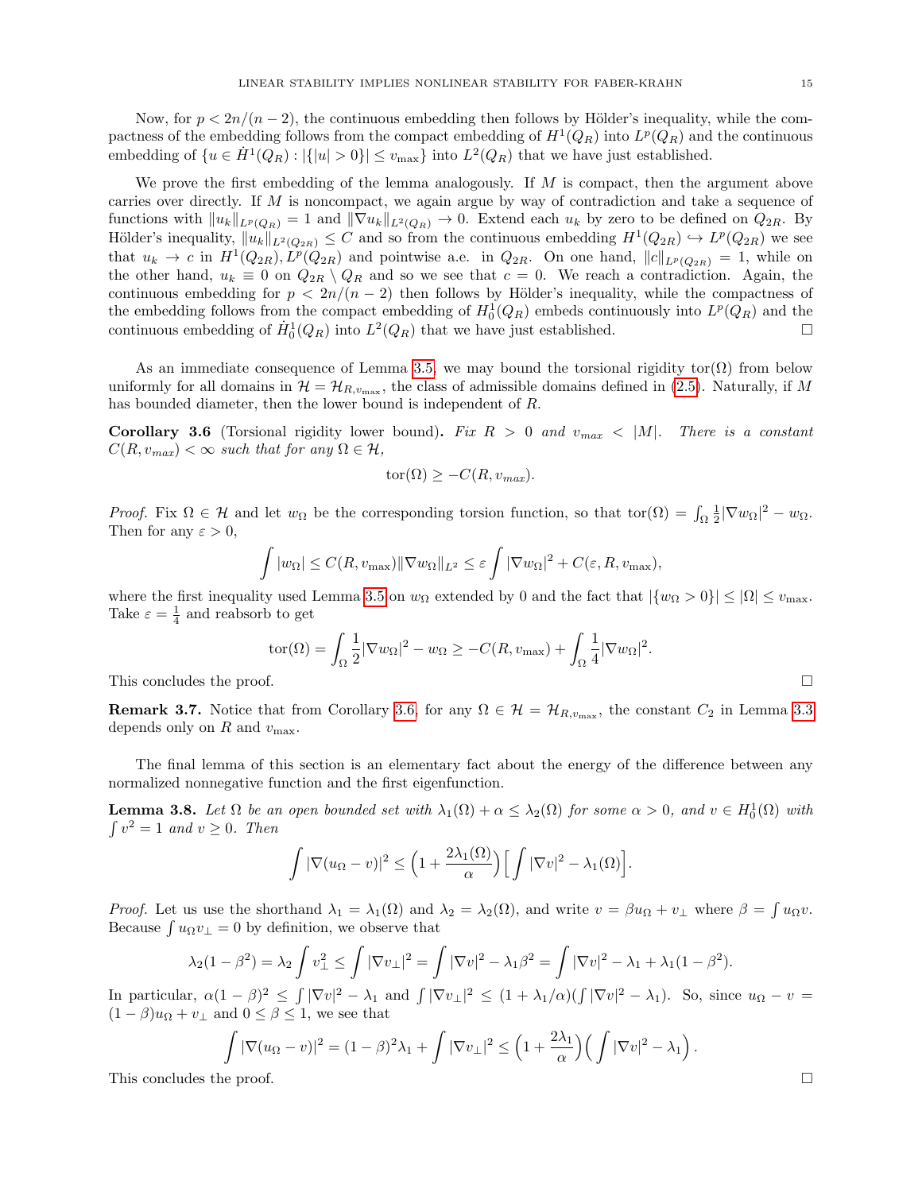Now, for $p < 2n/(n-2)$, the continuous embedding then follows by Hölder's inequality, while the compactness of the embedding follows from the compact embedding of $H^1(Q_R)$ into $L^p(Q_R)$ and the continuous embedding of $\{u \in \dot{H}^1(Q_R) : |\{|u| > 0\}| \le v_{\max}\}$ into $L^2(Q_R)$ that we have just established.

We prove the first embedding of the lemma analogously. If $M$ is compact, then the argument above carries over directly. If $M$ is noncompact, we again argue by way of contradiction and take a sequence of functions with $\|u_k\|_{L^p(Q_R)} = 1$ and $\|\nabla u_k\|_{L^2(Q_R)} \to 0$. Extend each $u_k$ by zero to be defined on $Q_{2R}$. By Hölder's inequality, $\|u_k\|_{L^2(Q_{2R})} \le C$ and so from the continuous embedding $H^1(Q_{2R}) \hookrightarrow L^p(Q_{2R})$ we see that $u_k \to c$ in $H^1(Q_{2R}), L^p(Q_{2R})$ and pointwise a.e. in $Q_{2R}$. On one hand, $\|c\|_{L^p(Q_{2R})} = 1$, while on the other hand, $u_k \equiv 0$ on $Q_{2R} \setminus Q_R$ and so we see that $c = 0$. We reach a contradiction. Again, the continuous embedding for $p < 2n/(n-2)$ then follows by Hölder's inequality, while the compactness of the embedding follows from the compact embedding of $H^1_0(Q_R)$ embeds continuously into $L^p(Q_R)$ and the continuous embedding of $\dot{H}^1_0(Q_R)$ into $L^2(Q_R)$ that we have just established. $\square$

As an immediate consequence of Lemma 3.5, we may bound the torsional rigidity $\mathrm{tor}(\Omega)$ from below uniformly for all domains in $\mathcal{H} = \mathcal{H}_{R,v_{\max}}$, the class of admissible domains defined in (2.5). Naturally, if $M$ has bounded diameter, then the lower bound is independent of $R$.

**Corollary 3.6** (Torsional rigidity lower bound)**.** *Fix $R > 0$ and $v_{max} < |M|$. There is a constant $C(R, v_{max}) < \infty$ such that for any $\Omega \in \mathcal{H}$,*

$$\mathrm{tor}(\Omega) \ge -C(R, v_{max}).$$

*Proof.* Fix $\Omega \in \mathcal{H}$ and let $w_\Omega$ be the corresponding torsion function, so that $\mathrm{tor}(\Omega) = \int_\Omega \frac{1}{2}|\nabla w_\Omega|^2 - w_\Omega$. Then for any $\varepsilon > 0$,

$$\int |w_\Omega| \le C(R, v_{\max})\|\nabla w_\Omega\|_{L^2} \le \varepsilon \int |\nabla w_\Omega|^2 + C(\varepsilon, R, v_{\max}),$$

where the first inequality used Lemma 3.5 on $w_\Omega$ extended by 0 and the fact that $|\{w_\Omega > 0\}| \le |\Omega| \le v_{\max}$. Take $\varepsilon = \frac{1}{4}$ and reabsorb to get

$$\mathrm{tor}(\Omega) = \int_\Omega \frac{1}{2}|\nabla w_\Omega|^2 - w_\Omega \ge -C(R, v_{\max}) + \int_\Omega \frac{1}{4}|\nabla w_\Omega|^2.$$

This concludes the proof. $\square$

**Remark 3.7.** Notice that from Corollary 3.6, for any $\Omega \in \mathcal{H} = \mathcal{H}_{R,v_{\max}}$, the constant $C_2$ in Lemma 3.3 depends only on $R$ and $v_{\max}$.

The final lemma of this section is an elementary fact about the energy of the difference between any normalized nonnegative function and the first eigenfunction.

**Lemma 3.8.** *Let $\Omega$ be an open bounded set with $\lambda_1(\Omega) + \alpha \le \lambda_2(\Omega)$ for some $\alpha > 0$, and $v \in H^1_0(\Omega)$ with $\int v^2 = 1$ and $v \ge 0$. Then*

$$\int |\nabla(u_\Omega - v)|^2 \le \Big(1 + \frac{2\lambda_1(\Omega)}{\alpha}\Big)\Big[\int |\nabla v|^2 - \lambda_1(\Omega)\Big].$$

*Proof.* Let us use the shorthand $\lambda_1 = \lambda_1(\Omega)$ and $\lambda_2 = \lambda_2(\Omega)$, and write $v = \beta u_\Omega + v_\perp$ where $\beta = \int u_\Omega v$. Because $\int u_\Omega v_\perp = 0$ by definition, we observe that

$$\lambda_2(1 - \beta^2) = \lambda_2 \int v_\perp^2 \le \int |\nabla v_\perp|^2 = \int |\nabla v|^2 - \lambda_1\beta^2 = \int |\nabla v|^2 - \lambda_1 + \lambda_1(1 - \beta^2).$$

In particular, $\alpha(1-\beta)^2 \le \int |\nabla v|^2 - \lambda_1$ and $\int |\nabla v_\perp|^2 \le (1 + \lambda_1/\alpha)(\int |\nabla v|^2 - \lambda_1)$. So, since $u_\Omega - v = (1-\beta)u_\Omega + v_\perp$ and $0 \le \beta \le 1$, we see that

$$\int |\nabla(u_\Omega - v)|^2 = (1-\beta)^2\lambda_1 + \int |\nabla v_\perp|^2 \le \Big(1 + \frac{2\lambda_1}{\alpha}\Big)\Big(\int |\nabla v|^2 - \lambda_1\Big).$$

This concludes the proof. $\square$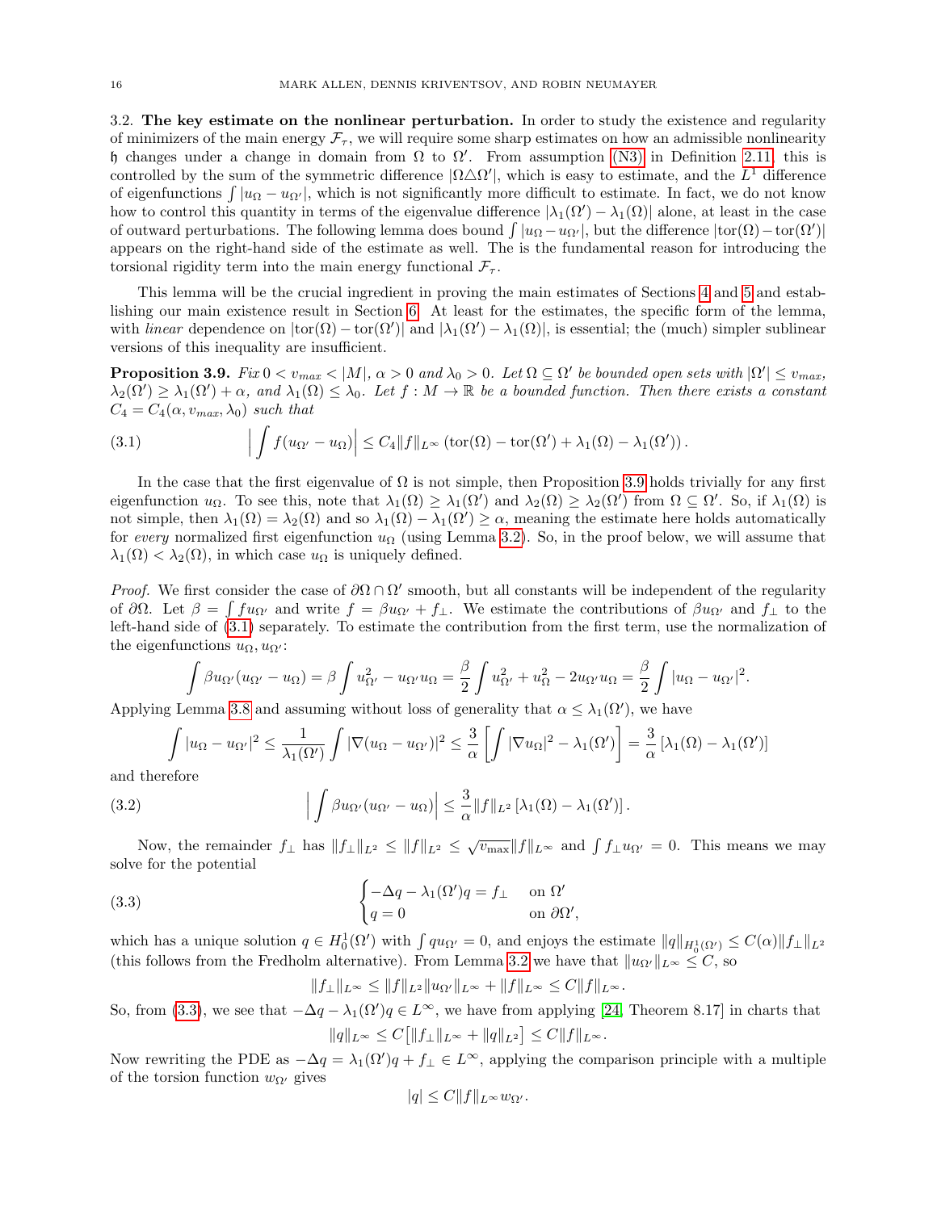### 3.2. The key estimate on the nonlinear perturbation.

In order to study the existence and regularity of minimizers of the main energy $\mathcal{F}_\tau$, we will require some sharp estimates on how an admissible nonlinearity $\mathfrak{h}$ changes under a change in domain from $\Omega$ to $\Omega'$. From assumption (N3) in Definition 2.11, this is controlled by the sum of the symmetric difference $|\Omega \triangle \Omega'|$, which is easy to estimate, and the $L^1$ difference of eigenfunctions $\int |u_\Omega - u_{\Omega'}|$, which is not significantly more difficult to estimate. In fact, we do not know how to control this quantity in terms of the eigenvalue difference $|\lambda_1(\Omega') - \lambda_1(\Omega)|$ alone, at least in the case of outward perturbations. The following lemma does bound $\int |u_\Omega - u_{\Omega'}|$, but the difference $|\mathrm{tor}(\Omega) - \mathrm{tor}(\Omega')|$ appears on the right-hand side of the estimate as well. The is the fundamental reason for introducing the torsional rigidity term into the main energy functional $\mathcal{F}_\tau$.

This lemma will be the crucial ingredient in proving the main estimates of Sections 4 and 5 and establishing our main existence result in Section 6. At least for the estimates, the specific form of the lemma, with *linear* dependence on $|\mathrm{tor}(\Omega) - \mathrm{tor}(\Omega')|$ and $|\lambda_1(\Omega') - \lambda_1(\Omega)|$, is essential; the (much) simpler sublinear versions of this inequality are insufficient.

**Proposition 3.9.** *Fix $0 < v_{max} < |M|$, $\alpha > 0$ and $\lambda_0 > 0$. Let $\Omega \subseteq \Omega'$ be bounded open sets with $|\Omega'| \leq v_{max}$, $\lambda_2(\Omega') \geq \lambda_1(\Omega') + \alpha$, and $\lambda_1(\Omega) \leq \lambda_0$. Let $f : M \to \mathbb{R}$ be a bounded function. Then there exists a constant $C_4 = C_4(\alpha, v_{max}, \lambda_0)$ such that*

$$\Big| \int f(u_{\Omega'} - u_\Omega) \Big| \leq C_4 \|f\|_{L^\infty} \left( \mathrm{tor}(\Omega) - \mathrm{tor}(\Omega') + \lambda_1(\Omega) - \lambda_1(\Omega') \right). \tag{3.1}$$

In the case that the first eigenvalue of $\Omega$ is not simple, then Proposition 3.9 holds trivially for any first eigenfunction $u_\Omega$. To see this, note that $\lambda_1(\Omega) \geq \lambda_1(\Omega')$ and $\lambda_2(\Omega) \geq \lambda_2(\Omega')$ from $\Omega \subseteq \Omega'$. So, if $\lambda_1(\Omega)$ is not simple, then $\lambda_1(\Omega) = \lambda_2(\Omega)$ and so $\lambda_1(\Omega) - \lambda_1(\Omega') \geq \alpha$, meaning the estimate here holds automatically for *every* normalized first eigenfunction $u_\Omega$ (using Lemma 3.2). So, in the proof below, we will assume that $\lambda_1(\Omega) < \lambda_2(\Omega)$, in which case $u_\Omega$ is uniquely defined.

*Proof.* We first consider the case of $\partial\Omega \cap \Omega'$ smooth, but all constants will be independent of the regularity of $\partial\Omega$. Let $\beta = \int f u_{\Omega'}$ and write $f = \beta u_{\Omega'} + f_\perp$. We estimate the contributions of $\beta u_{\Omega'}$ and $f_\perp$ to the left-hand side of (3.1) separately. To estimate the contribution from the first term, use the normalization of the eigenfunctions $u_\Omega, u_{\Omega'}$:

$$\int \beta u_{\Omega'}(u_{\Omega'} - u_\Omega) = \beta \int u_{\Omega'}^2 - u_{\Omega'} u_\Omega = \frac{\beta}{2} \int u_{\Omega'}^2 + u_\Omega^2 - 2u_{\Omega'} u_\Omega = \frac{\beta}{2} \int |u_\Omega - u_{\Omega'}|^2.$$

Applying Lemma 3.8 and assuming without loss of generality that $\alpha \leq \lambda_1(\Omega')$, we have

$$\int |u_\Omega - u_{\Omega'}|^2 \leq \frac{1}{\lambda_1(\Omega')} \int |\nabla(u_\Omega - u_{\Omega'})|^2 \leq \frac{3}{\alpha} \left[ \int |\nabla u_\Omega|^2 - \lambda_1(\Omega') \right] = \frac{3}{\alpha} \left[ \lambda_1(\Omega) - \lambda_1(\Omega') \right]$$

and therefore

$$\Big| \int \beta u_{\Omega'}(u_{\Omega'} - u_\Omega) \Big| \leq \frac{3}{\alpha} \|f\|_{L^2} \left[ \lambda_1(\Omega) - \lambda_1(\Omega') \right]. \tag{3.2}$$

Now, the remainder $f_\perp$ has $\|f_\perp\|_{L^2} \leq \|f\|_{L^2} \leq \sqrt{v_{\max}} \|f\|_{L^\infty}$ and $\int f_\perp u_{\Omega'} = 0$. This means we may solve for the potential

$$\begin{cases} -\Delta q - \lambda_1(\Omega') q = f_\perp & \text{on } \Omega' \\ q = 0 & \text{on } \partial\Omega', \end{cases} \tag{3.3}$$

which has a unique solution $q \in H^1_0(\Omega')$ with $\int q u_{\Omega'} = 0$, and enjoys the estimate $\|q\|_{H^1_0(\Omega')} \leq C(\alpha) \|f_\perp\|_{L^2}$ (this follows from the Fredholm alternative). From Lemma 3.2 we have that $\|u_{\Omega'}\|_{L^\infty} \leq C$, so

$$\|f_\perp\|_{L^\infty} \leq \|f\|_{L^2} \|u_{\Omega'}\|_{L^\infty} + \|f\|_{L^\infty} \leq C \|f\|_{L^\infty}.$$

So, from (3.3), we see that $-\Delta q - \lambda_1(\Omega') q \in L^\infty$, we have from applying [24, Theorem 8.17] in charts that

$$\|q\|_{L^\infty} \leq C \big[ \|f_\perp\|_{L^\infty} + \|q\|_{L^2} \big] \leq C \|f\|_{L^\infty}.$$

Now rewriting the PDE as $-\Delta q = \lambda_1(\Omega') q + f_\perp \in L^\infty$, applying the comparison principle with a multiple of the torsion function $w_{\Omega'}$ gives

$$|q| \leq C \|f\|_{L^\infty} w_{\Omega'}.$$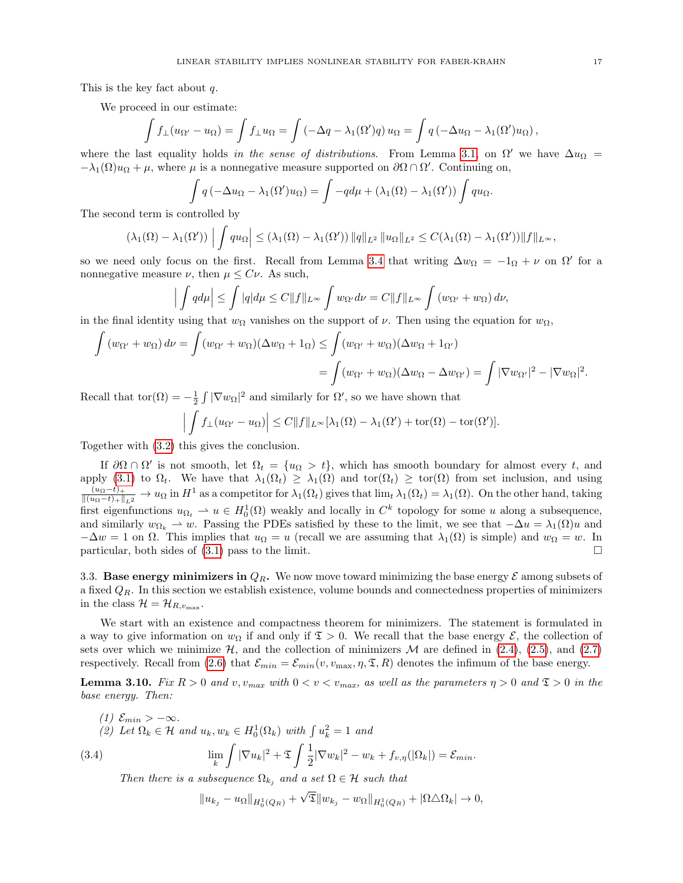This is the key fact about $q$.

We proceed in our estimate:

$$\int f_\perp(u_{\Omega'} - u_\Omega) = \int f_\perp u_\Omega = \int (-\Delta q - \lambda_1(\Omega')q)\, u_\Omega = \int q\,(-\Delta u_\Omega - \lambda_1(\Omega')u_\Omega),$$

where the last equality holds *in the sense of distributions.* From Lemma 3.1, on $\Omega'$ we have $\Delta u_\Omega = -\lambda_1(\Omega)u_\Omega + \mu$, where $\mu$ is a nonnegative measure supported on $\partial\Omega \cap \Omega'$. Continuing on,

$$\int q\,(-\Delta u_\Omega - \lambda_1(\Omega')u_\Omega) = \int -q d\mu + (\lambda_1(\Omega) - \lambda_1(\Omega')) \int q u_\Omega.$$

The second term is controlled by

$$(\lambda_1(\Omega) - \lambda_1(\Omega')) \left| \int q u_\Omega \right| \le (\lambda_1(\Omega) - \lambda_1(\Omega')) \|q\|_{L^2} \|u_\Omega\|_{L^2} \le C(\lambda_1(\Omega) - \lambda_1(\Omega'))\|f\|_{L^\infty},$$

so we need only focus on the first. Recall from Lemma 3.4 that writing $\Delta w_\Omega = -1_\Omega + \nu$ on $\Omega'$ for a nonnegative measure $\nu$, then $\mu \le C\nu$. As such,

$$\left| \int q d\mu \right| \le \int |q| d\mu \le C\|f\|_{L^\infty} \int w_{\Omega'} d\nu = C\|f\|_{L^\infty} \int (w_{\Omega'} + w_\Omega)\, d\nu,$$

in the final identity using that $w_\Omega$ vanishes on the support of $\nu$. Then using the equation for $w_\Omega$,

$$\begin{aligned}\int (w_{\Omega'} + w_\Omega)\, d\nu = \int (w_{\Omega'} + w_\Omega)(\Delta w_\Omega + 1_\Omega) &\le \int (w_{\Omega'} + w_\Omega)(\Delta w_\Omega + 1_{\Omega'}) \\ &= \int (w_{\Omega'} + w_\Omega)(\Delta w_\Omega - \Delta w_{\Omega'}) = \int |\nabla w_{\Omega'}|^2 - |\nabla w_\Omega|^2.\end{aligned}$$

Recall that $\mathrm{tor}(\Omega) = -\frac{1}{2}\int |\nabla w_\Omega|^2$ and similarly for $\Omega'$, so we have shown that

$$\left| \int f_\perp(u_{\Omega'} - u_\Omega) \right| \le C\|f\|_{L^\infty}[\lambda_1(\Omega) - \lambda_1(\Omega') + \mathrm{tor}(\Omega) - \mathrm{tor}(\Omega')].$$

Together with (3.2) this gives the conclusion.

If $\partial\Omega \cap \Omega'$ is not smooth, let $\Omega_t = \{u_\Omega > t\}$, which has smooth boundary for almost every $t$, and apply (3.1) to $\Omega_t$. We have that $\lambda_1(\Omega_t) \ge \lambda_1(\Omega)$ and $\mathrm{tor}(\Omega_t) \ge \mathrm{tor}(\Omega)$ from set inclusion, and using $\frac{(u_\Omega - t)_+}{\|(u_\Omega - t)_+\|_{L^2}} \to u_\Omega$ in $H^1$ as a competitor for $\lambda_1(\Omega_t)$ gives that $\lim_t \lambda_1(\Omega_t) = \lambda_1(\Omega)$. On the other hand, taking first eigenfunctions $u_{\Omega_t} \rightharpoonup u \in H^1_0(\Omega)$ weakly and locally in $C^k$ topology for some $u$ along a subsequence, and similarly $w_{\Omega_k} \rightharpoonup w$. Passing the PDEs satisfied by these to the limit, we see that $-\Delta u = \lambda_1(\Omega)u$ and $-\Delta w = 1$ on $\Omega$. This implies that $u_\Omega = u$ (recall we are assuming that $\lambda_1(\Omega)$ is simple) and $w_\Omega = w$. In particular, both sides of (3.1) pass to the limit. $\square$

### 3.3. Base energy minimizers in $Q_R$.

We now move toward minimizing the base energy $\mathcal{E}$ among subsets of a fixed $Q_R$. In this section we establish existence, volume bounds and connectedness properties of minimizers in the class $\mathcal{H} = \mathcal{H}_{R, v_{\max}}$.

We start with an existence and compactness theorem for minimizers. The statement is formulated in a way to give information on $w_\Omega$ if and only if $\mathfrak{T} > 0$. We recall that the base energy $\mathcal{E}$, the collection of sets over which we minimize $\mathcal{H}$, and the collection of minimizers $\mathcal{M}$ are defined in (2.4), (2.5), and (2.7) respectively. Recall from (2.6) that $\mathcal{E}_{min} = \mathcal{E}_{min}(v, v_{\max}, \eta, \mathfrak{T}, R)$ denotes the infimum of the base energy.

**Lemma 3.10.** *Fix $R > 0$ and $v, v_{max}$ with $0 < v < v_{max}$, as well as the parameters $\eta > 0$ and $\mathfrak{T} > 0$ in the base energy. Then:*

*(1) $\mathcal{E}_{min} > -\infty$.*

*(2) Let $\Omega_k \in \mathcal{H}$ and $u_k, w_k \in H^1_0(\Omega_k)$ with $\int u_k^2 = 1$ and*

$$\lim_k \int |\nabla u_k|^2 + \mathfrak{T} \int \frac{1}{2}|\nabla w_k|^2 - w_k + f_{v,\eta}(|\Omega_k|) = \mathcal{E}_{min}. \tag{3.4}$$

*Then there is a subsequence $\Omega_{k_j}$ and a set $\Omega \in \mathcal{H}$ such that*

$$\|u_{k_j} - u_\Omega\|_{H^1_0(Q_R)} + \sqrt{\mathfrak{T}}\|w_{k_j} - w_\Omega\|_{H^1_0(Q_R)} + |\Omega \triangle \Omega_k| \to 0,$$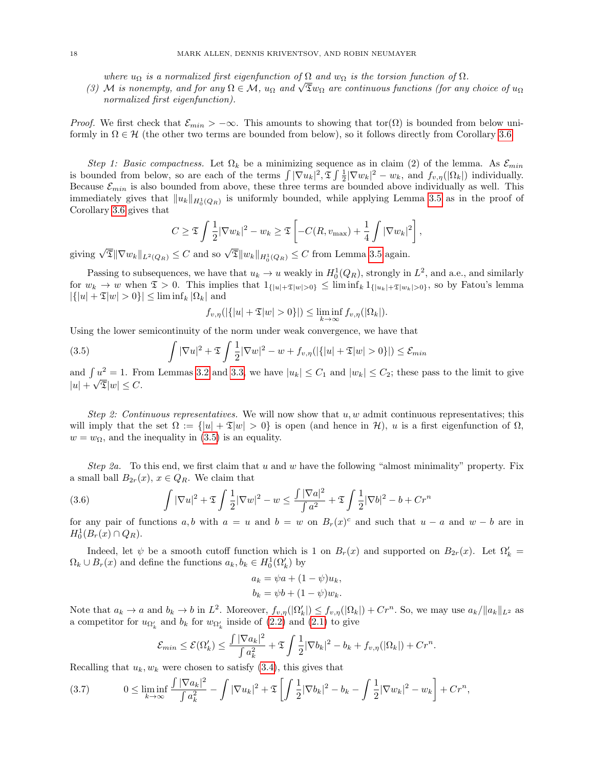where $u_\Omega$ is a normalized first eigenfunction of $\Omega$ and $w_\Omega$ is the torsion function of $\Omega$.

*(3) $\mathcal{M}$ is nonempty, and for any $\Omega \in \mathcal{M}$, $u_\Omega$ and $\sqrt{\mathfrak{T}} w_\Omega$ are continuous functions (for any choice of $u_\Omega$ normalized first eigenfunction).*

*Proof.* We first check that $\mathcal{E}_{min} > -\infty$. This amounts to showing that $\text{tor}(\Omega)$ is bounded from below uniformly in $\Omega \in \mathcal{H}$ (the other two terms are bounded from below), so it follows directly from Corollary 3.6.

*Step 1: Basic compactness.* Let $\Omega_k$ be a minimizing sequence as in claim (2) of the lemma. As $\mathcal{E}_{min}$ is bounded from below, so are each of the terms $\int |\nabla u_k|^2, \mathfrak{T} \int \frac{1}{2}|\nabla w_k|^2 - w_k$, and $f_{v,\eta}(|\Omega_k|)$ individually. Because $\mathcal{E}_{min}$ is also bounded from above, these three terms are bounded above individually as well. This immediately gives that $\|u_k\|_{H^1_0(Q_R)}$ is uniformly bounded, while applying Lemma 3.5 as in the proof of Corollary 3.6 gives that

$$C \geq \mathfrak{T} \int \frac{1}{2}|\nabla w_k|^2 - w_k \geq \mathfrak{T}\left[-C(R, v_{\max}) + \frac{1}{4}\int |\nabla w_k|^2\right],$$

giving $\sqrt{\mathfrak{T}}\|\nabla w_k\|_{L^2(Q_R)} \leq C$ and so $\sqrt{\mathfrak{T}}\|w_k\|_{H^1_0(Q_R)} \leq C$ from Lemma 3.5 again.

Passing to subsequences, we have that $u_k \to u$ weakly in $H^1_0(Q_R)$, strongly in $L^2$, and a.e., and similarly for $w_k \to w$ when $\mathfrak{T} > 0$. This implies that $1_{\{|u|+\mathfrak{T}|w|>0\}} \leq \liminf_k 1_{\{|u_k|+\mathfrak{T}|w_k|>0\}}$, so by Fatou's lemma $|\{|u| + \mathfrak{T}|w| > 0\}| \leq \liminf_k |\Omega_k|$ and

$$f_{v,\eta}(|\{|u| + \mathfrak{T}|w| > 0\}|) \leq \liminf_{k\to\infty} f_{v,\eta}(|\Omega_k|).$$

Using the lower semicontinuity of the norm under weak convergence, we have that

$$\int |\nabla u|^2 + \mathfrak{T}\int \frac{1}{2}|\nabla w|^2 - w + f_{v,\eta}(|\{|u| + \mathfrak{T}|w| > 0\}|) \leq \mathcal{E}_{min} \tag{3.5}$$

and $\int u^2 = 1$. From Lemmas 3.2 and 3.3, we have $|u_k| \leq C_1$ and $|w_k| \leq C_2$; these pass to the limit to give $|u| + \sqrt{\mathfrak{T}}|w| \leq C$.

*Step 2: Continuous representatives.* We will now show that $u, w$ admit continuous representatives; this will imply that the set $\Omega := \{|u| + \mathfrak{T}|w| > 0\}$ is open (and hence in $\mathcal{H}$), $u$ is a first eigenfunction of $\Omega$, $w = w_\Omega$, and the inequality in (3.5) is an equality.

*Step 2a.* To this end, we first claim that $u$ and $w$ have the following "almost minimality" property. Fix a small ball $B_{2r}(x)$, $x \in Q_R$. We claim that

$$\int |\nabla u|^2 + \mathfrak{T}\int \frac{1}{2}|\nabla w|^2 - w \leq \frac{\int |\nabla a|^2}{\int a^2} + \mathfrak{T}\int \frac{1}{2}|\nabla b|^2 - b + Cr^n \tag{3.6}$$

for any pair of functions $a, b$ with $a = u$ and $b = w$ on $B_r(x)^c$ and such that $u - a$ and $w - b$ are in $H^1_0(B_r(x) \cap Q_R)$.

Indeed, let $\psi$ be a smooth cutoff function which is 1 on $B_r(x)$ and supported on $B_{2r}(x)$. Let $\Omega'_k = \Omega_k \cup B_r(x)$ and define the functions $a_k, b_k \in H^1_0(\Omega'_k)$ by

$$a_k = \psi a + (1-\psi)u_k,$$
$$b_k = \psi b + (1-\psi)w_k.$$

Note that $a_k \to a$ and $b_k \to b$ in $L^2$. Moreover, $f_{v,\eta}(|\Omega'_k|) \leq f_{v,\eta}(|\Omega_k|) + Cr^n$. So, we may use $a_k/\|a_k\|_{L^2}$ as a competitor for $u_{\Omega'_k}$ and $b_k$ for $w_{\Omega'_k}$ inside of (2.2) and (2.1) to give

$$\mathcal{E}_{min} \leq \mathcal{E}(\Omega'_k) \leq \frac{\int |\nabla a_k|^2}{\int a_k^2} + \mathfrak{T}\int \frac{1}{2}|\nabla b_k|^2 - b_k + f_{v,\eta}(|\Omega_k|) + Cr^n.$$

Recalling that $u_k, w_k$ were chosen to satisfy (3.4), this gives that

$$0 \leq \liminf_{k\to\infty} \frac{\int |\nabla a_k|^2}{\int a_k^2} - \int |\nabla u_k|^2 + \mathfrak{T}\left[\int \frac{1}{2}|\nabla b_k|^2 - b_k - \int \frac{1}{2}|\nabla w_k|^2 - w_k\right] + Cr^n, \tag{3.7}$$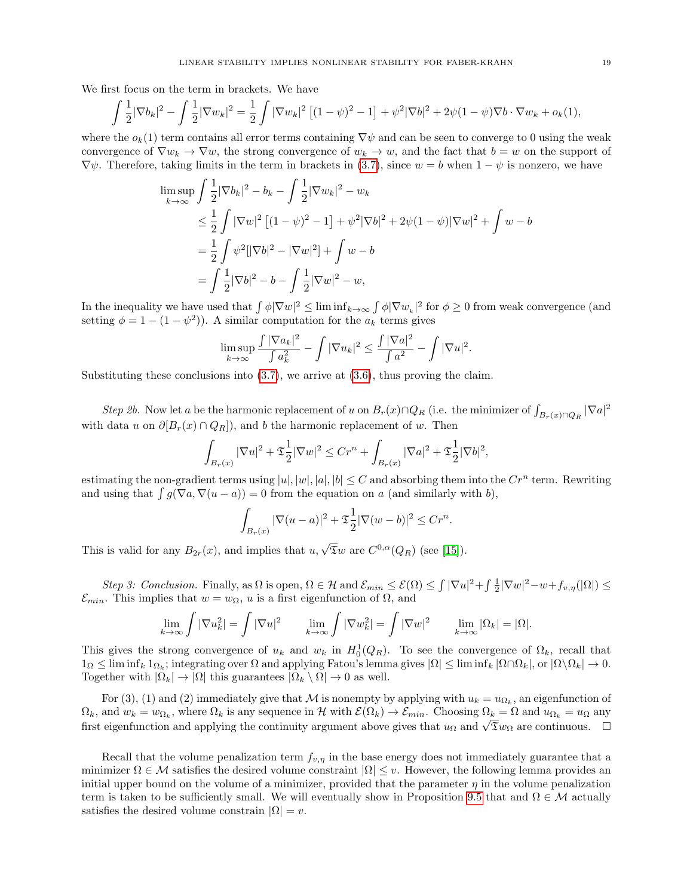We first focus on the term in brackets. We have

$$\int \frac{1}{2}|\nabla b_k|^2 - \int \frac{1}{2}|\nabla w_k|^2 = \frac{1}{2}\int |\nabla w_k|^2\left[(1-\psi)^2-1\right] + \psi^2|\nabla b|^2 + 2\psi(1-\psi)\nabla b\cdot\nabla w_k + o_k(1),$$

where the $o_k(1)$ term contains all error terms containing $\nabla\psi$ and can be seen to converge to 0 using the weak convergence of $\nabla w_k \to \nabla w$, the strong convergence of $w_k \to w$, and the fact that $b = w$ on the support of $\nabla\psi$. Therefore, taking limits in the term in brackets in (3.7), since $w = b$ when $1-\psi$ is nonzero, we have

$$\begin{aligned}
\limsup_{k\to\infty} \int \frac{1}{2}|\nabla b_k|^2 - b_k - \int \frac{1}{2}|\nabla w_k|^2 - w_k
&\leq \frac{1}{2}\int |\nabla w|^2\left[(1-\psi)^2-1\right] + \psi^2|\nabla b|^2 + 2\psi(1-\psi)|\nabla w|^2 + \int w - b\\
&= \frac{1}{2}\int \psi^2[|\nabla b|^2 - |\nabla w|^2] + \int w - b\\
&= \int \frac{1}{2}|\nabla b|^2 - b - \int \frac{1}{2}|\nabla w|^2 - w,
\end{aligned}$$

In the inequality we have used that $\int \phi|\nabla w|^2 \leq \liminf_{k\to\infty}\int \phi|\nabla w_k|^2$ for $\phi \geq 0$ from weak convergence (and setting $\phi = 1-(1-\psi^2)$). A similar computation for the $a_k$ terms gives

$$\limsup_{k\to\infty} \frac{\int |\nabla a_k|^2}{\int a_k^2} - \int |\nabla u_k|^2 \leq \frac{\int |\nabla a|^2}{\int a^2} - \int |\nabla u|^2.$$

Substituting these conclusions into (3.7), we arrive at (3.6), thus proving the claim.

*Step 2b.* Now let $a$ be the harmonic replacement of $u$ on $B_r(x)\cap Q_R$ (i.e. the minimizer of $\int_{B_r(x)\cap Q_R}|\nabla a|^2$ with data $u$ on $\partial[B_r(x)\cap Q_R]$), and $b$ the harmonic replacement of $w$. Then

$$\int_{B_r(x)} |\nabla u|^2 + \mathfrak{T}\frac{1}{2}|\nabla w|^2 \leq Cr^n + \int_{B_r(x)} |\nabla a|^2 + \mathfrak{T}\frac{1}{2}|\nabla b|^2,$$

estimating the non-gradient terms using $|u|, |w|, |a|, |b| \leq C$ and absorbing them into the $Cr^n$ term. Rewriting and using that $\int g(\nabla a, \nabla(u-a)) = 0$ from the equation on $a$ (and similarly with $b$),

$$\int_{B_r(x)} |\nabla(u-a)|^2 + \mathfrak{T}\frac{1}{2}|\nabla(w-b)|^2 \leq Cr^n.$$

This is valid for any $B_{2r}(x)$, and implies that $u, \sqrt{\mathfrak{T}}w$ are $C^{0,\alpha}(Q_R)$ (see [15]).

*Step 3: Conclusion.* Finally, as $\Omega$ is open, $\Omega \in \mathcal{H}$ and $\mathcal{E}_{min} \leq \mathcal{E}(\Omega) \leq \int |\nabla u|^2 + \int \frac{1}{2}|\nabla w|^2 - w + f_{v,\eta}(|\Omega|) \leq \mathcal{E}_{min}$. This implies that $w = w_\Omega$, $u$ is a first eigenfunction of $\Omega$, and

$$\lim_{k\to\infty}\int |\nabla u_k^2| = \int |\nabla u|^2 \qquad \lim_{k\to\infty}\int |\nabla w_k^2| = \int |\nabla w|^2 \qquad \lim_{k\to\infty}|\Omega_k| = |\Omega|.$$

This gives the strong convergence of $u_k$ and $w_k$ in $H_0^1(Q_R)$. To see the convergence of $\Omega_k$, recall that $1_\Omega \leq \liminf_k 1_{\Omega_k}$; integrating over $\Omega$ and applying Fatou's lemma gives $|\Omega| \leq \liminf_k |\Omega\cap\Omega_k|$, or $|\Omega\setminus\Omega_k| \to 0$. Together with $|\Omega_k| \to |\Omega|$ this guarantees $|\Omega_k \setminus \Omega| \to 0$ as well.

For (3), (1) and (2) immediately give that $\mathcal{M}$ is nonempty by applying with $u_k = u_{\Omega_k}$, an eigenfunction of $\Omega_k$, and $w_k = w_{\Omega_k}$, where $\Omega_k$ is any sequence in $\mathcal{H}$ with $\mathcal{E}(\Omega_k) \to \mathcal{E}_{min}$. Choosing $\Omega_k = \Omega$ and $u_{\Omega_k} = u_\Omega$ any first eigenfunction and applying the continuity argument above gives that $u_\Omega$ and $\sqrt{\mathfrak{T}}w_\Omega$ are continuous. $\square$

Recall that the volume penalization term $f_{v,\eta}$ in the base energy does not immediately guarantee that a minimizer $\Omega \in \mathcal{M}$ satisfies the desired volume constraint $|\Omega| \leq v$. However, the following lemma provides an initial upper bound on the volume of a minimizer, provided that the parameter $\eta$ in the volume penalization term is taken to be sufficiently small. We will eventually show in Proposition 9.5 that and $\Omega \in \mathcal{M}$ actually satisfies the desired volume constrain $|\Omega| = v$.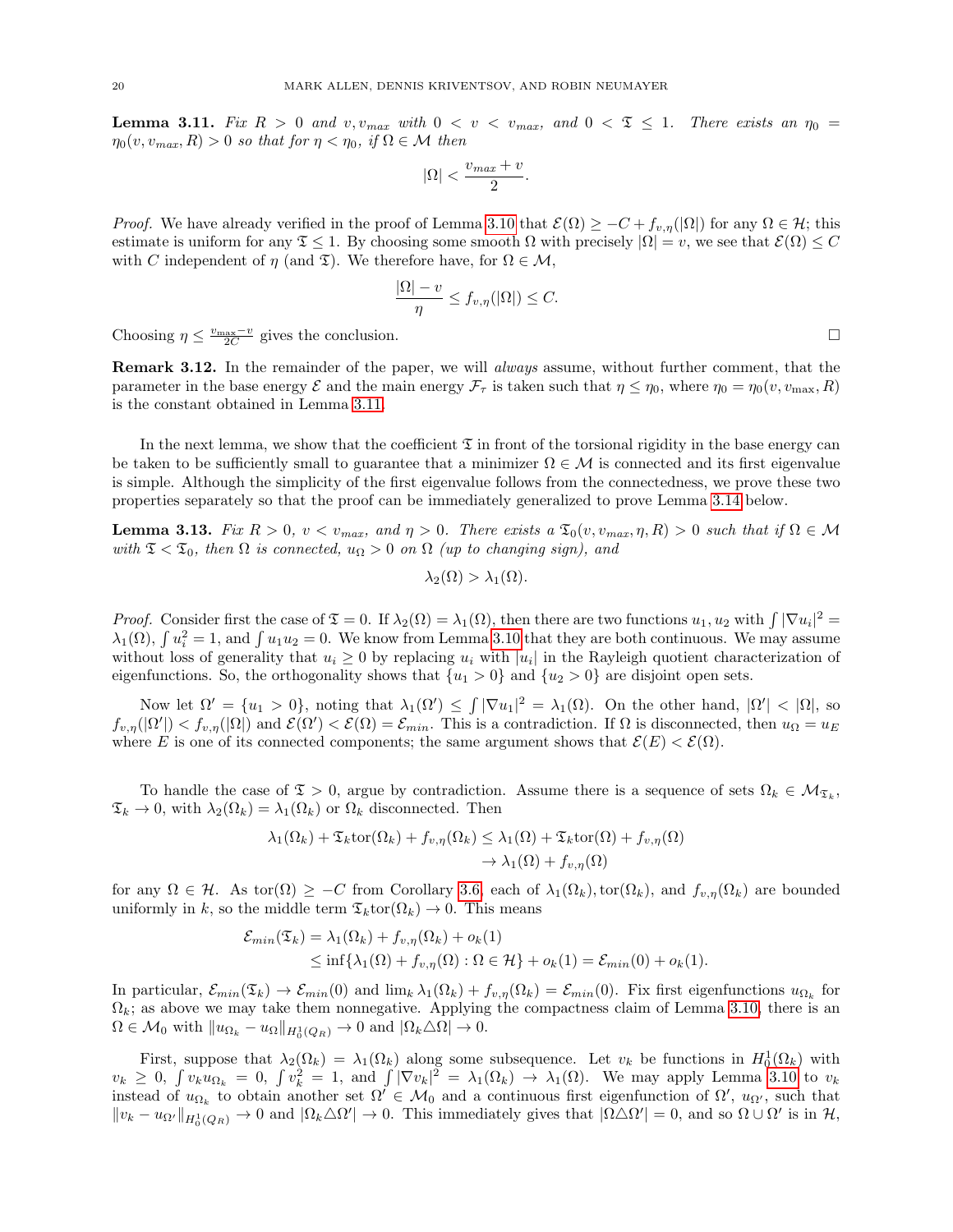**Lemma 3.11.** *Fix $R > 0$ and $v, v_{max}$ with $0 < v < v_{max}$, and $0 < \mathfrak{T} \leq 1$. There exists an $\eta_0 = \eta_0(v, v_{max}, R) > 0$ so that for $\eta < \eta_0$, if $\Omega \in \mathcal{M}$ then*

$$|\Omega| < \frac{v_{max} + v}{2}.$$

*Proof.* We have already verified in the proof of Lemma 3.10 that $\mathcal{E}(\Omega) \geq -C + f_{v,\eta}(|\Omega|)$ for any $\Omega \in \mathcal{H}$; this estimate is uniform for any $\mathfrak{T} \leq 1$. By choosing some smooth $\Omega$ with precisely $|\Omega| = v$, we see that $\mathcal{E}(\Omega) \leq C$ with $C$ independent of $\eta$ (and $\mathfrak{T}$). We therefore have, for $\Omega \in \mathcal{M}$,

$$\frac{|\Omega| - v}{\eta} \leq f_{v,\eta}(|\Omega|) \leq C.$$

Choosing $\eta \leq \frac{v_{\max} - v}{2C}$ gives the conclusion. □

**Remark 3.12.** In the remainder of the paper, we will *always* assume, without further comment, that the parameter in the base energy $\mathcal{E}$ and the main energy $\mathcal{F}_\tau$ is taken such that $\eta \leq \eta_0$, where $\eta_0 = \eta_0(v, v_{\max}, R)$ is the constant obtained in Lemma 3.11.

In the next lemma, we show that the coefficient $\mathfrak{T}$ in front of the torsional rigidity in the base energy can be taken to be sufficiently small to guarantee that a minimizer $\Omega \in \mathcal{M}$ is connected and its first eigenvalue is simple. Although the simplicity of the first eigenvalue follows from the connectedness, we prove these two properties separately so that the proof can be immediately generalized to prove Lemma 3.14 below.

**Lemma 3.13.** *Fix $R > 0$, $v < v_{max}$, and $\eta > 0$. There exists a $\mathfrak{T}_0(v, v_{max}, \eta, R) > 0$ such that if $\Omega \in \mathcal{M}$ with $\mathfrak{T} < \mathfrak{T}_0$, then $\Omega$ is connected, $u_\Omega > 0$ on $\Omega$ (up to changing sign), and*

$$\lambda_2(\Omega) > \lambda_1(\Omega).$$

*Proof.* Consider first the case of $\mathfrak{T} = 0$. If $\lambda_2(\Omega) = \lambda_1(\Omega)$, then there are two functions $u_1, u_2$ with $\int |\nabla u_i|^2 = \lambda_1(\Omega)$, $\int u_i^2 = 1$, and $\int u_1 u_2 = 0$. We know from Lemma 3.10 that they are both continuous. We may assume without loss of generality that $u_i \geq 0$ by replacing $u_i$ with $|u_i|$ in the Rayleigh quotient characterization of eigenfunctions. So, the orthogonality shows that $\{u_1 > 0\}$ and $\{u_2 > 0\}$ are disjoint open sets.

Now let $\Omega' = \{u_1 > 0\}$, noting that $\lambda_1(\Omega') \leq \int |\nabla u_1|^2 = \lambda_1(\Omega)$. On the other hand, $|\Omega'| < |\Omega|$, so $f_{v,\eta}(|\Omega'|) < f_{v,\eta}(|\Omega|)$ and $\mathcal{E}(\Omega') < \mathcal{E}(\Omega) = \mathcal{E}_{min}$. This is a contradiction. If $\Omega$ is disconnected, then $u_\Omega = u_E$ where $E$ is one of its connected components; the same argument shows that $\mathcal{E}(E) < \mathcal{E}(\Omega)$.

To handle the case of $\mathfrak{T} > 0$, argue by contradiction. Assume there is a sequence of sets $\Omega_k \in \mathcal{M}_{\mathfrak{T}_k}$, $\mathfrak{T}_k \to 0$, with $\lambda_2(\Omega_k) = \lambda_1(\Omega_k)$ or $\Omega_k$ disconnected. Then

$$\begin{aligned}
\lambda_1(\Omega_k) + \mathfrak{T}_k \text{tor}(\Omega_k) + f_{v,\eta}(\Omega_k) &\leq \lambda_1(\Omega) + \mathfrak{T}_k \text{tor}(\Omega) + f_{v,\eta}(\Omega) \\
&\to \lambda_1(\Omega) + f_{v,\eta}(\Omega)
\end{aligned}$$

for any $\Omega \in \mathcal{H}$. As $\text{tor}(\Omega) \geq -C$ from Corollary 3.6, each of $\lambda_1(\Omega_k), \text{tor}(\Omega_k)$, and $f_{v,\eta}(\Omega_k)$ are bounded uniformly in $k$, so the middle term $\mathfrak{T}_k \text{tor}(\Omega_k) \to 0$. This means

$$\begin{aligned}
\mathcal{E}_{min}(\mathfrak{T}_k) &= \lambda_1(\Omega_k) + f_{v,\eta}(\Omega_k) + o_k(1) \\
&\leq \inf\{\lambda_1(\Omega) + f_{v,\eta}(\Omega) : \Omega \in \mathcal{H}\} + o_k(1) = \mathcal{E}_{min}(0) + o_k(1).
\end{aligned}$$

In particular, $\mathcal{E}_{min}(\mathfrak{T}_k) \to \mathcal{E}_{min}(0)$ and $\lim_k \lambda_1(\Omega_k) + f_{v,\eta}(\Omega_k) = \mathcal{E}_{min}(0)$. Fix first eigenfunctions $u_{\Omega_k}$ for $\Omega_k$; as above we may take them nonnegative. Applying the compactness claim of Lemma 3.10, there is an $\Omega \in \mathcal{M}_0$ with $\|u_{\Omega_k} - u_\Omega\|_{H^1_0(Q_R)} \to 0$ and $|\Omega_k \triangle \Omega| \to 0$.

First, suppose that $\lambda_2(\Omega_k) = \lambda_1(\Omega_k)$ along some subsequence. Let $v_k$ be functions in $H^1_0(\Omega_k)$ with $v_k \geq 0$, $\int v_k u_{\Omega_k} = 0$, $\int v_k^2 = 1$, and $\int |\nabla v_k|^2 = \lambda_1(\Omega_k) \to \lambda_1(\Omega)$. We may apply Lemma 3.10 to $v_k$ instead of $u_{\Omega_k}$ to obtain another set $\Omega' \in \mathcal{M}_0$ and a continuous first eigenfunction of $\Omega'$, $u_{\Omega'}$, such that $\|v_k - u_{\Omega'}\|_{H^1_0(Q_R)} \to 0$ and $|\Omega_k \triangle \Omega'| \to 0$. This immediately gives that $|\Omega \triangle \Omega'| = 0$, and so $\Omega \cup \Omega'$ is in $\mathcal{H}$,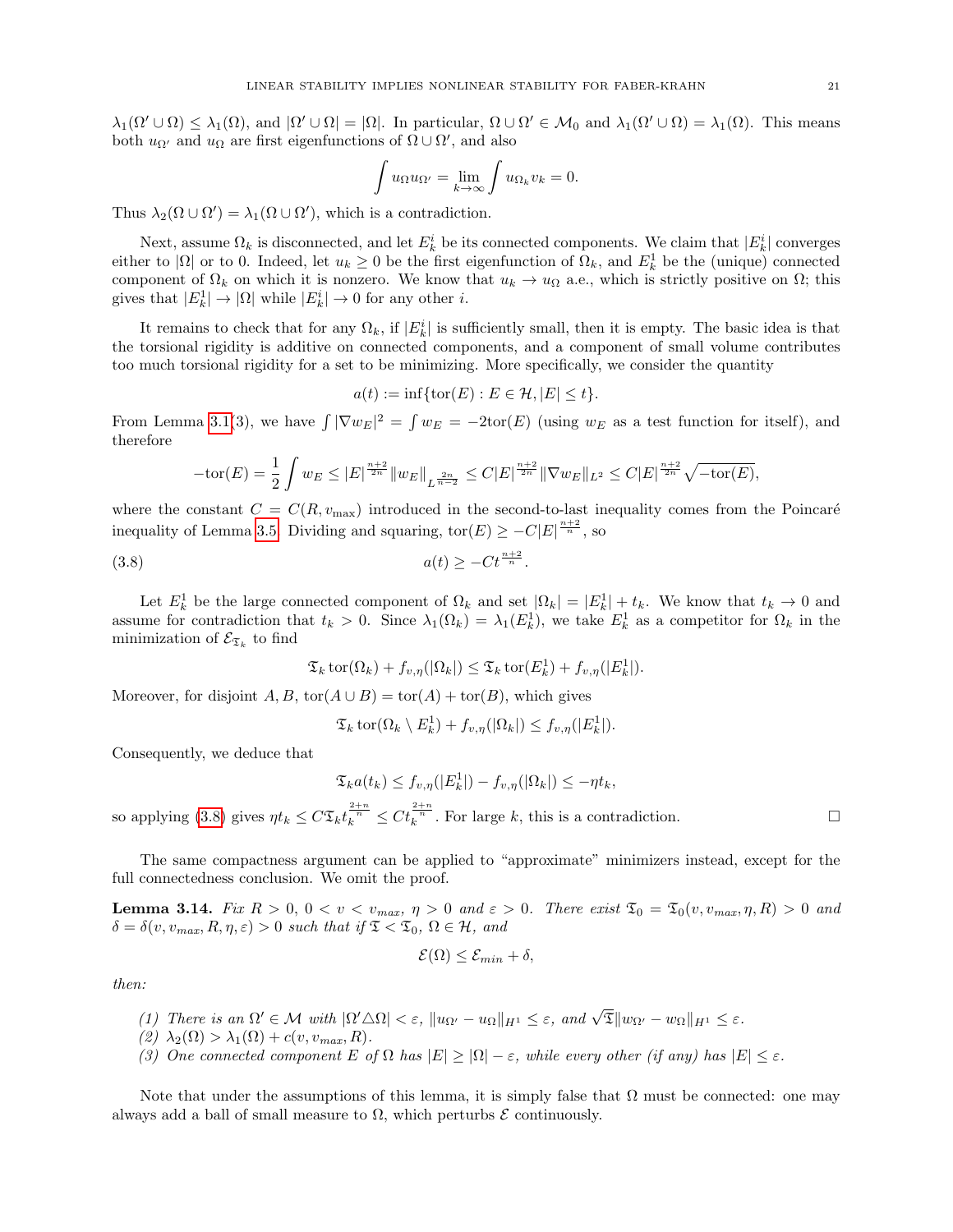$\lambda_1(\Omega' \cup \Omega) \leq \lambda_1(\Omega)$, and $|\Omega' \cup \Omega| = |\Omega|$. In particular, $\Omega \cup \Omega' \in \mathcal{M}_0$ and $\lambda_1(\Omega' \cup \Omega) = \lambda_1(\Omega)$. This means both $u_{\Omega'}$ and $u_\Omega$ are first eigenfunctions of $\Omega \cup \Omega'$, and also

$$\int u_\Omega u_{\Omega'} = \lim_{k\to\infty} \int u_{\Omega_k} v_k = 0.$$

Thus $\lambda_2(\Omega \cup \Omega') = \lambda_1(\Omega \cup \Omega')$, which is a contradiction.

Next, assume $\Omega_k$ is disconnected, and let $E_k^i$ be its connected components. We claim that $|E_k^i|$ converges either to $|\Omega|$ or to 0. Indeed, let $u_k \geq 0$ be the first eigenfunction of $\Omega_k$, and $E_k^1$ be the (unique) connected component of $\Omega_k$ on which it is nonzero. We know that $u_k \to u_\Omega$ a.e., which is strictly positive on $\Omega$; this gives that $|E_k^1| \to |\Omega|$ while $|E_k^i| \to 0$ for any other $i$.

It remains to check that for any $\Omega_k$, if $|E_k^i|$ is sufficiently small, then it is empty. The basic idea is that the torsional rigidity is additive on connected components, and a component of small volume contributes too much torsional rigidity for a set to be minimizing. More specifically, we consider the quantity

$$a(t) := \inf\{\mathrm{tor}(E) : E \in \mathcal{H}, |E| \leq t\}.$$

From Lemma 3.1(3), we have $\int |\nabla w_E|^2 = \int w_E = -2\mathrm{tor}(E)$ (using $w_E$ as a test function for itself), and therefore

$$-\mathrm{tor}(E) = \frac{1}{2}\int w_E \leq |E|^{\frac{n+2}{2n}} \|w_E\|_{L^{\frac{2n}{n-2}}} \leq C|E|^{\frac{n+2}{2n}} \|\nabla w_E\|_{L^2} \leq C|E|^{\frac{n+2}{2n}} \sqrt{-\mathrm{tor}(E)},$$

where the constant $C = C(R, v_{\max})$ introduced in the second-to-last inequality comes from the Poincaré inequality of Lemma 3.5. Dividing and squaring, $\mathrm{tor}(E) \geq -C|E|^{\frac{n+2}{n}}$, so

$$a(t) \geq -Ct^{\frac{n+2}{n}}. \tag{3.8}$$

Let $E_k^1$ be the large connected component of $\Omega_k$ and set $|\Omega_k| = |E_k^1| + t_k$. We know that $t_k \to 0$ and assume for contradiction that $t_k > 0$. Since $\lambda_1(\Omega_k) = \lambda_1(E_k^1)$, we take $E_k^1$ as a competitor for $\Omega_k$ in the minimization of $\mathcal{E}_{\mathfrak{T}_k}$ to find

$$\mathfrak{T}_k \,\mathrm{tor}(\Omega_k) + f_{v,\eta}(|\Omega_k|) \leq \mathfrak{T}_k \,\mathrm{tor}(E_k^1) + f_{v,\eta}(|E_k^1|).$$

Moreover, for disjoint $A, B$, $\mathrm{tor}(A \cup B) = \mathrm{tor}(A) + \mathrm{tor}(B)$, which gives

$$\mathfrak{T}_k \,\mathrm{tor}(\Omega_k \setminus E_k^1) + f_{v,\eta}(|\Omega_k|) \leq f_{v,\eta}(|E_k^1|).$$

Consequently, we deduce that

$$\mathfrak{T}_k a(t_k) \leq f_{v,\eta}(|E_k^1|) - f_{v,\eta}(|\Omega_k|) \leq -\eta t_k,$$

so applying (3.8) gives $\eta t_k \leq C\mathfrak{T}_k t_k^{\frac{2+n}{n}} \leq Ct_k^{\frac{2+n}{n}}$. For large $k$, this is a contradiction. $\square$

The same compactness argument can be applied to "approximate" minimizers instead, except for the full connectedness conclusion. We omit the proof.

**Lemma 3.14.** *Fix $R > 0$, $0 < v < v_{max}$, $\eta > 0$ and $\varepsilon > 0$. There exist $\mathfrak{T}_0 = \mathfrak{T}_0(v, v_{max}, \eta, R) > 0$ and $\delta = \delta(v, v_{max}, R, \eta, \varepsilon) > 0$ such that if $\mathfrak{T} < \mathfrak{T}_0$, $\Omega \in \mathcal{H}$, and*

$$\mathcal{E}(\Omega) \leq \mathcal{E}_{min} + \delta,$$

*then:*

1. *There is an $\Omega' \in \mathcal{M}$ with $|\Omega' \triangle \Omega| < \varepsilon$, $\|u_{\Omega'} - u_\Omega\|_{H^1} \leq \varepsilon$, and $\sqrt{\mathfrak{T}}\|w_{\Omega'} - w_\Omega\|_{H^1} \leq \varepsilon$.*
2. *$\lambda_2(\Omega) > \lambda_1(\Omega) + c(v, v_{max}, R)$.*
3. *One connected component $E$ of $\Omega$ has $|E| \geq |\Omega| - \varepsilon$, while every other (if any) has $|E| \leq \varepsilon$.*

Note that under the assumptions of this lemma, it is simply false that $\Omega$ must be connected: one may always add a ball of small measure to $\Omega$, which perturbs $\mathcal{E}$ continuously.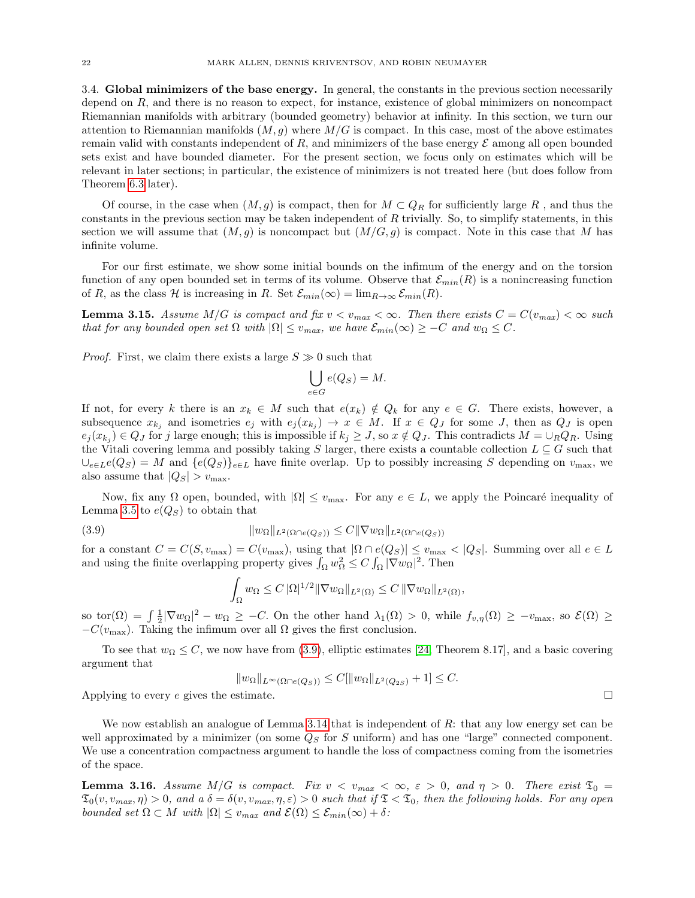### 3.4. Global minimizers of the base energy.

In general, the constants in the previous section necessarily depend on $R$, and there is no reason to expect, for instance, existence of global minimizers on noncompact Riemannian manifolds with arbitrary (bounded geometry) behavior at infinity. In this section, we turn our attention to Riemannian manifolds $(M, g)$ where $M/G$ is compact. In this case, most of the above estimates remain valid with constants independent of $R$, and minimizers of the base energy $\mathcal{E}$ among all open bounded sets exist and have bounded diameter. For the present section, we focus only on estimates which will be relevant in later sections; in particular, the existence of minimizers is not treated here (but does follow from Theorem 6.3 later).

Of course, in the case when $(M, g)$ is compact, then for $M \subset Q_R$ for sufficiently large $R$ , and thus the constants in the previous section may be taken independent of $R$ trivially. So, to simplify statements, in this section we will assume that $(M, g)$ is noncompact but $(M/G, g)$ is compact. Note in this case that $M$ has infinite volume.

For our first estimate, we show some initial bounds on the infimum of the energy and on the torsion function of any open bounded set in terms of its volume. Observe that $\mathcal{E}_{min}(R)$ is a nonincreasing function of $R$, as the class $\mathcal{H}$ is increasing in $R$. Set $\mathcal{E}_{min}(\infty) = \lim_{R\to\infty} \mathcal{E}_{min}(R)$.

**Lemma 3.15.** *Assume $M/G$ is compact and fix $v < v_{max} < \infty$. Then there exists $C = C(v_{max}) < \infty$ such that for any bounded open set $\Omega$ with $|\Omega| \le v_{max}$, we have $\mathcal{E}_{min}(\infty) \ge -C$ and $w_\Omega \le C$.*

*Proof.* First, we claim there exists a large $S \gg 0$ such that

$$\bigcup_{e\in G} e(Q_S) = M.$$

If not, for every $k$ there is an $x_k \in M$ such that $e(x_k) \notin Q_k$ for any $e \in G$. There exists, however, a subsequence $x_{k_j}$ and isometries $e_j$ with $e_j(x_{k_j}) \to x \in M$. If $x \in Q_J$ for some $J$, then as $Q_J$ is open $e_j(x_{k_j}) \in Q_J$ for $j$ large enough; this is impossible if $k_j \ge J$, so $x \notin Q_J$. This contradicts $M = \cup_R Q_R$. Using the Vitali covering lemma and possibly taking $S$ larger, there exists a countable collection $L \subseteq G$ such that $\cup_{e\in L} e(Q_S) = M$ and $\{e(Q_S)\}_{e\in L}$ have finite overlap. Up to possibly increasing $S$ depending on $v_{\max}$, we also assume that $|Q_S| > v_{\max}$.

Now, fix any $\Omega$ open, bounded, with $|\Omega| \le v_{\max}$. For any $e \in L$, we apply the Poincaré inequality of Lemma 3.5 to $e(Q_S)$ to obtain that

$$\|w_\Omega\|_{L^2(\Omega\cap e(Q_S))} \le C\|\nabla w_\Omega\|_{L^2(\Omega\cap e(Q_S))} \tag{3.9}$$

for a constant $C = C(S, v_{\max}) = C(v_{\max})$, using that $|\Omega \cap e(Q_S)| \le v_{\max} < |Q_S|$. Summing over all $e \in L$ and using the finite overlapping property gives $\int_\Omega w_\Omega^2 \le C \int_\Omega |\nabla w_\Omega|^2$. Then

$$\int_\Omega w_\Omega \le C\, |\Omega|^{1/2} \|\nabla w_\Omega\|_{L^2(\Omega)} \le C\, \|\nabla w_\Omega\|_{L^2(\Omega)},$$

so $\mathrm{tor}(\Omega) = \int \frac{1}{2}|\nabla w_\Omega|^2 - w_\Omega \ge -C$. On the other hand $\lambda_1(\Omega) > 0$, while $f_{v,\eta}(\Omega) \ge -v_{\max}$, so $\mathcal{E}(\Omega) \ge -C(v_{\max})$. Taking the infimum over all $\Omega$ gives the first conclusion.

To see that $w_\Omega \le C$, we now have from (3.9), elliptic estimates [24, Theorem 8.17], and a basic covering argument that

$$\|w_\Omega\|_{L^\infty(\Omega\cap e(Q_S))} \le C[\|w_\Omega\|_{L^2(Q_{2S})} + 1] \le C.$$

Applying to every $e$ gives the estimate. $\square$

We now establish an analogue of Lemma 3.14 that is independent of $R$: that any low energy set can be well approximated by a minimizer (on some $Q_S$ for $S$ uniform) and has one "large" connected component. We use a concentration compactness argument to handle the loss of compactness coming from the isometries of the space.

**Lemma 3.16.** *Assume $M/G$ is compact. Fix $v < v_{max} < \infty$, $\varepsilon > 0$, and $\eta > 0$. There exist $\mathfrak{T}_0 = \mathfrak{T}_0(v, v_{max}, \eta) > 0$, and a $\delta = \delta(v, v_{max}, \eta, \varepsilon) > 0$ such that if $\mathfrak{T} < \mathfrak{T}_0$, then the following holds. For any open bounded set $\Omega \subset M$ with $|\Omega| \le v_{max}$ and $\mathcal{E}(\Omega) \le \mathcal{E}_{min}(\infty) + \delta$:*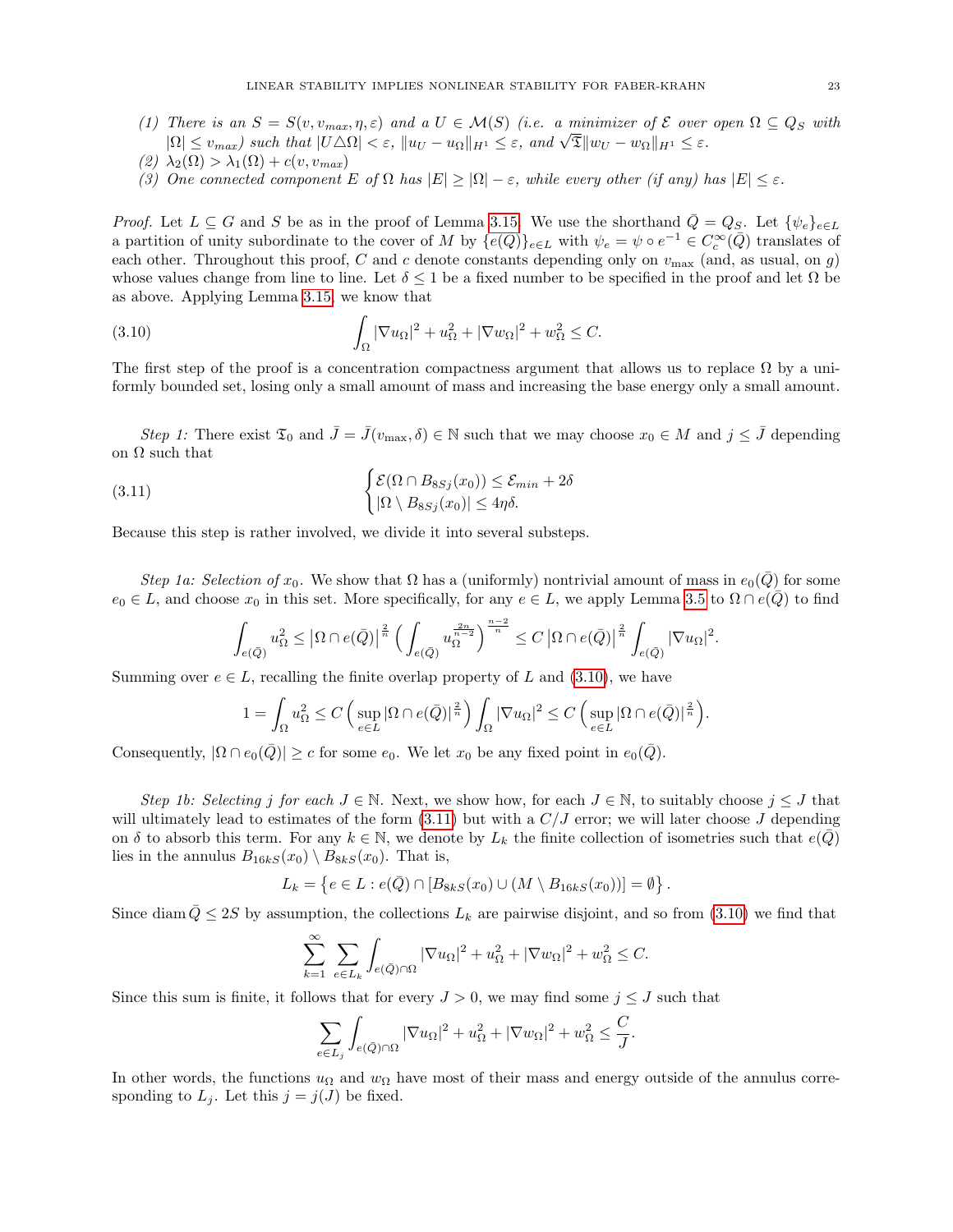(1) *There is an* $S = S(v, v_{max}, \eta, \varepsilon)$ *and a* $U \in \mathcal{M}(S)$ *(i.e. a minimizer of* $\mathcal{E}$ *over open* $\Omega \subseteq Q_S$ *with* $|\Omega| \le v_{max}$*) such that* $|U \triangle \Omega| < \varepsilon$*,* $\|u_U - u_\Omega\|_{H^1} \le \varepsilon$*, and* $\sqrt{\mathfrak{T}}\|w_U - w_\Omega\|_{H^1} \le \varepsilon$*.*

(2) $\lambda_2(\Omega) > \lambda_1(\Omega) + c(v, v_{max})$

(3) *One connected component* $E$ *of* $\Omega$ *has* $|E| \ge |\Omega| - \varepsilon$*, while every other (if any) has* $|E| \le \varepsilon$*.*

*Proof.* Let $L \subseteq G$ and $S$ be as in the proof of Lemma 3.15. We use the shorthand $\bar{Q} = Q_S$. Let $\{\psi_e\}_{e\in L}$ a partition of unity subordinate to the cover of $M$ by $\{e(\bar{Q})\}_{e\in L}$ with $\psi_e = \psi \circ e^{-1} \in C^\infty_c(\bar{Q})$ translates of each other. Throughout this proof, $C$ and $c$ denote constants depending only on $v_{\max}$ (and, as usual, on $g$) whose values change from line to line. Let $\delta \le 1$ be a fixed number to be specified in the proof and let $\Omega$ be as above. Applying Lemma 3.15, we know that

$$\int_\Omega |\nabla u_\Omega|^2 + u_\Omega^2 + |\nabla w_\Omega|^2 + w_\Omega^2 \le C. \tag{3.10}$$

The first step of the proof is a concentration compactness argument that allows us to replace $\Omega$ by a uniformly bounded set, losing only a small amount of mass and increasing the base energy only a small amount.

*Step 1:* There exist $\mathfrak{T}_0$ and $\bar{J} = \bar{J}(v_{\max}, \delta) \in \mathbb{N}$ such that we may choose $x_0 \in M$ and $j \le \bar{J}$ depending on $\Omega$ such that

$$\begin{cases} \mathcal{E}(\Omega \cap B_{8Sj}(x_0)) \le \mathcal{E}_{min} + 2\delta \\ |\Omega \setminus B_{8Sj}(x_0)| \le 4\eta\delta. \end{cases} \tag{3.11}$$

Because this step is rather involved, we divide it into several substeps.

*Step 1a: Selection of* $x_0$. We show that $\Omega$ has a (uniformly) nontrivial amount of mass in $e_0(\bar{Q})$ for some $e_0 \in L$, and choose $x_0$ in this set. More specifically, for any $e \in L$, we apply Lemma 3.5 to $\Omega \cap e(\bar{Q})$ to find

$$\int_{e(\bar{Q})} u_\Omega^2 \le \left|\Omega \cap e(\bar{Q})\right|^{\frac{2}{n}} \Big( \int_{e(\bar{Q})} u_\Omega^{\frac{2n}{n-2}} \Big)^{\frac{n-2}{n}} \le C \left|\Omega \cap e(\bar{Q})\right|^{\frac{2}{n}} \int_{e(\bar{Q})} |\nabla u_\Omega|^2.$$

Summing over $e \in L$, recalling the finite overlap property of $L$ and (3.10), we have

$$1 = \int_\Omega u_\Omega^2 \le C \Big( \sup_{e\in L} |\Omega \cap e(\bar{Q})|^{\frac{2}{n}} \Big) \int_\Omega |\nabla u_\Omega|^2 \le C \Big( \sup_{e\in L} |\Omega \cap e(\bar{Q})|^{\frac{2}{n}} \Big).$$

Consequently, $|\Omega \cap e_0(\bar{Q})| \ge c$ for some $e_0$. We let $x_0$ be any fixed point in $e_0(\bar{Q})$.

*Step 1b: Selecting* $j$ *for each* $J \in \mathbb{N}$. Next, we show how, for each $J \in \mathbb{N}$, to suitably choose $j \le J$ that will ultimately lead to estimates of the form (3.11) but with a $C/J$ error; we will later choose $J$ depending on $\delta$ to absorb this term. For any $k \in \mathbb{N}$, we denote by $L_k$ the finite collection of isometries such that $e(\bar{Q})$ lies in the annulus $B_{16kS}(x_0) \setminus B_{8kS}(x_0)$. That is,

$$L_k = \left\{ e \in L : e(\bar{Q}) \cap [B_{8kS}(x_0) \cup (M \setminus B_{16kS}(x_0))] = \emptyset \right\}.$$

Since $\operatorname{diam} \bar{Q} \le 2S$ by assumption, the collections $L_k$ are pairwise disjoint, and so from (3.10) we find that

$$\sum_{k=1}^\infty \sum_{e\in L_k} \int_{e(\bar{Q})\cap\Omega} |\nabla u_\Omega|^2 + u_\Omega^2 + |\nabla w_\Omega|^2 + w_\Omega^2 \le C.$$

Since this sum is finite, it follows that for every $J > 0$, we may find some $j \le J$ such that

$$\sum_{e\in L_j} \int_{e(\bar{Q})\cap\Omega} |\nabla u_\Omega|^2 + u_\Omega^2 + |\nabla w_\Omega|^2 + w_\Omega^2 \le \frac{C}{J}.$$

In other words, the functions $u_\Omega$ and $w_\Omega$ have most of their mass and energy outside of the annulus corresponding to $L_j$. Let this $j = j(J)$ be fixed.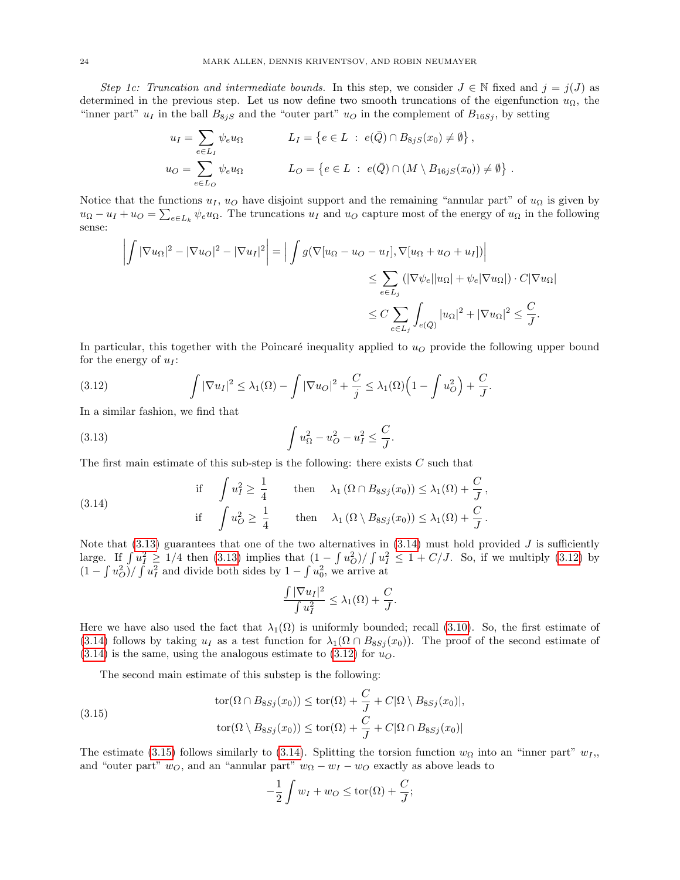*Step 1c: Truncation and intermediate bounds.* In this step, we consider $J \in \mathbb{N}$ fixed and $j = j(J)$ as determined in the previous step. Let us now define two smooth truncations of the eigenfunction $u_\Omega$, the "inner part" $u_I$ in the ball $B_{8jS}$ and the "outer part" $u_O$ in the complement of $B_{16Sj}$, by setting

$$
\begin{aligned}
u_I &= \sum_{e \in L_I} \psi_e u_\Omega \qquad && L_I = \left\{ e \in L \ : \ e(\bar{Q}) \cap B_{8jS}(x_0) \neq \emptyset \right\}, \\
u_O &= \sum_{e \in L_O} \psi_e u_\Omega \qquad && L_O = \left\{ e \in L \ : \ e(\bar{Q}) \cap (M \setminus B_{16jS}(x_0)) \neq \emptyset \right\}.
\end{aligned}
$$

Notice that the functions $u_I$, $u_O$ have disjoint support and the remaining "annular part" of $u_\Omega$ is given by $u_\Omega - u_I + u_O = \sum_{e \in L_k} \psi_e u_\Omega$. The truncations $u_I$ and $u_O$ capture most of the energy of $u_\Omega$ in the following sense:

$$
\begin{aligned}
\left| \int |\nabla u_\Omega|^2 - |\nabla u_O|^2 - |\nabla u_I|^2 \right| &= \Big| \int g(\nabla[u_\Omega - u_O - u_I], \nabla[u_\Omega + u_O + u_I]) \Big| \\
&\leq \sum_{e \in L_j} \left( |\nabla \psi_e||u_\Omega| + \psi_e |\nabla u_\Omega| \right) \cdot C |\nabla u_\Omega| \\
&\leq C \sum_{e \in L_j} \int_{e(\bar{Q})} |u_\Omega|^2 + |\nabla u_\Omega|^2 \leq \frac{C}{J}.
\end{aligned}
$$

In particular, this together with the Poincaré inequality applied to $u_O$ provide the following upper bound for the energy of $u_I$:

$$
\int |\nabla u_I|^2 \leq \lambda_1(\Omega) - \int |\nabla u_O|^2 + \frac{C}{j} \leq \lambda_1(\Omega) \Big( 1 - \int u_O^2 \Big) + \frac{C}{J}. \tag{3.12}
$$

In a similar fashion, we find that

$$
\int u_\Omega^2 - u_O^2 - u_I^2 \leq \frac{C}{J}. \tag{3.13}
$$

The first main estimate of this sub-step is the following: there exists $C$ such that

$$
\begin{aligned}
&\text{if} \quad \int u_I^2 \geq \frac{1}{4} \qquad \text{then} \quad \lambda_1 \left( \Omega \cap B_{8Sj}(x_0) \right) \leq \lambda_1(\Omega) + \frac{C}{J}, \\
&\text{if} \quad \int u_O^2 \geq \frac{1}{4} \qquad \text{then} \quad \lambda_1 \left( \Omega \setminus B_{8Sj}(x_0) \right) \leq \lambda_1(\Omega) + \frac{C}{J}.
\end{aligned} \tag{3.14}
$$

Note that (3.13) guarantees that one of the two alternatives in (3.14) must hold provided $J$ is sufficiently large. If $\int u_I^2 \geq 1/4$ then (3.13) implies that $(1 - \int u_O^2)/\int u_I^2 \leq 1 + C/J$. So, if we multiply (3.12) by $(1 - \int u_O^2)/\int u_I^2$ and divide both sides by $1 - \int u_0^2$, we arrive at

$$
\frac{\int |\nabla u_I|^2}{\int u_I^2} \leq \lambda_1(\Omega) + \frac{C}{J}.
$$

Here we have also used the fact that $\lambda_1(\Omega)$ is uniformly bounded; recall (3.10). So, the first estimate of (3.14) follows by taking $u_I$ as a test function for $\lambda_1(\Omega \cap B_{8Sj}(x_0))$. The proof of the second estimate of (3.14) is the same, using the analogous estimate to (3.12) for $u_O$.

The second main estimate of this substep is the following:

$$
\begin{aligned}
\operatorname{tor}(\Omega \cap B_{8Sj}(x_0)) &\leq \operatorname{tor}(\Omega) + \frac{C}{J} + C|\Omega \setminus B_{8Sj}(x_0)|, \\
\operatorname{tor}(\Omega \setminus B_{8Sj}(x_0)) &\leq \operatorname{tor}(\Omega) + \frac{C}{J} + C|\Omega \cap B_{8Sj}(x_0)|
\end{aligned} \tag{3.15}
$$

The estimate (3.15) follows similarly to (3.14). Splitting the torsion function $w_\Omega$ into an "inner part" $w_I$,, and "outer part" $w_O$, and an "annular part" $w_\Omega - w_I - w_O$ exactly as above leads to

$$
-\frac{1}{2} \int w_I + w_O \leq \operatorname{tor}(\Omega) + \frac{C}{J};
$$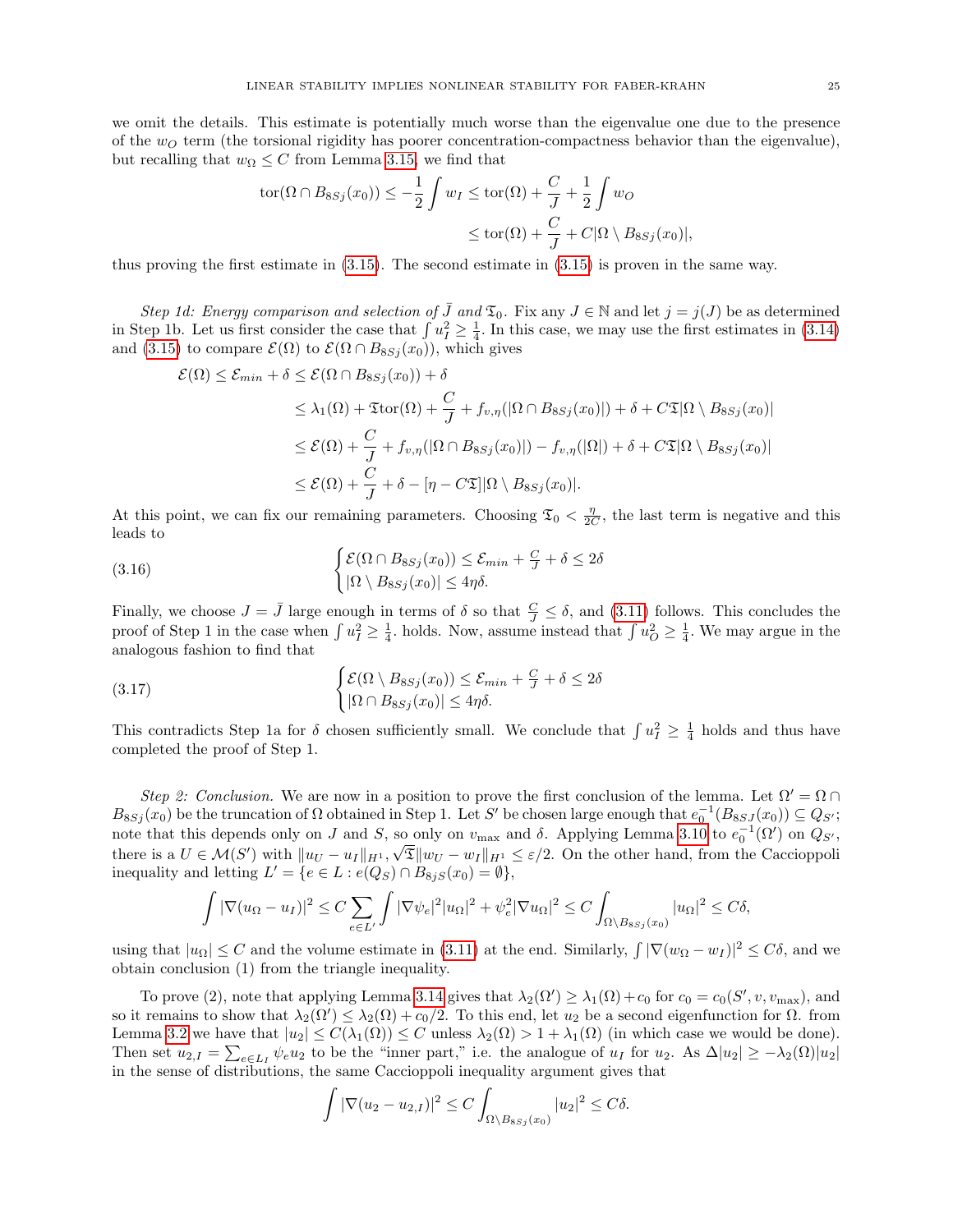we omit the details. This estimate is potentially much worse than the eigenvalue one due to the presence of the $w_O$ term (the torsional rigidity has poorer concentration-compactness behavior than the eigenvalue), but recalling that $w_\Omega \leq C$ from Lemma 3.15, we find that

$$
\begin{aligned}
\operatorname{tor}(\Omega \cap B_{8Sj}(x_0)) \leq -\frac{1}{2}\int w_I &\leq \operatorname{tor}(\Omega) + \frac{C}{J} + \frac{1}{2}\int w_O \\
&\leq \operatorname{tor}(\Omega) + \frac{C}{J} + C|\Omega \setminus B_{8Sj}(x_0)|,
\end{aligned}
$$

thus proving the first estimate in (3.15). The second estimate in (3.15) is proven in the same way.

*Step 1d: Energy comparison and selection of $\bar{J}$ and $\mathfrak{T}_0$.* Fix any $J \in \mathbb{N}$ and let $j = j(J)$ be as determined in Step 1b. Let us first consider the case that $\int u_I^2 \geq \frac{1}{4}$. In this case, we may use the first estimates in (3.14) and (3.15) to compare $\mathcal{E}(\Omega)$ to $\mathcal{E}(\Omega \cap B_{8Sj}(x_0))$, which gives

$$
\begin{aligned}
\mathcal{E}(\Omega) &\leq \mathcal{E}_{min} + \delta \leq \mathcal{E}(\Omega \cap B_{8Sj}(x_0)) + \delta \\
&\leq \lambda_1(\Omega) + \mathfrak{T}\operatorname{tor}(\Omega) + \frac{C}{J} + f_{v,\eta}(|\Omega \cap B_{8Sj}(x_0)|) + \delta + C\mathfrak{T}|\Omega \setminus B_{8Sj}(x_0)| \\
&\leq \mathcal{E}(\Omega) + \frac{C}{J} + f_{v,\eta}(|\Omega \cap B_{8Sj}(x_0)|) - f_{v,\eta}(|\Omega|) + \delta + C\mathfrak{T}|\Omega \setminus B_{8Sj}(x_0)| \\
&\leq \mathcal{E}(\Omega) + \frac{C}{J} + \delta - [\eta - C\mathfrak{T}]|\Omega \setminus B_{8Sj}(x_0)|.
\end{aligned}
$$

At this point, we can fix our remaining parameters. Choosing $\mathfrak{T}_0 < \frac{\eta}{2C}$, the last term is negative and this leads to

$$
\begin{cases}
\mathcal{E}(\Omega \cap B_{8Sj}(x_0)) \leq \mathcal{E}_{min} + \frac{C}{J} + \delta \leq 2\delta \\
|\Omega \setminus B_{8Sj}(x_0)| \leq 4\eta\delta.
\end{cases}
\tag{3.16}
$$

Finally, we choose $J = \bar{J}$ large enough in terms of $\delta$ so that $\frac{C}{J} \leq \delta$, and (3.11) follows. This concludes the proof of Step 1 in the case when $\int u_I^2 \geq \frac{1}{4}$. holds. Now, assume instead that $\int u_O^2 \geq \frac{1}{4}$. We may argue in the analogous fashion to find that

$$
\begin{cases}
\mathcal{E}(\Omega \setminus B_{8Sj}(x_0)) \leq \mathcal{E}_{min} + \frac{C}{J} + \delta \leq 2\delta \\
|\Omega \cap B_{8Sj}(x_0)| \leq 4\eta\delta.
\end{cases}
\tag{3.17}
$$

This contradicts Step 1a for $\delta$ chosen sufficiently small. We conclude that $\int u_I^2 \geq \frac{1}{4}$ holds and thus have completed the proof of Step 1.

*Step 2: Conclusion.* We are now in a position to prove the first conclusion of the lemma. Let $\Omega' = \Omega \cap B_{8Sj}(x_0)$ be the truncation of $\Omega$ obtained in Step 1. Let $S'$ be chosen large enough that $e_0^{-1}(B_{8SJ}(x_0)) \subseteq Q_{S'}$; note that this depends only on $J$ and $S$, so only on $v_{\max}$ and $\delta$. Applying Lemma 3.10 to $e_0^{-1}(\Omega')$ on $Q_{S'}$, there is a $U \in \mathcal{M}(S')$ with $\|u_U - u_I\|_{H^1}, \sqrt{\mathfrak{T}}\|w_U - w_I\|_{H^1} \leq \varepsilon/2$. On the other hand, from the Caccioppoli inequality and letting $L' = \{e \in L : e(Q_S) \cap B_{8jS}(x_0) = \emptyset\}$,

$$
\int |\nabla(u_\Omega - u_I)|^2 \leq C \sum_{e \in L'} \int |\nabla \psi_e|^2 |u_\Omega|^2 + \psi_e^2 |\nabla u_\Omega|^2 \leq C \int_{\Omega \setminus B_{8Sj}(x_0)} |u_\Omega|^2 \leq C\delta,
$$

using that $|u_\Omega| \leq C$ and the volume estimate in (3.11) at the end. Similarly, $\int |\nabla(w_\Omega - w_I)|^2 \leq C\delta$, and we obtain conclusion (1) from the triangle inequality.

To prove (2), note that applying Lemma 3.14 gives that $\lambda_2(\Omega') \geq \lambda_1(\Omega) + c_0$ for $c_0 = c_0(S', v, v_{\max})$, and so it remains to show that $\lambda_2(\Omega') \leq \lambda_2(\Omega) + c_0/2$. To this end, let $u_2$ be a second eigenfunction for $\Omega$. from Lemma 3.2 we have that $|u_2| \leq C(\lambda_1(\Omega)) \leq C$ unless $\lambda_2(\Omega) > 1 + \lambda_1(\Omega)$ (in which case we would be done). Then set $u_{2,I} = \sum_{e \in L_I} \psi_e u_2$ to be the "inner part," i.e. the analogue of $u_I$ for $u_2$. As $\Delta|u_2| \geq -\lambda_2(\Omega)|u_2|$ in the sense of distributions, the same Caccioppoli inequality argument gives that

$$
\int |\nabla(u_2 - u_{2,I})|^2 \leq C \int_{\Omega \setminus B_{8Sj}(x_0)} |u_2|^2 \leq C\delta.
$$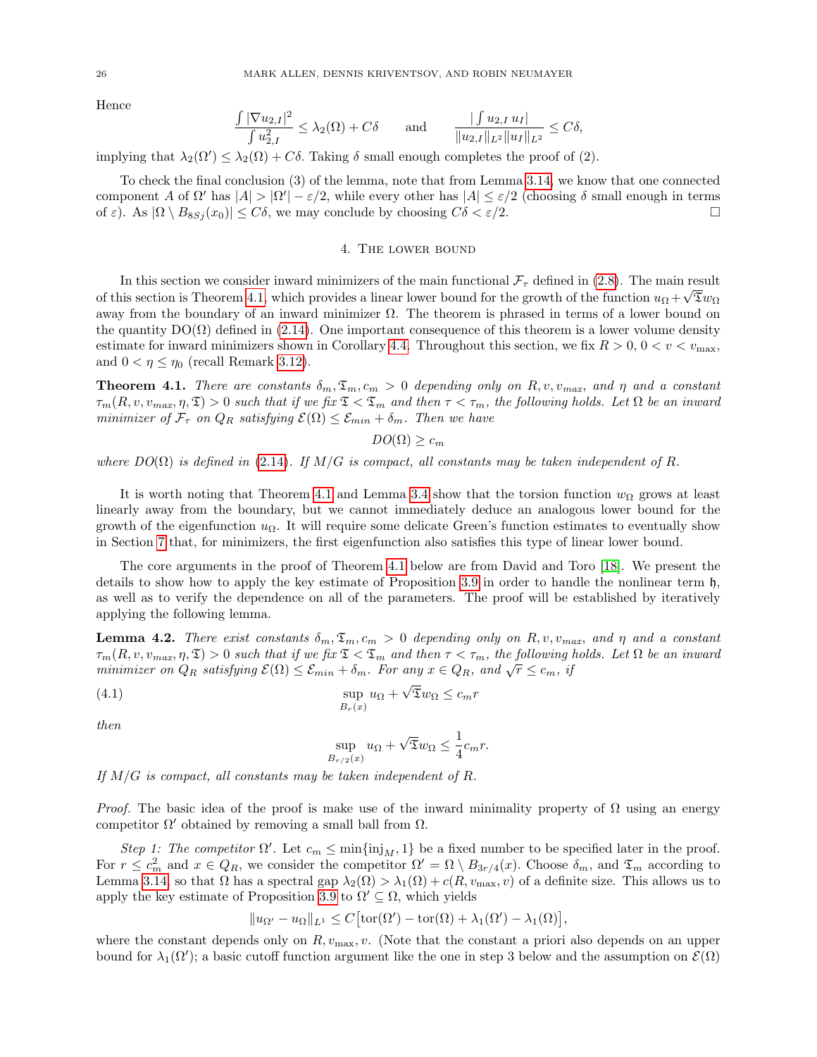Hence

$$\frac{\int |\nabla u_{2,I}|^2}{\int u_{2,I}^2} \leq \lambda_2(\Omega) + C\delta \qquad \text{and} \qquad \frac{|\int u_{2,I}\, u_I|}{\|u_{2,I}\|_{L^2}\|u_I\|_{L^2}} \leq C\delta,$$

implying that $\lambda_2(\Omega') \leq \lambda_2(\Omega) + C\delta$. Taking $\delta$ small enough completes the proof of (2).

To check the final conclusion (3) of the lemma, note that from Lemma 3.14, we know that one connected component $A$ of $\Omega'$ has $|A| > |\Omega'| - \varepsilon/2$, while every other has $|A| \leq \varepsilon/2$ (choosing $\delta$ small enough in terms of $\varepsilon$). As $|\Omega \setminus B_{8Sj}(x_0)| \leq C\delta$, we may conclude by choosing $C\delta < \varepsilon/2$. □

## 4. The lower bound

In this section we consider inward minimizers of the main functional $\mathcal{F}_\tau$ defined in (2.8). The main result of this section is Theorem 4.1, which provides a linear lower bound for the growth of the function $u_\Omega + \sqrt{\mathfrak{T}} w_\Omega$ away from the boundary of an inward minimizer $\Omega$. The theorem is phrased in terms of a lower bound on the quantity $\mathrm{DO}(\Omega)$ defined in (2.14). One important consequence of this theorem is a lower volume density estimate for inward minimizers shown in Corollary 4.4. Throughout this section, we fix $R > 0$, $0 < v < v_{\max}$, and $0 < \eta \leq \eta_0$ (recall Remark 3.12).

**Theorem 4.1.** *There are constants $\delta_m, \mathfrak{T}_m, c_m > 0$ depending only on $R, v, v_{max}$, and $\eta$ and a constant $\tau_m(R, v, v_{max}, \eta, \mathfrak{T}) > 0$ such that if we fix $\mathfrak{T} < \mathfrak{T}_m$ and then $\tau < \tau_m$, the following holds. Let $\Omega$ be an inward minimizer of $\mathcal{F}_\tau$ on $Q_R$ satisfying $\mathcal{E}(\Omega) \leq \mathcal{E}_{min} + \delta_m$. Then we have*

$$DO(\Omega) \geq c_m$$

*where $DO(\Omega)$ is defined in (2.14). If $M/G$ is compact, all constants may be taken independent of $R$.*

It is worth noting that Theorem 4.1 and Lemma 3.4 show that the torsion function $w_\Omega$ grows at least linearly away from the boundary, but we cannot immediately deduce an analogous lower bound for the growth of the eigenfunction $u_\Omega$. It will require some delicate Green's function estimates to eventually show in Section 7 that, for minimizers, the first eigenfunction also satisfies this type of linear lower bound.

The core arguments in the proof of Theorem 4.1 below are from David and Toro [18]. We present the details to show how to apply the key estimate of Proposition 3.9 in order to handle the nonlinear term $\mathfrak{h}$, as well as to verify the dependence on all of the parameters. The proof will be established by iteratively applying the following lemma.

**Lemma 4.2.** *There exist constants $\delta_m, \mathfrak{T}_m, c_m > 0$ depending only on $R, v, v_{max}$, and $\eta$ and a constant $\tau_m(R, v, v_{max}, \eta, \mathfrak{T}) > 0$ such that if we fix $\mathfrak{T} < \mathfrak{T}_m$ and then $\tau < \tau_m$, the following holds. Let $\Omega$ be an inward minimizer on $Q_R$ satisfying $\mathcal{E}(\Omega) \leq \mathcal{E}_{min} + \delta_m$. For any $x \in Q_R$, and $\sqrt{r} \leq c_m$, if*

$$\sup_{B_r(x)} u_\Omega + \sqrt{\mathfrak{T}} w_\Omega \leq c_m r \tag{4.1}$$

*then*

$$\sup_{B_{r/2}(x)} u_\Omega + \sqrt{\mathfrak{T}} w_\Omega \leq \frac{1}{4} c_m r.$$

*If $M/G$ is compact, all constants may be taken independent of $R$.*

*Proof.* The basic idea of the proof is make use of the inward minimality property of $\Omega$ using an energy competitor $\Omega'$ obtained by removing a small ball from $\Omega$.

*Step 1: The competitor $\Omega'$.* Let $c_m \leq \min\{\mathrm{inj}_M, 1\}$ be a fixed number to be specified later in the proof. For $r \leq c_m^2$ and $x \in Q_R$, we consider the competitor $\Omega' = \Omega \setminus B_{3r/4}(x)$. Choose $\delta_m$, and $\mathfrak{T}_m$ according to Lemma 3.14, so that $\Omega$ has a spectral gap $\lambda_2(\Omega) > \lambda_1(\Omega) + c(R, v_{\max}, v)$ of a definite size. This allows us to apply the key estimate of Proposition 3.9 to $\Omega' \subseteq \Omega$, which yields

$$\|u_{\Omega'} - u_\Omega\|_{L^1} \leq C\big[\mathrm{tor}(\Omega') - \mathrm{tor}(\Omega) + \lambda_1(\Omega') - \lambda_1(\Omega)\big],$$

where the constant depends only on $R, v_{\max}, v$. (Note that the constant a priori also depends on an upper bound for $\lambda_1(\Omega')$; a basic cutoff function argument like the one in step 3 below and the assumption on $\mathcal{E}(\Omega)$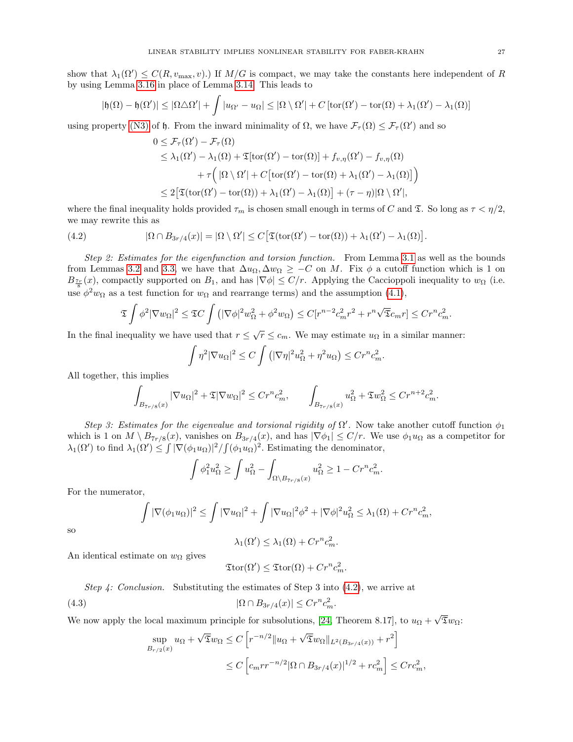show that $\lambda_1(\Omega') \le C(R, v_{\max}, v)$.) If $M/G$ is compact, we may take the constants here independent of $R$ by using Lemma 3.16 in place of Lemma 3.14. This leads to

$$|\mathfrak{h}(\Omega) - \mathfrak{h}(\Omega')| \le |\Omega \triangle \Omega'| + \int |u_{\Omega'} - u_\Omega| \le |\Omega \setminus \Omega'| + C\left[\mathrm{tor}(\Omega') - \mathrm{tor}(\Omega) + \lambda_1(\Omega') - \lambda_1(\Omega)\right]$$

using property (N3) of $\mathfrak{h}$. From the inward minimality of $\Omega$, we have $\mathcal{F}_\tau(\Omega) \le \mathcal{F}_\tau(\Omega')$ and so

$$\begin{aligned}
0 &\le \mathcal{F}_\tau(\Omega') - \mathcal{F}_\tau(\Omega) \\
&\le \lambda_1(\Omega') - \lambda_1(\Omega) + \mathfrak{T}[\mathrm{tor}(\Omega') - \mathrm{tor}(\Omega)] + f_{v,\eta}(\Omega') - f_{v,\eta}(\Omega) \\
&\qquad + \tau\Big( |\Omega \setminus \Omega'| + C\big[\mathrm{tor}(\Omega') - \mathrm{tor}(\Omega) + \lambda_1(\Omega') - \lambda_1(\Omega)\big]\Big) \\
&\le 2\big[\mathfrak{T}(\mathrm{tor}(\Omega') - \mathrm{tor}(\Omega)) + \lambda_1(\Omega') - \lambda_1(\Omega)\big] + (\tau - \eta)|\Omega \setminus \Omega'|,
\end{aligned}$$

where the final inequality holds provided $\tau_m$ is chosen small enough in terms of $C$ and $\mathfrak{T}$. So long as $\tau < \eta/2$, we may rewrite this as

$$|\Omega \cap B_{3r/4}(x)| = |\Omega \setminus \Omega'| \le C\big[\mathfrak{T}(\mathrm{tor}(\Omega') - \mathrm{tor}(\Omega)) + \lambda_1(\Omega') - \lambda_1(\Omega)\big]. \tag{4.2}$$

*Step 2: Estimates for the eigenfunction and torsion function.* From Lemma 3.1 as well as the bounds from Lemmas 3.2 and 3.3, we have that $\Delta u_\Omega, \Delta w_\Omega \ge -C$ on $M$. Fix $\phi$ a cutoff function which is 1 on $B_{\frac{7r}{8}}(x)$, compactly supported on $B_1$, and has $|\nabla \phi| \le C/r$. Applying the Caccioppoli inequality to $w_\Omega$ (i.e. use $\phi^2 w_\Omega$ as a test function for $w_\Omega$ and rearrange terms) and the assumption (4.1),

$$\mathfrak{T}\int \phi^2 |\nabla w_\Omega|^2 \le \mathfrak{T}C\int \left(|\nabla \phi|^2 w_\Omega^2 + \phi^2 w_\Omega\right) \le C[r^{n-2}c_m^2 r^2 + r^n\sqrt{\mathfrak{T}}c_m r] \le C r^n c_m^2.$$

In the final inequality we have used that $r \le \sqrt{r} \le c_m$. We may estimate $u_\Omega$ in a similar manner:

$$\int \eta^2 |\nabla u_\Omega|^2 \le C\int \left(|\nabla \eta|^2 u_\Omega^2 + \eta^2 u_\Omega\right) \le C r^n c_m^2.$$

All together, this implies

$$\int_{B_{7r/8}(x)} |\nabla u_\Omega|^2 + \mathfrak{T}|\nabla w_\Omega|^2 \le C r^n c_m^2, \qquad \int_{B_{7r/8}(x)} u_\Omega^2 + \mathfrak{T} w_\Omega^2 \le C r^{n+2} c_m^2.$$

*Step 3: Estimates for the eigenvalue and torsional rigidity of $\Omega'$.* Now take another cutoff function $\phi_1$ which is 1 on $M \setminus B_{7r/8}(x)$, vanishes on $B_{3r/4}(x)$, and has $|\nabla \phi_1| \le C/r$. We use $\phi_1 u_\Omega$ as a competitor for $\lambda_1(\Omega')$ to find $\lambda_1(\Omega') \le \int |\nabla(\phi_1 u_\Omega)|^2 / \int (\phi_1 u_\Omega)^2$. Estimating the denominator,

$$\int \phi_1^2 u_\Omega^2 \ge \int u_\Omega^2 - \int_{\Omega \setminus B_{7r/8}(x)} u_\Omega^2 \ge 1 - C r^n c_m^2.$$

For the numerator,

$$\int |\nabla(\phi_1 u_\Omega)|^2 \le \int |\nabla u_\Omega|^2 + \int |\nabla u_\Omega|^2 \phi^2 + |\nabla \phi|^2 u_\Omega^2 \le \lambda_1(\Omega) + C r^n c_m^2,$$

so

$$\lambda_1(\Omega') \le \lambda_1(\Omega) + C r^n c_m^2.$$

An identical estimate on $w_\Omega$ gives

$$\mathfrak{T}\mathrm{tor}(\Omega') \le \mathfrak{T}\mathrm{tor}(\Omega) + C r^n c_m^2.$$

*Step 4: Conclusion.* Substituting the estimates of Step 3 into (4.2), we arrive at

$$|\Omega \cap B_{3r/4}(x)| \le C r^n c_m^2. \tag{4.3}$$

We now apply the local maximum principle for subsolutions, [24, Theorem 8.17], to $u_\Omega + \sqrt{\mathfrak{T}} w_\Omega$:

$$\begin{aligned}
\sup_{B_{r/2}(x)} u_\Omega + \sqrt{\mathfrak{T}} w_\Omega &\le C\left[r^{-n/2}\|u_\Omega + \sqrt{\mathfrak{T}} w_\Omega\|_{L^2(B_{3r/4}(x))} + r^2\right] \\
&\le C\left[c_m r r^{-n/2}|\Omega \cap B_{3r/4}(x)|^{1/2} + r c_m^2\right] \le C r c_m^2,
\end{aligned}$$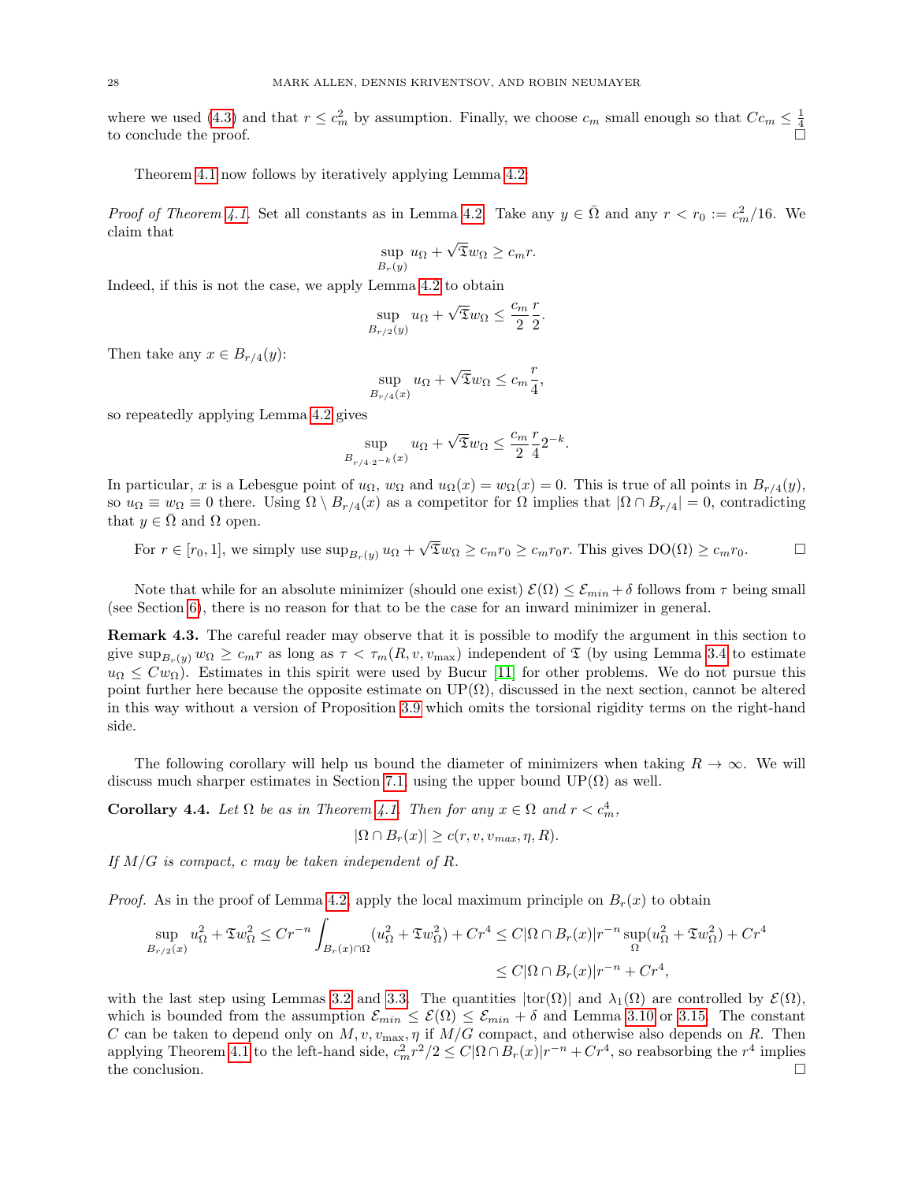where we used (4.3) and that $r \le c_m^2$ by assumption. Finally, we choose $c_m$ small enough so that $Cc_m \le \frac{1}{4}$ to conclude the proof. □

Theorem 4.1 now follows by iteratively applying Lemma 4.2.

*Proof of Theorem 4.1.* Set all constants as in Lemma 4.2. Take any $y \in \bar{\Omega}$ and any $r < r_0 := c_m^2/16$. We claim that

$$\sup_{B_r(y)} u_\Omega + \sqrt{\mathfrak{T}} w_\Omega \ge c_m r.$$

Indeed, if this is not the case, we apply Lemma 4.2 to obtain

$$\sup_{B_{r/2}(y)} u_\Omega + \sqrt{\mathfrak{T}} w_\Omega \le \frac{c_m}{2}\frac{r}{2}.$$

Then take any $x \in B_{r/4}(y)$:

$$\sup_{B_{r/4}(x)} u_\Omega + \sqrt{\mathfrak{T}} w_\Omega \le c_m \frac{r}{4},$$

so repeatedly applying Lemma 4.2 gives

$$\sup_{B_{r/4 \cdot 2^{-k}}(x)} u_\Omega + \sqrt{\mathfrak{T}} w_\Omega \le \frac{c_m}{2}\frac{r}{4} 2^{-k}.$$

In particular, $x$ is a Lebesgue point of $u_\Omega$, $w_\Omega$ and $u_\Omega(x) = w_\Omega(x) = 0$. This is true of all points in $B_{r/4}(y)$, so $u_\Omega \equiv w_\Omega \equiv 0$ there. Using $\Omega \setminus B_{r/4}(x)$ as a competitor for $\Omega$ implies that $|\Omega \cap B_{r/4}| = 0$, contradicting that $y \in \bar{\Omega}$ and $\Omega$ open.

For $r \in [r_0, 1]$, we simply use $\sup_{B_r(y)} u_\Omega + \sqrt{\mathfrak{T}} w_\Omega \ge c_m r_0 \ge c_m r_0 r$. This gives $\mathrm{DO}(\Omega) \ge c_m r_0$. □

Note that while for an absolute minimizer (should one exist) $\mathcal{E}(\Omega) \le \mathcal{E}_{min} + \delta$ follows from $\tau$ being small (see Section 6), there is no reason for that to be the case for an inward minimizer in general.

**Remark 4.3.** The careful reader may observe that it is possible to modify the argument in this section to give $\sup_{B_r(y)} w_\Omega \ge c_m r$ as long as $\tau < \tau_m(R, v, v_{\max})$ independent of $\mathfrak{T}$ (by using Lemma 3.4 to estimate $u_\Omega \le C w_\Omega$). Estimates in this spirit were used by Bucur [11] for other problems. We do not pursue this point further here because the opposite estimate on $\mathrm{UP}(\Omega)$, discussed in the next section, cannot be altered in this way without a version of Proposition 3.9 which omits the torsional rigidity terms on the right-hand side.

The following corollary will help us bound the diameter of minimizers when taking $R \to \infty$. We will discuss much sharper estimates in Section 7.1, using the upper bound $\mathrm{UP}(\Omega)$ as well.

**Corollary 4.4.** *Let $\Omega$ be as in Theorem 4.1. Then for any $x \in \Omega$ and $r < c_m^4$,*

$$|\Omega \cap B_r(x)| \ge c(r, v, v_{max}, \eta, R).$$

*If $M/G$ is compact, $c$ may be taken independent of $R$.*

*Proof.* As in the proof of Lemma 4.2, apply the local maximum principle on $B_r(x)$ to obtain

$$\begin{aligned}\sup_{B_{r/2}(x)} u_\Omega^2 + \mathfrak{T} w_\Omega^2 \le C r^{-n} \int_{B_r(x)\cap\Omega} (u_\Omega^2 + \mathfrak{T} w_\Omega^2) + C r^4 &\le C|\Omega \cap B_r(x)| r^{-n} \sup_\Omega (u_\Omega^2 + \mathfrak{T} w_\Omega^2) + C r^4 \\ &\le C|\Omega \cap B_r(x)| r^{-n} + C r^4,\end{aligned}$$

with the last step using Lemmas 3.2 and 3.3. The quantities $|\mathrm{tor}(\Omega)|$ and $\lambda_1(\Omega)$ are controlled by $\mathcal{E}(\Omega)$, which is bounded from the assumption $\mathcal{E}_{min} \le \mathcal{E}(\Omega) \le \mathcal{E}_{min} + \delta$ and Lemma 3.10 or 3.15. The constant $C$ can be taken to depend only on $M, v, v_{\max}, \eta$ if $M/G$ compact, and otherwise also depends on $R$. Then applying Theorem 4.1 to the left-hand side, $c_m^2 r^2/2 \le C|\Omega \cap B_r(x)| r^{-n} + C r^4$, so reabsorbing the $r^4$ implies the conclusion. □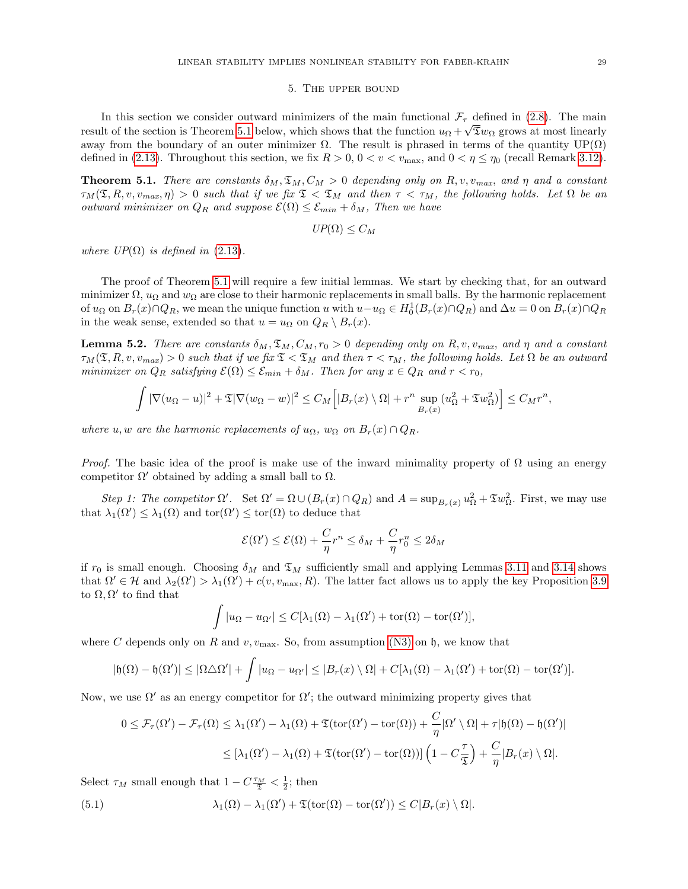## 5. The upper bound

In this section we consider outward minimizers of the main functional $\mathcal{F}_\tau$ defined in (2.8). The main result of the section is Theorem 5.1 below, which shows that the function $u_\Omega + \sqrt{\mathfrak{T}} w_\Omega$ grows at most linearly away from the boundary of an outer minimizer $\Omega$. The result is phrased in terms of the quantity $\mathrm{UP}(\Omega)$ defined in (2.13). Throughout this section, we fix $R > 0$, $0 < v < v_{\max}$, and $0 < \eta \leq \eta_0$ (recall Remark 3.12).

**Theorem 5.1.** *There are constants $\delta_M, \mathfrak{T}_M, C_M > 0$ depending only on $R, v, v_{max}$, and $\eta$ and a constant $\tau_M(\mathfrak{T}, R, v, v_{max}, \eta) > 0$ such that if we fix $\mathfrak{T} < \mathfrak{T}_M$ and then $\tau < \tau_M$, the following holds. Let $\Omega$ be an outward minimizer on $Q_R$ and suppose $\mathcal{E}(\Omega) \leq \mathcal{E}_{min} + \delta_M$. Then we have*

$$UP(\Omega) \leq C_M$$

*where $UP(\Omega)$ is defined in (2.13).*

The proof of Theorem 5.1 will require a few initial lemmas. We start by checking that, for an outward minimizer $\Omega$, $u_\Omega$ and $w_\Omega$ are close to their harmonic replacements in small balls. By the harmonic replacement of $u_\Omega$ on $B_r(x) \cap Q_R$, we mean the unique function $u$ with $u - u_\Omega \in H^1_0(B_r(x) \cap Q_R)$ and $\Delta u = 0$ on $B_r(x) \cap Q_R$ in the weak sense, extended so that $u = u_\Omega$ on $Q_R \setminus B_r(x)$.

**Lemma 5.2.** *There are constants $\delta_M, \mathfrak{T}_M, C_M, r_0 > 0$ depending only on $R, v, v_{max}$, and $\eta$ and a constant $\tau_M(\mathfrak{T}, R, v, v_{max}) > 0$ such that if we fix $\mathfrak{T} < \mathfrak{T}_M$ and then $\tau < \tau_M$, the following holds. Let $\Omega$ be an outward minimizer on $Q_R$ satisfying $\mathcal{E}(\Omega) \leq \mathcal{E}_{min} + \delta_M$. Then for any $x \in Q_R$ and $r < r_0$,*

$$\int |\nabla(u_\Omega - u)|^2 + \mathfrak{T}|\nabla(w_\Omega - w)|^2 \leq C_M \Big[ |B_r(x) \setminus \Omega| + r^n \sup_{B_r(x)} (u_\Omega^2 + \mathfrak{T} w_\Omega^2) \Big] \leq C_M r^n,$$

*where $u, w$ are the harmonic replacements of $u_\Omega$, $w_\Omega$ on $B_r(x) \cap Q_R$.*

*Proof.* The basic idea of the proof is make use of the inward minimality property of $\Omega$ using an energy competitor $\Omega'$ obtained by adding a small ball to $\Omega$.

*Step 1: The competitor $\Omega'$.* Set $\Omega' = \Omega \cup (B_r(x) \cap Q_R)$ and $A = \sup_{B_r(x)} u_\Omega^2 + \mathfrak{T} w_\Omega^2$. First, we may use that $\lambda_1(\Omega') \leq \lambda_1(\Omega)$ and $\mathrm{tor}(\Omega') \leq \mathrm{tor}(\Omega)$ to deduce that

$$\mathcal{E}(\Omega') \leq \mathcal{E}(\Omega) + \frac{C}{\eta} r^n \leq \delta_M + \frac{C}{\eta} r_0^n \leq 2\delta_M$$

if $r_0$ is small enough. Choosing $\delta_M$ and $\mathfrak{T}_M$ sufficiently small and applying Lemmas 3.11 and 3.14 shows that $\Omega' \in \mathcal{H}$ and $\lambda_2(\Omega') > \lambda_1(\Omega') + c(v, v_{\max}, R)$. The latter fact allows us to apply the key Proposition 3.9 to $\Omega, \Omega'$ to find that

$$\int |u_\Omega - u_{\Omega'}| \leq C[\lambda_1(\Omega) - \lambda_1(\Omega') + \mathrm{tor}(\Omega) - \mathrm{tor}(\Omega')],$$

where $C$ depends only on $R$ and $v, v_{\max}$. So, from assumption (N3) on $\mathfrak{h}$, we know that

$$|\mathfrak{h}(\Omega) - \mathfrak{h}(\Omega')| \leq |\Omega \triangle \Omega'| + \int |u_\Omega - u_{\Omega'}| \leq |B_r(x) \setminus \Omega| + C[\lambda_1(\Omega) - \lambda_1(\Omega') + \mathrm{tor}(\Omega) - \mathrm{tor}(\Omega')].$$

Now, we use $\Omega'$ as an energy competitor for $\Omega'$; the outward minimizing property gives that

$$\begin{aligned}
0 \leq \mathcal{F}_\tau(\Omega') - \mathcal{F}_\tau(\Omega) &\leq \lambda_1(\Omega') - \lambda_1(\Omega) + \mathfrak{T}(\mathrm{tor}(\Omega') - \mathrm{tor}(\Omega)) + \frac{C}{\eta}|\Omega' \setminus \Omega| + \tau|\mathfrak{h}(\Omega) - \mathfrak{h}(\Omega')| \\
&\leq [\lambda_1(\Omega') - \lambda_1(\Omega) + \mathfrak{T}(\mathrm{tor}(\Omega') - \mathrm{tor}(\Omega))] \left(1 - C\frac{\tau}{\mathfrak{T}}\right) + \frac{C}{\eta}|B_r(x) \setminus \Omega|.
\end{aligned}$$

Select $\tau_M$ small enough that $1 - C\frac{\tau_M}{\mathfrak{T}} < \frac{1}{2}$; then

$$\lambda_1(\Omega) - \lambda_1(\Omega') + \mathfrak{T}(\mathrm{tor}(\Omega) - \mathrm{tor}(\Omega')) \leq C|B_r(x) \setminus \Omega|. \tag{5.1}$$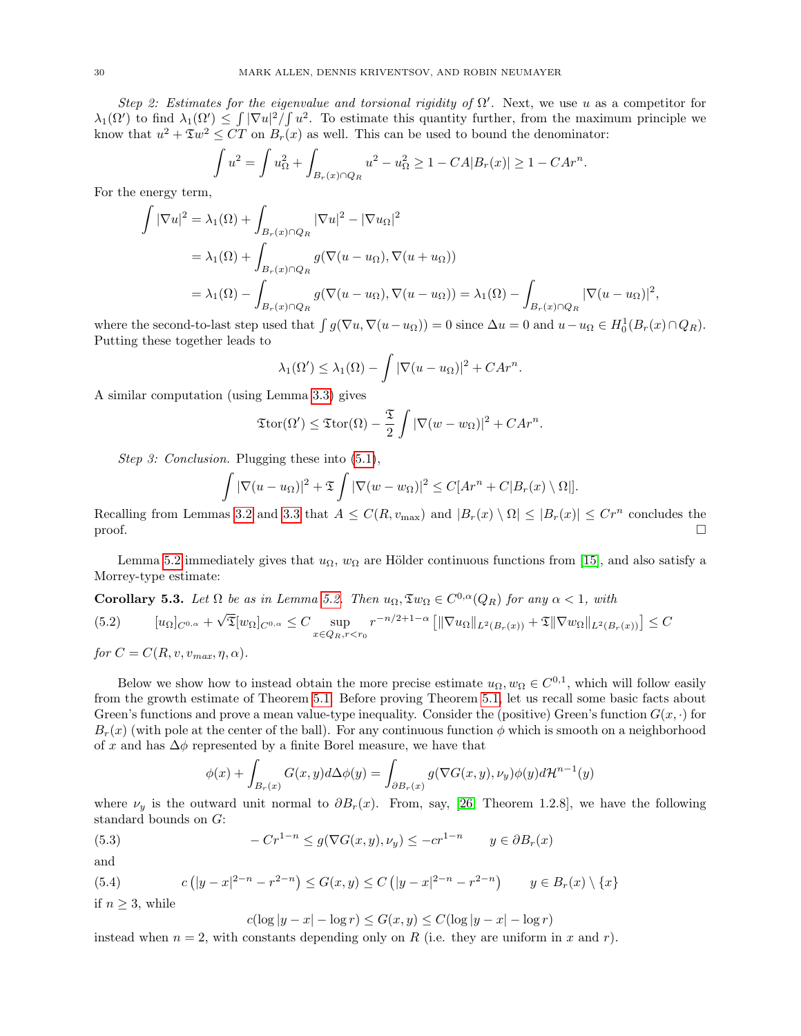*Step 2: Estimates for the eigenvalue and torsional rigidity of $\Omega'$.* Next, we use $u$ as a competitor for $\lambda_1(\Omega')$ to find $\lambda_1(\Omega') \leq \int |\nabla u|^2 / \int u^2$. To estimate this quantity further, from the maximum principle we know that $u^2 + \mathfrak{T} w^2 \leq CT$ on $B_r(x)$ as well. This can be used to bound the denominator:

$$\int u^2 = \int u_\Omega^2 + \int_{B_r(x)\cap Q_R} u^2 - u_\Omega^2 \geq 1 - CA|B_r(x)| \geq 1 - CAr^n.$$

For the energy term,

$$\begin{aligned}
\int |\nabla u|^2 &= \lambda_1(\Omega) + \int_{B_r(x)\cap Q_R} |\nabla u|^2 - |\nabla u_\Omega|^2 \\
&= \lambda_1(\Omega) + \int_{B_r(x)\cap Q_R} g(\nabla(u - u_\Omega), \nabla(u + u_\Omega)) \\
&= \lambda_1(\Omega) - \int_{B_r(x)\cap Q_R} g(\nabla(u - u_\Omega), \nabla(u - u_\Omega)) = \lambda_1(\Omega) - \int_{B_r(x)\cap Q_R} |\nabla(u - u_\Omega)|^2,
\end{aligned}$$

where the second-to-last step used that $\int g(\nabla u, \nabla(u - u_\Omega)) = 0$ since $\Delta u = 0$ and $u - u_\Omega \in H_0^1(B_r(x)\cap Q_R)$. Putting these together leads to

$$\lambda_1(\Omega') \leq \lambda_1(\Omega) - \int |\nabla(u - u_\Omega)|^2 + CAr^n.$$

A similar computation (using Lemma 3.3) gives

$$\mathfrak{T}\mathrm{tor}(\Omega') \leq \mathfrak{T}\mathrm{tor}(\Omega) - \frac{\mathfrak{T}}{2}\int |\nabla(w - w_\Omega)|^2 + CAr^n.$$

*Step 3: Conclusion.* Plugging these into (5.1),

$$\int |\nabla(u - u_\Omega)|^2 + \mathfrak{T}\int |\nabla(w - w_\Omega)|^2 \leq C[Ar^n + C|B_r(x)\setminus\Omega|].$$

Recalling from Lemmas 3.2 and 3.3 that $A \leq C(R, v_{\max})$ and $|B_r(x)\setminus\Omega| \leq |B_r(x)| \leq Cr^n$ concludes the proof. $\square$

Lemma 5.2 immediately gives that $u_\Omega$, $w_\Omega$ are Hölder continuous functions from [15], and also satisfy a Morrey-type estimate:

**Corollary 5.3.** *Let $\Omega$ be as in Lemma 5.2. Then $u_\Omega, \mathfrak{T} w_\Omega \in C^{0,\alpha}(Q_R)$ for any $\alpha < 1$, with*

$$[u_\Omega]_{C^{0,\alpha}} + \sqrt{\mathfrak{T}}[w_\Omega]_{C^{0,\alpha}} \leq C \sup_{x\in Q_R, r<r_0} r^{-n/2+1-\alpha}\left[\|\nabla u_\Omega\|_{L^2(B_r(x))} + \mathfrak{T}\|\nabla w_\Omega\|_{L^2(B_r(x))}\right] \leq C \tag{5.2}$$

*for $C = C(R, v, v_{max}, \eta, \alpha)$.*

Below we show how to instead obtain the more precise estimate $u_\Omega, w_\Omega \in C^{0,1}$, which will follow easily from the growth estimate of Theorem 5.1. Before proving Theorem 5.1, let us recall some basic facts about Green's functions and prove a mean value-type inequality. Consider the (positive) Green's function $G(x, \cdot)$ for $B_r(x)$ (with pole at the center of the ball). For any continuous function $\phi$ which is smooth on a neighborhood of $x$ and has $\Delta\phi$ represented by a finite Borel measure, we have that

$$\phi(x) + \int_{B_r(x)} G(x, y)\,d\Delta\phi(y) = \int_{\partial B_r(x)} g(\nabla G(x, y), \nu_y)\phi(y)\,d\mathcal{H}^{n-1}(y)$$

where $\nu_y$ is the outward unit normal to $\partial B_r(x)$. From, say, [26, Theorem 1.2.8], we have the following standard bounds on $G$:

$$-Cr^{1-n} \leq g(\nabla G(x, y), \nu_y) \leq -cr^{1-n} \qquad y \in \partial B_r(x) \tag{5.3}$$

and

$$c\left(|y - x|^{2-n} - r^{2-n}\right) \leq G(x, y) \leq C\left(|y - x|^{2-n} - r^{2-n}\right) \qquad y \in B_r(x)\setminus\{x\} \tag{5.4}$$

if $n \geq 3$, while

$$c(\log|y - x| - \log r) \leq G(x, y) \leq C(\log|y - x| - \log r)$$

instead when $n = 2$, with constants depending only on $R$ (i.e. they are uniform in $x$ and $r$).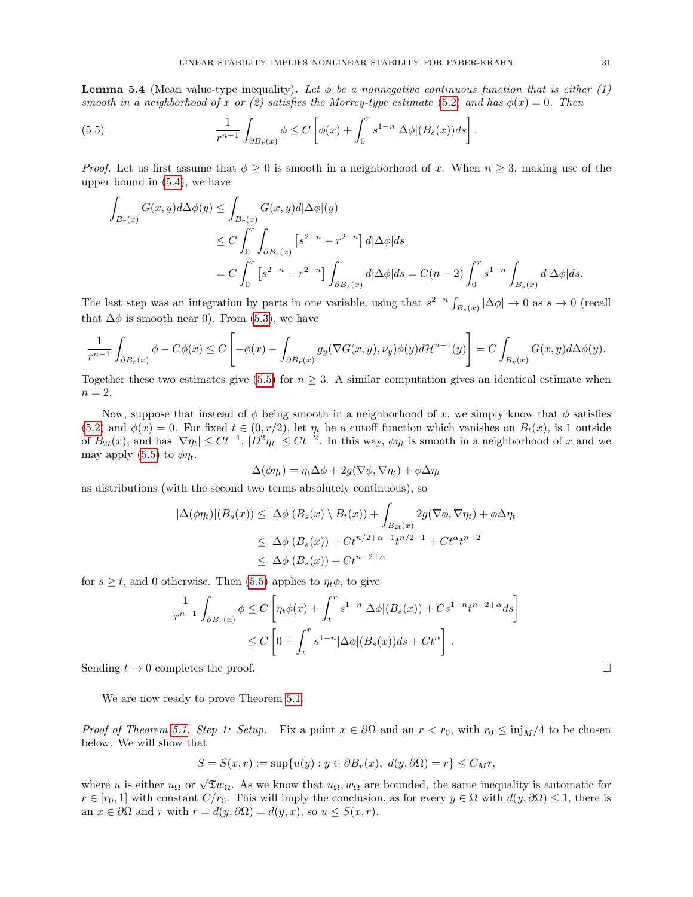**Lemma 5.4** (Mean value-type inequality)**.** *Let $\phi$ be a nonnegative continuous function that is either (1) smooth in a neighborhood of $x$ or (2) satisfies the Morrey-type estimate (5.2) and has $\phi(x) = 0$. Then*

$$\frac{1}{r^{n-1}} \int_{\partial B_r(x)} \phi \leq C \left[ \phi(x) + \int_0^r s^{1-n} |\Delta \phi|(B_s(x)) ds \right]. \tag{5.5}$$

*Proof.* Let us first assume that $\phi \geq 0$ is smooth in a neighborhood of $x$. When $n \geq 3$, making use of the upper bound in (5.4), we have

$$\begin{aligned}
\int_{B_r(x)} G(x,y) d\Delta\phi(y) &\leq \int_{B_r(x)} G(x,y) d|\Delta\phi|(y) \\
&\leq C \int_0^r \int_{\partial B_s(x)} \left[ s^{2-n} - r^{2-n} \right] d|\Delta\phi| ds \\
&= C \int_0^r \left[ s^{2-n} - r^{2-n} \right] \int_{\partial B_s(x)} d|\Delta\phi| ds = C(n-2) \int_0^r s^{1-n} \int_{B_s(x)} d|\Delta\phi| ds.
\end{aligned}$$

The last step was an integration by parts in one variable, using that $s^{2-n} \int_{B_s(x)} |\Delta\phi| \to 0$ as $s \to 0$ (recall that $\Delta\phi$ is smooth near 0). From (5.3), we have

$$\frac{1}{r^{n-1}} \int_{\partial B_r(x)} \phi - C\phi(x) \leq C \left[ -\phi(x) - \int_{\partial B_r(x)} g_y(\nabla G(x,y), \nu_y) \phi(y) d\mathcal{H}^{n-1}(y) \right] = C \int_{B_r(x)} G(x,y) d\Delta\phi(y).$$

Together these two estimates give (5.5) for $n \geq 3$. A similar computation gives an identical estimate when $n = 2$.

Now, suppose that instead of $\phi$ being smooth in a neighborhood of $x$, we simply know that $\phi$ satisfies (5.2) and $\phi(x) = 0$. For fixed $t \in (0, r/2)$, let $\eta_t$ be a cutoff function which vanishes on $B_t(x)$, is 1 outside of $B_{2t}(x)$, and has $|\nabla \eta_t| \leq Ct^{-1}$, $|D^2 \eta_t| \leq Ct^{-2}$. In this way, $\phi\eta_t$ is smooth in a neighborhood of $x$ and we may apply (5.5) to $\phi\eta_t$.

$$\Delta(\phi\eta_t) = \eta_t \Delta\phi + 2g(\nabla\phi, \nabla\eta_t) + \phi\Delta\eta_t$$

as distributions (with the second two terms absolutely continuous), so

$$\begin{aligned}
|\Delta(\phi\eta_t)|(B_s(x)) &\leq |\Delta\phi|(B_s(x) \setminus B_t(x)) + \int_{B_{2t}(x)} 2g(\nabla\phi, \nabla\eta_t) + \phi\Delta\eta_t \\
&\leq |\Delta\phi|(B_s(x)) + Ct^{n/2+\alpha-1} t^{n/2-1} + Ct^\alpha t^{n-2} \\
&\leq |\Delta\phi|(B_s(x)) + Ct^{n-2+\alpha}
\end{aligned}$$

for $s \geq t$, and 0 otherwise. Then (5.5) applies to $\eta_t\phi$, to give

$$\begin{aligned}
\frac{1}{r^{n-1}} \int_{\partial B_r(x)} \phi &\leq C \left[ \eta_t\phi(x) + \int_t^r s^{1-n} |\Delta\phi|(B_s(x)) + Cs^{1-n} t^{n-2+\alpha} ds \right] \\
&\leq C \left[ 0 + \int_t^r s^{1-n} |\Delta\phi|(B_s(x)) ds + Ct^\alpha \right].
\end{aligned}$$

Sending $t \to 0$ completes the proof. $\square$

We are now ready to prove Theorem 5.1.

*Proof of Theorem 5.1. Step 1: Setup.* Fix a point $x \in \partial\Omega$ and an $r < r_0$, with $r_0 \leq \mathrm{inj}_M/4$ to be chosen below. We will show that

$$S = S(x, r) := \sup\{u(y) : y \in \partial B_r(x),\ d(y, \partial\Omega) = r\} \leq C_M r,$$

where $u$ is either $u_\Omega$ or $\sqrt{\mathfrak{T}} w_\Omega$. As we know that $u_\Omega, w_\Omega$ are bounded, the same inequality is automatic for $r \in [r_0, 1]$ with constant $C/r_0$. This will imply the conclusion, as for every $y \in \Omega$ with $d(y, \partial\Omega) \leq 1$, there is an $x \in \partial\Omega$ and $r$ with $r = d(y, \partial\Omega) = d(y, x)$, so $u \leq S(x, r)$.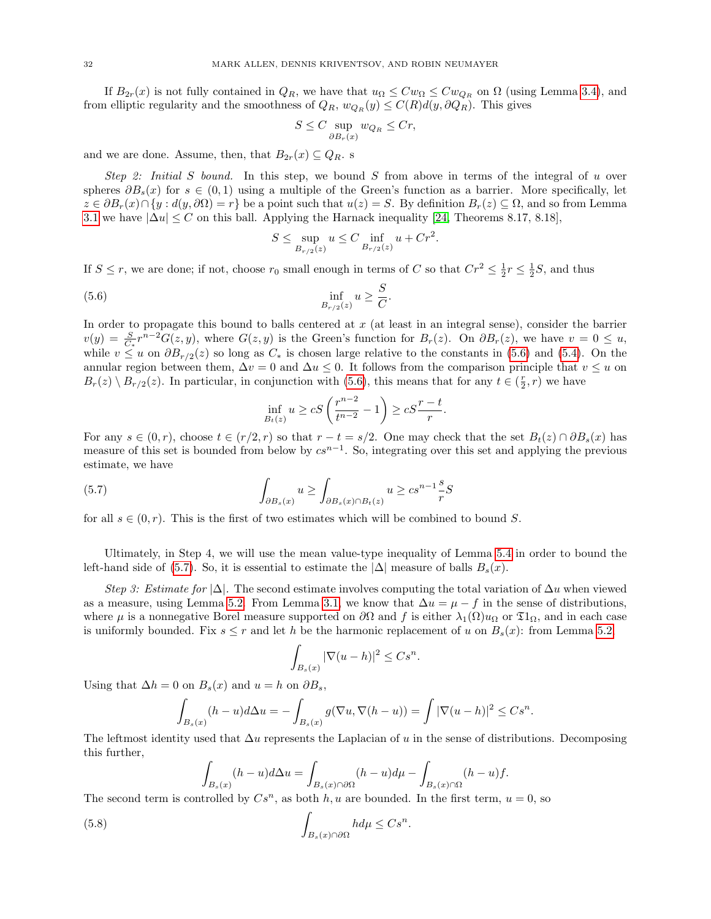If $B_{2r}(x)$ is not fully contained in $Q_R$, we have that $u_\Omega \leq C w_\Omega \leq C w_{Q_R}$ on $\Omega$ (using Lemma 3.4), and from elliptic regularity and the smoothness of $Q_R$, $w_{Q_R}(y) \leq C(R) d(y, \partial Q_R)$. This gives

$$S \leq C \sup_{\partial B_r(x)} w_{Q_R} \leq Cr,$$

and we are done. Assume, then, that $B_{2r}(x) \subseteq Q_R$. s

*Step 2: Initial $S$ bound.* In this step, we bound $S$ from above in terms of the integral of $u$ over spheres $\partial B_s(x)$ for $s \in (0,1)$ using a multiple of the Green's function as a barrier. More specifically, let $z \in \partial B_r(x) \cap \{y : d(y, \partial\Omega) = r\}$ be a point such that $u(z) = S$. By definition $B_r(z) \subseteq \Omega$, and so from Lemma 3.1 we have $|\Delta u| \leq C$ on this ball. Applying the Harnack inequality [24, Theorems 8.17, 8.18],

$$S \leq \sup_{B_{r/2}(z)} u \leq C \inf_{B_{r/2}(z)} u + Cr^2.$$

If $S \leq r$, we are done; if not, choose $r_0$ small enough in terms of $C$ so that $Cr^2 \leq \frac{1}{2} r \leq \frac{1}{2} S$, and thus

$$\inf_{B_{r/2}(z)} u \geq \frac{S}{C}. \tag{5.6}$$

In order to propagate this bound to balls centered at $x$ (at least in an integral sense), consider the barrier $v(y) = \frac{S}{C_*} r^{n-2} G(z, y)$, where $G(z, y)$ is the Green's function for $B_r(z)$. On $\partial B_r(z)$, we have $v = 0 \leq u$, while $v \leq u$ on $\partial B_{r/2}(z)$ so long as $C_*$ is chosen large relative to the constants in (5.6) and (5.4). On the annular region between them, $\Delta v = 0$ and $\Delta u \leq 0$. It follows from the comparison principle that $v \leq u$ on $B_r(z) \setminus B_{r/2}(z)$. In particular, in conjunction with (5.6), this means that for any $t \in (\frac{r}{2}, r)$ we have

$$\inf_{B_t(z)} u \geq cS \left( \frac{r^{n-2}}{t^{n-2}} - 1 \right) \geq cS \frac{r - t}{r}.$$

For any $s \in (0, r)$, choose $t \in (r/2, r)$ so that $r - t = s/2$. One may check that the set $B_t(z) \cap \partial B_s(x)$ has measure of this set is bounded from below by $cs^{n-1}$. So, integrating over this set and applying the previous estimate, we have

$$\int_{\partial B_s(x)} u \geq \int_{\partial B_s(x) \cap B_t(z)} u \geq cs^{n-1} \frac{s}{r} S \tag{5.7}$$

for all $s \in (0, r)$. This is the first of two estimates which will be combined to bound $S$.

Ultimately, in Step 4, we will use the mean value-type inequality of Lemma 5.4 in order to bound the left-hand side of (5.7). So, it is essential to estimate the $|\Delta|$ measure of balls $B_s(x)$.

*Step 3: Estimate for $|\Delta|$.* The second estimate involves computing the total variation of $\Delta u$ when viewed as a measure, using Lemma 5.2. From Lemma 3.1, we know that $\Delta u = \mu - f$ in the sense of distributions, where $\mu$ is a nonnegative Borel measure supported on $\partial\Omega$ and $f$ is either $\lambda_1(\Omega) u_\Omega$ or $\mathfrak{T} 1_\Omega$, and in each case is uniformly bounded. Fix $s \leq r$ and let $h$ be the harmonic replacement of $u$ on $B_s(x)$: from Lemma 5.2

$$\int_{B_s(x)} |\nabla(u - h)|^2 \leq Cs^n.$$

Using that $\Delta h = 0$ on $B_s(x)$ and $u = h$ on $\partial B_s$,

$$\int_{B_s(x)} (h - u) d\Delta u = -\int_{B_s(x)} g(\nabla u, \nabla(h - u)) = \int |\nabla(u - h)|^2 \leq Cs^n.$$

The leftmost identity used that $\Delta u$ represents the Laplacian of $u$ in the sense of distributions. Decomposing this further,

$$\int_{B_s(x)} (h - u) d\Delta u = \int_{B_s(x) \cap \partial\Omega} (h - u) d\mu - \int_{B_s(x) \cap \Omega} (h - u) f.$$

The second term is controlled by $Cs^n$, as both $h, u$ are bounded. In the first term, $u = 0$, so

$$\int_{B_s(x) \cap \partial\Omega} h d\mu \leq Cs^n. \tag{5.8}$$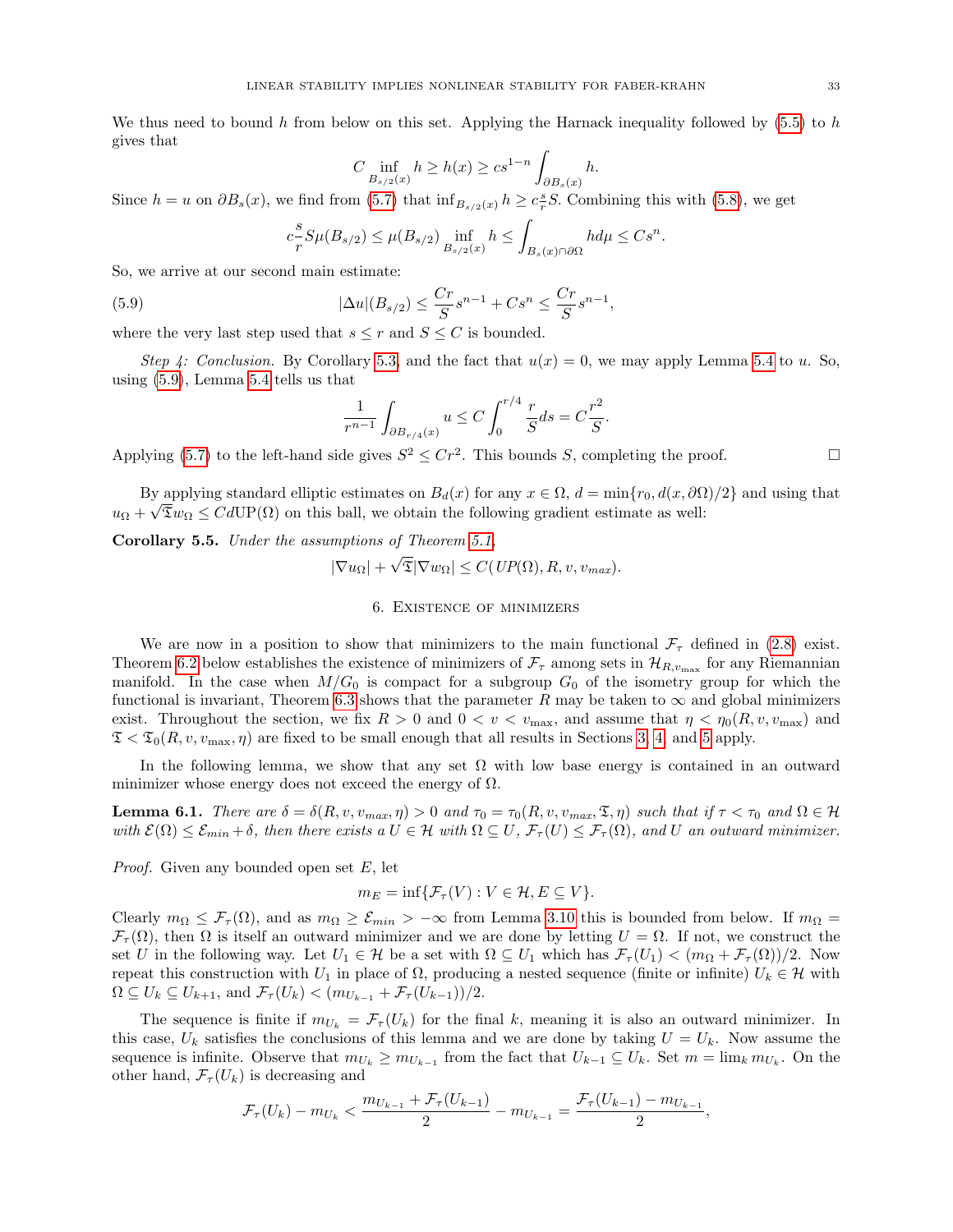We thus need to bound $h$ from below on this set. Applying the Harnack inequality followed by (5.5) to $h$ gives that

$$C \inf_{B_{s/2}(x)} h \geq h(x) \geq c s^{1-n} \int_{\partial B_s(x)} h.$$

Since $h = u$ on $\partial B_s(x)$, we find from (5.7) that $\inf_{B_{s/2}(x)} h \geq c\frac{s}{r}S$. Combining this with (5.8), we get

$$c\frac{s}{r} S \mu(B_{s/2}) \leq \mu(B_{s/2}) \inf_{B_{s/2}(x)} h \leq \int_{B_s(x)\cap \partial\Omega} h d\mu \leq C s^n.$$

So, we arrive at our second main estimate:

$$|\Delta u|(B_{s/2}) \leq \frac{Cr}{S} s^{n-1} + C s^n \leq \frac{Cr}{S} s^{n-1}, \tag{5.9}$$

where the very last step used that $s \leq r$ and $S \leq C$ is bounded.

*Step 4: Conclusion.* By Corollary 5.3 and the fact that $u(x) = 0$, we may apply Lemma 5.4 to $u$. So, using (5.9), Lemma 5.4 tells us that

$$\frac{1}{r^{n-1}} \int_{\partial B_{r/4}(x)} u \leq C \int_0^{r/4} \frac{r}{S} ds = C\frac{r^2}{S}.$$

Applying (5.7) to the left-hand side gives $S^2 \leq Cr^2$. This bounds $S$, completing the proof. ◻

By applying standard elliptic estimates on $B_d(x)$ for any $x \in \Omega$, $d = \min\{r_0, d(x, \partial\Omega)/2\}$ and using that $u_\Omega + \sqrt{\mathfrak{T}} w_\Omega \leq Cd\,\mathrm{UP}(\Omega)$ on this ball, we obtain the following gradient estimate as well:

**Corollary 5.5.** *Under the assumptions of Theorem 5.1,*

$$|\nabla u_\Omega| + \sqrt{\mathfrak{T}}|\nabla w_\Omega| \leq C(UP(\Omega), R, v, v_{max}).$$

## 6. Existence of minimizers

We are now in a position to show that minimizers to the main functional $\mathcal{F}_\tau$ defined in (2.8) exist. Theorem 6.2 below establishes the existence of minimizers of $\mathcal{F}_\tau$ among sets in $\mathcal{H}_{R,v_{\max}}$ for any Riemannian manifold. In the case when $M/G_0$ is compact for a subgroup $G_0$ of the isometry group for which the functional is invariant, Theorem 6.3 shows that the parameter $R$ may be taken to $\infty$ and global minimizers exist. Throughout the section, we fix $R > 0$ and $0 < v < v_{\max}$, and assume that $\eta < \eta_0(R, v, v_{\max})$ and $\mathfrak{T} < \mathfrak{T}_0(R, v, v_{\max}, \eta)$ are fixed to be small enough that all results in Sections 3, 4, and 5 apply.

In the following lemma, we show that any set $\Omega$ with low base energy is contained in an outward minimizer whose energy does not exceed the energy of $\Omega$.

**Lemma 6.1.** *There are $\delta = \delta(R, v, v_{max}, \eta) > 0$ and $\tau_0 = \tau_0(R, v, v_{max}, \mathfrak{T}, \eta)$ such that if $\tau < \tau_0$ and $\Omega \in \mathcal{H}$ with $\mathcal{E}(\Omega) \leq \mathcal{E}_{min} + \delta$, then there exists a $U \in \mathcal{H}$ with $\Omega \subseteq U$, $\mathcal{F}_\tau(U) \leq \mathcal{F}_\tau(\Omega)$, and $U$ an outward minimizer.*

*Proof.* Given any bounded open set $E$, let

$$m_E = \inf\{\mathcal{F}_\tau(V) : V \in \mathcal{H}, E \subseteq V\}.$$

Clearly $m_\Omega \leq \mathcal{F}_\tau(\Omega)$, and as $m_\Omega \geq \mathcal{E}_{min} > -\infty$ from Lemma 3.10 this is bounded from below. If $m_\Omega = \mathcal{F}_\tau(\Omega)$, then $\Omega$ is itself an outward minimizer and we are done by letting $U = \Omega$. If not, we construct the set $U$ in the following way. Let $U_1 \in \mathcal{H}$ be a set with $\Omega \subseteq U_1$ which has $\mathcal{F}_\tau(U_1) < (m_\Omega + \mathcal{F}_\tau(\Omega))/2$. Now repeat this construction with $U_1$ in place of $\Omega$, producing a nested sequence (finite or infinite) $U_k \in \mathcal{H}$ with $\Omega \subseteq U_k \subseteq U_{k+1}$, and $\mathcal{F}_\tau(U_k) < (m_{U_{k-1}} + \mathcal{F}_\tau(U_{k-1}))/2$.

The sequence is finite if $m_{U_k} = \mathcal{F}_\tau(U_k)$ for the final $k$, meaning it is also an outward minimizer. In this case, $U_k$ satisfies the conclusions of this lemma and we are done by taking $U = U_k$. Now assume the sequence is infinite. Observe that $m_{U_k} \geq m_{U_{k-1}}$ from the fact that $U_{k-1} \subseteq U_k$. Set $m = \lim_k m_{U_k}$. On the other hand, $\mathcal{F}_\tau(U_k)$ is decreasing and

$$\mathcal{F}_\tau(U_k) - m_{U_k} < \frac{m_{U_{k-1}} + \mathcal{F}_\tau(U_{k-1})}{2} - m_{U_{k-1}} = \frac{\mathcal{F}_\tau(U_{k-1}) - m_{U_{k-1}}}{2},$$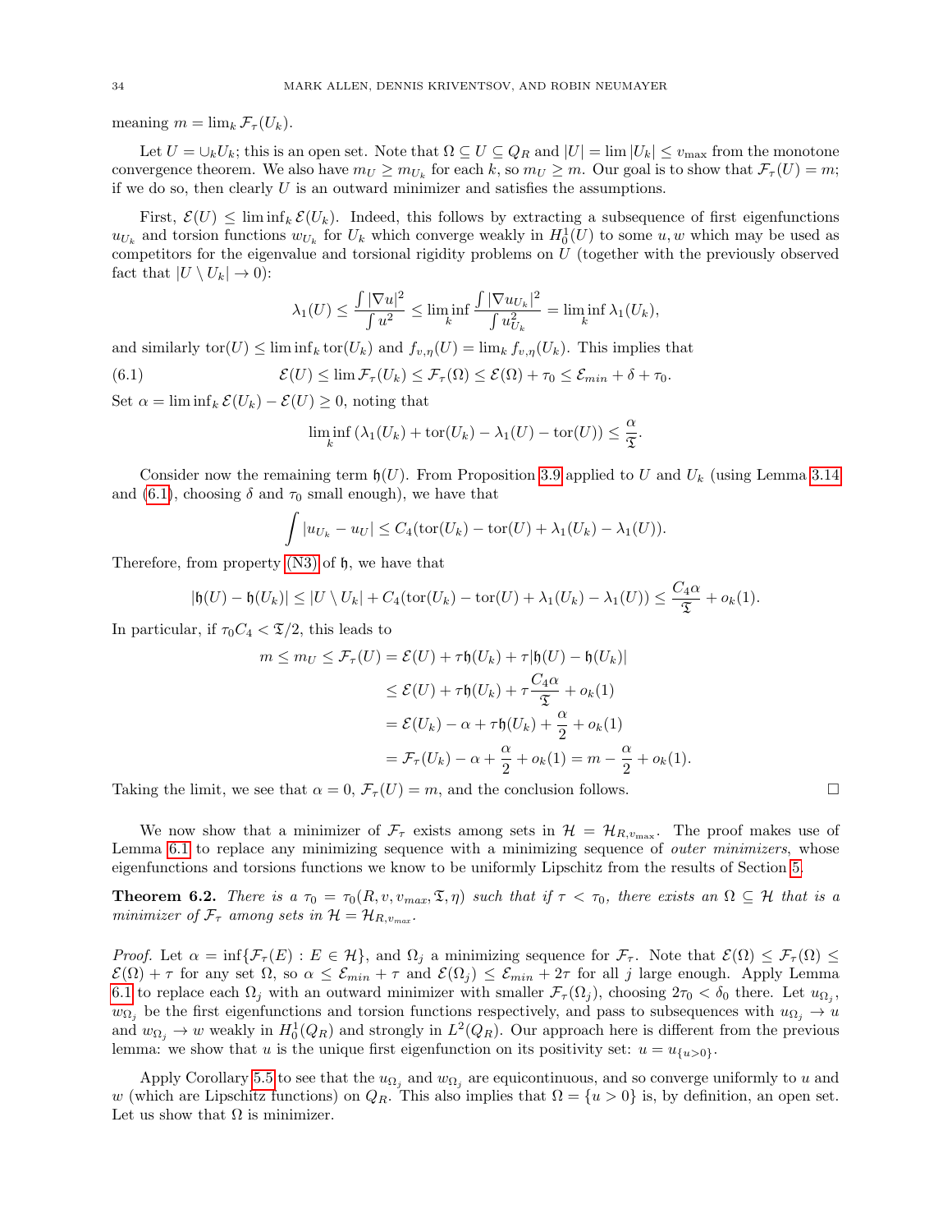meaning $m = \lim_k \mathcal{F}_\tau(U_k)$.

Let $U = \cup_k U_k$; this is an open set. Note that $\Omega \subseteq U \subseteq Q_R$ and $|U| = \lim |U_k| \leq v_{\max}$ from the monotone convergence theorem. We also have $m_U \geq m_{U_k}$ for each $k$, so $m_U \geq m$. Our goal is to show that $\mathcal{F}_\tau(U) = m$; if we do so, then clearly $U$ is an outward minimizer and satisfies the assumptions.

First, $\mathcal{E}(U) \leq \liminf_k \mathcal{E}(U_k)$. Indeed, this follows by extracting a subsequence of first eigenfunctions $u_{U_k}$ and torsion functions $w_{U_k}$ for $U_k$ which converge weakly in $H^1_0(U)$ to some $u, w$ which may be used as competitors for the eigenvalue and torsional rigidity problems on $U$ (together with the previously observed fact that $|U \setminus U_k| \to 0$):

$$\lambda_1(U) \leq \frac{\int |\nabla u|^2}{\int u^2} \leq \liminf_k \frac{\int |\nabla u_{U_k}|^2}{\int u_{U_k}^2} = \liminf_k \lambda_1(U_k),$$

and similarly $\mathrm{tor}(U) \leq \liminf_k \mathrm{tor}(U_k)$ and $f_{v,\eta}(U) = \lim_k f_{v,\eta}(U_k)$. This implies that

$$\mathcal{E}(U) \leq \lim \mathcal{F}_\tau(U_k) \leq \mathcal{F}_\tau(\Omega) \leq \mathcal{E}(\Omega) + \tau_0 \leq \mathcal{E}_{min} + \delta + \tau_0. \tag{6.1}$$

Set $\alpha = \liminf_k \mathcal{E}(U_k) - \mathcal{E}(U) \geq 0$, noting that

$$\liminf_k \left(\lambda_1(U_k) + \mathrm{tor}(U_k) - \lambda_1(U) - \mathrm{tor}(U)\right) \leq \frac{\alpha}{\mathfrak{T}}.$$

Consider now the remaining term $\mathfrak{h}(U)$. From Proposition 3.9 applied to $U$ and $U_k$ (using Lemma 3.14 and (6.1), choosing $\delta$ and $\tau_0$ small enough), we have that

$$\int |u_{U_k} - u_U| \leq C_4(\mathrm{tor}(U_k) - \mathrm{tor}(U) + \lambda_1(U_k) - \lambda_1(U)).$$

Therefore, from property (N3) of $\mathfrak{h}$, we have that

$$|\mathfrak{h}(U) - \mathfrak{h}(U_k)| \leq |U \setminus U_k| + C_4(\mathrm{tor}(U_k) - \mathrm{tor}(U) + \lambda_1(U_k) - \lambda_1(U)) \leq \frac{C_4 \alpha}{\mathfrak{T}} + o_k(1).$$

In particular, if $\tau_0 C_4 < \mathfrak{T}/2$, this leads to

$$\begin{aligned}
m \leq m_U \leq \mathcal{F}_\tau(U) &= \mathcal{E}(U) + \tau \mathfrak{h}(U_k) + \tau |\mathfrak{h}(U) - \mathfrak{h}(U_k)| \\
&\leq \mathcal{E}(U) + \tau \mathfrak{h}(U_k) + \tau \frac{C_4 \alpha}{\mathfrak{T}} + o_k(1) \\
&= \mathcal{E}(U_k) - \alpha + \tau \mathfrak{h}(U_k) + \frac{\alpha}{2} + o_k(1) \\
&= \mathcal{F}_\tau(U_k) - \alpha + \frac{\alpha}{2} + o_k(1) = m - \frac{\alpha}{2} + o_k(1).
\end{aligned}$$

Taking the limit, we see that $\alpha = 0$, $\mathcal{F}_\tau(U) = m$, and the conclusion follows. □

We now show that a minimizer of $\mathcal{F}_\tau$ exists among sets in $\mathcal{H} = \mathcal{H}_{R,v_{\max}}$. The proof makes use of Lemma 6.1 to replace any minimizing sequence with a minimizing sequence of *outer minimizers*, whose eigenfunctions and torsions functions we know to be uniformly Lipschitz from the results of Section 5.

**Theorem 6.2.** *There is a $\tau_0 = \tau_0(R, v, v_{max}, \mathfrak{T}, \eta)$ such that if $\tau < \tau_0$, there exists an $\Omega \subseteq \mathcal{H}$ that is a minimizer of $\mathcal{F}_\tau$ among sets in $\mathcal{H} = \mathcal{H}_{R,v_{max}}$.*

*Proof.* Let $\alpha = \inf\{\mathcal{F}_\tau(E) : E \in \mathcal{H}\}$, and $\Omega_j$ a minimizing sequence for $\mathcal{F}_\tau$. Note that $\mathcal{E}(\Omega) \leq \mathcal{F}_\tau(\Omega) \leq \mathcal{E}(\Omega) + \tau$ for any set $\Omega$, so $\alpha \leq \mathcal{E}_{min} + \tau$ and $\mathcal{E}(\Omega_j) \leq \mathcal{E}_{min} + 2\tau$ for all $j$ large enough. Apply Lemma 6.1 to replace each $\Omega_j$ with an outward minimizer with smaller $\mathcal{F}_\tau(\Omega_j)$, choosing $2\tau_0 < \delta_0$ there. Let $u_{\Omega_j}$, $w_{\Omega_j}$ be the first eigenfunctions and torsion functions respectively, and pass to subsequences with $u_{\Omega_j} \to u$ and $w_{\Omega_j} \to w$ weakly in $H^1_0(Q_R)$ and strongly in $L^2(Q_R)$. Our approach here is different from the previous lemma: we show that $u$ is the unique first eigenfunction on its positivity set: $u = u_{\{u>0\}}$.

Apply Corollary 5.5 to see that the $u_{\Omega_j}$ and $w_{\Omega_j}$ are equicontinuous, and so converge uniformly to $u$ and $w$ (which are Lipschitz functions) on $Q_R$. This also implies that $\Omega = \{u > 0\}$ is, by definition, an open set. Let us show that $\Omega$ is minimizer.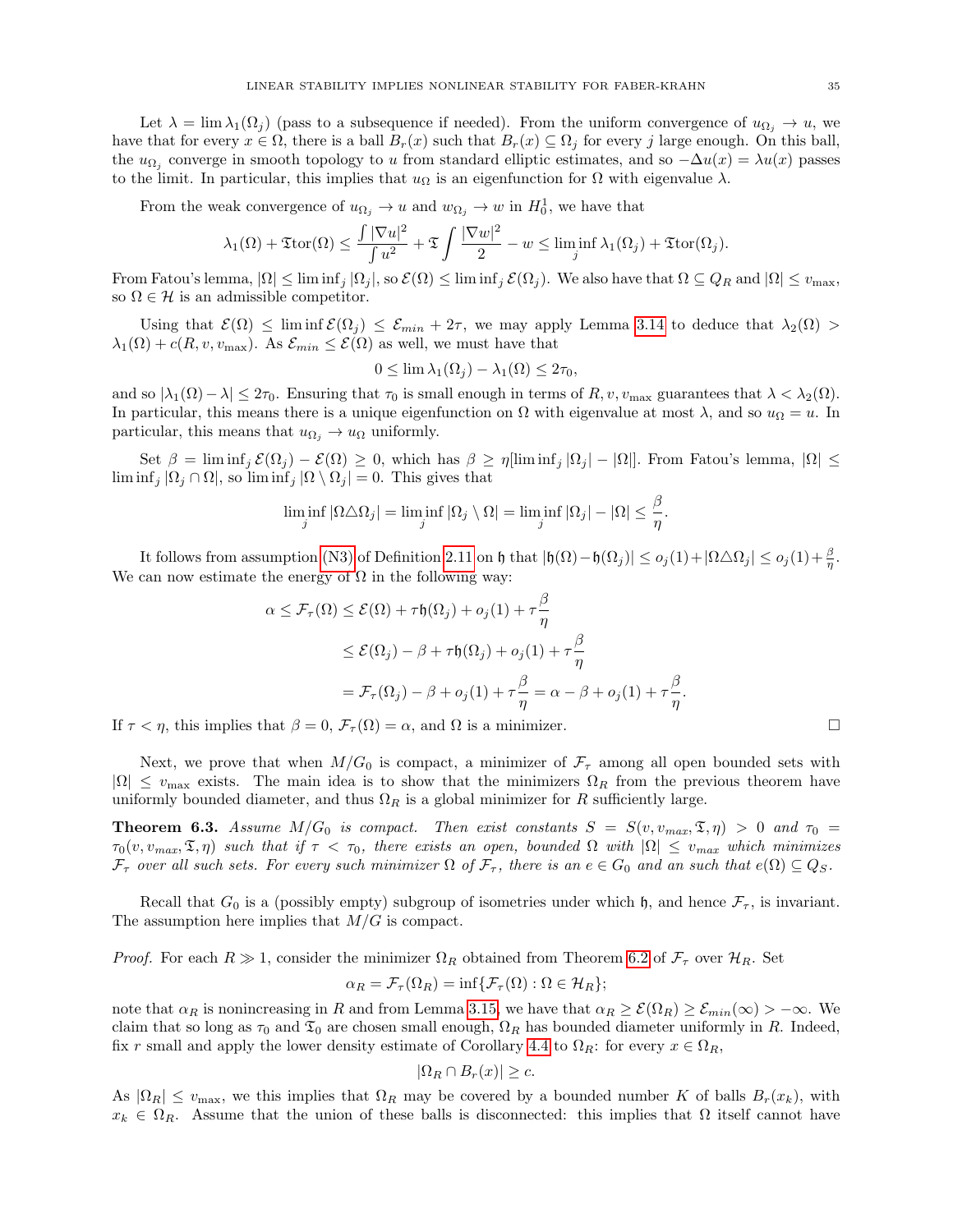Let $\lambda = \lim \lambda_1(\Omega_j)$ (pass to a subsequence if needed). From the uniform convergence of $u_{\Omega_j} \to u$, we have that for every $x \in \Omega$, there is a ball $B_r(x)$ such that $B_r(x) \subseteq \Omega_j$ for every $j$ large enough. On this ball, the $u_{\Omega_j}$ converge in smooth topology to $u$ from standard elliptic estimates, and so $-\Delta u(x) = \lambda u(x)$ passes to the limit. In particular, this implies that $u_\Omega$ is an eigenfunction for $\Omega$ with eigenvalue $\lambda$.

From the weak convergence of $u_{\Omega_j} \to u$ and $w_{\Omega_j} \to w$ in $H^1_0$, we have that

$$\lambda_1(\Omega) + \mathfrak{T}\mathrm{tor}(\Omega) \leq \frac{\int |\nabla u|^2}{\int u^2} + \mathfrak{T} \int \frac{|\nabla w|^2}{2} - w \leq \liminf_j \lambda_1(\Omega_j) + \mathfrak{T}\mathrm{tor}(\Omega_j).$$

From Fatou's lemma, $|\Omega| \leq \liminf_j |\Omega_j|$, so $\mathcal{E}(\Omega) \leq \liminf_j \mathcal{E}(\Omega_j)$. We also have that $\Omega \subseteq Q_R$ and $|\Omega| \leq v_{\max}$, so $\Omega \in \mathcal{H}$ is an admissible competitor.

Using that $\mathcal{E}(\Omega) \leq \liminf \mathcal{E}(\Omega_j) \leq \mathcal{E}_{min} + 2\tau$, we may apply Lemma 3.14 to deduce that $\lambda_2(\Omega) > \lambda_1(\Omega) + c(R, v, v_{\max})$. As $\mathcal{E}_{min} \leq \mathcal{E}(\Omega)$ as well, we must have that

$$0 \leq \lim \lambda_1(\Omega_j) - \lambda_1(\Omega) \leq 2\tau_0,$$

and so $|\lambda_1(\Omega) - \lambda| \leq 2\tau_0$. Ensuring that $\tau_0$ is small enough in terms of $R, v, v_{\max}$ guarantees that $\lambda < \lambda_2(\Omega)$. In particular, this means there is a unique eigenfunction on $\Omega$ with eigenvalue at most $\lambda$, and so $u_\Omega = u$. In particular, this means that $u_{\Omega_j} \to u_\Omega$ uniformly.

Set $\beta = \liminf_j \mathcal{E}(\Omega_j) - \mathcal{E}(\Omega) \geq 0$, which has $\beta \geq \eta[\liminf_j |\Omega_j| - |\Omega|]$. From Fatou's lemma, $|\Omega| \leq \liminf_j |\Omega_j \cap \Omega|$, so $\liminf_j |\Omega \setminus \Omega_j| = 0$. This gives that

$$\liminf_j |\Omega \triangle \Omega_j| = \liminf_j |\Omega_j \setminus \Omega| = \liminf_j |\Omega_j| - |\Omega| \leq \frac{\beta}{\eta}.$$

It follows from assumption (N3) of Definition 2.11 on $\mathfrak{h}$ that $|\mathfrak{h}(\Omega) - \mathfrak{h}(\Omega_j)| \leq o_j(1) + |\Omega \triangle \Omega_j| \leq o_j(1) + \frac{\beta}{\eta}$. We can now estimate the energy of $\Omega$ in the following way:

$$\begin{aligned}
\alpha \leq \mathcal{F}_\tau(\Omega) &\leq \mathcal{E}(\Omega) + \tau \mathfrak{h}(\Omega_j) + o_j(1) + \tau \frac{\beta}{\eta} \\
&\leq \mathcal{E}(\Omega_j) - \beta + \tau \mathfrak{h}(\Omega_j) + o_j(1) + \tau \frac{\beta}{\eta} \\
&= \mathcal{F}_\tau(\Omega_j) - \beta + o_j(1) + \tau \frac{\beta}{\eta} = \alpha - \beta + o_j(1) + \tau \frac{\beta}{\eta}.
\end{aligned}$$

If $\tau < \eta$, this implies that $\beta = 0$, $\mathcal{F}_\tau(\Omega) = \alpha$, and $\Omega$ is a minimizer. $\square$

Next, we prove that when $M/G_0$ is compact, a minimizer of $\mathcal{F}_\tau$ among all open bounded sets with $|\Omega| \leq v_{\max}$ exists. The main idea is to show that the minimizers $\Omega_R$ from the previous theorem have uniformly bounded diameter, and thus $\Omega_R$ is a global minimizer for $R$ sufficiently large.

**Theorem 6.3.** *Assume $M/G_0$ is compact. Then exist constants $S = S(v, v_{max}, \mathfrak{T}, \eta) > 0$ and $\tau_0 = \tau_0(v, v_{max}, \mathfrak{T}, \eta)$ such that if $\tau < \tau_0$, there exists an open, bounded $\Omega$ with $|\Omega| \leq v_{max}$ which minimizes $\mathcal{F}_\tau$ over all such sets. For every such minimizer $\Omega$ of $\mathcal{F}_\tau$, there is an $e \in G_0$ and an such that $e(\Omega) \subseteq Q_S$.*

Recall that $G_0$ is a (possibly empty) subgroup of isometries under which $\mathfrak{h}$, and hence $\mathcal{F}_\tau$, is invariant. The assumption here implies that $M/G$ is compact.

*Proof.* For each $R \gg 1$, consider the minimizer $\Omega_R$ obtained from Theorem 6.2 of $\mathcal{F}_\tau$ over $\mathcal{H}_R$. Set

$$\alpha_R = \mathcal{F}_\tau(\Omega_R) = \inf\{\mathcal{F}_\tau(\Omega) : \Omega \in \mathcal{H}_R\};$$

note that $\alpha_R$ is nonincreasing in $R$ and from Lemma 3.15, we have that $\alpha_R \geq \mathcal{E}(\Omega_R) \geq \mathcal{E}_{min}(\infty) > -\infty$. We claim that so long as $\tau_0$ and $\mathfrak{T}_0$ are chosen small enough, $\Omega_R$ has bounded diameter uniformly in $R$. Indeed, fix $r$ small and apply the lower density estimate of Corollary 4.4 to $\Omega_R$: for every $x \in \Omega_R$,

$$|\Omega_R \cap B_r(x)| \geq c.$$

As $|\Omega_R| \leq v_{\max}$, we this implies that $\Omega_R$ may be covered by a bounded number $K$ of balls $B_r(x_k)$, with $x_k \in \Omega_R$. Assume that the union of these balls is disconnected: this implies that $\Omega$ itself cannot have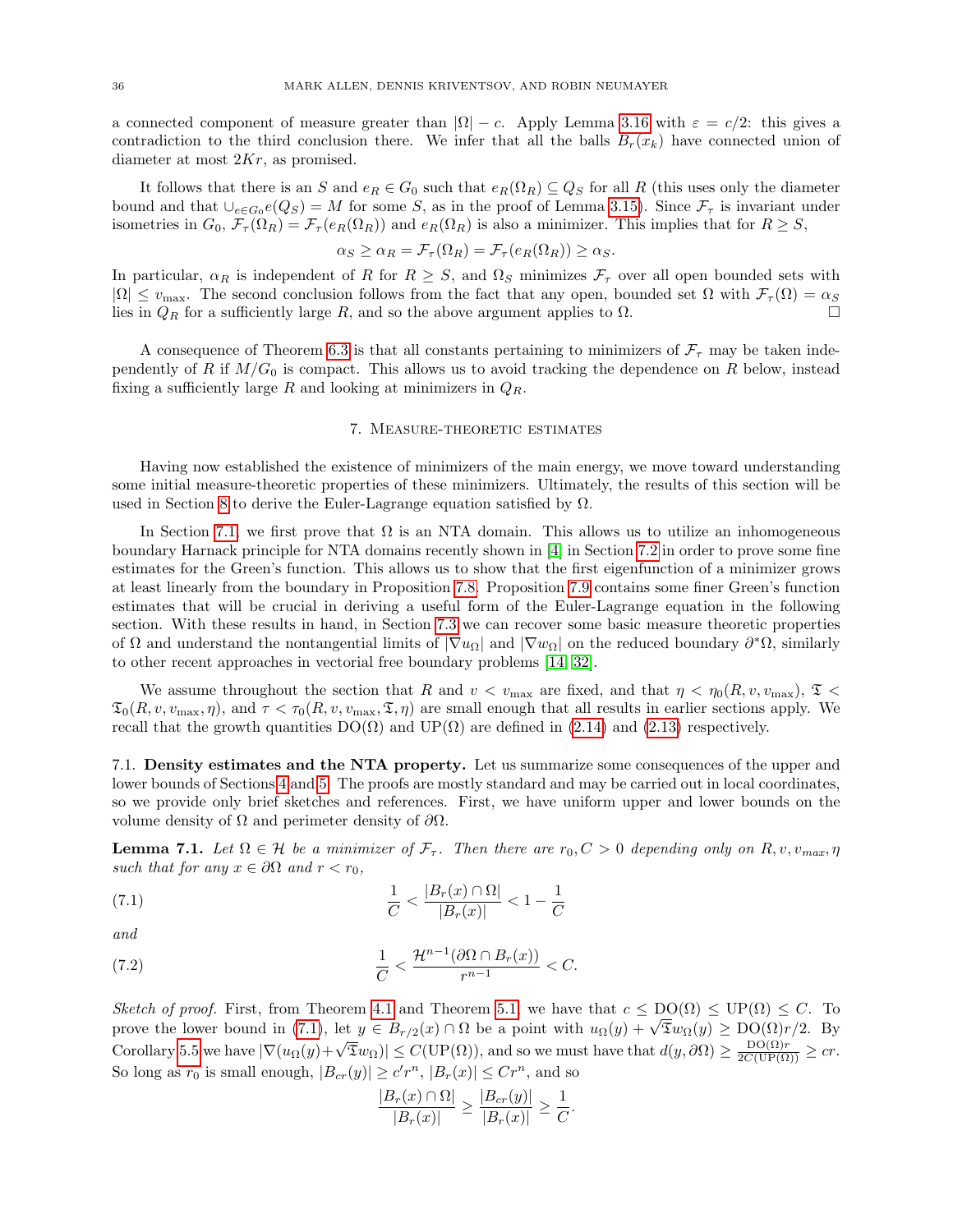a connected component of measure greater than $|\Omega| - c$. Apply Lemma 3.16 with $\varepsilon = c/2$: this gives a contradiction to the third conclusion there. We infer that all the balls $B_r(x_k)$ have connected union of diameter at most $2Kr$, as promised.

It follows that there is an $S$ and $e_R \in G_0$ such that $e_R(\Omega_R) \subseteq Q_S$ for all $R$ (this uses only the diameter bound and that $\cup_{e \in G_0} e(Q_S) = M$ for some $S$, as in the proof of Lemma 3.15). Since $\mathcal{F}_\tau$ is invariant under isometries in $G_0$, $\mathcal{F}_\tau(\Omega_R) = \mathcal{F}_\tau(e_R(\Omega_R))$ and $e_R(\Omega_R)$ is also a minimizer. This implies that for $R \geq S$,

$$\alpha_S \geq \alpha_R = \mathcal{F}_\tau(\Omega_R) = \mathcal{F}_\tau(e_R(\Omega_R)) \geq \alpha_S.$$

In particular, $\alpha_R$ is independent of $R$ for $R \geq S$, and $\Omega_S$ minimizes $\mathcal{F}_\tau$ over all open bounded sets with $|\Omega| \leq v_{\max}$. The second conclusion follows from the fact that any open, bounded set $\Omega$ with $\mathcal{F}_\tau(\Omega) = \alpha_S$ lies in $Q_R$ for a sufficiently large $R$, and so the above argument applies to $\Omega$. □

A consequence of Theorem 6.3 is that all constants pertaining to minimizers of $\mathcal{F}_\tau$ may be taken independently of $R$ if $M/G_0$ is compact. This allows us to avoid tracking the dependence on $R$ below, instead fixing a sufficiently large $R$ and looking at minimizers in $Q_R$.

## 7. Measure-theoretic estimates

Having now established the existence of minimizers of the main energy, we move toward understanding some initial measure-theoretic properties of these minimizers. Ultimately, the results of this section will be used in Section 8 to derive the Euler-Lagrange equation satisfied by $\Omega$.

In Section 7.1, we first prove that $\Omega$ is an NTA domain. This allows us to utilize an inhomogeneous boundary Harnack principle for NTA domains recently shown in [4] in Section 7.2 in order to prove some fine estimates for the Green's function. This allows us to show that the first eigenfunction of a minimizer grows at least linearly from the boundary in Proposition 7.8. Proposition 7.9 contains some finer Green's function estimates that will be crucial in deriving a useful form of the Euler-Lagrange equation in the following section. With these results in hand, in Section 7.3 we can recover some basic measure theoretic properties of $\Omega$ and understand the nontangential limits of $|\nabla u_\Omega|$ and $|\nabla w_\Omega|$ on the reduced boundary $\partial^*\Omega$, similarly to other recent approaches in vectorial free boundary problems [14, 32].

We assume throughout the section that $R$ and $v < v_{\max}$ are fixed, and that $\eta < \eta_0(R, v, v_{\max})$, $\mathfrak{T} < \mathfrak{T}_0(R, v, v_{\max}, \eta)$, and $\tau < \tau_0(R, v, v_{\max}, \mathfrak{T}, \eta)$ are small enough that all results in earlier sections apply. We recall that the growth quantities $\mathrm{DO}(\Omega)$ and $\mathrm{UP}(\Omega)$ are defined in (2.14) and (2.13) respectively.

### 7.1. Density estimates and the NTA property.

Let us summarize some consequences of the upper and lower bounds of Sections 4 and 5. The proofs are mostly standard and may be carried out in local coordinates, so we provide only brief sketches and references. First, we have uniform upper and lower bounds on the volume density of $\Omega$ and perimeter density of $\partial\Omega$.

**Lemma 7.1.** *Let $\Omega \in \mathcal{H}$ be a minimizer of $\mathcal{F}_\tau$. Then there are $r_0, C > 0$ depending only on $R, v, v_{max}, \eta$ such that for any $x \in \partial\Omega$ and $r < r_0$,*

$$\frac{1}{C} < \frac{|B_r(x) \cap \Omega|}{|B_r(x)|} < 1 - \frac{1}{C} \tag{7.1}$$

*and*

$$\frac{1}{C} < \frac{\mathcal{H}^{n-1}(\partial\Omega \cap B_r(x))}{r^{n-1}} < C. \tag{7.2}$$

*Sketch of proof.* First, from Theorem 4.1 and Theorem 5.1, we have that $c \leq \mathrm{DO}(\Omega) \leq \mathrm{UP}(\Omega) \leq C$. To prove the lower bound in (7.1), let $y \in B_{r/2}(x) \cap \Omega$ be a point with $u_\Omega(y) + \sqrt{\mathfrak{T}} w_\Omega(y) \geq \mathrm{DO}(\Omega) r/2$. By Corollary 5.5 we have $|\nabla(u_\Omega(y) + \sqrt{\mathfrak{T}} w_\Omega)| \leq C(\mathrm{UP}(\Omega))$, and so we must have that $d(y, \partial\Omega) \geq \frac{\mathrm{DO}(\Omega) r}{2C(\mathrm{UP}(\Omega))} \geq cr$. So long as $r_0$ is small enough, $|B_{cr}(y)| \geq c' r^n$, $|B_r(x)| \leq C r^n$, and so

$$\frac{|B_r(x) \cap \Omega|}{|B_r(x)|} \geq \frac{|B_{cr}(y)|}{|B_r(x)|} \geq \frac{1}{C}.$$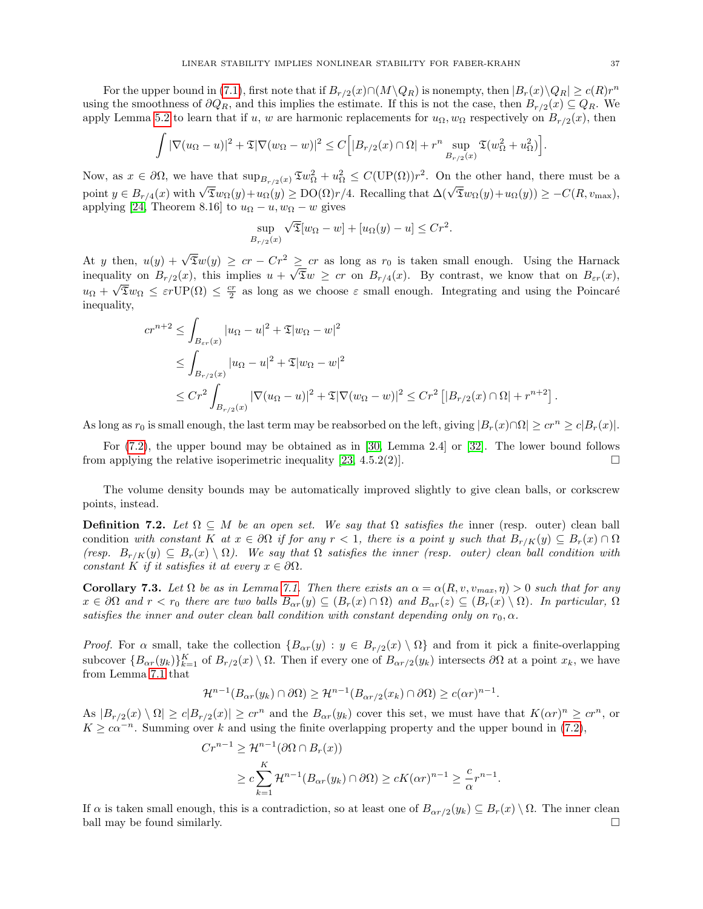For the upper bound in (7.1), first note that if $B_{r/2}(x)\cap(M\setminus Q_R)$ is nonempty, then $|B_r(x)\setminus Q_R| \geq c(R)r^n$ using the smoothness of $\partial Q_R$, and this implies the estimate. If this is not the case, then $B_{r/2}(x) \subseteq Q_R$. We apply Lemma 5.2 to learn that if $u$, $w$ are harmonic replacements for $u_\Omega, w_\Omega$ respectively on $B_{r/2}(x)$, then

$$\int |\nabla(u_\Omega - u)|^2 + \mathfrak{T}|\nabla(w_\Omega - w)|^2 \leq C\Big[|B_{r/2}(x)\cap\Omega| + r^n \sup_{B_{r/2}(x)} \mathfrak{T}(w_\Omega^2 + u_\Omega^2)\Big].$$

Now, as $x \in \partial\Omega$, we have that $\sup_{B_{r/2}(x)} \mathfrak{T}w_\Omega^2 + u_\Omega^2 \leq C(\mathrm{UP}(\Omega))r^2$. On the other hand, there must be a point $y \in B_{r/4}(x)$ with $\sqrt{\mathfrak{T}}w_\Omega(y) + u_\Omega(y) \geq \mathrm{DO}(\Omega)r/4$. Recalling that $\Delta(\sqrt{\mathfrak{T}}w_\Omega(y) + u_\Omega(y)) \geq -C(R, v_{\max})$, applying [24, Theorem 8.16] to $u_\Omega - u, w_\Omega - w$ gives

$$\sup_{B_{r/2}(x)} \sqrt{\mathfrak{T}}[w_\Omega - w] + [u_\Omega(y) - u] \leq Cr^2.$$

At $y$ then, $u(y) + \sqrt{\mathfrak{T}}w(y) \geq cr - Cr^2 \geq cr$ as long as $r_0$ is taken small enough. Using the Harnack inequality on $B_{r/2}(x)$, this implies $u + \sqrt{\mathfrak{T}}w \geq cr$ on $B_{r/4}(x)$. By contrast, we know that on $B_{\varepsilon r}(x)$, $u_\Omega + \sqrt{\mathfrak{T}}w_\Omega \leq \varepsilon r \mathrm{UP}(\Omega) \leq \frac{cr}{2}$ as long as we choose $\varepsilon$ small enough. Integrating and using the Poincaré inequality,

$$\begin{aligned}
cr^{n+2} &\leq \int_{B_{\varepsilon r}(x)} |u_\Omega - u|^2 + \mathfrak{T}|w_\Omega - w|^2 \\
&\leq \int_{B_{r/2}(x)} |u_\Omega - u|^2 + \mathfrak{T}|w_\Omega - w|^2 \\
&\leq Cr^2 \int_{B_{r/2}(x)} |\nabla(u_\Omega - u)|^2 + \mathfrak{T}|\nabla(w_\Omega - w)|^2 \leq Cr^2\left[|B_{r/2}(x)\cap\Omega| + r^{n+2}\right].
\end{aligned}$$

As long as $r_0$ is small enough, the last term may be reabsorbed on the left, giving $|B_r(x)\cap\Omega| \geq cr^n \geq c|B_r(x)|$.

For (7.2), the upper bound may be obtained as in [30, Lemma 2.4] or [32]. The lower bound follows from applying the relative isoperimetric inequality [23, 4.5.2(2)]. □

The volume density bounds may be automatically improved slightly to give clean balls, or corkscrew points, instead.

**Definition 7.2.** *Let $\Omega \subseteq M$ be an open set. We say that $\Omega$ satisfies the* inner (resp. outer) clean ball condition *with constant $K$ at $x \in \partial\Omega$ if for any $r < 1$, there is a point $y$ such that $B_{r/K}(y) \subseteq B_r(x)\cap\Omega$ (resp. $B_{r/K}(y) \subseteq B_r(x)\setminus\Omega$). We say that $\Omega$ satisfies the inner (resp. outer) clean ball condition with constant $K$ if it satisfies it at every $x \in \partial\Omega$.*

**Corollary 7.3.** *Let $\Omega$ be as in Lemma 7.1. Then there exists an $\alpha = \alpha(R, v, v_{max}, \eta) > 0$ such that for any $x \in \partial\Omega$ and $r < r_0$ there are two balls $B_{\alpha r}(y) \subseteq (B_r(x)\cap\Omega)$ and $B_{\alpha r}(z) \subseteq (B_r(x)\setminus\Omega)$. In particular, $\Omega$ satisfies the inner and outer clean ball condition with constant depending only on $r_0, \alpha$.*

*Proof.* For $\alpha$ small, take the collection $\{B_{\alpha r}(y) : y \in B_{r/2}(x)\setminus\Omega\}$ and from it pick a finite-overlapping subcover $\{B_{\alpha r}(y_k)\}_{k=1}^K$ of $B_{r/2}(x)\setminus\Omega$. Then if every one of $B_{\alpha r/2}(y_k)$ intersects $\partial\Omega$ at a point $x_k$, we have from Lemma 7.1 that

$$\mathcal{H}^{n-1}(B_{\alpha r}(y_k)\cap\partial\Omega) \geq \mathcal{H}^{n-1}(B_{\alpha r/2}(x_k)\cap\partial\Omega) \geq c(\alpha r)^{n-1}.$$

As $|B_{r/2}(x)\setminus\Omega| \geq c|B_{r/2}(x)| \geq cr^n$ and the $B_{\alpha r}(y_k)$ cover this set, we must have that $K(\alpha r)^n \geq cr^n$, or $K \geq c\alpha^{-n}$. Summing over $k$ and using the finite overlapping property and the upper bound in (7.2),

$$\begin{aligned}
Cr^{n-1} &\geq \mathcal{H}^{n-1}(\partial\Omega\cap B_r(x)) \\
&\geq c\sum_{k=1}^K \mathcal{H}^{n-1}(B_{\alpha r}(y_k)\cap\partial\Omega) \geq cK(\alpha r)^{n-1} \geq \frac{c}{\alpha}r^{n-1}.
\end{aligned}$$

If $\alpha$ is taken small enough, this is a contradiction, so at least one of $B_{\alpha r/2}(y_k) \subseteq B_r(x)\setminus\Omega$. The inner clean ball may be found similarly. □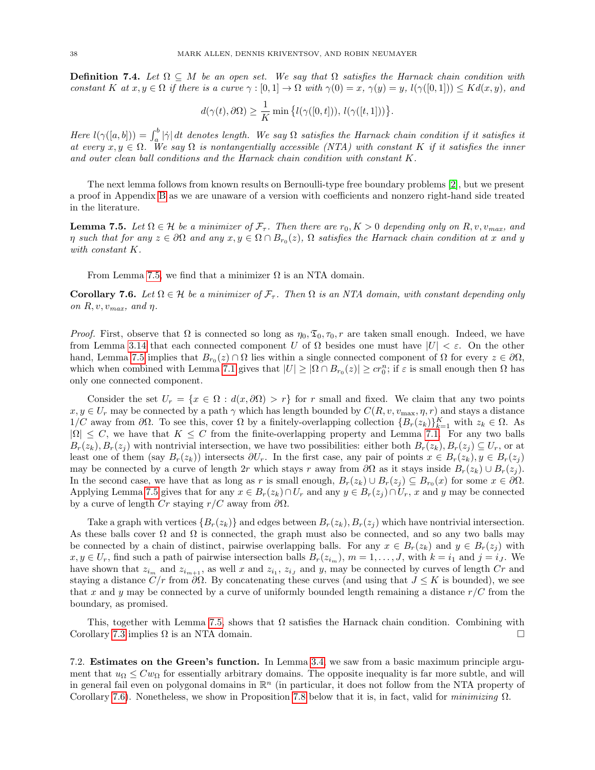**Definition 7.4.** *Let $\Omega \subseteq M$ be an open set. We say that $\Omega$ satisfies the Harnack chain condition with constant $K$ at $x, y \in \Omega$ if there is a curve $\gamma : [0,1] \to \Omega$ with $\gamma(0) = x$, $\gamma(y) = y$, $l(\gamma([0,1])) \leq K d(x,y)$, and*

$$d(\gamma(t), \partial\Omega) \geq \frac{1}{K} \min\left\{ l(\gamma([0,t])),\, l(\gamma([t,1])) \right\}.$$

*Here $l(\gamma([a,b])) = \int_a^b |\dot{\gamma}|\, dt$ denotes length. We say $\Omega$ satisfies the Harnack chain condition if it satisfies it at every $x, y \in \Omega$. We say $\Omega$ is nontangentially accessible (NTA) with constant $K$ if it satisfies the inner and outer clean ball conditions and the Harnack chain condition with constant $K$.*

The next lemma follows from known results on Bernoulli-type free boundary problems [2], but we present a proof in Appendix B as we are unaware of a version with coefficients and nonzero right-hand side treated in the literature.

**Lemma 7.5.** *Let $\Omega \in \mathcal{H}$ be a minimizer of $\mathcal{F}_\tau$. Then there are $r_0, K > 0$ depending only on $R, v, v_{max}$, and $\eta$ such that for any $z \in \partial\Omega$ and any $x, y \in \Omega \cap B_{r_0}(z)$, $\Omega$ satisfies the Harnack chain condition at $x$ and $y$ with constant $K$.*

From Lemma 7.5, we find that a minimizer $\Omega$ is an NTA domain.

**Corollary 7.6.** *Let $\Omega \in \mathcal{H}$ be a minimizer of $\mathcal{F}_\tau$. Then $\Omega$ is an NTA domain, with constant depending only on $R, v, v_{max}$, and $\eta$.*

*Proof.* First, observe that $\Omega$ is connected so long as $\eta_0, \mathfrak{T}_0, \tau_0, r$ are taken small enough. Indeed, we have from Lemma 3.14 that each connected component $U$ of $\Omega$ besides one must have $|U| < \varepsilon$. On the other hand, Lemma 7.5 implies that $B_{r_0}(z) \cap \Omega$ lies within a single connected component of $\Omega$ for every $z \in \partial\Omega$, which when combined with Lemma 7.1 gives that $|U| \geq |\Omega \cap B_{r_0}(z)| \geq c r_0^n$; if $\varepsilon$ is small enough then $\Omega$ has only one connected component.

Consider the set $U_r = \{x \in \Omega : d(x, \partial\Omega) > r\}$ for $r$ small and fixed. We claim that any two points $x, y \in U_r$ may be connected by a path $\gamma$ which has length bounded by $C(R, v, v_{\max}, \eta, r)$ and stays a distance $1/C$ away from $\partial\Omega$. To see this, cover $\Omega$ by a finitely-overlapping collection $\{B_r(z_k)\}_{k=1}^K$ with $z_k \in \Omega$. As $|\Omega| \leq C$, we have that $K \leq C$ from the finite-overlapping property and Lemma 7.1. For any two balls $B_r(z_k), B_r(z_j)$ with nontrivial intersection, we have two possibilities: either both $B_r(z_k), B_r(z_j) \subseteq U_r$, or at least one of them (say $B_r(z_k)$) intersects $\partial U_r$. In the first case, any pair of points $x \in B_r(z_k), y \in B_r(z_j)$ may be connected by a curve of length $2r$ which stays $r$ away from $\partial\Omega$ as it stays inside $B_r(z_k) \cup B_r(z_j)$. In the second case, we have that as long as $r$ is small enough, $B_r(z_k) \cup B_r(z_j) \subseteq B_{r_0}(x)$ for some $x \in \partial\Omega$. Applying Lemma 7.5 gives that for any $x \in B_r(z_k) \cap U_r$ and any $y \in B_r(z_j) \cap U_r$, $x$ and $y$ may be connected by a curve of length $Cr$ staying $r/C$ away from $\partial\Omega$.

Take a graph with vertices $\{B_r(z_k)\}$ and edges between $B_r(z_k), B_r(z_j)$ which have nontrivial intersection. As these balls cover $\Omega$ and $\Omega$ is connected, the graph must also be connected, and so any two balls may be connected by a chain of distinct, pairwise overlapping balls. For any $x \in B_r(z_k)$ and $y \in B_r(z_j)$ with $x, y \in U_r$, find such a path of pairwise intersection balls $B_r(z_{i_m})$, $m = 1, \ldots, J$, with $k = i_1$ and $j = i_J$. We have shown that $z_{i_m}$ and $z_{i_{m+1}}$, as well $x$ and $z_{i_1}$, $z_{i_J}$ and $y$, may be connected by curves of length $Cr$ and staying a distance $C/r$ from $\partial\Omega$. By concatenating these curves (and using that $J \leq K$ is bounded), we see that $x$ and $y$ may be connected by a curve of uniformly bounded length remaining a distance $r/C$ from the boundary, as promised.

This, together with Lemma 7.5, shows that $\Omega$ satisfies the Harnack chain condition. Combining with Corollary 7.3 implies $\Omega$ is an NTA domain. $\square$

7.2. **Estimates on the Green's function.** In Lemma 3.4, we saw from a basic maximum principle argument that $u_\Omega \leq C w_\Omega$ for essentially arbitrary domains. The opposite inequality is far more subtle, and will in general fail even on polygonal domains in $\mathbb{R}^n$ (in particular, it does not follow from the NTA property of Corollary 7.6). Nonetheless, we show in Proposition 7.8 below that it is, in fact, valid for *minimizing* $\Omega$.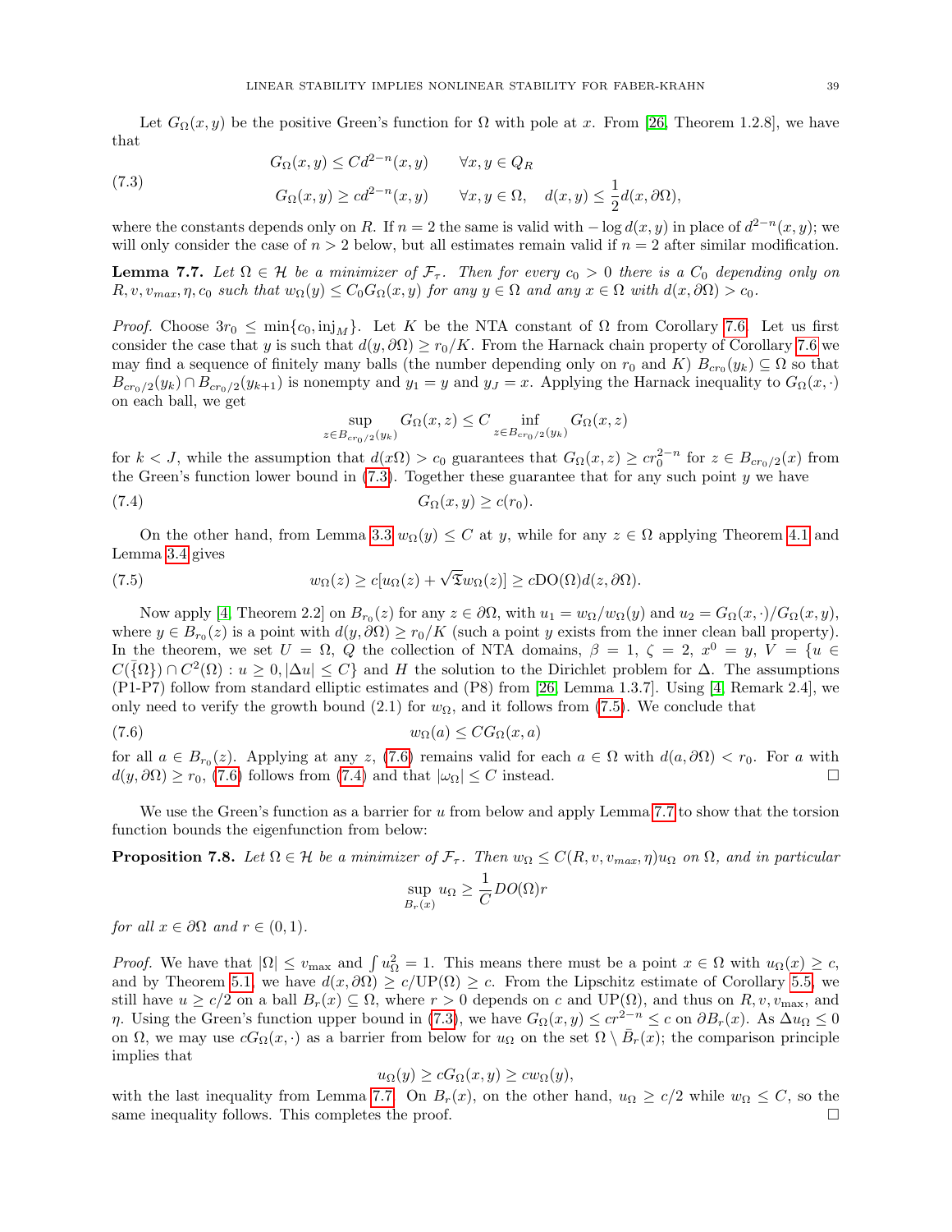Let $G_\Omega(x,y)$ be the positive Green's function for $\Omega$ with pole at $x$. From [26, Theorem 1.2.8], we have that

$$
\begin{aligned}
&G_\Omega(x,y) \le C d^{2-n}(x,y) \qquad \forall x,y \in Q_R \\
&G_\Omega(x,y) \ge c d^{2-n}(x,y) \qquad \forall x,y \in \Omega, \quad d(x,y) \le \frac{1}{2} d(x,\partial\Omega),
\end{aligned} \tag{7.3}
$$

where the constants depends only on $R$. If $n = 2$ the same is valid with $-\log d(x,y)$ in place of $d^{2-n}(x,y)$; we will only consider the case of $n > 2$ below, but all estimates remain valid if $n = 2$ after similar modification.

**Lemma 7.7.** *Let $\Omega \in \mathcal{H}$ be a minimizer of $\mathcal{F}_\tau$. Then for every $c_0 > 0$ there is a $C_0$ depending only on $R, v, v_{max}, \eta, c_0$ such that $w_\Omega(y) \le C_0 G_\Omega(x,y)$ for any $y \in \Omega$ and any $x \in \Omega$ with $d(x,\partial\Omega) > c_0$.*

*Proof.* Choose $3r_0 \le \min\{c_0, \mathrm{inj}_M\}$. Let $K$ be the NTA constant of $\Omega$ from Corollary 7.6. Let us first consider the case that $y$ is such that $d(y,\partial\Omega) \ge r_0/K$. From the Harnack chain property of Corollary 7.6 we may find a sequence of finitely many balls (the number depending only on $r_0$ and $K$) $B_{cr_0}(y_k) \subseteq \Omega$ so that $B_{cr_0/2}(y_k) \cap B_{cr_0/2}(y_{k+1})$ is nonempty and $y_1 = y$ and $y_J = x$. Applying the Harnack inequality to $G_\Omega(x,\cdot)$ on each ball, we get

$$
\sup_{z \in B_{cr_0/2}(y_k)} G_\Omega(x,z) \le C \inf_{z \in B_{cr_0/2}(y_k)} G_\Omega(x,z)
$$

for $k < J$, while the assumption that $d(x\Omega) > c_0$ guarantees that $G_\Omega(x,z) \ge c r_0^{2-n}$ for $z \in B_{cr_0/2}(x)$ from the Green's function lower bound in (7.3). Together these guarantee that for any such point $y$ we have

$$
G_\Omega(x,y) \ge c(r_0). \tag{7.4}
$$

On the other hand, from Lemma 3.3 $w_\Omega(y) \le C$ at $y$, while for any $z \in \Omega$ applying Theorem 4.1 and Lemma 3.4 gives

$$
w_\Omega(z) \ge c[u_\Omega(z) + \sqrt{\mathfrak{T}} w_\Omega(z)] \ge c\mathrm{DO}(\Omega) d(z,\partial\Omega). \tag{7.5}
$$

Now apply [4, Theorem 2.2] on $B_{r_0}(z)$ for any $z \in \partial\Omega$, with $u_1 = w_\Omega / w_\Omega(y)$ and $u_2 = G_\Omega(x,\cdot)/G_\Omega(x,y)$, where $y \in B_{r_0}(z)$ is a point with $d(y,\partial\Omega) \ge r_0/K$ (such a point $y$ exists from the inner clean ball property). In the theorem, we set $U = \Omega$, $Q$ the collection of NTA domains, $\beta = 1$, $\zeta = 2$, $x^0 = y$, $V = \{u \in C(\bar{\{\Omega\}}) \cap C^2(\Omega) : u \ge 0, |\Delta u| \le C\}$ and $H$ the solution to the Dirichlet problem for $\Delta$. The assumptions (P1-P7) follow from standard elliptic estimates and (P8) from [26, Lemma 1.3.7]. Using [4, Remark 2.4], we only need to verify the growth bound (2.1) for $w_\Omega$, and it follows from (7.5). We conclude that

$$
w_\Omega(a) \le C G_\Omega(x,a) \tag{7.6}
$$

for all $a \in B_{r_0}(z)$. Applying at any $z$, (7.6) remains valid for each $a \in \Omega$ with $d(a,\partial\Omega) < r_0$. For $a$ with $d(y,\partial\Omega) \ge r_0$, (7.6) follows from (7.4) and that $|\omega_\Omega| \le C$ instead. $\square$

We use the Green's function as a barrier for $u$ from below and apply Lemma 7.7 to show that the torsion function bounds the eigenfunction from below:

**Proposition 7.8.** *Let $\Omega \in \mathcal{H}$ be a minimizer of $\mathcal{F}_\tau$. Then $w_\Omega \le C(R, v, v_{max}, \eta) u_\Omega$ on $\Omega$, and in particular*

$$
\sup_{B_r(x)} u_\Omega \ge \frac{1}{C} DO(\Omega) r
$$

*for all $x \in \partial\Omega$ and $r \in (0,1)$.*

*Proof.* We have that $|\Omega| \le v_{\max}$ and $\int u_\Omega^2 = 1$. This means there must be a point $x \in \Omega$ with $u_\Omega(x) \ge c$, and by Theorem 5.1, we have $d(x,\partial\Omega) \ge c/\mathrm{UP}(\Omega) \ge c$. From the Lipschitz estimate of Corollary 5.5, we still have $u \ge c/2$ on a ball $B_r(x) \subseteq \Omega$, where $r > 0$ depends on $c$ and $\mathrm{UP}(\Omega)$, and thus on $R, v, v_{\max}$, and $\eta$. Using the Green's function upper bound in (7.3), we have $G_\Omega(x,y) \le c r^{2-n} \le c$ on $\partial B_r(x)$. As $\Delta u_\Omega \le 0$ on $\Omega$, we may use $cG_\Omega(x,\cdot)$ as a barrier from below for $u_\Omega$ on the set $\Omega \setminus \bar{B}_r(x)$; the comparison principle implies that

$$
u_\Omega(y) \ge c G_\Omega(x,y) \ge c w_\Omega(y),
$$

with the last inequality from Lemma 7.7. On $B_r(x)$, on the other hand, $u_\Omega \ge c/2$ while $w_\Omega \le C$, so the same inequality follows. This completes the proof. $\square$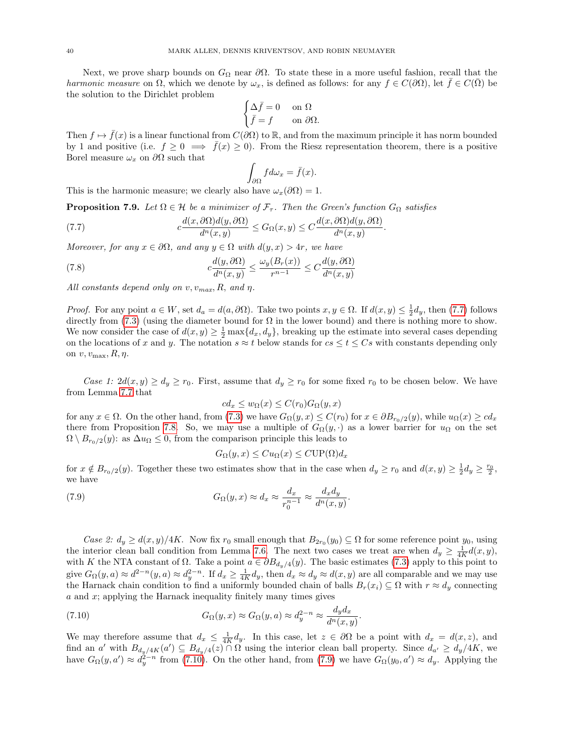Next, we prove sharp bounds on $G_\Omega$ near $\partial\Omega$. To state these in a more useful fashion, recall that the *harmonic measure* on $\Omega$, which we denote by $\omega_x$, is defined as follows: for any $f \in C(\partial\Omega)$, let $\bar f \in C(\bar\Omega)$ be the solution to the Dirichlet problem

$$\begin{cases} \Delta \bar f = 0 & \text{on } \Omega \\ \bar f = f & \text{on } \partial\Omega. \end{cases}$$

Then $f \mapsto \bar f(x)$ is a linear functional from $C(\partial\Omega)$ to $\mathbb{R}$, and from the maximum principle it has norm bounded by 1 and positive (i.e. $f \geq 0 \implies \bar f(x) \geq 0$). From the Riesz representation theorem, there is a positive Borel measure $\omega_x$ on $\partial\Omega$ such that

$$\int_{\partial\Omega} f d\omega_x = \bar f(x).$$

This is the harmonic measure; we clearly also have $\omega_x(\partial\Omega) = 1$.

**Proposition 7.9.** *Let $\Omega \in \mathcal{H}$ be a minimizer of $\mathcal{F}_\tau$. Then the Green's function $G_\Omega$ satisfies*

$$c\frac{d(x,\partial\Omega)d(y,\partial\Omega)}{d^n(x,y)} \leq G_\Omega(x,y) \leq C\frac{d(x,\partial\Omega)d(y,\partial\Omega)}{d^n(x,y)}. \tag{7.7}$$

*Moreover, for any $x \in \partial\Omega$, and any $y \in \Omega$ with $d(y,x) > 4r$, we have*

$$c\frac{d(y,\partial\Omega)}{d^n(x,y)} \leq \frac{\omega_y(B_r(x))}{r^{n-1}} \leq C\frac{d(y,\partial\Omega)}{d^n(x,y)} \tag{7.8}$$

*All constants depend only on $v, v_{max}, R$, and $\eta$.*

*Proof.* For any point $a \in W$, set $d_a = d(a, \partial\Omega)$. Take two points $x, y \in \Omega$. If $d(x,y) \leq \frac{1}{2}d_y$, then (7.7) follows directly from (7.3) (using the diameter bound for $\Omega$ in the lower bound) and there is nothing more to show. We now consider the case of $d(x,y) \geq \frac{1}{2}\max\{d_x, d_y\}$, breaking up the estimate into several cases depending on the locations of $x$ and $y$. The notation $s \approx t$ below stands for $cs \leq t \leq Cs$ with constants depending only on $v, v_{\max}, R, \eta$.

*Case 1: $2d(x,y) \geq d_y \geq r_0$.* First, assume that $d_y \geq r_0$ for some fixed $r_0$ to be chosen below. We have from Lemma 7.7 that

$$cd_x \leq w_\Omega(x) \leq C(r_0)G_\Omega(y,x)$$

for any $x \in \Omega$. On the other hand, from (7.3) we have $G_\Omega(y,x) \leq C(r_0)$ for $x \in \partial B_{r_0/2}(y)$, while $u_\Omega(x) \geq cd_x$ there from Proposition 7.8. So, we may use a multiple of $G_\Omega(y,\cdot)$ as a lower barrier for $u_\Omega$ on the set $\Omega \setminus B_{r_0/2}(y)$: as $\Delta u_\Omega \leq 0$, from the comparison principle this leads to

$$G_\Omega(y,x) \leq Cu_\Omega(x) \leq C\mathrm{UP}(\Omega)d_x$$

for $x \notin B_{r_0/2}(y)$. Together these two estimates show that in the case when $d_y \geq r_0$ and $d(x,y) \geq \frac{1}{2}d_y \geq \frac{r_0}{2}$, we have

$$G_\Omega(y,x) \approx d_x \approx \frac{d_x}{r_0^{n-1}} \approx \frac{d_x d_y}{d^n(x,y)}. \tag{7.9}$$

*Case 2: $d_y \geq d(x,y)/4K$.* Now fix $r_0$ small enough that $B_{2r_0}(y_0) \subseteq \Omega$ for some reference point $y_0$, using the interior clean ball condition from Lemma 7.6. The next two cases we treat are when $d_y \geq \frac{1}{4K}d(x,y)$, with $K$ the NTA constant of $\Omega$. Take a point $a \in \partial B_{d_y/4}(y)$. The basic estimates (7.3) apply to this point to give $G_\Omega(y,a) \approx d^{2-n}(y,a) \approx d_y^{2-n}$. If $d_x \geq \frac{1}{4K}d_y$, then $d_x \approx d_y \approx d(x,y)$ are all comparable and we may use the Harnack chain condition to find a uniformly bounded chain of balls $B_r(x_i) \subseteq \Omega$ with $r \approx d_y$ connecting $a$ and $x$; applying the Harnack inequality finitely many times gives

$$G_\Omega(y,x) \approx G_\Omega(y,a) \approx d_y^{2-n} \approx \frac{d_y d_x}{d^n(x,y)}. \tag{7.10}$$

We may therefore assume that $d_x \leq \frac{1}{4K}d_y$. In this case, let $z \in \partial\Omega$ be a point with $d_x = d(x,z)$, and find an $a'$ with $B_{d_y/4K}(a') \subseteq B_{d_y/4}(z) \cap \Omega$ using the interior clean ball property. Since $d_{a'} \geq d_y/4K$, we have $G_\Omega(y,a') \approx d_y^{2-n}$ from (7.10). On the other hand, from (7.9) we have $G_\Omega(y_0,a') \approx d_y$. Applying the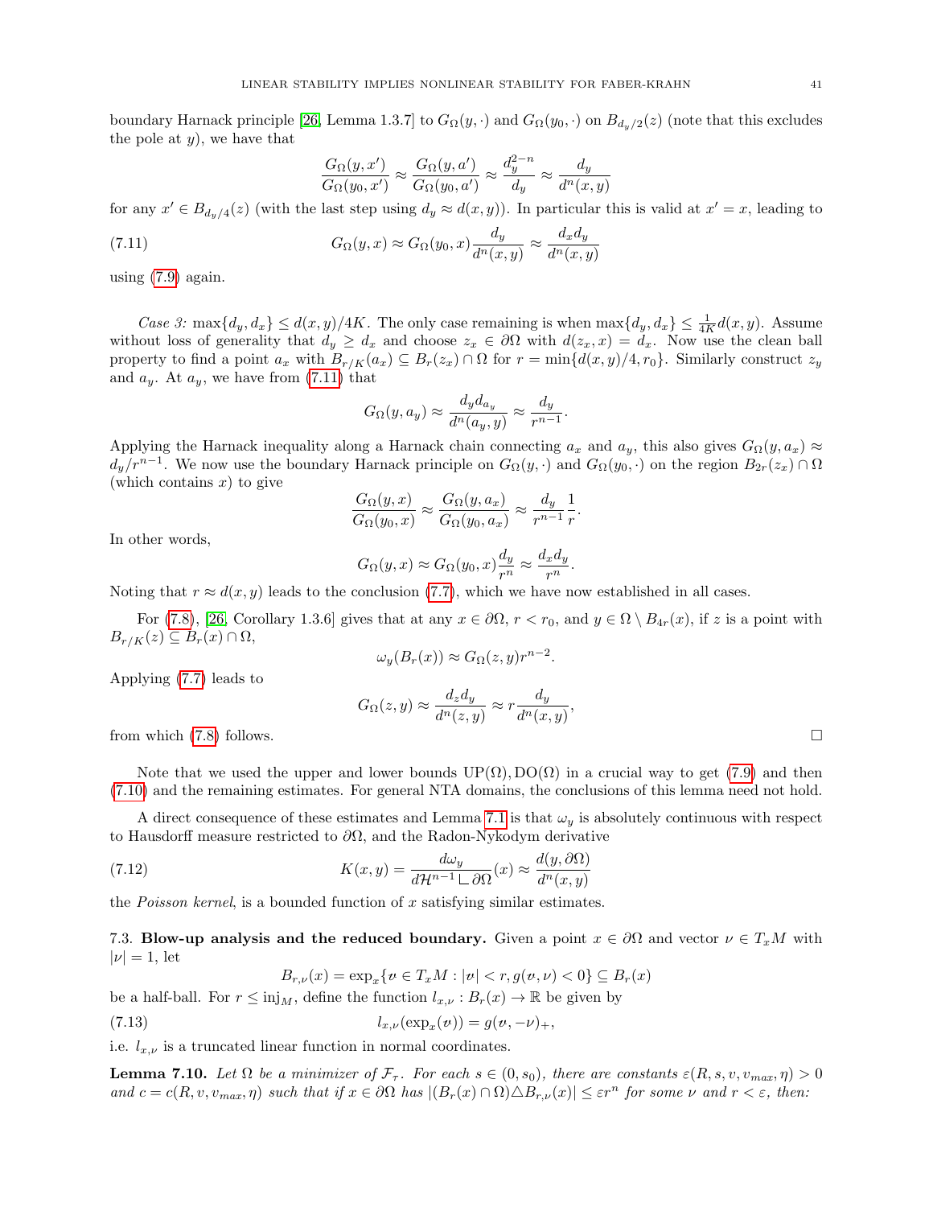boundary Harnack principle [26, Lemma 1.3.7] to $G_\Omega(y,\cdot)$ and $G_\Omega(y_0,\cdot)$ on $B_{d_y/2}(z)$ (note that this excludes the pole at $y$), we have that

$$\frac{G_\Omega(y,x')}{G_\Omega(y_0,x')} \approx \frac{G_\Omega(y,a')}{G_\Omega(y_0,a')} \approx \frac{d_y^{2-n}}{d_y} \approx \frac{d_y}{d^n(x,y)}$$

for any $x' \in B_{d_y/4}(z)$ (with the last step using $d_y \approx d(x,y)$). In particular this is valid at $x'=x$, leading to

$$G_\Omega(y,x) \approx G_\Omega(y_0,x)\frac{d_y}{d^n(x,y)} \approx \frac{d_x d_y}{d^n(x,y)} \tag{7.11}$$

using (7.9) again.

*Case 3:* $\max\{d_y,d_x\} \le d(x,y)/4K$. The only case remaining is when $\max\{d_y,d_x\} \le \frac{1}{4K}d(x,y)$. Assume without loss of generality that $d_y \ge d_x$ and choose $z_x \in \partial\Omega$ with $d(z_x,x)=d_x$. Now use the clean ball property to find a point $a_x$ with $B_{r/K}(a_x) \subseteq B_r(z_x)\cap\Omega$ for $r=\min\{d(x,y)/4, r_0\}$. Similarly construct $z_y$ and $a_y$. At $a_y$, we have from (7.11) that

$$G_\Omega(y,a_y) \approx \frac{d_y d_{a_y}}{d^n(a_y,y)} \approx \frac{d_y}{r^{n-1}}.$$

Applying the Harnack inequality along a Harnack chain connecting $a_x$ and $a_y$, this also gives $G_\Omega(y,a_x) \approx d_y/r^{n-1}$. We now use the boundary Harnack principle on $G_\Omega(y,\cdot)$ and $G_\Omega(y_0,\cdot)$ on the region $B_{2r}(z_x)\cap\Omega$ (which contains $x$) to give

$$\frac{G_\Omega(y,x)}{G_\Omega(y_0,x)} \approx \frac{G_\Omega(y,a_x)}{G_\Omega(y_0,a_x)} \approx \frac{d_y}{r^{n-1}}\frac{1}{r}.$$

In other words,

$$G_\Omega(y,x) \approx G_\Omega(y_0,x)\frac{d_y}{r^n} \approx \frac{d_x d_y}{r^n}.$$

Noting that $r \approx d(x,y)$ leads to the conclusion (7.7), which we have now established in all cases.

For (7.8), [26, Corollary 1.3.6] gives that at any $x \in \partial\Omega$, $r<r_0$, and $y \in \Omega\setminus B_{4r}(x)$, if $z$ is a point with $B_{r/K}(z) \subseteq B_r(x)\cap\Omega$,

$$\omega_y(B_r(x)) \approx G_\Omega(z,y)r^{n-2}.$$

Applying (7.7) leads to

$$G_\Omega(z,y) \approx \frac{d_z d_y}{d^n(z,y)} \approx r\frac{d_y}{d^n(x,y)},$$

from which (7.8) follows. $\square$

Note that we used the upper and lower bounds $\mathrm{UP}(\Omega), \mathrm{DO}(\Omega)$ in a crucial way to get (7.9) and then (7.10) and the remaining estimates. For general NTA domains, the conclusions of this lemma need not hold.

A direct consequence of these estimates and Lemma 7.1 is that $\omega_y$ is absolutely continuous with respect to Hausdorff measure restricted to $\partial\Omega$, and the Radon-Nykodym derivative

$$K(x,y) = \frac{d\omega_y}{d\mathcal{H}^{n-1}\llcorner\partial\Omega}(x) \approx \frac{d(y,\partial\Omega)}{d^n(x,y)} \tag{7.12}$$

the *Poisson kernel*, is a bounded function of $x$ satisfying similar estimates.

**7.3. Blow-up analysis and the reduced boundary.** Given a point $x \in \partial\Omega$ and vector $\nu \in T_xM$ with $|\nu|=1$, let

$$B_{r,\nu}(x) = \exp_x\{v \in T_xM : |v|<r, g(v,\nu)<0\} \subseteq B_r(x)$$

be a half-ball. For $r \le \mathrm{inj}_M$, define the function $l_{x,\nu}: B_r(x) \to \mathbb{R}$ be given by

$$l_{x,\nu}(\exp_x(v)) = g(v,-\nu)_+, \tag{7.13}$$

i.e. $l_{x,\nu}$ is a truncated linear function in normal coordinates.

**Lemma 7.10.** *Let $\Omega$ be a minimizer of $\mathcal{F}_\tau$. For each $s \in (0,s_0)$, there are constants $\varepsilon(R,s,v,v_{max},\eta)>0$ and $c=c(R,v,v_{max},\eta)$ such that if $x \in \partial\Omega$ has $|(B_r(x)\cap\Omega)\triangle B_{r,\nu}(x)| \le \varepsilon r^n$ for some $\nu$ and $r<\varepsilon$, then:*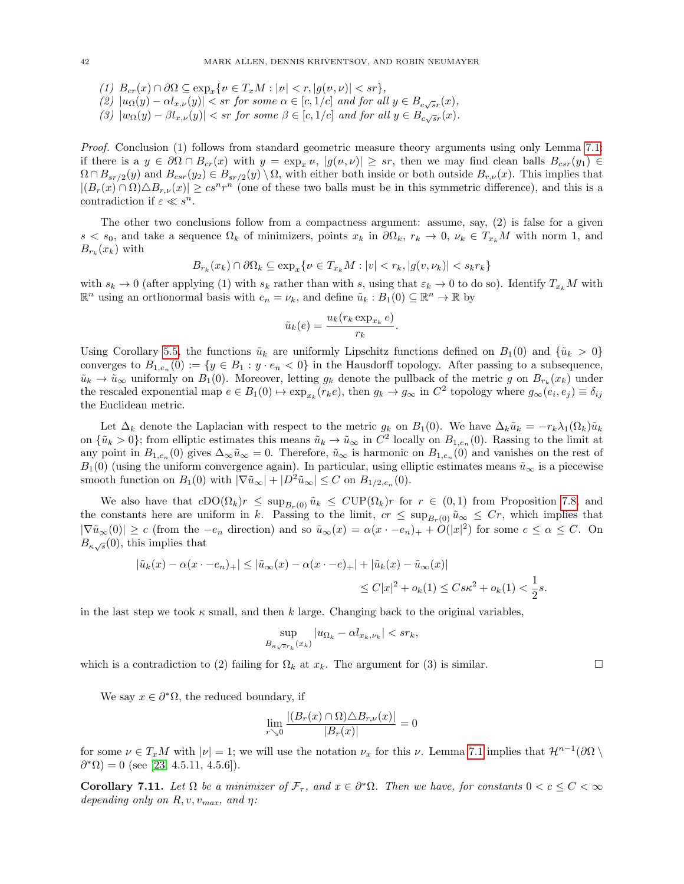(1) $B_{cr}(x) \cap \partial\Omega \subseteq \exp_x\{v \in T_xM : |v| < r, |g(v,\nu)| < sr\}$,
(2) $|u_\Omega(y) - \alpha l_{x,\nu}(y)| < sr$ for some $\alpha \in [c, 1/c]$ and for all $y \in B_{c\sqrt{s}r}(x)$,
(3) $|w_\Omega(y) - \beta l_{x,\nu}(y)| < sr$ for some $\beta \in [c, 1/c]$ and for all $y \in B_{c\sqrt{s}r}(x)$.

*Proof.* Conclusion (1) follows from standard geometric measure theory arguments using only Lemma 7.1: if there is a $y \in \partial\Omega \cap B_{cr}(x)$ with $y = \exp_x v$, $|g(v,\nu)| \geq sr$, then we may find clean balls $B_{csr}(y_1) \in \Omega \cap B_{sr/2}(y)$ and $B_{csr}(y_2) \in B_{sr/2}(y) \setminus \Omega$, with either both inside or both outside $B_{r,\nu}(x)$. This implies that $|(B_r(x) \cap \Omega) \triangle B_{r,\nu}(x)| \geq cs^n r^n$ (one of these two balls must be in this symmetric difference), and this is a contradiction if $\varepsilon \ll s^n$.

The other two conclusions follow from a compactness argument: assume, say, (2) is false for a given $s < s_0$, and take a sequence $\Omega_k$ of minimizers, points $x_k$ in $\partial\Omega_k$, $r_k \to 0$, $\nu_k \in T_{x_k}M$ with norm 1, and $B_{r_k}(x_k)$ with

$$B_{r_k}(x_k) \cap \partial\Omega_k \subseteq \exp_x\{v \in T_{x_k}M : |v| < r_k, |g(v,\nu_k)| < s_k r_k\}$$

with $s_k \to 0$ (after applying (1) with $s_k$ rather than with $s$, using that $\varepsilon_k \to 0$ to do so). Identify $T_{x_k}M$ with $\mathbb{R}^n$ using an orthonormal basis with $e_n = \nu_k$, and define $\tilde{u}_k : B_1(0) \subseteq \mathbb{R}^n \to \mathbb{R}$ by

$$\tilde{u}_k(e) = \frac{u_k(r_k \exp_{x_k} e)}{r_k}.$$

Using Corollary 5.5, the functions $\tilde{u}_k$ are uniformly Lipschitz functions defined on $B_1(0)$ and $\{\tilde{u}_k > 0\}$ converges to $B_{1,e_n}(0) := \{y \in B_1 : y \cdot e_n < 0\}$ in the Hausdorff topology. After passing to a subsequence, $\tilde{u}_k \to \tilde{u}_\infty$ uniformly on $B_1(0)$. Moreover, letting $g_k$ denote the pullback of the metric $g$ on $B_{r_k}(x_k)$ under the rescaled exponential map $e \in B_1(0) \mapsto \exp_{x_k}(r_k e)$, then $g_k \to g_\infty$ in $C^2$ topology where $g_\infty(e_i, e_j) \equiv \delta_{ij}$ the Euclidean metric.

Let $\Delta_k$ denote the Laplacian with respect to the metric $g_k$ on $B_1(0)$. We have $\Delta_k \tilde{u}_k = -r_k \lambda_1(\Omega_k)\tilde{u}_k$ on $\{\tilde{u}_k > 0\}$; from elliptic estimates this means $\tilde{u}_k \to \tilde{u}_\infty$ in $C^2$ locally on $B_{1,e_n}(0)$. Rassing to the limit at any point in $B_{1,e_n}(0)$ gives $\Delta_\infty \tilde{u}_\infty = 0$. Therefore, $\tilde{u}_\infty$ is harmonic on $B_{1,e_n}(0)$ and vanishes on the rest of $B_1(0)$ (using the uniform convergence again). In particular, using elliptic estimates means $\tilde{u}_\infty$ is a piecewise smooth function on $B_1(0)$ with $|\nabla \tilde{u}_\infty| + |D^2 \tilde{u}_\infty| \leq C$ on $B_{1/2,e_n}(0)$.

We also have that $c\mathrm{DO}(\Omega_k)r \leq \sup_{B_r(0)} \tilde{u}_k \leq C\mathrm{UP}(\Omega_k)r$ for $r \in (0,1)$ from Proposition 7.8, and the constants here are uniform in $k$. Passing to the limit, $cr \leq \sup_{B_r(0)} \tilde{u}_\infty \leq Cr$, which implies that $|\nabla \tilde{u}_\infty(0)| \geq c$ (from the $-e_n$ direction) and so $\tilde{u}_\infty(x) = \alpha(x \cdot -e_n)_+ + O(|x|^2)$ for some $c \leq \alpha \leq C$. On $B_{\kappa\sqrt{s}}(0)$, this implies that

$$\begin{aligned}
|\tilde{u}_k(x) - \alpha(x \cdot -e_n)_+| &\leq |\tilde{u}_\infty(x) - \alpha(x \cdot -e)_+| + |\tilde{u}_k(x) - \tilde{u}_\infty(x)| \\
&\leq C|x|^2 + o_k(1) \leq Cs\kappa^2 + o_k(1) < \frac{1}{2}s.
\end{aligned}$$

in the last step we took $\kappa$ small, and then $k$ large. Changing back to the original variables,

$$\sup_{B_{\kappa\sqrt{s}r_k}(x_k)} |u_{\Omega_k} - \alpha l_{x_k,\nu_k}| < sr_k,$$

which is a contradiction to (2) failing for $\Omega_k$ at $x_k$. The argument for (3) is similar. $\square$

We say $x \in \partial^*\Omega$, the reduced boundary, if

$$\lim_{r \searrow 0} \frac{|(B_r(x) \cap \Omega) \triangle B_{r,\nu}(x)|}{|B_r(x)|} = 0$$

for some $\nu \in T_xM$ with $|\nu| = 1$; we will use the notation $\nu_x$ for this $\nu$. Lemma 7.1 implies that $\mathcal{H}^{n-1}(\partial\Omega \setminus \partial^*\Omega) = 0$ (see [23, 4.5.11, 4.5.6]).

**Corollary 7.11.** *Let $\Omega$ be a minimizer of $\mathcal{F}_\tau$, and $x \in \partial^*\Omega$. Then we have, for constants $0 < c \leq C < \infty$ depending only on $R, v, v_{max}$, and $\eta$:*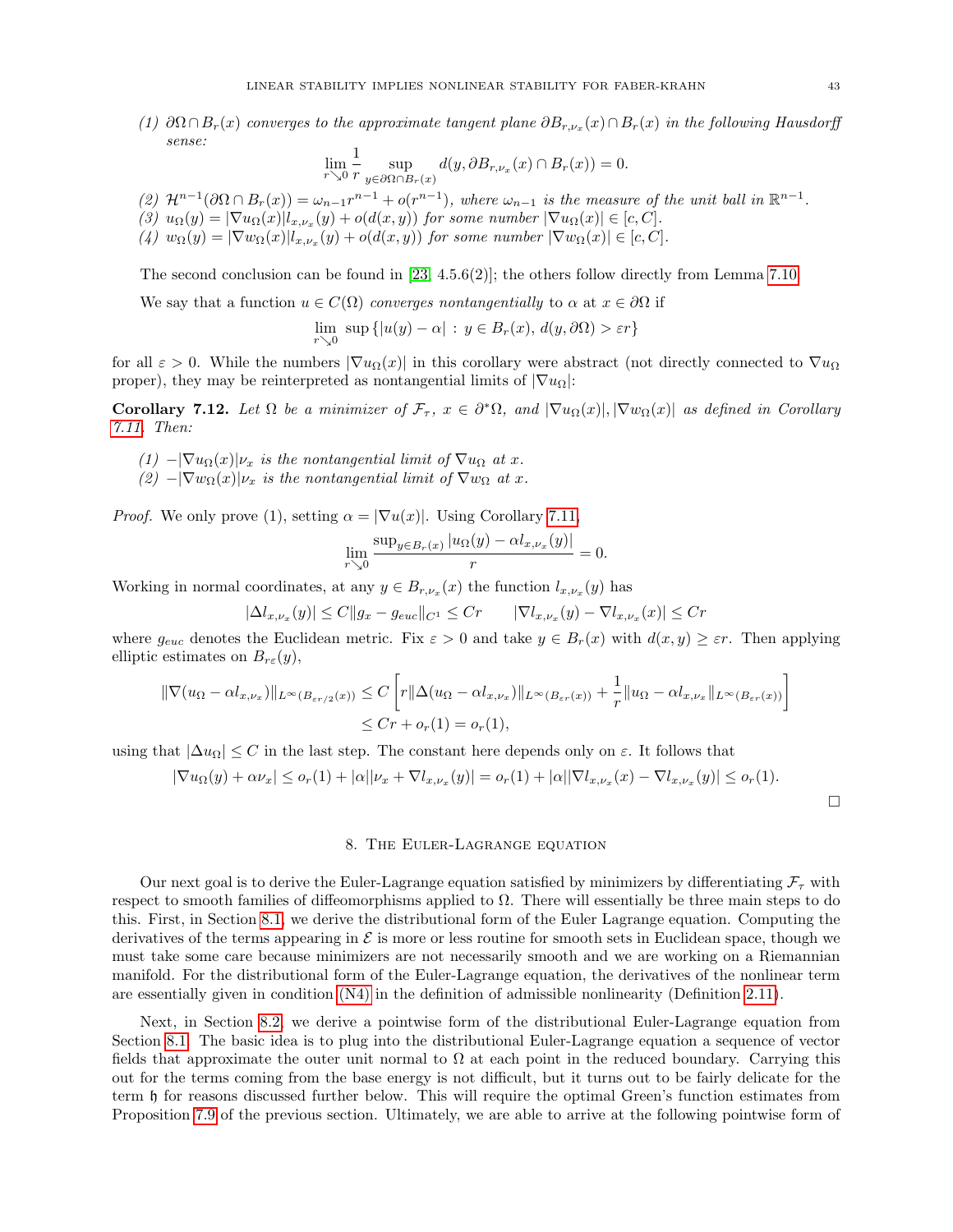*(1) $\partial\Omega \cap B_r(x)$ converges to the approximate tangent plane $\partial B_{r,\nu_x}(x) \cap B_r(x)$ in the following Hausdorff sense:*

$$\lim_{r\searrow 0} \frac{1}{r} \sup_{y\in\partial\Omega\cap B_r(x)} d(y, \partial B_{r,\nu_x}(x) \cap B_r(x)) = 0.$$

*(2) $\mathcal{H}^{n-1}(\partial\Omega \cap B_r(x)) = \omega_{n-1} r^{n-1} + o(r^{n-1})$, where $\omega_{n-1}$ is the measure of the unit ball in $\mathbb{R}^{n-1}$.*
*(3) $u_\Omega(y) = |\nabla u_\Omega(x)| l_{x,\nu_x}(y) + o(d(x,y))$ for some number $|\nabla u_\Omega(x)| \in [c, C]$.*
*(4) $w_\Omega(y) = |\nabla w_\Omega(x)| l_{x,\nu_x}(y) + o(d(x,y))$ for some number $|\nabla w_\Omega(x)| \in [c, C]$.*

The second conclusion can be found in [23, 4.5.6(2)]; the others follow directly from Lemma 7.10.

We say that a function $u \in C(\Omega)$ *converges nontangentially* to $\alpha$ at $x \in \partial\Omega$ if

$$\lim_{r\searrow 0} \sup\{|u(y) - \alpha| : y \in B_r(x),\, d(y, \partial\Omega) > \varepsilon r\}$$

for all $\varepsilon > 0$. While the numbers $|\nabla u_\Omega(x)|$ in this corollary were abstract (not directly connected to $\nabla u_\Omega$ proper), they may be reinterpreted as nontangential limits of $|\nabla u_\Omega|$:

**Corollary 7.12.** *Let $\Omega$ be a minimizer of $\mathcal{F}_\tau$, $x \in \partial^*\Omega$, and $|\nabla u_\Omega(x)|, |\nabla w_\Omega(x)|$ as defined in Corollary 7.11. Then:*

*(1) $-|\nabla u_\Omega(x)|\nu_x$ is the nontangential limit of $\nabla u_\Omega$ at $x$.*
*(2) $-|\nabla w_\Omega(x)|\nu_x$ is the nontangential limit of $\nabla w_\Omega$ at $x$.*

*Proof.* We only prove (1), setting $\alpha = |\nabla u(x)|$. Using Corollary 7.11,

$$\lim_{r\searrow 0} \frac{\sup_{y\in B_r(x)} |u_\Omega(y) - \alpha l_{x,\nu_x}(y)|}{r} = 0.$$

Working in normal coordinates, at any $y \in B_{r,\nu_x}(x)$ the function $l_{x,\nu_x}(y)$ has

$$|\Delta l_{x,\nu_x}(y)| \le C\|g_x - g_{euc}\|_{C^1} \le Cr \qquad |\nabla l_{x,\nu_x}(y) - \nabla l_{x,\nu_x}(x)| \le Cr$$

where $g_{euc}$ denotes the Euclidean metric. Fix $\varepsilon > 0$ and take $y \in B_r(x)$ with $d(x,y) \ge \varepsilon r$. Then applying elliptic estimates on $B_{r\varepsilon}(y)$,

$$\begin{aligned}
\|\nabla(u_\Omega - \alpha l_{x,\nu_x})\|_{L^\infty(B_{\varepsilon r/2}(x))} &\le C\left[ r\|\Delta(u_\Omega - \alpha l_{x,\nu_x})\|_{L^\infty(B_{\varepsilon r}(x))} + \frac{1}{r}\|u_\Omega - \alpha l_{x,\nu_x}\|_{L^\infty(B_{\varepsilon r}(x))}\right] \\
&\le Cr + o_r(1) = o_r(1),
\end{aligned}$$

using that $|\Delta u_\Omega| \le C$ in the last step. The constant here depends only on $\varepsilon$. It follows that

$$|\nabla u_\Omega(y) + \alpha\nu_x| \le o_r(1) + |\alpha||\nu_x + \nabla l_{x,\nu_x}(y)| = o_r(1) + |\alpha||\nabla l_{x,\nu_x}(x) - \nabla l_{x,\nu_x}(y)| \le o_r(1).$$

$\square$

## 8. The Euler-Lagrange equation

Our next goal is to derive the Euler-Lagrange equation satisfied by minimizers by differentiating $\mathcal{F}_\tau$ with respect to smooth families of diffeomorphisms applied to $\Omega$. There will essentially be three main steps to do this. First, in Section 8.1, we derive the distributional form of the Euler Lagrange equation. Computing the derivatives of the terms appearing in $\mathcal{E}$ is more or less routine for smooth sets in Euclidean space, though we must take some care because minimizers are not necessarily smooth and we are working on a Riemannian manifold. For the distributional form of the Euler-Lagrange equation, the derivatives of the nonlinear term are essentially given in condition (N4) in the definition of admissible nonlinearity (Definition 2.11).

Next, in Section 8.2, we derive a pointwise form of the distributional Euler-Lagrange equation from Section 8.1. The basic idea is to plug into the distributional Euler-Lagrange equation a sequence of vector fields that approximate the outer unit normal to $\Omega$ at each point in the reduced boundary. Carrying this out for the terms coming from the base energy is not difficult, but it turns out to be fairly delicate for the term $\mathfrak{h}$ for reasons discussed further below. This will require the optimal Green's function estimates from Proposition 7.9 of the previous section. Ultimately, we are able to arrive at the following pointwise form of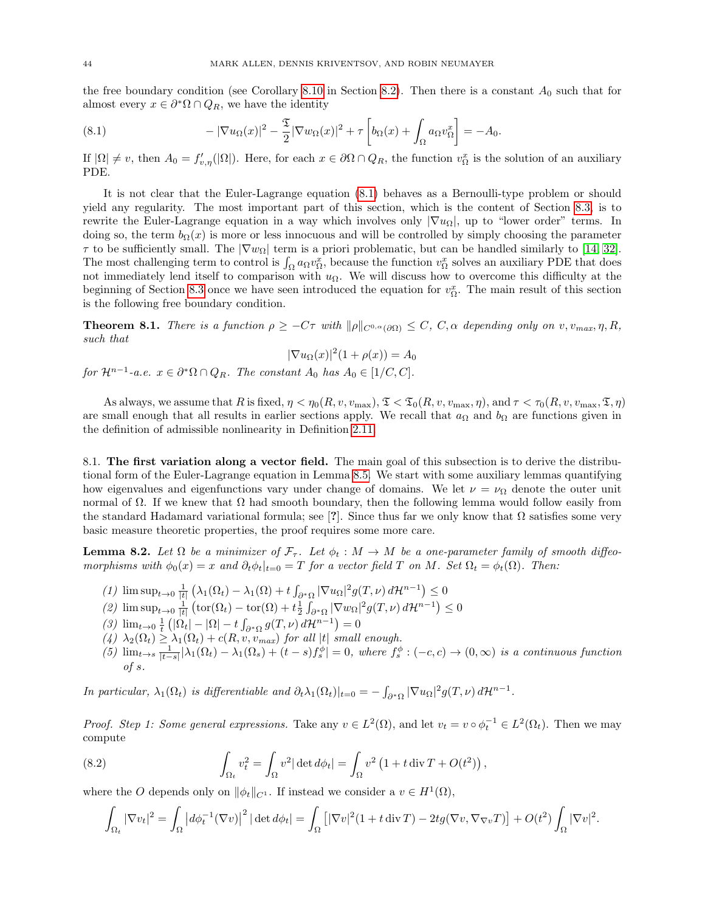the free boundary condition (see Corollary 8.10 in Section 8.2). Then there is a constant $A_0$ such that for almost every $x \in \partial^*\Omega \cap Q_R$, we have the identity

$$
-|\nabla u_\Omega(x)|^2 - \frac{\mathfrak{T}}{2}|\nabla w_\Omega(x)|^2 + \tau\left[b_\Omega(x) + \int_\Omega a_\Omega v_\Omega^x\right] = -A_0. \tag{8.1}
$$

If $|\Omega| \neq v$, then $A_0 = f'_{v,\eta}(|\Omega|)$. Here, for each $x \in \partial\Omega \cap Q_R$, the function $v_\Omega^x$ is the solution of an auxiliary PDE.

It is not clear that the Euler-Lagrange equation (8.1) behaves as a Bernoulli-type problem or should yield any regularity. The most important part of this section, which is the content of Section 8.3, is to rewrite the Euler-Lagrange equation in a way which involves only $|\nabla u_\Omega|$, up to "lower order" terms. In doing so, the term $b_\Omega(x)$ is more or less innocuous and will be controlled by simply choosing the parameter $\tau$ to be sufficiently small. The $|\nabla w_\Omega|$ term is a priori problematic, but can be handled similarly to [14, 32]. The most challenging term to control is $\int_\Omega a_\Omega v_\Omega^x$, because the function $v_\Omega^x$ solves an auxiliary PDE that does not immediately lend itself to comparison with $u_\Omega$. We will discuss how to overcome this difficulty at the beginning of Section 8.3 once we have seen introduced the equation for $v_\Omega^x$. The main result of this section is the following free boundary condition.

**Theorem 8.1.** *There is a function $\rho \geq -C\tau$ with $\|\rho\|_{C^{0,\alpha}(\partial\Omega)} \leq C$, $C, \alpha$ depending only on $v, v_{max}, \eta, R$, such that*

$$
|\nabla u_\Omega(x)|^2(1 + \rho(x)) = A_0
$$

*for $\mathcal{H}^{n-1}$-a.e. $x \in \partial^*\Omega \cap Q_R$. The constant $A_0$ has $A_0 \in [1/C, C]$.*

As always, we assume that $R$ is fixed, $\eta < \eta_0(R, v, v_{\max})$, $\mathfrak{T} < \mathfrak{T}_0(R, v, v_{\max}, \eta)$, and $\tau < \tau_0(R, v, v_{\max}, \mathfrak{T}, \eta)$ are small enough that all results in earlier sections apply. We recall that $a_\Omega$ and $b_\Omega$ are functions given in the definition of admissible nonlinearity in Definition 2.11.

8.1. **The first variation along a vector field.** The main goal of this subsection is to derive the distributional form of the Euler-Lagrange equation in Lemma 8.5. We start with some auxiliary lemmas quantifying how eigenvalues and eigenfunctions vary under change of domains. We let $\nu = \nu_\Omega$ denote the outer unit normal of $\Omega$. If we knew that $\Omega$ had smooth boundary, then the following lemma would follow easily from the standard Hadamard variational formula; see [**?**]. Since thus far we only know that $\Omega$ satisfies some very basic measure theoretic properties, the proof requires some more care.

**Lemma 8.2.** *Let $\Omega$ be a minimizer of $\mathcal{F}_\tau$. Let $\phi_t : M \to M$ be a one-parameter family of smooth diffeomorphisms with $\phi_0(x) = x$ and $\partial_t\phi_t|_{t=0} = T$ for a vector field $T$ on $M$. Set $\Omega_t = \phi_t(\Omega)$. Then:*

*(1)* $\limsup_{t\to 0} \frac{1}{|t|}\left(\lambda_1(\Omega_t) - \lambda_1(\Omega) + t\int_{\partial^*\Omega}|\nabla u_\Omega|^2 g(T,\nu)\, d\mathcal{H}^{n-1}\right) \leq 0$

*(2)* $\limsup_{t\to 0} \frac{1}{|t|}\left(\mathrm{tor}(\Omega_t) - \mathrm{tor}(\Omega) + t\frac{1}{2}\int_{\partial^*\Omega}|\nabla w_\Omega|^2 g(T,\nu)\, d\mathcal{H}^{n-1}\right) \leq 0$

*(3)* $\lim_{t\to 0} \frac{1}{t}\left(|\Omega_t| - |\Omega| - t\int_{\partial^*\Omega} g(T,\nu)\, d\mathcal{H}^{n-1}\right) = 0$

*(4)* $\lambda_2(\Omega_t) \geq \lambda_1(\Omega_t) + c(R, v, v_{max})$ *for all $|t|$ small enough.*

*(5)* $\lim_{t\to s} \frac{1}{|t-s|}|\lambda_1(\Omega_t) - \lambda_1(\Omega_s) + (t-s)f_s^\phi| = 0$, *where $f_s^\phi : (-c, c) \to (0, \infty)$ is a continuous function of $s$.*

*In particular, $\lambda_1(\Omega_t)$ is differentiable and $\partial_t\lambda_1(\Omega_t)|_{t=0} = -\int_{\partial^*\Omega}|\nabla u_\Omega|^2 g(T,\nu)\, d\mathcal{H}^{n-1}$.*

*Proof. Step 1: Some general expressions.* Take any $v \in L^2(\Omega)$, and let $v_t = v \circ \phi_t^{-1} \in L^2(\Omega_t)$. Then we may compute

$$
\int_{\Omega_t} v_t^2 = \int_\Omega v^2 |\det d\phi_t| = \int_\Omega v^2\left(1 + t\,\mathrm{div}\, T + O(t^2)\right), \tag{8.2}
$$

where the $O$ depends only on $\|\phi_t\|_{C^1}$. If instead we consider a $v \in H^1(\Omega)$,

$$
\int_{\Omega_t} |\nabla v_t|^2 = \int_\Omega \left|d\phi_t^{-1}(\nabla v)\right|^2 |\det d\phi_t| = \int_\Omega \left[|\nabla v|^2(1 + t\,\mathrm{div}\, T) - 2tg(\nabla v, \nabla_{\nabla v} T)\right] + O(t^2)\int_\Omega |\nabla v|^2.
$$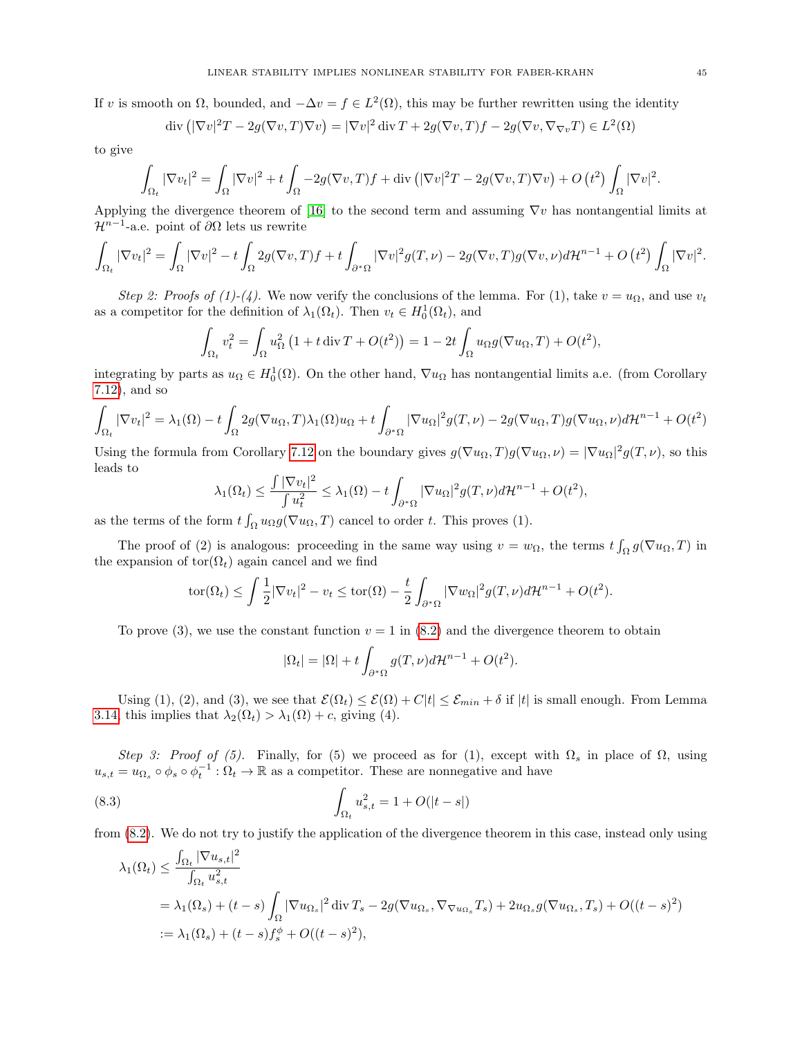If $v$ is smooth on $\Omega$, bounded, and $-\Delta v = f \in L^2(\Omega)$, this may be further rewritten using the identity

$$\operatorname{div}\left(|\nabla v|^2 T - 2g(\nabla v, T)\nabla v\right) = |\nabla v|^2 \operatorname{div} T + 2g(\nabla v, T) f - 2g(\nabla v, \nabla_{\nabla v} T) \in L^2(\Omega)$$

to give

$$\int_{\Omega_t} |\nabla v_t|^2 = \int_\Omega |\nabla v|^2 + t\int_\Omega -2g(\nabla v, T)f + \operatorname{div}\left(|\nabla v|^2 T - 2g(\nabla v, T)\nabla v\right) + O\left(t^2\right)\int_\Omega |\nabla v|^2.$$

Applying the divergence theorem of [16] to the second term and assuming $\nabla v$ has nontangential limits at $\mathcal{H}^{n-1}$-a.e. point of $\partial\Omega$ lets us rewrite

$$\int_{\Omega_t} |\nabla v_t|^2 = \int_\Omega |\nabla v|^2 - t\int_\Omega 2g(\nabla v, T)f + t\int_{\partial^*\Omega} |\nabla v|^2 g(T,\nu) - 2g(\nabla v, T)g(\nabla v, \nu)d\mathcal{H}^{n-1} + O\left(t^2\right)\int_\Omega |\nabla v|^2.$$

*Step 2: Proofs of (1)-(4).* We now verify the conclusions of the lemma. For (1), take $v = u_\Omega$, and use $v_t$ as a competitor for the definition of $\lambda_1(\Omega_t)$. Then $v_t \in H^1_0(\Omega_t)$, and

$$\int_{\Omega_t} v_t^2 = \int_\Omega u_\Omega^2\left(1 + t\operatorname{div} T + O(t^2)\right) = 1 - 2t\int_\Omega u_\Omega g(\nabla u_\Omega, T) + O(t^2),$$

integrating by parts as $u_\Omega \in H^1_0(\Omega)$. On the other hand, $\nabla u_\Omega$ has nontangential limits a.e. (from Corollary 7.12), and so

$$\int_{\Omega_t} |\nabla v_t|^2 = \lambda_1(\Omega) - t\int_\Omega 2g(\nabla u_\Omega, T)\lambda_1(\Omega)u_\Omega + t\int_{\partial^*\Omega} |\nabla u_\Omega|^2 g(T,\nu) - 2g(\nabla u_\Omega, T)g(\nabla u_\Omega,\nu)d\mathcal{H}^{n-1} + O(t^2)$$

Using the formula from Corollary 7.12 on the boundary gives $g(\nabla u_\Omega, T)g(\nabla u_\Omega, \nu) = |\nabla u_\Omega|^2 g(T,\nu)$, so this leads to

$$\lambda_1(\Omega_t) \le \frac{\int |\nabla v_t|^2}{\int u_t^2} \le \lambda_1(\Omega) - t\int_{\partial^*\Omega} |\nabla u_\Omega|^2 g(T,\nu)d\mathcal{H}^{n-1} + O(t^2),$$

as the terms of the form $t\int_\Omega u_\Omega g(\nabla u_\Omega, T)$ cancel to order $t$. This proves (1).

The proof of (2) is analogous: proceeding in the same way using $v = w_\Omega$, the terms $t\int_\Omega g(\nabla u_\Omega, T)$ in the expansion of $\operatorname{tor}(\Omega_t)$ again cancel and we find

$$\operatorname{tor}(\Omega_t) \le \int \frac{1}{2}|\nabla v_t|^2 - v_t \le \operatorname{tor}(\Omega) - \frac{t}{2}\int_{\partial^*\Omega} |\nabla w_\Omega|^2 g(T,\nu)d\mathcal{H}^{n-1} + O(t^2).$$

To prove (3), we use the constant function $v = 1$ in (8.2) and the divergence theorem to obtain

$$|\Omega_t| = |\Omega| + t\int_{\partial^*\Omega} g(T,\nu)d\mathcal{H}^{n-1} + O(t^2).$$

Using (1), (2), and (3), we see that $\mathcal{E}(\Omega_t) \le \mathcal{E}(\Omega) + C|t| \le \mathcal{E}_{min} + \delta$ if $|t|$ is small enough. From Lemma 3.14, this implies that $\lambda_2(\Omega_t) > \lambda_1(\Omega) + c$, giving (4).

*Step 3: Proof of (5).* Finally, for (5) we proceed as for (1), except with $\Omega_s$ in place of $\Omega$, using $u_{s,t} = u_{\Omega_s} \circ \phi_s \circ \phi_t^{-1} : \Omega_t \to \mathbb{R}$ as a competitor. These are nonnegative and have

$$\int_{\Omega_t} u_{s,t}^2 = 1 + O(|t-s|) \tag{8.3}$$

from (8.2). We do not try to justify the application of the divergence theorem in this case, instead only using

$$\begin{aligned}
\lambda_1(\Omega_t) &\le \frac{\int_{\Omega_t} |\nabla u_{s,t}|^2}{\int_{\Omega_t} u_{s,t}^2} \\
&= \lambda_1(\Omega_s) + (t-s)\int_\Omega |\nabla u_{\Omega_s}|^2 \operatorname{div} T_s - 2g(\nabla u_{\Omega_s}, \nabla_{\nabla u_{\Omega_s}} T_s) + 2u_{\Omega_s} g(\nabla u_{\Omega_s}, T_s) + O((t-s)^2) \\
&:= \lambda_1(\Omega_s) + (t-s)f_s^\phi + O((t-s)^2),
\end{aligned}$$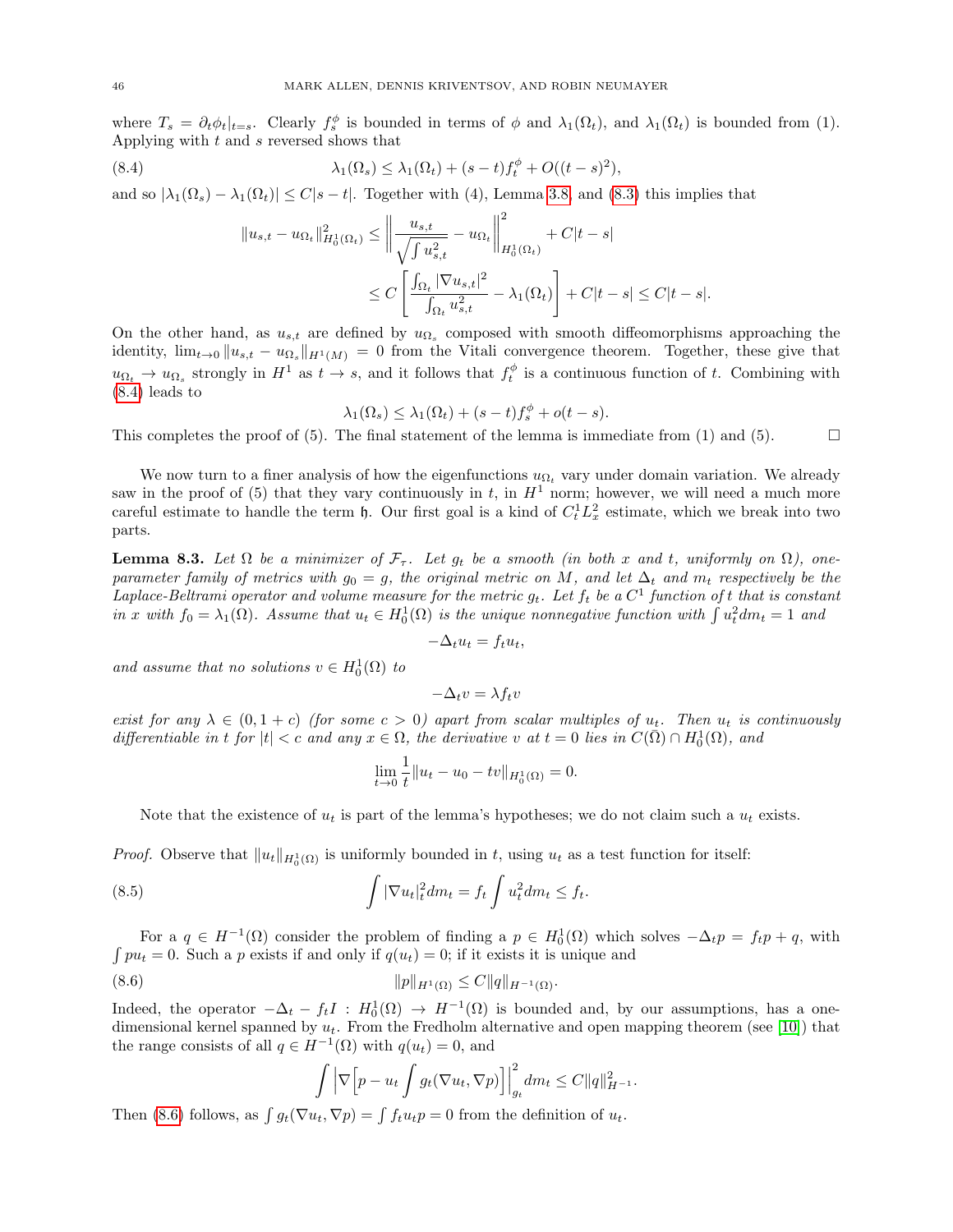where $T_s = \partial_t \phi_t|_{t=s}$. Clearly $f_s^\phi$ is bounded in terms of $\phi$ and $\lambda_1(\Omega_t)$, and $\lambda_1(\Omega_t)$ is bounded from (1). Applying with $t$ and $s$ reversed shows that

$$\lambda_1(\Omega_s) \leq \lambda_1(\Omega_t) + (s-t) f_t^\phi + O((t-s)^2), \tag{8.4}$$

and so $|\lambda_1(\Omega_s) - \lambda_1(\Omega_t)| \leq C|s-t|$. Together with (4), Lemma 3.8, and (8.3) this implies that

$$\begin{aligned}
\|u_{s,t} - u_{\Omega_t}\|^2_{H^1_0(\Omega_t)} &\leq \left\| \frac{u_{s,t}}{\sqrt{\int u_{s,t}^2}} - u_{\Omega_t} \right\|^2_{H^1_0(\Omega_t)} + C|t-s| \\
&\leq C \left[ \frac{\int_{\Omega_t} |\nabla u_{s,t}|^2}{\int_{\Omega_t} u_{s,t}^2} - \lambda_1(\Omega_t) \right] + C|t-s| \leq C|t-s|.
\end{aligned}$$

On the other hand, as $u_{s,t}$ are defined by $u_{\Omega_s}$ composed with smooth diffeomorphisms approaching the identity, $\lim_{t\to 0} \|u_{s,t} - u_{\Omega_s}\|_{H^1(M)} = 0$ from the Vitali convergence theorem. Together, these give that $u_{\Omega_t} \to u_{\Omega_s}$ strongly in $H^1$ as $t \to s$, and it follows that $f_t^\phi$ is a continuous function of $t$. Combining with (8.4) leads to

$$\lambda_1(\Omega_s) \leq \lambda_1(\Omega_t) + (s-t) f_s^\phi + o(t-s).$$

This completes the proof of (5). The final statement of the lemma is immediate from (1) and (5). $\square$

We now turn to a finer analysis of how the eigenfunctions $u_{\Omega_t}$ vary under domain variation. We already saw in the proof of (5) that they vary continuously in $t$, in $H^1$ norm; however, we will need a much more careful estimate to handle the term $\mathfrak{h}$. Our first goal is a kind of $C^1_t L^2_x$ estimate, which we break into two parts.

**Lemma 8.3.** *Let $\Omega$ be a minimizer of $\mathcal{F}_\tau$. Let $g_t$ be a smooth (in both $x$ and $t$, uniformly on $\Omega$), one-parameter family of metrics with $g_0 = g$, the original metric on $M$, and let $\Delta_t$ and $m_t$ respectively be the Laplace-Beltrami operator and volume measure for the metric $g_t$. Let $f_t$ be a $C^1$ function of $t$ that is constant in $x$ with $f_0 = \lambda_1(\Omega)$. Assume that $u_t \in H^1_0(\Omega)$ is the unique nonnegative function with $\int u_t^2 dm_t = 1$ and*

$$-\Delta_t u_t = f_t u_t,$$

*and assume that no solutions $v \in H^1_0(\Omega)$ to*

$$-\Delta_t v = \lambda f_t v$$

*exist for any $\lambda \in (0, 1+c)$ (for some $c > 0$) apart from scalar multiples of $u_t$. Then $u_t$ is continuously differentiable in $t$ for $|t| < c$ and any $x \in \Omega$, the derivative $v$ at $t = 0$ lies in $C(\bar{\Omega}) \cap H^1_0(\Omega)$, and*

$$\lim_{t\to 0} \frac{1}{t} \|u_t - u_0 - tv\|_{H^1_0(\Omega)} = 0.$$

Note that the existence of $u_t$ is part of the lemma's hypotheses; we do not claim such a $u_t$ exists.

*Proof.* Observe that $\|u_t\|_{H^1_0(\Omega)}$ is uniformly bounded in $t$, using $u_t$ as a test function for itself:

$$\int |\nabla u_t|_t^2 dm_t = f_t \int u_t^2 dm_t \leq f_t. \tag{8.5}$$

For a $q \in H^{-1}(\Omega)$ consider the problem of finding a $p \in H^1_0(\Omega)$ which solves $-\Delta_t p = f_t p + q$, with $\int p u_t = 0$. Such a $p$ exists if and only if $q(u_t) = 0$; if it exists it is unique and

$$\|p\|_{H^1(\Omega)} \leq C\|q\|_{H^{-1}(\Omega)}. \tag{8.6}$$

Indeed, the operator $-\Delta_t - f_t I : H^1_0(\Omega) \to H^{-1}(\Omega)$ is bounded and, by our assumptions, has a one-dimensional kernel spanned by $u_t$. From the Fredholm alternative and open mapping theorem (see [10]) that the range consists of all $q \in H^{-1}(\Omega)$ with $q(u_t) = 0$, and

$$\int \left| \nabla \left[ p - u_t \int g_t(\nabla u_t, \nabla p) \right] \right|^2_{g_t} dm_t \leq C\|q\|^2_{H^{-1}}.$$

Then (8.6) follows, as $\int g_t(\nabla u_t, \nabla p) = \int f_t u_t p = 0$ from the definition of $u_t$.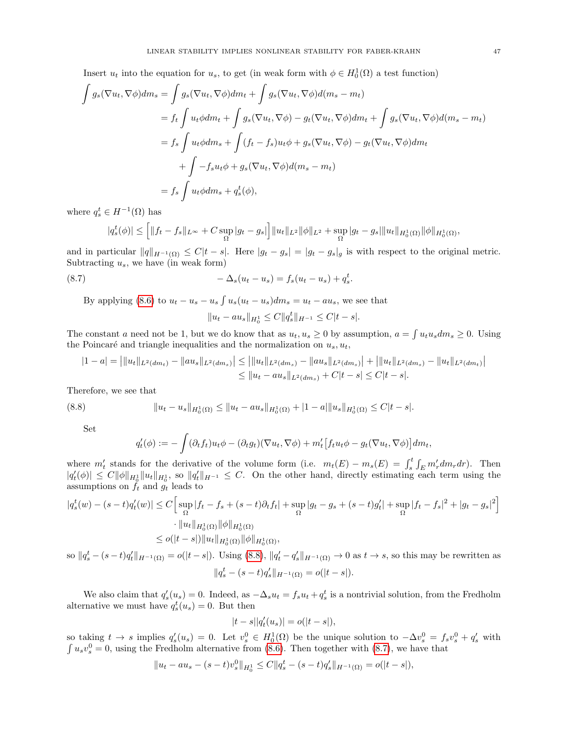Insert $u_t$ into the equation for $u_s$, to get (in weak form with $\phi \in H^1_0(\Omega)$ a test function)

$$
\begin{aligned}
\int g_s(\nabla u_t, \nabla\phi) dm_s &= \int g_s(\nabla u_t, \nabla \phi) dm_t + \int g_s(\nabla u_t, \nabla\phi) d(m_s - m_t) \\
&= f_t \int u_t \phi dm_t + \int g_s(\nabla u_t, \nabla \phi) - g_t(\nabla u_t, \nabla\phi) dm_t + \int g_s(\nabla u_t, \nabla \phi) d(m_s - m_t) \\
&= f_s \int u_t \phi dm_s + \int (f_t - f_s) u_t \phi + g_s(\nabla u_t, \nabla\phi) - g_t(\nabla u_t, \nabla\phi) dm_t \\
&\quad + \int -f_s u_t \phi + g_s(\nabla u_t, \nabla\phi) d(m_s - m_t) \\
&= f_s \int u_t \phi dm_s + q^t_s(\phi),
\end{aligned}
$$

where $q^t_s \in H^{-1}(\Omega)$ has

$$
|q^t_s(\phi)| \leq \Big[ \|f_t - f_s\|_{L^\infty} + C \sup_\Omega |g_t - g_s| \Big] \|u_t\|_{L^2} \|\phi\|_{L^2} + \sup_\Omega |g_t - g_s| \|u_t\|_{H^1_0(\Omega)} \|\phi\|_{H^1_0(\Omega)},
$$

and in particular $\|q\|_{H^{-1}(\Omega)} \leq C|t-s|$. Here $|g_t - g_s| = |g_t - g_s|_g$ is with respect to the original metric. Subtracting $u_s$, we have (in weak form)

$$
-\Delta_s(u_t - u_s) = f_s(u_t - u_s) + q^t_s. \tag{8.7}
$$

By applying (8.6) to $u_t - u_s - u_s \int u_s(u_t - u_s) dm_s = u_t - a u_s$, we see that

$$
\|u_t - a u_s\|_{H^1_0} \leq C \|q^t_s\|_{H^{-1}} \leq C|t-s|.
$$

The constant $a$ need not be 1, but we do know that as $u_t, u_s \geq 0$ by assumption, $a = \int u_t u_s dm_s \geq 0$. Using the Poincaré and triangle inequalities and the normalization on $u_s, u_t$,

$$
\begin{aligned}
|1 - a| = \big| \|u_t\|_{L^2(dm_t)} - \|a u_s\|_{L^2(dm_s)} \big| &\leq \big| \|u_t\|_{L^2(dm_s)} - \|a u_s\|_{L^2(dm_s)} \big| + \big| \|u_t\|_{L^2(dm_s)} - \|u_t\|_{L^2(dm_t)} \big| \\
&\leq \|u_t - a u_s\|_{L^2(dm_s)} + C|t-s| \leq C|t-s|.
\end{aligned}
$$

Therefore, we see that

$$
\|u_t - u_s\|_{H^1_0(\Omega)} \leq \|u_t - a u_s\|_{H^1_0(\Omega)} + |1-a| \|u_s\|_{H^1_0(\Omega)} \leq C|t-s|. \tag{8.8}
$$

Set

$$
q'_t(\phi) := -\int (\partial_t f_t) u_t \phi - (\partial_t g_t)(\nabla u_t, \nabla \phi) + m'_t \big[ f_t u_t \phi - g_t(\nabla u_t, \nabla\phi) \big] dm_t,
$$

where $m'_t$ stands for the derivative of the volume form (i.e. $m_t(E) - m_s(E) = \int_s^t \int_E m'_r dm_r dr$). Then $|q'_t(\phi)| \leq C \|\phi\|_{H^1_0} \|u_t\|_{H^1_0}$, so $\|q'_t\|_{H^{-1}} \leq C$. On the other hand, directly estimating each term using the assumptions on $f_t$ and $g_t$ leads to

$$
\begin{aligned}
|q^t_s(w) - (s-t) q'_t(w)| &\leq C \Big[ \sup_\Omega |f_t - f_s + (s-t)\partial_t f_t| + \sup_\Omega |g_t - g_s + (s-t) g'_t| + \sup_\Omega |f_t - f_s|^2 + |g_t - g_s|^2 \Big] \\
&\quad \cdot \|u_t\|_{H^1_0(\Omega)} \|\phi\|_{H^1_0(\Omega)} \\
&\leq o(|t-s|) \|u_t\|_{H^1_0(\Omega)} \|\phi\|_{H^1_0(\Omega)},
\end{aligned}
$$

so $\|q^t_s - (s-t) q'_t\|_{H^{-1}(\Omega)} = o(|t-s|)$. Using (8.8), $\|q'_t - q'_s\|_{H^{-1}(\Omega)} \to 0$ as $t \to s$, so this may be rewritten as

$$
\|q^t_s - (s-t) q'_s\|_{H^{-1}(\Omega)} = o(|t-s|).
$$

We also claim that $q'_s(u_s) = 0$. Indeed, as $-\Delta_s u_t = f_s u_t + q^t_s$ is a nontrivial solution, from the Fredholm alternative we must have $q^t_s(u_s) = 0$. But then

$$
|t-s| |q'_t(u_s)| = o(|t-s|),
$$

so taking $t \to s$ implies $q'_s(u_s) = 0$. Let $v^0_s \in H^1_0(\Omega)$ be the unique solution to $-\Delta v^0_s = f_s v^0_s + q'_s$ with $\int u_s v^0_s = 0$, using the Fredholm alternative from (8.6). Then together with (8.7), we have that

$$
\|u_t - a u_s - (s-t) v^0_s\|_{H^1_0} \leq C \|q^t_s - (s-t) q'_s\|_{H^{-1}(\Omega)} = o(|t-s|),
$$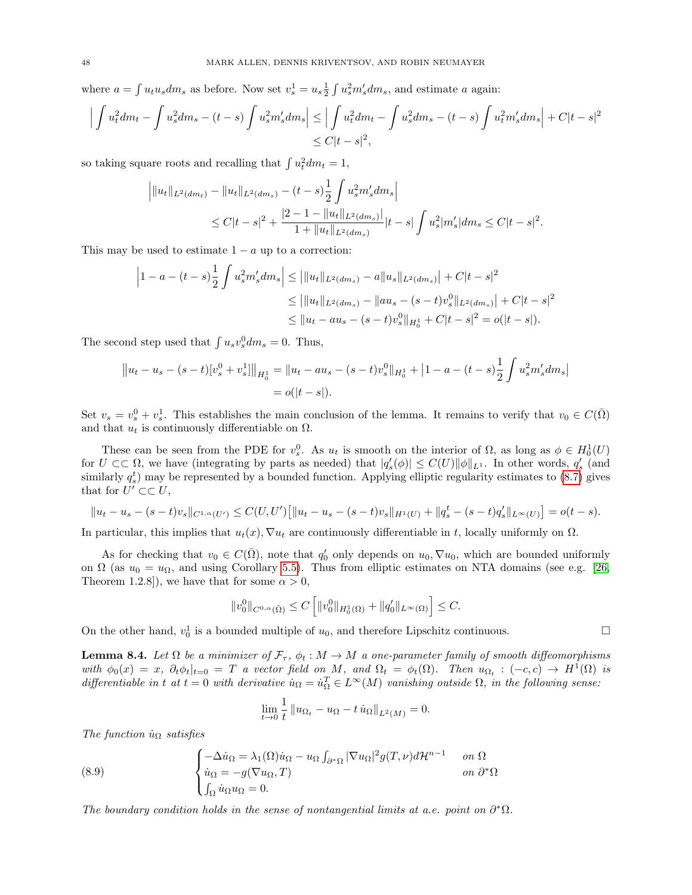where $a = \int u_t u_s dm_s$ as before. Now set $v_s^1 = u_s \frac{1}{2} \int u_s^2 m_s' dm_s$, and estimate $a$ again:

$$
\begin{aligned}
\Big| \int u_t^2 dm_t - \int u_s^2 dm_s - (t-s) \int u_s^2 m_s' dm_s \Big| &\leq \Big| \int u_t^2 dm_t - \int u_s^2 dm_s - (t-s) \int u_t^2 m_s' dm_s \Big| + C|t-s|^2 \\
&\leq C|t-s|^2,
\end{aligned}
$$

so taking square roots and recalling that $\int u_t^2 dm_t = 1$,

$$
\begin{aligned}
&\Big| \|u_t\|_{L^2(dm_t)} - \|u_t\|_{L^2(dm_s)} - (t-s)\frac{1}{2}\int u_s^2 m_s' dm_s \Big| \\
&\qquad \leq C|t-s|^2 + \frac{|2 - 1 - \|u_t\|_{L^2(dm_s)}|}{1 + \|u_t\|_{L^2(dm_s)}} |t-s| \int u_s^2 |m_s'| dm_s \leq C|t-s|^2.
\end{aligned}
$$

This may be used to estimate $1-a$ up to a correction:

$$
\begin{aligned}
\Big| 1 - a - (t-s)\frac{1}{2}\int u_s^2 m_s' dm_s \Big| &\leq \big| \|u_t\|_{L^2(dm_s)} - a\|u_s\|_{L^2(dm_s)} \big| + C|t-s|^2 \\
&\leq \big| \|u_t\|_{L^2(dm_s)} - \|au_s - (s-t)v_s^0\|_{L^2(dm_s)} \big| + C|t-s|^2 \\
&\leq \|u_t - au_s - (s-t)v_s^0\|_{H_0^1} + C|t-s|^2 = o(|t-s|).
\end{aligned}
$$

The second step used that $\int u_s v_s^0 dm_s = 0$. Thus,

$$
\begin{aligned}
\big\| u_t - u_s - (s-t)[v_s^0 + v_s^1] \big\|_{H_0^1} &= \|u_t - au_s - (s-t)v_s^0\|_{H_0^1} + \big|1 - a - (t-s)\frac{1}{2}\int u_s^2 m_s' dm_s\big| \\
&= o(|t-s|).
\end{aligned}
$$

Set $v_s = v_s^0 + v_s^1$. This establishes the main conclusion of the lemma. It remains to verify that $v_0 \in C(\bar{\Omega})$ and that $u_t$ is continuously differentiable on $\Omega$.

These can be seen from the PDE for $v_s^0$. As $u_t$ is smooth on the interior of $\Omega$, as long as $\phi \in H_0^1(U)$ for $U \subset\subset \Omega$, we have (integrating by parts as needed) that $|q_s'(\phi)| \leq C(U)\|\phi\|_{L^1}$. In other words, $q_s'$ (and similarly $q_s^t$) may be represented by a bounded function. Applying elliptic regularity estimates to (8.7) gives that for $U' \subset\subset U$,

$$
\|u_t - u_s - (s-t)v_s\|_{C^{1,\alpha}(U')} \leq C(U,U')\big[\|u_t - u_s - (s-t)v_s\|_{H^1(U)} + \|q_s^t - (s-t)q_s'\|_{L^\infty(U)}\big] = o(t-s).
$$

In particular, this implies that $u_t(x), \nabla u_t$ are continuously differentiable in $t$, locally uniformly on $\Omega$.

As for checking that $v_0 \in C(\bar{\Omega})$, note that $q_0'$ only depends on $u_0, \nabla u_0$, which are bounded uniformly on $\Omega$ (as $u_0 = u_\Omega$, and using Corollary 5.5). Thus from elliptic estimates on NTA domains (see e.g. [26, Theorem 1.2.8]), we have that for some $\alpha > 0$,

$$
\|v_0^0\|_{C^{0,\alpha}(\bar{\Omega})} \leq C\left[\|v_0^0\|_{H_0^1(\Omega)} + \|q_0'\|_{L^\infty(\Omega)}\right] \leq C.
$$

On the other hand, $v_0^1$ is a bounded multiple of $u_0$, and therefore Lipschitz continuous. $\square$

**Lemma 8.4.** *Let $\Omega$ be a minimizer of $\mathcal{F}_\tau$, $\phi_t : M \to M$ a one-parameter family of smooth diffeomorphisms with $\phi_0(x) = x$, $\partial_t \phi_t|_{t=0} = T$ a vector field on $M$, and $\Omega_t = \phi_t(\Omega)$. Then $u_{\Omega_t} : (-c,c) \to H^1(\Omega)$ is differentiable in $t$ at $t=0$ with derivative $\dot{u}_\Omega = \dot{u}_\Omega^T \in L^\infty(M)$ vanishing outside $\Omega$, in the following sense:*

$$
\lim_{t\to 0} \frac{1}{t}\|u_{\Omega_t} - u_\Omega - t\,\dot{u}_\Omega\|_{L^2(M)} = 0.
$$

*The function $\dot{u}_\Omega$ satisfies*

$$
\begin{cases}
-\Delta \dot{u}_\Omega = \lambda_1(\Omega)\dot{u}_\Omega - u_\Omega \int_{\partial^*\Omega} |\nabla u_\Omega|^2 g(T,\nu) d\mathcal{H}^{n-1} & \text{on } \Omega \\
\dot{u}_\Omega = -g(\nabla u_\Omega, T) & \text{on } \partial^*\Omega \\
\int_\Omega \dot{u}_\Omega u_\Omega = 0.
\end{cases} \tag{8.9}
$$

*The boundary condition holds in the sense of nontangential limits at a.e. point on $\partial^*\Omega$.*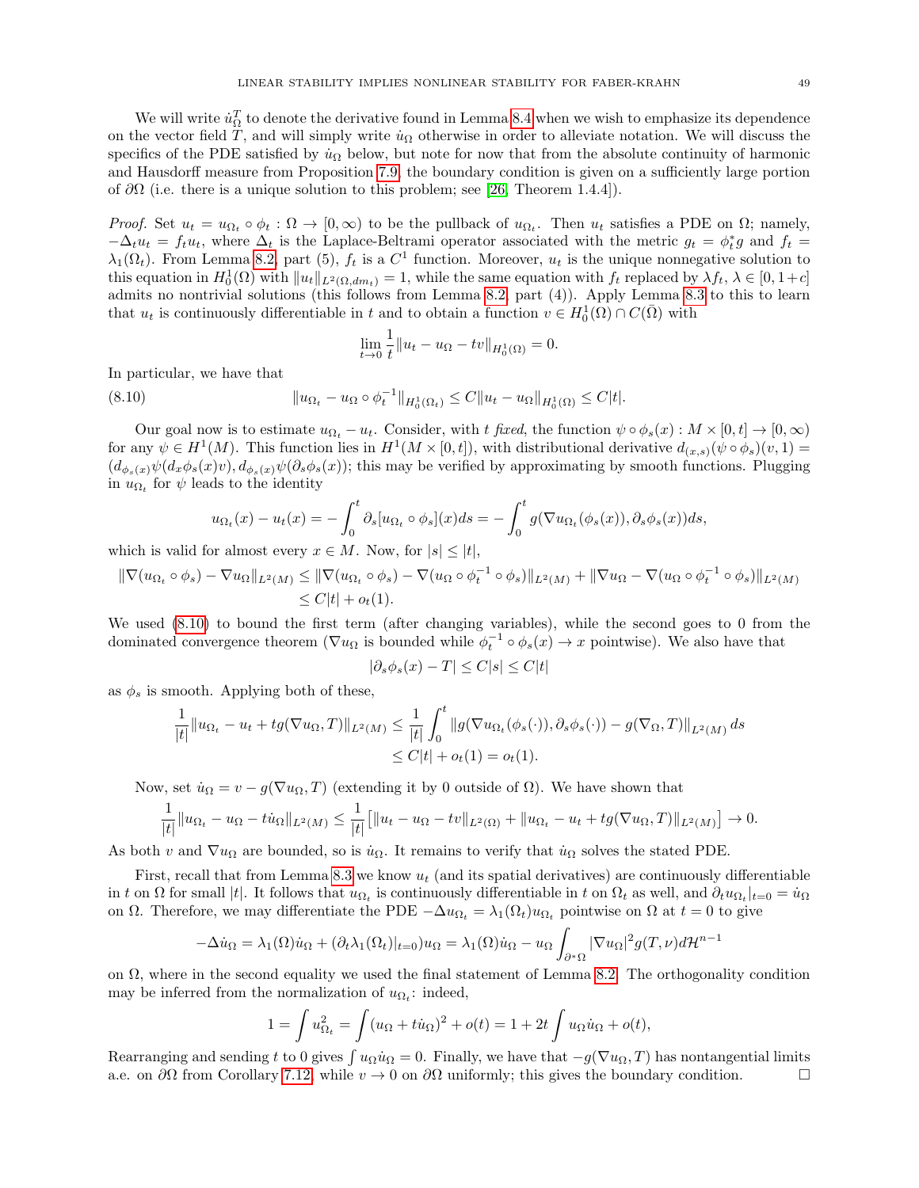We will write $\dot{u}_\Omega^T$ to denote the derivative found in Lemma 8.4 when we wish to emphasize its dependence on the vector field $T$, and will simply write $\dot{u}_\Omega$ otherwise in order to alleviate notation. We will discuss the specifics of the PDE satisfied by $\dot{u}_\Omega$ below, but note for now that from the absolute continuity of harmonic and Hausdorff measure from Proposition 7.9, the boundary condition is given on a sufficiently large portion of $\partial\Omega$ (i.e. there is a unique solution to this problem; see [26, Theorem 1.4.4]).

*Proof.* Set $u_t = u_{\Omega_t} \circ \phi_t : \Omega \to [0, \infty)$ to be the pullback of $u_{\Omega_t}$. Then $u_t$ satisfies a PDE on $\Omega$; namely, $-\Delta_t u_t = f_t u_t$, where $\Delta_t$ is the Laplace-Beltrami operator associated with the metric $g_t = \phi_t^* g$ and $f_t = \lambda_1(\Omega_t)$. From Lemma 8.2 part (5), $f_t$ is a $C^1$ function. Moreover, $u_t$ is the unique nonnegative solution to this equation in $H^1_0(\Omega)$ with $\|u_t\|_{L^2(\Omega, dm_t)} = 1$, while the same equation with $f_t$ replaced by $\lambda f_t$, $\lambda \in [0, 1+c]$ admits no nontrivial solutions (this follows from Lemma 8.2, part (4)). Apply Lemma 8.3 to this to learn that $u_t$ is continuously differentiable in $t$ and to obtain a function $v \in H^1_0(\Omega) \cap C(\bar{\Omega})$ with

$$\lim_{t \to 0} \frac{1}{t} \|u_t - u_\Omega - tv\|_{H^1_0(\Omega)} = 0.$$

In particular, we have that

$$\|u_{\Omega_t} - u_\Omega \circ \phi_t^{-1}\|_{H^1_0(\Omega_t)} \leq C\|u_t - u_\Omega\|_{H^1_0(\Omega)} \leq C|t|. \tag{8.10}$$

Our goal now is to estimate $u_{\Omega_t} - u_t$. Consider, with $t$ *fixed*, the function $\psi \circ \phi_s(x) : M \times [0, t] \to [0, \infty)$ for any $\psi \in H^1(M)$. This function lies in $H^1(M \times [0, t])$, with distributional derivative $d_{(x,s)}(\psi \circ \phi_s)(v, 1) = (d_{\phi_s(x)}\psi(d_x\phi_s(x)v), d_{\phi_s(x)}\psi(\partial_s\phi_s(x))$; this may be verified by approximating by smooth functions. Plugging in $u_{\Omega_t}$ for $\psi$ leads to the identity

$$u_{\Omega_t}(x) - u_t(x) = -\int_0^t \partial_s[u_{\Omega_t} \circ \phi_s](x)ds = -\int_0^t g(\nabla u_{\Omega_t}(\phi_s(x)), \partial_s\phi_s(x))ds,$$

which is valid for almost every $x \in M$. Now, for $|s| \leq |t|$,

$$\begin{aligned}\|\nabla(u_{\Omega_t} \circ \phi_s) - \nabla u_\Omega\|_{L^2(M)} &\leq \|\nabla(u_{\Omega_t} \circ \phi_s) - \nabla(u_\Omega \circ \phi_t^{-1} \circ \phi_s)\|_{L^2(M)} + \|\nabla u_\Omega - \nabla(u_\Omega \circ \phi_t^{-1} \circ \phi_s)\|_{L^2(M)} \\ &\leq C|t| + o_t(1).\end{aligned}$$

We used (8.10) to bound the first term (after changing variables), while the second goes to 0 from the dominated convergence theorem ($\nabla u_\Omega$ is bounded while $\phi_t^{-1} \circ \phi_s(x) \to x$ pointwise). We also have that

$$|\partial_s\phi_s(x) - T| \leq C|s| \leq C|t|$$

as $\phi_s$ is smooth. Applying both of these,

$$\begin{aligned}\frac{1}{|t|}\|u_{\Omega_t} - u_t + tg(\nabla u_\Omega, T)\|_{L^2(M)} &\leq \frac{1}{|t|}\int_0^t \|g(\nabla u_{\Omega_t}(\phi_s(\cdot)), \partial_s\phi_s(\cdot)) - g(\nabla_\Omega, T)\|_{L^2(M)}\, ds \\ &\leq C|t| + o_t(1) = o_t(1).\end{aligned}$$

Now, set $\dot{u}_\Omega = v - g(\nabla u_\Omega, T)$ (extending it by 0 outside of $\Omega$). We have shown that

$$\frac{1}{|t|}\|u_{\Omega_t} - u_\Omega - t\dot{u}_\Omega\|_{L^2(M)} \leq \frac{1}{|t|}\left[\|u_t - u_\Omega - tv\|_{L^2(\Omega)} + \|u_{\Omega_t} - u_t + tg(\nabla u_\Omega, T)\|_{L^2(M)}\right] \to 0.$$

As both $v$ and $\nabla u_\Omega$ are bounded, so is $\dot{u}_\Omega$. It remains to verify that $\dot{u}_\Omega$ solves the stated PDE.

First, recall that from Lemma 8.3 we know $u_t$ (and its spatial derivatives) are continuously differentiable in $t$ on $\Omega$ for small $|t|$. It follows that $u_{\Omega_t}$ is continuously differentiable in $t$ on $\Omega_t$ as well, and $\partial_t u_{\Omega_t}|_{t=0} = \dot{u}_\Omega$ on $\Omega$. Therefore, we may differentiate the PDE $-\Delta u_{\Omega_t} = \lambda_1(\Omega_t)u_{\Omega_t}$ pointwise on $\Omega$ at $t = 0$ to give

$$-\Delta\dot{u}_\Omega = \lambda_1(\Omega)\dot{u}_\Omega + (\partial_t\lambda_1(\Omega_t)|_{t=0})u_\Omega = \lambda_1(\Omega)\dot{u}_\Omega - u_\Omega\int_{\partial^*\Omega}|\nabla u_\Omega|^2 g(T, \nu)d\mathcal{H}^{n-1}$$

on $\Omega$, where in the second equality we used the final statement of Lemma 8.2. The orthogonality condition may be inferred from the normalization of $u_{\Omega_t}$: indeed,

$$1 = \int u_{\Omega_t}^2 = \int(u_\Omega + t\dot{u}_\Omega)^2 + o(t) = 1 + 2t\int u_\Omega\dot{u}_\Omega + o(t),$$

Rearranging and sending $t$ to 0 gives $\int u_\Omega\dot{u}_\Omega = 0$. Finally, we have that $-g(\nabla u_\Omega, T)$ has nontangential limits a.e. on $\partial\Omega$ from Corollary 7.12, while $v \to 0$ on $\partial\Omega$ uniformly; this gives the boundary condition. $\square$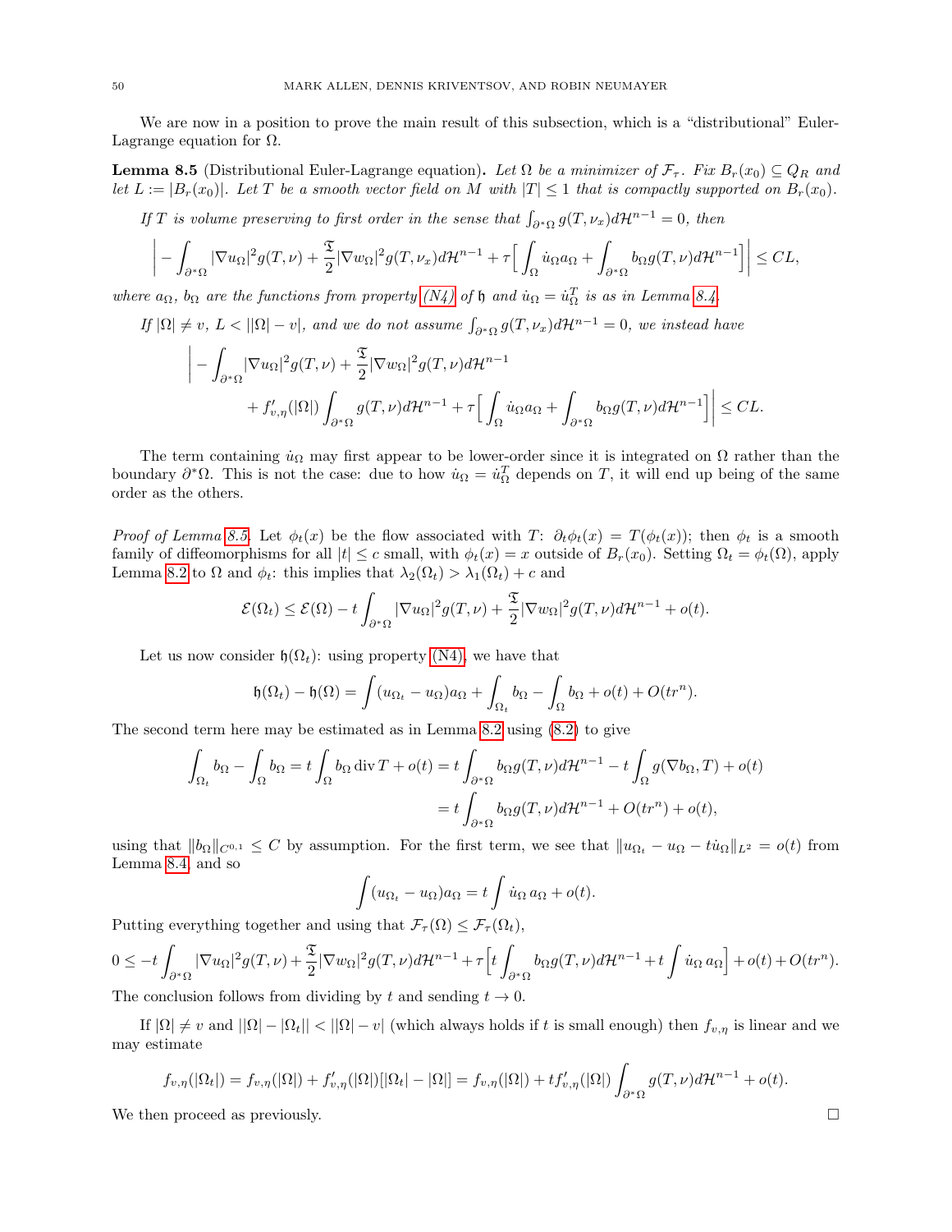We are now in a position to prove the main result of this subsection, which is a "distributional" Euler-Lagrange equation for $\Omega$.

**Lemma 8.5** (Distributional Euler-Lagrange equation)**.** *Let $\Omega$ be a minimizer of $\mathcal{F}_\tau$. Fix $B_r(x_0) \subseteq Q_R$ and let $L := |B_r(x_0)|$. Let $T$ be a smooth vector field on $M$ with $|T| \leq 1$ that is compactly supported on $B_r(x_0)$.*

*If $T$ is volume preserving to first order in the sense that $\int_{\partial^*\Omega} g(T, \nu_x) d\mathcal{H}^{n-1} = 0$, then*

$$\Big| - \int_{\partial^*\Omega} |\nabla u_\Omega|^2 g(T,\nu) + \frac{\mathfrak{T}}{2} |\nabla w_\Omega|^2 g(T, \nu_x) d\mathcal{H}^{n-1} + \tau \Big[ \int_\Omega \dot{u}_\Omega a_\Omega + \int_{\partial^*\Omega} b_\Omega g(T,\nu) d\mathcal{H}^{n-1} \Big] \Big| \leq CL,$$

*where $a_\Omega$, $b_\Omega$ are the functions from property (N4) of $\mathfrak{h}$ and $\dot{u}_\Omega = \dot{u}_\Omega^T$ is as in Lemma 8.4.*

*If $|\Omega| \neq v$, $L < ||\Omega| - v|$, and we do not assume $\int_{\partial^*\Omega} g(T,\nu_x) d\mathcal{H}^{n-1} = 0$, we instead have*

$$\begin{aligned} \Big| &- \int_{\partial^*\Omega} |\nabla u_\Omega|^2 g(T,\nu) + \frac{\mathfrak{T}}{2} |\nabla w_\Omega|^2 g(T,\nu) d\mathcal{H}^{n-1} \\ &\quad + f'_{v,\eta}(|\Omega|) \int_{\partial^*\Omega} g(T,\nu) d\mathcal{H}^{n-1} + \tau \Big[ \int_\Omega \dot{u}_\Omega a_\Omega + \int_{\partial^*\Omega} b_\Omega g(T,\nu) d\mathcal{H}^{n-1} \Big] \Big| \leq CL. \end{aligned}$$

The term containing $\dot{u}_\Omega$ may first appear to be lower-order since it is integrated on $\Omega$ rather than the boundary $\partial^*\Omega$. This is not the case: due to how $\dot{u}_\Omega = \dot{u}_\Omega^T$ depends on $T$, it will end up being of the same order as the others.

*Proof of Lemma 8.5.* Let $\phi_t(x)$ be the flow associated with $T$: $\partial_t \phi_t(x) = T(\phi_t(x))$; then $\phi_t$ is a smooth family of diffeomorphisms for all $|t| \leq c$ small, with $\phi_t(x) = x$ outside of $B_r(x_0)$. Setting $\Omega_t = \phi_t(\Omega)$, apply Lemma 8.2 to $\Omega$ and $\phi_t$: this implies that $\lambda_2(\Omega_t) > \lambda_1(\Omega_t) + c$ and

$$\mathcal{E}(\Omega_t) \leq \mathcal{E}(\Omega) - t \int_{\partial^*\Omega} |\nabla u_\Omega|^2 g(T,\nu) + \frac{\mathfrak{T}}{2} |\nabla w_\Omega|^2 g(T,\nu) d\mathcal{H}^{n-1} + o(t).$$

Let us now consider $\mathfrak{h}(\Omega_t)$: using property (N4), we have that

$$\mathfrak{h}(\Omega_t) - \mathfrak{h}(\Omega) = \int (u_{\Omega_t} - u_\Omega) a_\Omega + \int_{\Omega_t} b_\Omega - \int_\Omega b_\Omega + o(t) + O(tr^n).$$

The second term here may be estimated as in Lemma 8.2 using (8.2) to give

$$\begin{aligned} \int_{\Omega_t} b_\Omega - \int_\Omega b_\Omega = t \int_\Omega b_\Omega \operatorname{div} T + o(t) &= t \int_{\partial^*\Omega} b_\Omega g(T,\nu) d\mathcal{H}^{n-1} - t \int_\Omega g(\nabla b_\Omega, T) + o(t) \\ &= t \int_{\partial^*\Omega} b_\Omega g(T,\nu) d\mathcal{H}^{n-1} + O(tr^n) + o(t), \end{aligned}$$

using that $\|b_\Omega\|_{C^{0,1}} \leq C$ by assumption. For the first term, we see that $\|u_{\Omega_t} - u_\Omega - t\dot{u}_\Omega\|_{L^2} = o(t)$ from Lemma 8.4, and so

$$\int (u_{\Omega_t} - u_\Omega) a_\Omega = t \int \dot{u}_\Omega \, a_\Omega + o(t).$$

Putting everything together and using that $\mathcal{F}_\tau(\Omega) \leq \mathcal{F}_\tau(\Omega_t)$,

$$0 \leq -t \int_{\partial^*\Omega} |\nabla u_\Omega|^2 g(T,\nu) + \frac{\mathfrak{T}}{2} |\nabla w_\Omega|^2 g(T,\nu) d\mathcal{H}^{n-1} + \tau \Big[ t \int_{\partial^*\Omega} b_\Omega g(T,\nu) d\mathcal{H}^{n-1} + t \int \dot{u}_\Omega \, a_\Omega \Big] + o(t) + O(tr^n).$$

The conclusion follows from dividing by $t$ and sending $t \to 0$.

If $|\Omega| \neq v$ and $||\Omega| - |\Omega_t|| < ||\Omega| - v|$ (which always holds if $t$ is small enough) then $f_{v,\eta}$ is linear and we may estimate

$$f_{v,\eta}(|\Omega_t|) = f_{v,\eta}(|\Omega|) + f'_{v,\eta}(|\Omega|)[|\Omega_t| - |\Omega|] = f_{v,\eta}(|\Omega|) + t f'_{v,\eta}(|\Omega|) \int_{\partial^*\Omega} g(T,\nu) d\mathcal{H}^{n-1} + o(t).$$

We then proceed as previously. $\square$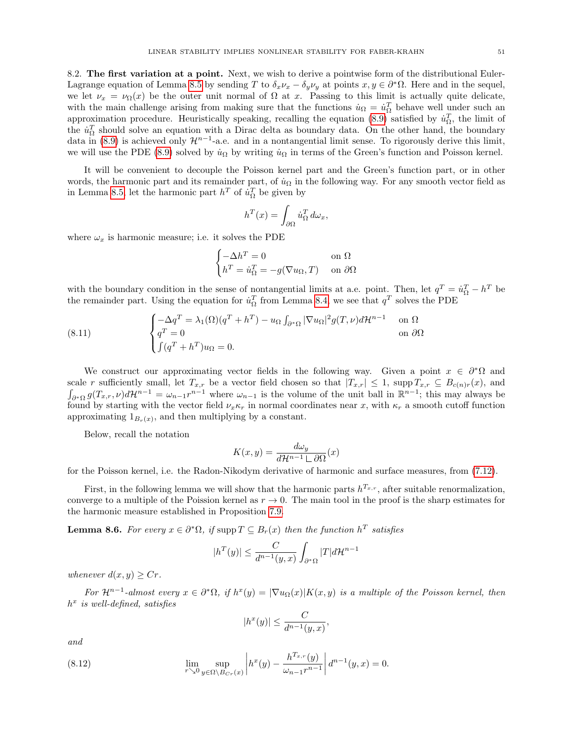## 8.2. The first variation at a point.

Next, we wish to derive a pointwise form of the distributional Euler-Lagrange equation of Lemma 8.5 by sending $T$ to $\delta_x \nu_x - \delta_y \nu_y$ at points $x, y \in \partial^*\Omega$. Here and in the sequel, we let $\nu_x = \nu_\Omega(x)$ be the outer unit normal of $\Omega$ at $x$. Passing to this limit is actually quite delicate, with the main challenge arising from making sure that the functions $\dot{u}_\Omega = \dot{u}_\Omega^T$ behave well under such an approximation procedure. Heuristically speaking, recalling the equation (8.9) satisfied by $\dot{u}_\Omega^T$, the limit of the $\dot{u}_\Omega^T$ should solve an equation with a Dirac delta as boundary data. On the other hand, the boundary data in (8.9) is achieved only $\mathcal{H}^{n-1}$-a.e. and in a nontangential limit sense. To rigorously derive this limit, we will use the PDE (8.9) solved by $\dot{u}_\Omega$ by writing $\dot{u}_\Omega$ in terms of the Green's function and Poisson kernel.

It will be convenient to decouple the Poisson kernel part and the Green's function part, or in other words, the harmonic part and its remainder part, of $\dot{u}_\Omega$ in the following way. For any smooth vector field as in Lemma 8.5, let the harmonic part $h^T$ of $\dot{u}_\Omega^T$ be given by

$$h^T(x) = \int_{\partial\Omega} \dot{u}_\Omega^T \, d\omega_x,$$

where $\omega_x$ is harmonic measure; i.e. it solves the PDE

$$\begin{cases} -\Delta h^T = 0 & \text{on } \Omega \\ h^T = \dot{u}_\Omega^T = -g(\nabla u_\Omega, T) & \text{on } \partial\Omega \end{cases}$$

with the boundary condition in the sense of nontangential limits at a.e. point. Then, let $q^T = \dot{u}_\Omega^T - h^T$ be the remainder part. Using the equation for $\dot{u}_\Omega^T$ from Lemma 8.4, we see that $q^T$ solves the PDE

$$\begin{cases} -\Delta q^T = \lambda_1(\Omega)(q^T + h^T) - u_\Omega \int_{\partial^*\Omega} |\nabla u_\Omega|^2 g(T, \nu) d\mathcal{H}^{n-1} & \text{on } \Omega \\ q^T = 0 & \text{on } \partial\Omega \\ \int (q^T + h^T) u_\Omega = 0. \end{cases} \tag{8.11}$$

We construct our approximating vector fields in the following way. Given a point $x \in \partial^*\Omega$ and scale $r$ sufficiently small, let $T_{x,r}$ be a vector field chosen so that $|T_{x,r}| \leq 1$, $\operatorname{supp} T_{x,r} \subseteq B_{c(n)r}(x)$, and $\int_{\partial^*\Omega} g(T_{x,r}, \nu) d\mathcal{H}^{n-1} = \omega_{n-1} r^{n-1}$ where $\omega_{n-1}$ is the volume of the unit ball in $\mathbb{R}^{n-1}$; this may always be found by starting with the vector field $\nu_x \kappa_r$ in normal coordinates near $x$, with $\kappa_r$ a smooth cutoff function approximating $1_{B_r(x)}$, and then multiplying by a constant.

Below, recall the notation

$$K(x, y) = \frac{d\omega_y}{d\mathcal{H}^{n-1} \llcorner \partial\Omega}(x)$$

for the Poisson kernel, i.e. the Radon-Nikodym derivative of harmonic and surface measures, from (7.12).

First, in the following lemma we will show that the harmonic parts $h^{T_{x,r}}$, after suitable renormalization, converge to a multiple of the Poisson kernel as $r \to 0$. The main tool in the proof is the sharp estimates for the harmonic measure established in Proposition 7.9.

**Lemma 8.6.** *For every $x \in \partial^*\Omega$, if $\operatorname{supp} T \subseteq B_r(x)$ then the function $h^T$ satisfies*

$$|h^T(y)| \leq \frac{C}{d^{n-1}(y, x)} \int_{\partial^*\Omega} |T| d\mathcal{H}^{n-1}$$

*whenever $d(x, y) \geq Cr$.*

*For $\mathcal{H}^{n-1}$-almost every $x \in \partial^*\Omega$, if $h^x(y) = |\nabla u_\Omega(x)| K(x, y)$ is a multiple of the Poisson kernel, then $h^x$ is well-defined, satisfies*

$$|h^x(y)| \leq \frac{C}{d^{n-1}(y, x)},$$

*and*

$$\lim_{r \searrow 0} \sup_{y \in \Omega \setminus B_{Cr}(x)} \left| h^x(y) - \frac{h^{T_{x,r}}(y)}{\omega_{n-1} r^{n-1}} \right| d^{n-1}(y, x) = 0. \tag{8.12}$$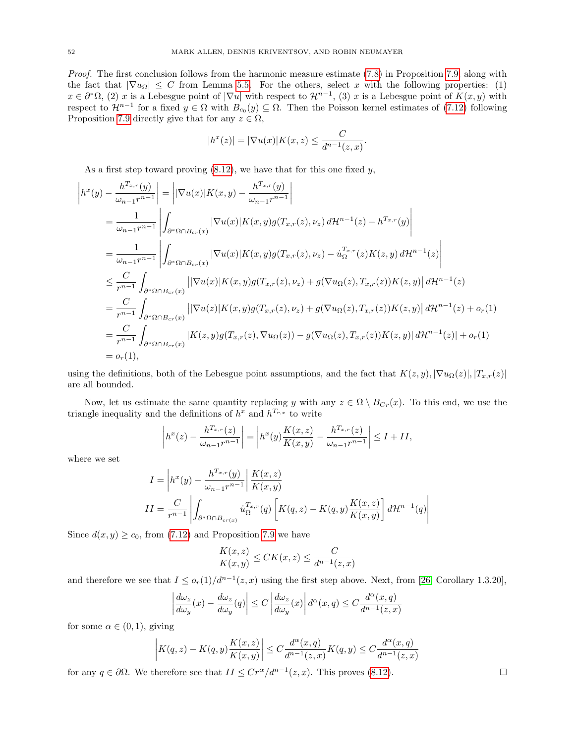*Proof.* The first conclusion follows from the harmonic measure estimate (7.8) in Proposition 7.9 along with the fact that $|\nabla u_\Omega| \leq C$ from Lemma 5.5. For the others, select $x$ with the following properties: (1) $x \in \partial^*\Omega$, (2) $x$ is a Lebesgue point of $|\nabla u|$ with respect to $\mathcal{H}^{n-1}$, (3) $x$ is a Lebesgue point of $K(x,y)$ with respect to $\mathcal{H}^{n-1}$ for a fixed $y \in \Omega$ with $B_{c_0}(y) \subseteq \Omega$. Then the Poisson kernel estimates of (7.12) following Proposition 7.9 directly give that for any $z \in \Omega$,

$$|h^x(z)| = |\nabla u(x)| K(x,z) \leq \frac{C}{d^{n-1}(z,x)}.$$

As a first step toward proving (8.12), we have that for this one fixed $y$,

$$\begin{aligned}
\left| h^x(y) - \frac{h^{T_{x,r}}(y)}{\omega_{n-1} r^{n-1}} \right| &= \left| |\nabla u(x)| K(x,y) - \frac{h^{T_{x,r}}(y)}{\omega_{n-1} r^{n-1}} \right| \\
&= \frac{1}{\omega_{n-1} r^{n-1}} \left| \int_{\partial^*\Omega \cap B_{cr}(x)} |\nabla u(x)| K(x,y) g(T_{x,r}(z), \nu_z)\, d\mathcal{H}^{n-1}(z) - h^{T_{x,r}}(y) \right| \\
&= \frac{1}{\omega_{n-1} r^{n-1}} \left| \int_{\partial^*\Omega \cap B_{cr}(x)} |\nabla u(x)| K(x,y) g(T_{x,r}(z), \nu_z) - \dot{u}_\Omega^{T_{x,r}}(z) K(z,y)\, d\mathcal{H}^{n-1}(z) \right| \\
&\leq \frac{C}{r^{n-1}} \int_{\partial^*\Omega \cap B_{cr}(x)} \big| |\nabla u(x)| K(x,y) g(T_{x,r}(z), \nu_z) + g(\nabla u_\Omega(z), T_{x,r}(z)) K(z,y) \big|\, d\mathcal{H}^{n-1}(z) \\
&= \frac{C}{r^{n-1}} \int_{\partial^*\Omega \cap B_{cr}(x)} \big| |\nabla u(z)| K(x,y) g(T_{x,r}(z), \nu_z) + g(\nabla u_\Omega(z), T_{x,r}(z)) K(z,y) \big|\, d\mathcal{H}^{n-1}(z) + o_r(1) \\
&= \frac{C}{r^{n-1}} \int_{\partial^*\Omega \cap B_{cr}(x)} |K(z,y) g(T_{x,r}(z), \nabla u_\Omega(z)) - g(\nabla u_\Omega(z), T_{x,r}(z)) K(z,y)|\, d\mathcal{H}^{n-1}(z)| + o_r(1) \\
&= o_r(1),
\end{aligned}$$

using the definitions, both of the Lebesgue point assumptions, and the fact that $K(z,y), |\nabla u_\Omega(z)|, |T_{x,r}(z)|$ are all bounded.

Now, let us estimate the same quantity replacing $y$ with any $z \in \Omega \setminus B_{Cr}(x)$. To this end, we use the triangle inequality and the definitions of $h^x$ and $h^{T_{r,x}}$ to write

$$\left| h^x(z) - \frac{h^{T_{x,r}}(z)}{\omega_{n-1} r^{n-1}} \right| = \left| h^x(y) \frac{K(x,z)}{K(x,y)} - \frac{h^{T_{x,r}}(z)}{\omega_{n-1} r^{n-1}} \right| \leq I + II,$$

where we set

$$I = \left| h^x(y) - \frac{h^{T_{x,r}}(y)}{\omega_{n-1} r^{n-1}} \right| \frac{K(x,z)}{K(x,y)}$$

$$II = \frac{C}{r^{n-1}} \left| \int_{\partial^*\Omega \cap B_{cr(x)}} \dot{u}_\Omega^{T_{x,r}}(q) \left[ K(q,z) - K(q,y) \frac{K(x,z)}{K(x,y)} \right] d\mathcal{H}^{n-1}(q) \right|$$

Since $d(x,y) \geq c_0$, from (7.12) and Proposition 7.9 we have

$$\frac{K(x,z)}{K(x,y)} \leq C K(x,z) \leq \frac{C}{d^{n-1}(z,x)}$$

and therefore we see that $I \leq o_r(1)/d^{n-1}(z,x)$ using the first step above. Next, from [26, Corollary 1.3.20],

$$\left| \frac{d\omega_z}{d\omega_y}(x) - \frac{d\omega_z}{d\omega_y}(q) \right| \leq C \left| \frac{d\omega_z}{d\omega_y}(x) \right| d^\alpha(x,q) \leq C \frac{d^\alpha(x,q)}{d^{n-1}(z,x)}$$

for some $\alpha \in (0,1)$, giving

$$\left| K(q,z) - K(q,y) \frac{K(x,z)}{K(x,y)} \right| \leq C \frac{d^\alpha(x,q)}{d^{n-1}(z,x)} K(q,y) \leq C \frac{d^\alpha(x,q)}{d^{n-1}(z,x)}$$

for any $q \in \partial\Omega$. We therefore see that $II \leq Cr^\alpha / d^{n-1}(z,x)$. This proves (8.12). $\square$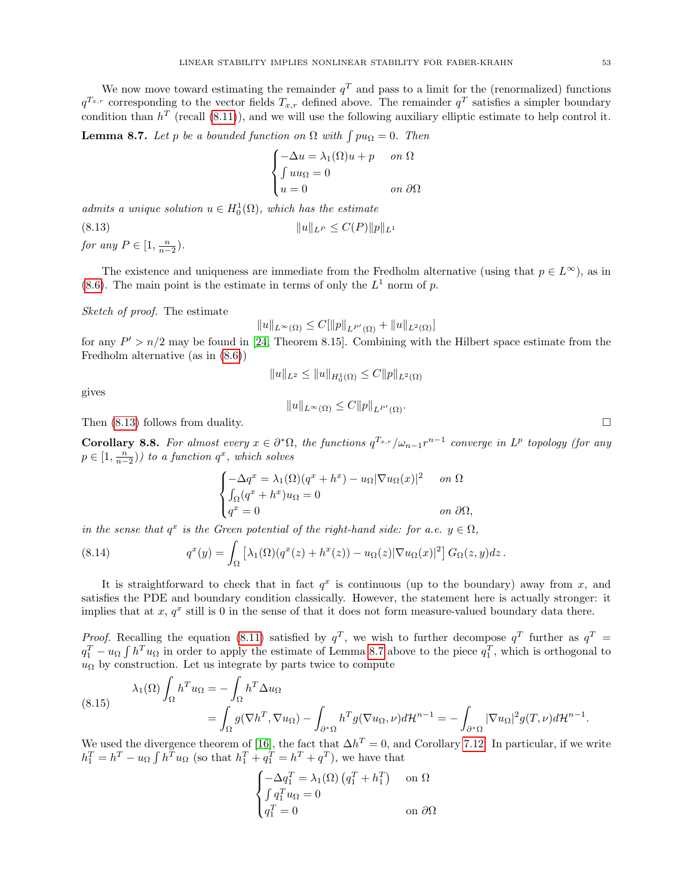We now move toward estimating the remainder $q^T$ and pass to a limit for the (renormalized) functions $q^{T_{x,r}}$ corresponding to the vector fields $T_{x,r}$ defined above. The remainder $q^T$ satisfies a simpler boundary condition than $h^T$ (recall (8.11)), and we will use the following auxiliary elliptic estimate to help control it.

**Lemma 8.7.** *Let $p$ be a bounded function on $\Omega$ with $\int p u_\Omega = 0$. Then*

$$\begin{cases} -\Delta u = \lambda_1(\Omega) u + p & \text{on } \Omega \\ \int u u_\Omega = 0 \\ u = 0 & \text{on } \partial\Omega \end{cases}$$

*admits a unique solution $u \in H_0^1(\Omega)$, which has the estimate*

$$\|u\|_{L^P} \leq C(P)\|p\|_{L^1} \tag{8.13}$$

*for any $P \in [1, \frac{n}{n-2})$.*

The existence and uniqueness are immediate from the Fredholm alternative (using that $p \in L^\infty$), as in (8.6). The main point is the estimate in terms of only the $L^1$ norm of $p$.

*Sketch of proof.* The estimate

$$\|u\|_{L^\infty(\Omega)} \leq C[\|p\|_{L^{P'}(\Omega)} + \|u\|_{L^2(\Omega)}]$$

for any $P' > n/2$ may be found in [24, Theorem 8.15]. Combining with the Hilbert space estimate from the Fredholm alternative (as in (8.6))

$$\|u\|_{L^2} \leq \|u\|_{H_0^1(\Omega)} \leq C\|p\|_{L^2(\Omega)}$$

gives

$$\|u\|_{L^\infty(\Omega)} \leq C\|p\|_{L^{P'}(\Omega)}.$$

Then (8.13) follows from duality. □

**Corollary 8.8.** *For almost every $x \in \partial^*\Omega$, the functions $q^{T_{x,r}}/\omega_{n-1}r^{n-1}$ converge in $L^p$ topology (for any $p \in [1, \frac{n}{n-2})$) to a function $q^x$, which solves*

$$\begin{cases} -\Delta q^x = \lambda_1(\Omega)(q^x + h^x) - u_\Omega |\nabla u_\Omega(x)|^2 & \text{on } \Omega \\ \int_\Omega (q^x + h^x) u_\Omega = 0 \\ q^x = 0 & \text{on } \partial\Omega, \end{cases}$$

*in the sense that $q^x$ is the Green potential of the right-hand side: for a.e. $y \in \Omega$,*

$$q^x(y) = \int_\Omega \left[\lambda_1(\Omega)(q^x(z) + h^x(z)) - u_\Omega(z)|\nabla u_\Omega(x)|^2\right] G_\Omega(z, y) dz\,. \tag{8.14}$$

It is straightforward to check that in fact $q^x$ is continuous (up to the boundary) away from $x$, and satisfies the PDE and boundary condition classically. However, the statement here is actually stronger: it implies that at $x$, $q^x$ still is 0 in the sense of that it does not form measure-valued boundary data there.

*Proof.* Recalling the equation (8.11) satisfied by $q^T$, we wish to further decompose $q^T$ further as $q^T = q_1^T - u_\Omega \int h^T u_\Omega$ in order to apply the estimate of Lemma 8.7 above to the piece $q_1^T$, which is orthogonal to $u_\Omega$ by construction. Let us integrate by parts twice to compute

$$\begin{aligned} \lambda_1(\Omega)\int_\Omega h^T u_\Omega &= -\int_\Omega h^T \Delta u_\Omega \\ &= \int_\Omega g(\nabla h^T, \nabla u_\Omega) - \int_{\partial^*\Omega} h^T g(\nabla u_\Omega, \nu) d\mathcal{H}^{n-1} = -\int_{\partial^*\Omega} |\nabla u_\Omega|^2 g(T, \nu) d\mathcal{H}^{n-1}. \end{aligned} \tag{8.15}$$

We used the divergence theorem of [16], the fact that $\Delta h^T = 0$, and Corollary 7.12. In particular, if we write $h_1^T = h^T - u_\Omega \int h^T u_\Omega$ (so that $h_1^T + q_1^T = h^T + q^T$), we have that

$$\begin{cases} -\Delta q_1^T = \lambda_1(\Omega)\left(q_1^T + h_1^T\right) & \text{on } \Omega \\ \int q_1^T u_\Omega = 0 \\ q_1^T = 0 & \text{on } \partial\Omega \end{cases}$$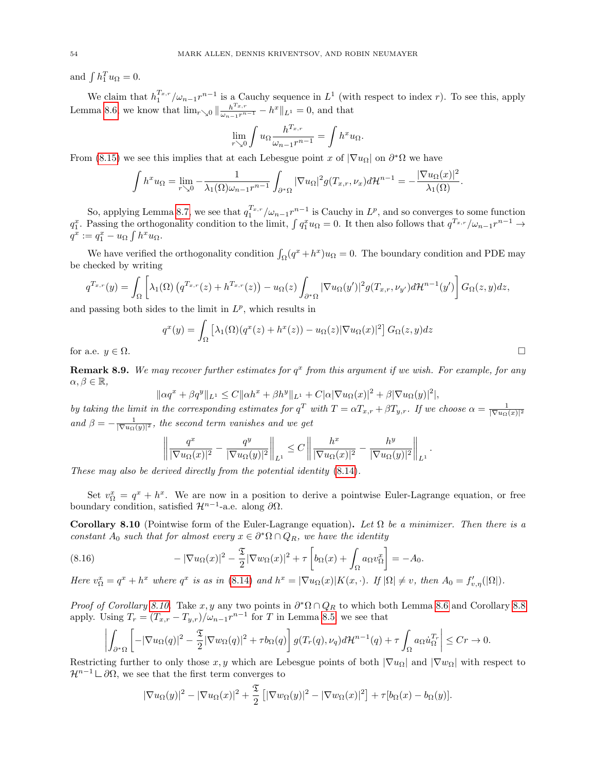and $\int h_1^T u_\Omega = 0$.

We claim that $h_1^{T_{x,r}}/\omega_{n-1}r^{n-1}$ is a Cauchy sequence in $L^1$ (with respect to index $r$). To see this, apply Lemma 8.6: we know that $\lim_{r\searrow 0} \| \frac{h^{T_{x,r}}}{\omega_{n-1}r^{n-1}} - h^x \|_{L^1} = 0$, and that

$$\lim_{r\searrow 0} \int u_\Omega \frac{h^{T_{x,r}}}{\omega_{n-1}r^{n-1}} = \int h^x u_\Omega.$$

From (8.15) we see this implies that at each Lebesgue point $x$ of $|\nabla u_\Omega|$ on $\partial^*\Omega$ we have

$$\int h^x u_\Omega = \lim_{r\searrow 0} -\frac{1}{\lambda_1(\Omega)\omega_{n-1}r^{n-1}} \int_{\partial^*\Omega} |\nabla u_\Omega|^2 g(T_{x,r}, \nu_x) d\mathcal{H}^{n-1} = -\frac{|\nabla u_\Omega(x)|^2}{\lambda_1(\Omega)}.$$

So, applying Lemma 8.7, we see that $q_1^{T_{x,r}}/\omega_{n-1}r^{n-1}$ is Cauchy in $L^p$, and so converges to some function $q_1^x$. Passing the orthogonality condition to the limit, $\int q_1^x u_\Omega = 0$. It then also follows that $q^{T_{x,r}}/\omega_{n-1}r^{n-1} \to q^x := q_1^x - u_\Omega \int h^x u_\Omega$.

We have verified the orthogonality condition $\int_\Omega (q^x + h^x) u_\Omega = 0$. The boundary condition and PDE may be checked by writing

$$q^{T_{x,r}}(y) = \int_\Omega \left[ \lambda_1(\Omega) \left( q^{T_{x,r}}(z) + h^{T_{x,r}}(z) \right) - u_\Omega(z) \int_{\partial^*\Omega} |\nabla u_\Omega(y')|^2 g(T_{x,r}, \nu_{y'}) d\mathcal{H}^{n-1}(y') \right] G_\Omega(z,y) dz,$$

and passing both sides to the limit in $L^p$, which results in

$$q^x(y) = \int_\Omega \left[ \lambda_1(\Omega)(q^x(z) + h^x(z)) - u_\Omega(z) |\nabla u_\Omega(x)|^2 \right] G_\Omega(z,y) dz$$

for a.e. $y \in \Omega$. □

**Remark 8.9.** *We may recover further estimates for $q^x$ from this argument if we wish. For example, for any $\alpha, \beta \in \mathbb{R}$,*

$$\|\alpha q^x + \beta q^y\|_{L^1} \le C \|\alpha h^x + \beta h^y\|_{L^1} + C|\alpha |\nabla u_\Omega(x)|^2 + \beta |\nabla u_\Omega(y)|^2|,$$

*by taking the limit in the corresponding estimates for $q^T$ with $T = \alpha T_{x,r} + \beta T_{y,r}$. If we choose $\alpha = \frac{1}{|\nabla u_\Omega(x)|^2}$ and $\beta = -\frac{1}{|\nabla u_\Omega(y)|^2}$, the second term vanishes and we get*

$$\left\| \frac{q^x}{|\nabla u_\Omega(x)|^2} - \frac{q^y}{|\nabla u_\Omega(y)|^2} \right\|_{L^1} \le C \left\| \frac{h^x}{|\nabla u_\Omega(x)|^2} - \frac{h^y}{|\nabla u_\Omega(y)|^2} \right\|_{L^1}.$$

*These may also be derived directly from the potential identity (8.14).*

Set $v_\Omega^x = q^x + h^x$. We are now in a position to derive a pointwise Euler-Lagrange equation, or free boundary condition, satisfied $\mathcal{H}^{n-1}$-a.e. along $\partial\Omega$.

**Corollary 8.10** (Pointwise form of the Euler-Lagrange equation)**.** *Let $\Omega$ be a minimizer. Then there is a constant $A_0$ such that for almost every $x \in \partial^*\Omega \cap Q_R$, we have the identity*

$$-|\nabla u_\Omega(x)|^2 - \frac{\mathfrak{T}}{2}|\nabla w_\Omega(x)|^2 + \tau \left[ b_\Omega(x) + \int_\Omega a_\Omega v_\Omega^x \right] = -A_0. \tag{8.16}$$

*Here $v_\Omega^x = q^x + h^x$ where $q^x$ is as in (8.14) and $h^x = |\nabla u_\Omega(x)| K(x,\cdot)$. If $|\Omega| \ne v$, then $A_0 = f'_{v,\eta}(|\Omega|)$.*

*Proof of Corollary 8.10.* Take $x, y$ any two points in $\partial^*\Omega \cap Q_R$ to which both Lemma 8.6 and Corollary 8.8 apply. Using $T_r = (T_{x,r} - T_{y,r})/\omega_{n-1}r^{n-1}$ for $T$ in Lemma 8.5, we see that

$$\left| \int_{\partial^*\Omega} \left[ -|\nabla u_\Omega(q)|^2 - \frac{\mathfrak{T}}{2}|\nabla w_\Omega(q)|^2 + \tau b_\Omega(q) \right] g(T_r(q), \nu_q) d\mathcal{H}^{n-1}(q) + \tau \int_\Omega a_\Omega \dot{u}_\Omega^{T_r} \right| \le Cr \to 0.$$

Restricting further to only those $x, y$ which are Lebesgue points of both $|\nabla u_\Omega|$ and $|\nabla w_\Omega|$ with respect to $\mathcal{H}^{n-1} \llcorner \partial\Omega$, we see that the first term converges to

$$|\nabla u_\Omega(y)|^2 - |\nabla u_\Omega(x)|^2 + \frac{\mathfrak{T}}{2} \left[ |\nabla w_\Omega(y)|^2 - |\nabla w_\Omega(x)|^2 \right] + \tau [b_\Omega(x) - b_\Omega(y)].$$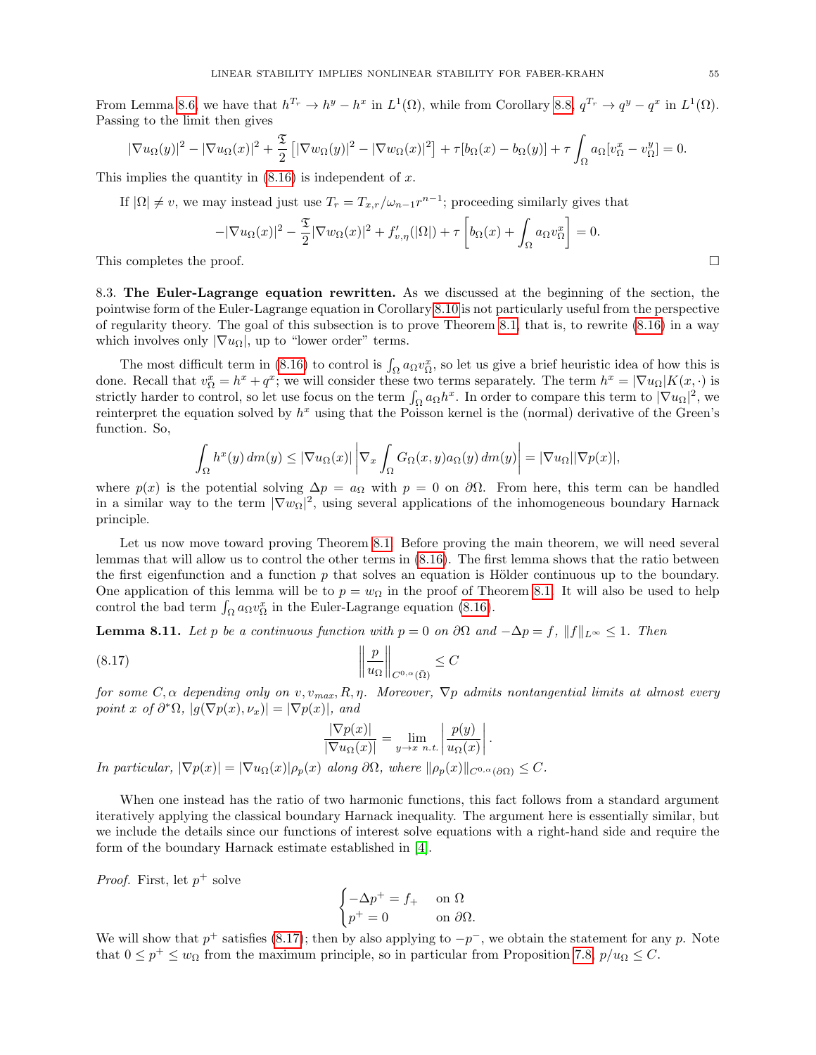From Lemma 8.6, we have that $h^{T_r} \to h^y - h^x$ in $L^1(\Omega)$, while from Corollary 8.8, $q^{T_r} \to q^y - q^x$ in $L^1(\Omega)$. Passing to the limit then gives

$$|\nabla u_\Omega(y)|^2 - |\nabla u_\Omega(x)|^2 + \frac{\mathfrak{T}}{2}\left[|\nabla w_\Omega(y)|^2 - |\nabla w_\Omega(x)|^2\right] + \tau[b_\Omega(x) - b_\Omega(y)] + \tau \int_\Omega a_\Omega[v_\Omega^x - v_\Omega^y] = 0.$$

This implies the quantity in (8.16) is independent of $x$.

If $|\Omega| \neq v$, we may instead just use $T_r = T_{x,r}/\omega_{n-1}r^{n-1}$; proceeding similarly gives that

$$-|\nabla u_\Omega(x)|^2 - \frac{\mathfrak{T}}{2}|\nabla w_\Omega(x)|^2 + f'_{v,\eta}(|\Omega|) + \tau\left[b_\Omega(x) + \int_\Omega a_\Omega v_\Omega^x\right] = 0.$$

This completes the proof. $\square$

## 8.3. The Euler-Lagrange equation rewritten.

As we discussed at the beginning of the section, the pointwise form of the Euler-Lagrange equation in Corollary 8.10 is not particularly useful from the perspective of regularity theory. The goal of this subsection is to prove Theorem 8.1, that is, to rewrite (8.16) in a way which involves only $|\nabla u_\Omega|$, up to "lower order" terms.

The most difficult term in (8.16) to control is $\int_\Omega a_\Omega v_\Omega^x$, so let us give a brief heuristic idea of how this is done. Recall that $v_\Omega^x = h^x + q^x$; we will consider these two terms separately. The term $h^x = |\nabla u_\Omega|K(x, \cdot)$ is strictly harder to control, so let use focus on the term $\int_\Omega a_\Omega h^x$. In order to compare this term to $|\nabla u_\Omega|^2$, we reinterpret the equation solved by $h^x$ using that the Poisson kernel is the (normal) derivative of the Green's function. So,

$$\int_\Omega h^x(y)\, dm(y) \leq |\nabla u_\Omega(x)| \left|\nabla_x \int_\Omega G_\Omega(x,y) a_\Omega(y)\, dm(y)\right| = |\nabla u_\Omega||\nabla p(x)|,$$

where $p(x)$ is the potential solving $\Delta p = a_\Omega$ with $p = 0$ on $\partial\Omega$. From here, this term can be handled in a similar way to the term $|\nabla w_\Omega|^2$, using several applications of the inhomogeneous boundary Harnack principle.

Let us now move toward proving Theorem 8.1. Before proving the main theorem, we will need several lemmas that will allow us to control the other terms in (8.16). The first lemma shows that the ratio between the first eigenfunction and a function $p$ that solves an equation is Hölder continuous up to the boundary. One application of this lemma will be to $p = w_\Omega$ in the proof of Theorem 8.1. It will also be used to help control the bad term $\int_\Omega a_\Omega v_\Omega^x$ in the Euler-Lagrange equation (8.16).

**Lemma 8.11.** *Let $p$ be a continuous function with $p = 0$ on $\partial\Omega$ and $-\Delta p = f$, $\|f\|_{L^\infty} \leq 1$. Then*

$$\left\|\frac{p}{u_\Omega}\right\|_{C^{0,\alpha}(\bar\Omega)} \leq C \tag{8.17}$$

*for some $C, \alpha$ depending only on $v, v_{max}, R, \eta$. Moreover, $\nabla p$ admits nontangential limits at almost every point $x$ of $\partial^*\Omega$, $|g(\nabla p(x), \nu_x)| = |\nabla p(x)|$, and*

$$\frac{|\nabla p(x)|}{|\nabla u_\Omega(x)|} = \lim_{y \to x \text{ n.t.}} \left|\frac{p(y)}{u_\Omega(x)}\right|.$$

*In particular, $|\nabla p(x)| = |\nabla u_\Omega(x)|\rho_p(x)$ along $\partial\Omega$, where $\|\rho_p(x)\|_{C^{0,\alpha}(\partial\Omega)} \leq C$.*

When one instead has the ratio of two harmonic functions, this fact follows from a standard argument iteratively applying the classical boundary Harnack inequality. The argument here is essentially similar, but we include the details since our functions of interest solve equations with a right-hand side and require the form of the boundary Harnack estimate established in [4].

*Proof.* First, let $p^+$ solve

$$\begin{cases} -\Delta p^+ = f_+ & \text{on } \Omega \\ p^+ = 0 & \text{on } \partial\Omega. \end{cases}$$

We will show that $p^+$ satisfies (8.17); then by also applying to $-p^-$, we obtain the statement for any $p$. Note that $0 \leq p^+ \leq w_\Omega$ from the maximum principle, so in particular from Proposition 7.8, $p/u_\Omega \leq C$.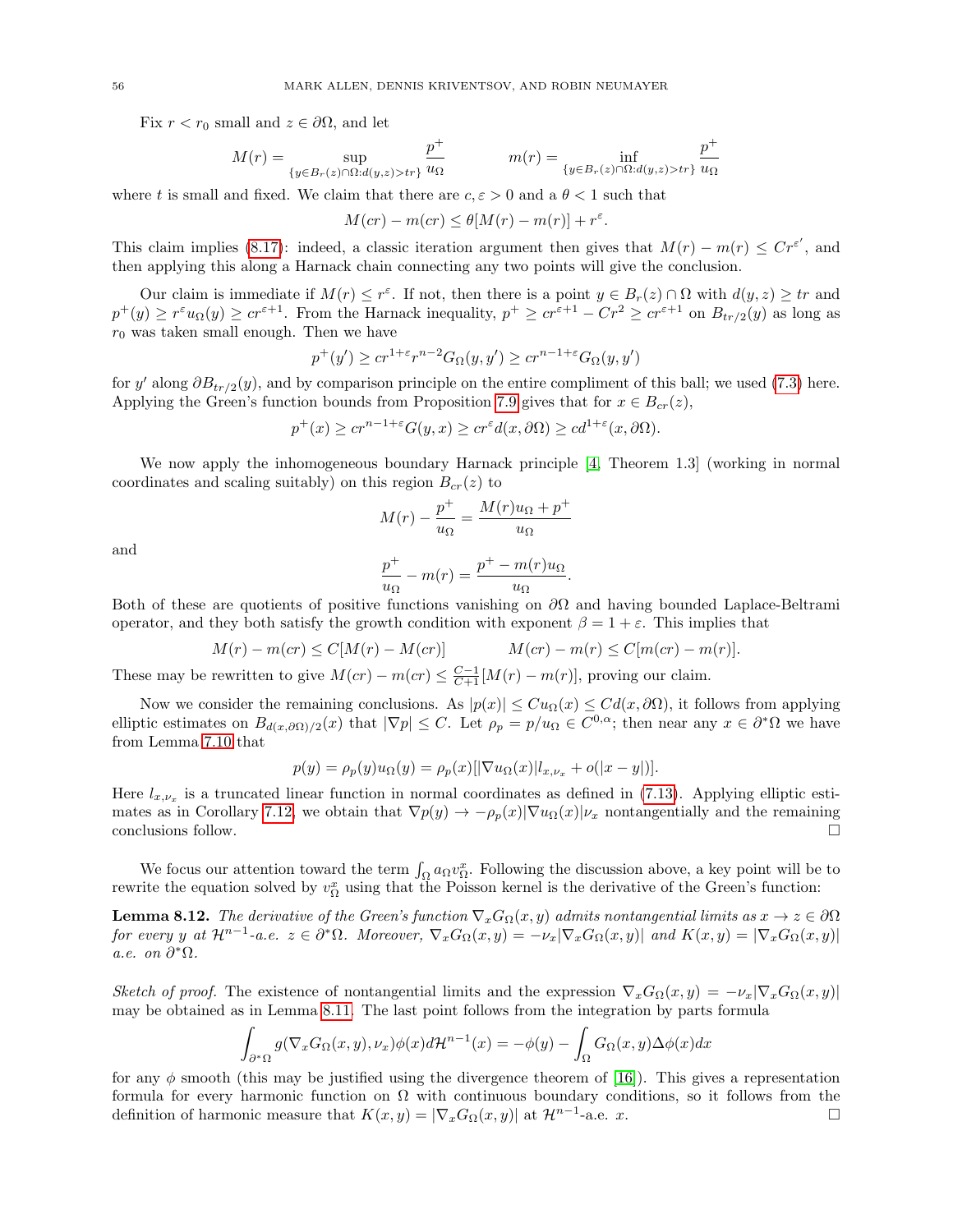Fix $r < r_0$ small and $z \in \partial\Omega$, and let

$$M(r) = \sup_{\{y \in B_r(z)\cap\Omega : d(y,z) > tr\}} \frac{p^+}{u_\Omega} \qquad\qquad m(r) = \inf_{\{y \in B_r(z)\cap\Omega : d(y,z) > tr\}} \frac{p^+}{u_\Omega}$$

where $t$ is small and fixed. We claim that there are $c, \varepsilon > 0$ and a $\theta < 1$ such that

$$M(cr) - m(cr) \leq \theta[M(r) - m(r)] + r^\varepsilon.$$

This claim implies (8.17): indeed, a classic iteration argument then gives that $M(r) - m(r) \leq Cr^{\varepsilon'}$, and then applying this along a Harnack chain connecting any two points will give the conclusion.

Our claim is immediate if $M(r) \leq r^\varepsilon$. If not, then there is a point $y \in B_r(z) \cap \Omega$ with $d(y,z) \geq tr$ and $p^+(y) \geq r^\varepsilon u_\Omega(y) \geq cr^{\varepsilon+1}$. From the Harnack inequality, $p^+ \geq cr^{\varepsilon+1} - Cr^2 \geq cr^{\varepsilon+1}$ on $B_{tr/2}(y)$ as long as $r_0$ was taken small enough. Then we have

$$p^+(y') \geq cr^{1+\varepsilon} r^{n-2} G_\Omega(y, y') \geq cr^{n-1+\varepsilon} G_\Omega(y, y')$$

for $y'$ along $\partial B_{tr/2}(y)$, and by comparison principle on the entire compliment of this ball; we used (7.3) here. Applying the Green's function bounds from Proposition 7.9 gives that for $x \in B_{cr}(z)$,

$$p^+(x) \geq cr^{n-1+\varepsilon} G(y, x) \geq cr^\varepsilon d(x, \partial\Omega) \geq cd^{1+\varepsilon}(x, \partial\Omega).$$

We now apply the inhomogeneous boundary Harnack principle [4, Theorem 1.3] (working in normal coordinates and scaling suitably) on this region $B_{cr}(z)$ to

$$M(r) - \frac{p^+}{u_\Omega} = \frac{M(r)u_\Omega + p^+}{u_\Omega}$$

and

$$\frac{p^+}{u_\Omega} - m(r) = \frac{p^+ - m(r)u_\Omega}{u_\Omega}.$$

Both of these are quotients of positive functions vanishing on $\partial\Omega$ and having bounded Laplace-Beltrami operator, and they both satisfy the growth condition with exponent $\beta = 1 + \varepsilon$. This implies that

$$M(r) - m(cr) \leq C[M(r) - M(cr)] \qquad\qquad M(cr) - m(r) \leq C[m(cr) - m(r)].$$

These may be rewritten to give $M(cr) - m(cr) \leq \frac{C-1}{C+1}[M(r) - m(r)]$, proving our claim.

Now we consider the remaining conclusions. As $|p(x)| \leq Cu_\Omega(x) \leq Cd(x, \partial\Omega)$, it follows from applying elliptic estimates on $B_{d(x,\partial\Omega)/2}(x)$ that $|\nabla p| \leq C$. Let $\rho_p = p/u_\Omega \in C^{0,\alpha}$; then near any $x \in \partial^*\Omega$ we have from Lemma 7.10 that

$$p(y) = \rho_p(y)u_\Omega(y) = \rho_p(x)[|\nabla u_\Omega(x)| l_{x,\nu_x} + o(|x-y|)].$$

Here $l_{x,\nu_x}$ is a truncated linear function in normal coordinates as defined in (7.13). Applying elliptic estimates as in Corollary 7.12, we obtain that $\nabla p(y) \to -\rho_p(x)|\nabla u_\Omega(x)|\nu_x$ nontangentially and the remaining conclusions follow. $\square$

We focus our attention toward the term $\int_\Omega a_\Omega v^x_\Omega$. Following the discussion above, a key point will be to rewrite the equation solved by $v^x_\Omega$ using that the Poisson kernel is the derivative of the Green's function:

**Lemma 8.12.** *The derivative of the Green's function $\nabla_x G_\Omega(x,y)$ admits nontangential limits as $x \to z \in \partial\Omega$ for every $y$ at $\mathcal{H}^{n-1}$-a.e. $z \in \partial^*\Omega$. Moreover, $\nabla_x G_\Omega(x,y) = -\nu_x|\nabla_x G_\Omega(x,y)|$ and $K(x,y) = |\nabla_x G_\Omega(x,y)|$ a.e. on $\partial^*\Omega$.*

*Sketch of proof.* The existence of nontangential limits and the expression $\nabla_x G_\Omega(x,y) = -\nu_x|\nabla_x G_\Omega(x,y)|$ may be obtained as in Lemma 8.11. The last point follows from the integration by parts formula

$$\int_{\partial^*\Omega} g(\nabla_x G_\Omega(x,y), \nu_x)\phi(x) d\mathcal{H}^{n-1}(x) = -\phi(y) - \int_\Omega G_\Omega(x,y)\Delta\phi(x)dx$$

for any $\phi$ smooth (this may be justified using the divergence theorem of [16]). This gives a representation formula for every harmonic function on $\Omega$ with continuous boundary conditions, so it follows from the definition of harmonic measure that $K(x,y) = |\nabla_x G_\Omega(x,y)|$ at $\mathcal{H}^{n-1}$-a.e. $x$. $\square$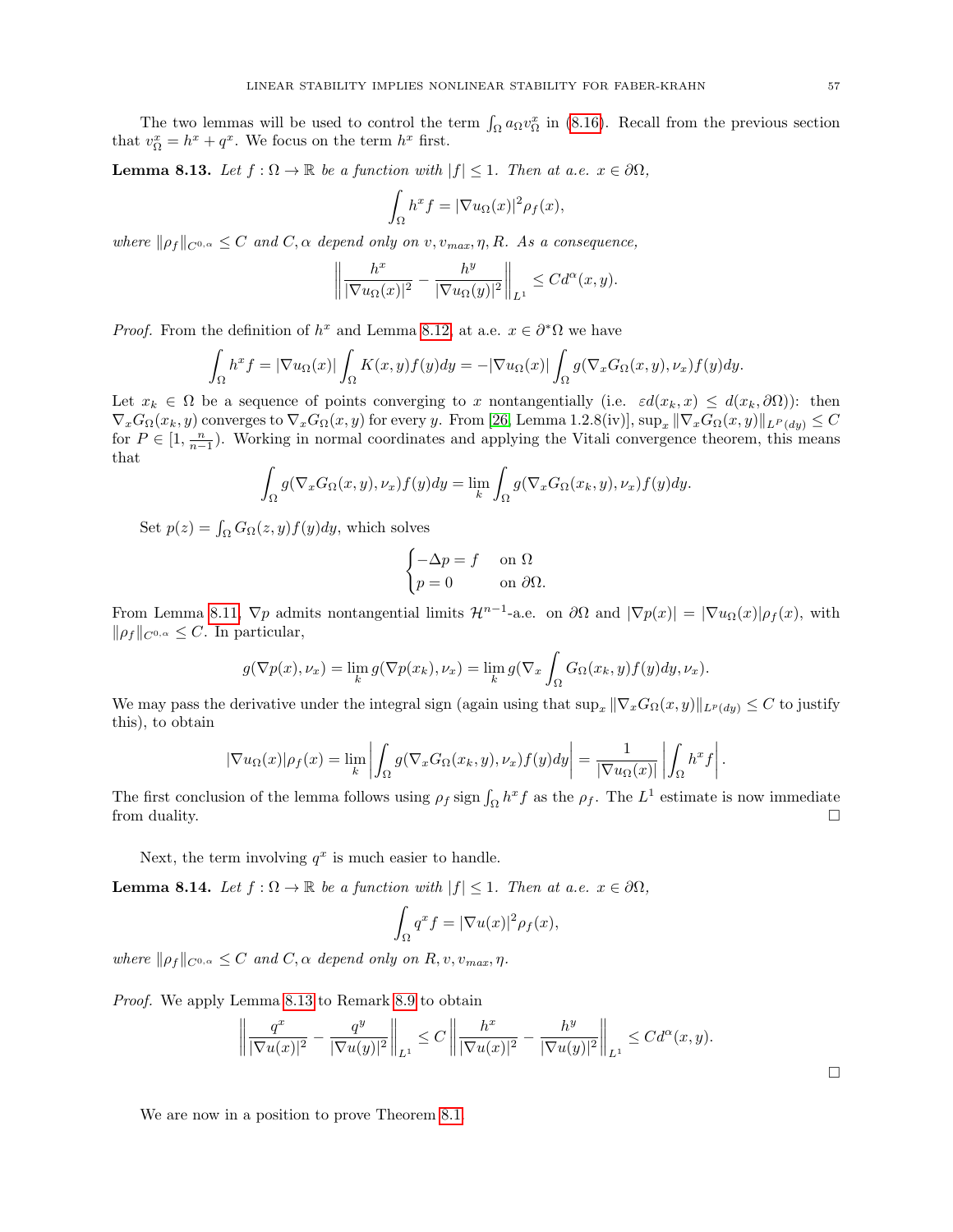The two lemmas will be used to control the term $\int_\Omega a_\Omega v^x_\Omega$ in (8.16). Recall from the previous section that $v^x_\Omega = h^x + q^x$. We focus on the term $h^x$ first.

**Lemma 8.13.** *Let $f : \Omega \to \mathbb{R}$ be a function with $|f| \leq 1$. Then at a.e. $x \in \partial\Omega$,*

$$\int_\Omega h^x f = |\nabla u_\Omega(x)|^2 \rho_f(x),$$

*where $\|\rho_f\|_{C^{0,\alpha}} \leq C$ and $C, \alpha$ depend only on $v, v_{max}, \eta, R$. As a consequence,*

$$\left\| \frac{h^x}{|\nabla u_\Omega(x)|^2} - \frac{h^y}{|\nabla u_\Omega(y)|^2} \right\|_{L^1} \leq C d^\alpha(x, y).$$

*Proof.* From the definition of $h^x$ and Lemma 8.12, at a.e. $x \in \partial^*\Omega$ we have

$$\int_\Omega h^x f = |\nabla u_\Omega(x)| \int_\Omega K(x, y) f(y) dy = -|\nabla u_\Omega(x)| \int_\Omega g(\nabla_x G_\Omega(x, y), \nu_x) f(y) dy.$$

Let $x_k \in \Omega$ be a sequence of points converging to $x$ nontangentially (i.e. $\varepsilon d(x_k, x) \leq d(x_k, \partial\Omega)$): then $\nabla_x G_\Omega(x_k, y)$ converges to $\nabla_x G_\Omega(x, y)$ for every $y$. From [26, Lemma 1.2.8(iv)], $\sup_x \|\nabla_x G_\Omega(x, y)\|_{L^P(dy)} \leq C$ for $P \in [1, \frac{n}{n-1})$. Working in normal coordinates and applying the Vitali convergence theorem, this means that

$$\int_\Omega g(\nabla_x G_\Omega(x, y), \nu_x) f(y) dy = \lim_k \int_\Omega g(\nabla_x G_\Omega(x_k, y), \nu_x) f(y) dy.$$

Set $p(z) = \int_\Omega G_\Omega(z, y) f(y) dy$, which solves

$$\begin{cases} -\Delta p = f & \text{on } \Omega \\ p = 0 & \text{on } \partial\Omega. \end{cases}$$

From Lemma 8.11, $\nabla p$ admits nontangential limits $\mathcal{H}^{n-1}$-a.e. on $\partial\Omega$ and $|\nabla p(x)| = |\nabla u_\Omega(x)| \rho_f(x)$, with $\|\rho_f\|_{C^{0,\alpha}} \leq C$. In particular,

$$g(\nabla p(x), \nu_x) = \lim_k g(\nabla p(x_k), \nu_x) = \lim_k g(\nabla_x \int_\Omega G_\Omega(x_k, y) f(y) dy, \nu_x).$$

We may pass the derivative under the integral sign (again using that $\sup_x \|\nabla_x G_\Omega(x, y)\|_{L^P(dy)} \leq C$ to justify this), to obtain

$$|\nabla u_\Omega(x)| \rho_f(x) = \lim_k \left| \int_\Omega g(\nabla_x G_\Omega(x_k, y), \nu_x) f(y) dy \right| = \frac{1}{|\nabla u_\Omega(x)|} \left| \int_\Omega h^x f \right|.$$

The first conclusion of the lemma follows using $\rho_f \operatorname{sign} \int_\Omega h^x f$ as the $\rho_f$. The $L^1$ estimate is now immediate from duality. $\square$

Next, the term involving $q^x$ is much easier to handle.

**Lemma 8.14.** *Let $f : \Omega \to \mathbb{R}$ be a function with $|f| \leq 1$. Then at a.e. $x \in \partial\Omega$,*

$$\int_\Omega q^x f = |\nabla u(x)|^2 \rho_f(x),$$

*where $\|\rho_f\|_{C^{0,\alpha}} \leq C$ and $C, \alpha$ depend only on $R, v, v_{max}, \eta$.*

*Proof.* We apply Lemma 8.13 to Remark 8.9 to obtain

$$\left\| \frac{q^x}{|\nabla u(x)|^2} - \frac{q^y}{|\nabla u(y)|^2} \right\|_{L^1} \leq C \left\| \frac{h^x}{|\nabla u(x)|^2} - \frac{h^y}{|\nabla u(y)|^2} \right\|_{L^1} \leq C d^\alpha(x, y).$$

$\square$

We are now in a position to prove Theorem 8.1.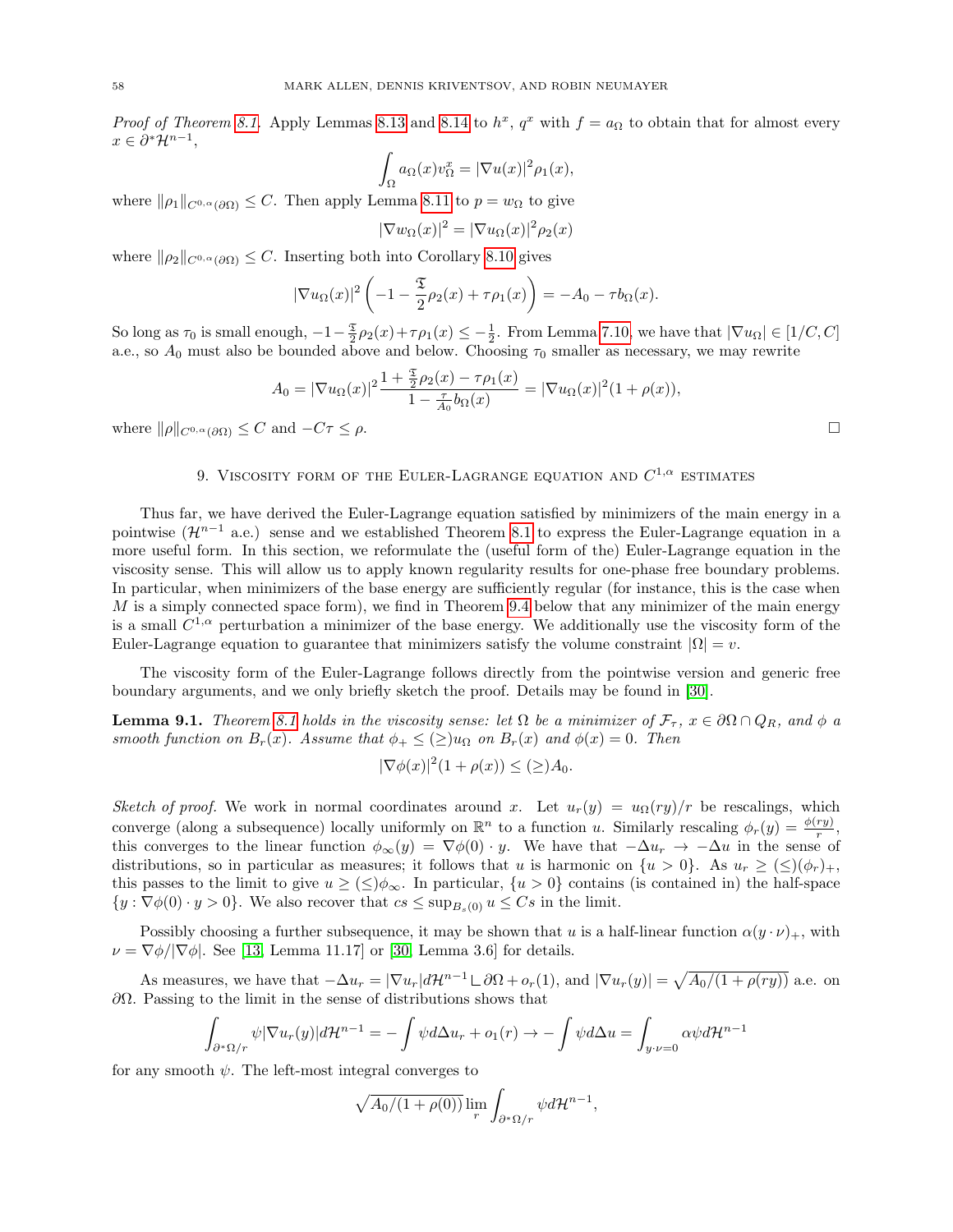*Proof of Theorem 8.1.* Apply Lemmas 8.13 and 8.14 to $h^x$, $q^x$ with $f = a_\Omega$ to obtain that for almost every $x \in \partial^* \mathcal{H}^{n-1}$,

$$\int_\Omega a_\Omega(x) v_\Omega^x = |\nabla u(x)|^2 \rho_1(x),$$

where $\|\rho_1\|_{C^{0,\alpha}(\partial\Omega)} \leq C$. Then apply Lemma 8.11 to $p = w_\Omega$ to give

$$|\nabla w_\Omega(x)|^2 = |\nabla u_\Omega(x)|^2 \rho_2(x)$$

where $\|\rho_2\|_{C^{0,\alpha}(\partial\Omega)} \leq C$. Inserting both into Corollary 8.10 gives

$$|\nabla u_\Omega(x)|^2 \left( -1 - \frac{\mathfrak{T}}{2}\rho_2(x) + \tau \rho_1(x) \right) = -A_0 - \tau b_\Omega(x).$$

So long as $\tau_0$ is small enough, $-1 - \frac{\mathfrak{T}}{2}\rho_2(x) + \tau\rho_1(x) \leq -\frac{1}{2}$. From Lemma 7.10, we have that $|\nabla u_\Omega| \in [1/C, C]$ a.e., so $A_0$ must also be bounded above and below. Choosing $\tau_0$ smaller as necessary, we may rewrite

$$A_0 = |\nabla u_\Omega(x)|^2 \frac{1 + \frac{\mathfrak{T}}{2}\rho_2(x) - \tau\rho_1(x)}{1 - \frac{\tau}{A_0} b_\Omega(x)} = |\nabla u_\Omega(x)|^2 (1 + \rho(x)),$$

where $\|\rho\|_{C^{0,\alpha}(\partial\Omega)} \leq C$ and $-C\tau \leq \rho$. $\square$

## 9. Viscosity form of the Euler-Lagrange equation and $C^{1,\alpha}$ estimates

Thus far, we have derived the Euler-Lagrange equation satisfied by minimizers of the main energy in a pointwise ($\mathcal{H}^{n-1}$ a.e.) sense and we established Theorem 8.1 to express the Euler-Lagrange equation in a more useful form. In this section, we reformulate the (useful form of the) Euler-Lagrange equation in the viscosity sense. This will allow us to apply known regularity results for one-phase free boundary problems. In particular, when minimizers of the base energy are sufficiently regular (for instance, this is the case when $M$ is a simply connected space form), we find in Theorem 9.4 below that any minimizer of the main energy is a small $C^{1,\alpha}$ perturbation a minimizer of the base energy. We additionally use the viscosity form of the Euler-Lagrange equation to guarantee that minimizers satisfy the volume constraint $|\Omega| = v$.

The viscosity form of the Euler-Lagrange follows directly from the pointwise version and generic free boundary arguments, and we only briefly sketch the proof. Details may be found in [30].

**Lemma 9.1.** *Theorem 8.1 holds in the viscosity sense: let $\Omega$ be a minimizer of $\mathcal{F}_\tau$, $x \in \partial\Omega \cap Q_R$, and $\phi$ a smooth function on $B_r(x)$. Assume that $\phi_+ \leq (\geq) u_\Omega$ on $B_r(x)$ and $\phi(x) = 0$. Then*

$$|\nabla\phi(x)|^2(1 + \rho(x)) \leq (\geq) A_0.$$

*Sketch of proof.* We work in normal coordinates around $x$. Let $u_r(y) = u_\Omega(ry)/r$ be rescalings, which converge (along a subsequence) locally uniformly on $\mathbb{R}^n$ to a function $u$. Similarly rescaling $\phi_r(y) = \frac{\phi(ry)}{r}$, this converges to the linear function $\phi_\infty(y) = \nabla\phi(0) \cdot y$. We have that $-\Delta u_r \to -\Delta u$ in the sense of distributions, so in particular as measures; it follows that $u$ is harmonic on $\{u > 0\}$. As $u_r \geq (\leq)(\phi_r)_+$, this passes to the limit to give $u \geq (\leq)\phi_\infty$. In particular, $\{u > 0\}$ contains (is contained in) the half-space $\{y : \nabla\phi(0) \cdot y > 0\}$. We also recover that $cs \leq \sup_{B_s(0)} u \leq Cs$ in the limit.

Possibly choosing a further subsequence, it may be shown that $u$ is a half-linear function $\alpha(y \cdot \nu)_+$, with $\nu = \nabla\phi/|\nabla\phi|$. See [13, Lemma 11.17] or [30, Lemma 3.6] for details.

As measures, we have that $-\Delta u_r = |\nabla u_r| d\mathcal{H}^{n-1} \llcorner \partial\Omega + o_r(1)$, and $|\nabla u_r(y)| = \sqrt{A_0/(1 + \rho(ry))}$ a.e. on $\partial\Omega$. Passing to the limit in the sense of distributions shows that

$$\int_{\partial^*\Omega/r} \psi |\nabla u_r(y)| d\mathcal{H}^{n-1} = -\int \psi d\Delta u_r + o_1(r) \to -\int \psi d\Delta u = \int_{y \cdot \nu = 0} \alpha \psi d\mathcal{H}^{n-1}$$

for any smooth $\psi$. The left-most integral converges to

$$\sqrt{A_0/(1 + \rho(0))} \lim_r \int_{\partial^*\Omega/r} \psi d\mathcal{H}^{n-1},$$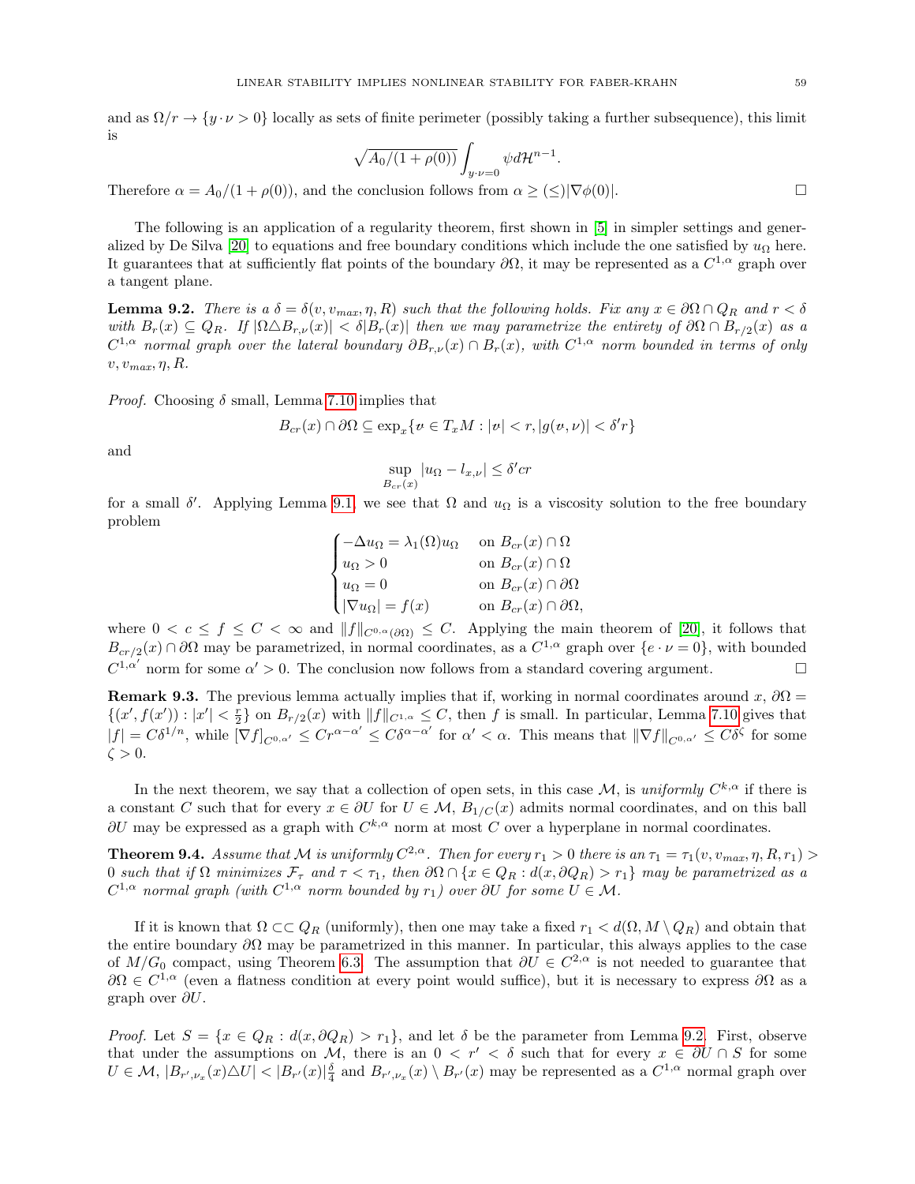and as $\Omega/r \to \{y \cdot \nu > 0\}$ locally as sets of finite perimeter (possibly taking a further subsequence), this limit is

$$\sqrt{A_0/(1+\rho(0))} \int_{y\cdot\nu=0} \psi d\mathcal{H}^{n-1}.$$

Therefore $\alpha = A_0/(1+\rho(0))$, and the conclusion follows from $\alpha \geq (\leq)|\nabla\phi(0)|$. □

The following is an application of a regularity theorem, first shown in [5] in simpler settings and generalized by De Silva [20] to equations and free boundary conditions which include the one satisfied by $u_\Omega$ here. It guarantees that at sufficiently flat points of the boundary $\partial\Omega$, it may be represented as a $C^{1,\alpha}$ graph over a tangent plane.

**Lemma 9.2.** *There is a $\delta = \delta(v, v_{max}, \eta, R)$ such that the following holds. Fix any $x \in \partial\Omega \cap Q_R$ and $r < \delta$ with $B_r(x) \subseteq Q_R$. If $|\Omega \triangle B_{r,\nu}(x)| < \delta|B_r(x)|$ then we may parametrize the entirety of $\partial\Omega \cap B_{r/2}(x)$ as a $C^{1,\alpha}$ normal graph over the lateral boundary $\partial B_{r,\nu}(x) \cap B_r(x)$, with $C^{1,\alpha}$ norm bounded in terms of only $v, v_{max}, \eta, R$.*

*Proof.* Choosing $\delta$ small, Lemma 7.10 implies that

$$B_{cr}(x) \cap \partial\Omega \subseteq \exp_x\{v \in T_xM : |v| < r, |g(v,\nu)| < \delta' r\}$$

and

$$\sup_{B_{cr}(x)} |u_\Omega - l_{x,\nu}| \leq \delta' cr$$

for a small $\delta'$. Applying Lemma 9.1, we see that $\Omega$ and $u_\Omega$ is a viscosity solution to the free boundary problem

$$\begin{cases} -\Delta u_\Omega = \lambda_1(\Omega) u_\Omega & \text{on } B_{cr}(x) \cap \Omega \\ u_\Omega > 0 & \text{on } B_{cr}(x) \cap \Omega \\ u_\Omega = 0 & \text{on } B_{cr}(x) \cap \partial\Omega \\ |\nabla u_\Omega| = f(x) & \text{on } B_{cr}(x) \cap \partial\Omega, \end{cases}$$

where $0 < c \leq f \leq C < \infty$ and $\|f\|_{C^{0,\alpha}(\partial\Omega)} \leq C$. Applying the main theorem of [20], it follows that $B_{cr/2}(x) \cap \partial\Omega$ may be parametrized, in normal coordinates, as a $C^{1,\alpha}$ graph over $\{e \cdot \nu = 0\}$, with bounded $C^{1,\alpha'}$ norm for some $\alpha' > 0$. The conclusion now follows from a standard covering argument. □

**Remark 9.3.** The previous lemma actually implies that if, working in normal coordinates around $x$, $\partial\Omega = \{(x', f(x')) : |x'| < \frac{r}{2}\}$ on $B_{r/2}(x)$ with $\|f\|_{C^{1,\alpha}} \leq C$, then $f$ is small. In particular, Lemma 7.10 gives that $|f| = C\delta^{1/n}$, while $[\nabla f]_{C^{0,\alpha'}} \leq Cr^{\alpha-\alpha'} \leq C\delta^{\alpha-\alpha'}$ for $\alpha' < \alpha$. This means that $\|\nabla f\|_{C^{0,\alpha'}} \leq C\delta^\zeta$ for some $\zeta > 0$.

In the next theorem, we say that a collection of open sets, in this case $\mathcal{M}$, is *uniformly* $C^{k,\alpha}$ if there is a constant $C$ such that for every $x \in \partial U$ for $U \in \mathcal{M}$, $B_{1/C}(x)$ admits normal coordinates, and on this ball $\partial U$ may be expressed as a graph with $C^{k,\alpha}$ norm at most $C$ over a hyperplane in normal coordinates.

**Theorem 9.4.** *Assume that $\mathcal{M}$ is uniformly $C^{2,\alpha}$. Then for every $r_1 > 0$ there is an $\tau_1 = \tau_1(v, v_{max}, \eta, R, r_1) > 0$ such that if $\Omega$ minimizes $\mathcal{F}_\tau$ and $\tau < \tau_1$, then $\partial\Omega \cap \{x \in Q_R : d(x, \partial Q_R) > r_1\}$ may be parametrized as a $C^{1,\alpha}$ normal graph (with $C^{1,\alpha}$ norm bounded by $r_1$) over $\partial U$ for some $U \in \mathcal{M}$.*

If it is known that $\Omega \subset\subset Q_R$ (uniformly), then one may take a fixed $r_1 < d(\Omega, M \setminus Q_R)$ and obtain that the entire boundary $\partial\Omega$ may be parametrized in this manner. In particular, this always applies to the case of $M/G_0$ compact, using Theorem 6.3. The assumption that $\partial U \in C^{2,\alpha}$ is not needed to guarantee that $\partial\Omega \in C^{1,\alpha}$ (even a flatness condition at every point would suffice), but it is necessary to express $\partial\Omega$ as a graph over $\partial U$.

*Proof.* Let $S = \{x \in Q_R : d(x, \partial Q_R) > r_1\}$, and let $\delta$ be the parameter from Lemma 9.2. First, observe that under the assumptions on $\mathcal{M}$, there is an $0 < r' < \delta$ such that for every $x \in \partial U \cap S$ for some $U \in \mathcal{M}$, $|B_{r',\nu_x}(x) \triangle U| < |B_{r'}(x)|\frac{\delta}{4}$ and $B_{r',\nu_x}(x) \setminus B_{r'}(x)$ may be represented as a $C^{1,\alpha}$ normal graph over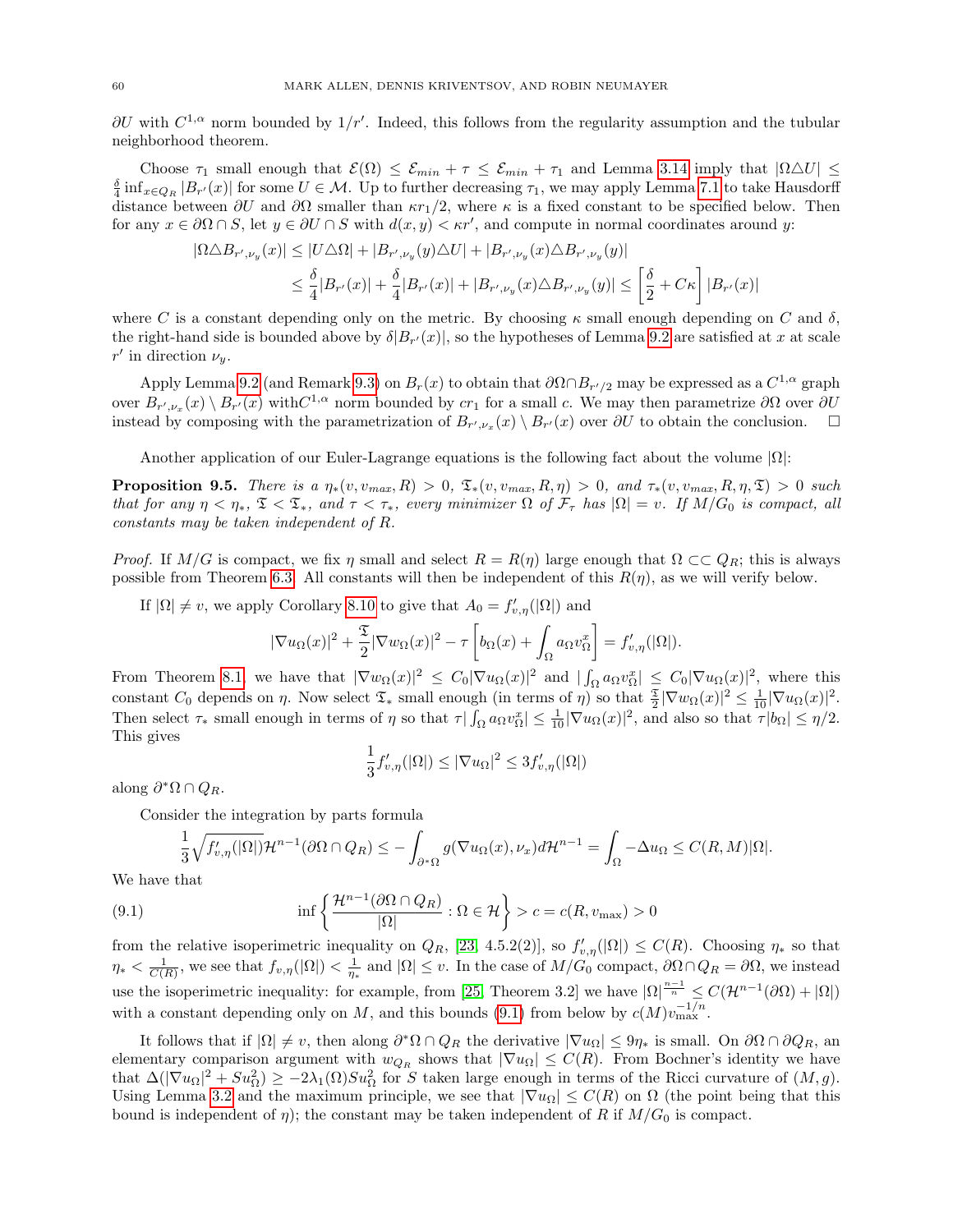$\partial U$ with $C^{1,\alpha}$ norm bounded by $1/r'$. Indeed, this follows from the regularity assumption and the tubular neighborhood theorem.

Choose $\tau_1$ small enough that $\mathcal{E}(\Omega) \leq \mathcal{E}_{min} + \tau \leq \mathcal{E}_{min} + \tau_1$ and Lemma 3.14 imply that $|\Omega \triangle U| \leq \frac{\delta}{4} \inf_{x \in Q_R} |B_{r'}(x)|$ for some $U \in \mathcal{M}$. Up to further decreasing $\tau_1$, we may apply Lemma 7.1 to take Hausdorff distance between $\partial U$ and $\partial \Omega$ smaller than $\kappa r_1/2$, where $\kappa$ is a fixed constant to be specified below. Then for any $x \in \partial \Omega \cap S$, let $y \in \partial U \cap S$ with $d(x,y) < \kappa r'$, and compute in normal coordinates around $y$:

$$|\Omega \triangle B_{r',\nu_y}(x)| \leq |U \triangle \Omega| + |B_{r',\nu_y}(y) \triangle U| + |B_{r',\nu_y}(x) \triangle B_{r',\nu_y}(y)|$$

$$\leq \frac{\delta}{4}|B_{r'}(x)| + \frac{\delta}{4}|B_{r'}(x)| + |B_{r',\nu_y}(x) \triangle B_{r',\nu_y}(y)| \leq \left[\frac{\delta}{2} + C\kappa\right] |B_{r'}(x)|$$

where $C$ is a constant depending only on the metric. By choosing $\kappa$ small enough depending on $C$ and $\delta$, the right-hand side is bounded above by $\delta |B_{r'}(x)|$, so the hypotheses of Lemma 9.2 are satisfied at $x$ at scale $r'$ in direction $\nu_y$.

Apply Lemma 9.2 (and Remark 9.3) on $B_r(x)$ to obtain that $\partial\Omega \cap B_{r'/2}$ may be expressed as a $C^{1,\alpha}$ graph over $B_{r',\nu_x}(x) \setminus B_{r'}(x)$ with $C^{1,\alpha}$ norm bounded by $cr_1$ for a small $c$. We may then parametrize $\partial\Omega$ over $\partial U$ instead by composing with the parametrization of $B_{r',\nu_x}(x) \setminus B_{r'}(x)$ over $\partial U$ to obtain the conclusion. $\square$

Another application of our Euler-Lagrange equations is the following fact about the volume $|\Omega|$:

**Proposition 9.5.** *There is a $\eta_*(v, v_{max}, R) > 0$, $\mathfrak{T}_*(v, v_{max}, R, \eta) > 0$, and $\tau_*(v, v_{max}, R, \eta, \mathfrak{T}) > 0$ such that for any $\eta < \eta_*$, $\mathfrak{T} < \mathfrak{T}_*$, and $\tau < \tau_*$, every minimizer $\Omega$ of $\mathcal{F}_\tau$ has $|\Omega| = v$. If $M/G_0$ is compact, all constants may be taken independent of $R$.*

*Proof.* If $M/G$ is compact, we fix $\eta$ small and select $R = R(\eta)$ large enough that $\Omega \subset\subset Q_R$; this is always possible from Theorem 6.3. All constants will then be independent of this $R(\eta)$, as we will verify below.

If $|\Omega| \neq v$, we apply Corollary 8.10 to give that $A_0 = f'_{v,\eta}(|\Omega|)$ and

$$|\nabla u_\Omega(x)|^2 + \frac{\mathfrak{T}}{2}|\nabla w_\Omega(x)|^2 - \tau\left[b_\Omega(x) + \int_\Omega a_\Omega v_\Omega^x\right] = f'_{v,\eta}(|\Omega|).$$

From Theorem 8.1, we have that $|\nabla w_\Omega(x)|^2 \leq C_0 |\nabla u_\Omega(x)|^2$ and $|\int_\Omega a_\Omega v_\Omega^x| \leq C_0 |\nabla u_\Omega(x)|^2$, where this constant $C_0$ depends on $\eta$. Now select $\mathfrak{T}_*$ small enough (in terms of $\eta$) so that $\frac{\mathfrak{T}}{2}|\nabla w_\Omega(x)|^2 \leq \frac{1}{10}|\nabla u_\Omega(x)|^2$. Then select $\tau_*$ small enough in terms of $\eta$ so that $\tau |\int_\Omega a_\Omega v_\Omega^x| \leq \frac{1}{10}|\nabla u_\Omega(x)|^2$, and also so that $\tau |b_\Omega| \leq \eta/2$. This gives

$$\frac{1}{3} f'_{v,\eta}(|\Omega|) \leq |\nabla u_\Omega|^2 \leq 3 f'_{v,\eta}(|\Omega|)$$

along $\partial^*\Omega \cap Q_R$.

Consider the integration by parts formula

$$\frac{1}{3}\sqrt{f'_{v,\eta}(|\Omega|)}\mathcal{H}^{n-1}(\partial\Omega \cap Q_R) \leq -\int_{\partial^*\Omega} g(\nabla u_\Omega(x), \nu_x) d\mathcal{H}^{n-1} = \int_\Omega -\Delta u_\Omega \leq C(R, M)|\Omega|.$$

We have that

$$\inf\left\{\frac{\mathcal{H}^{n-1}(\partial\Omega \cap Q_R)}{|\Omega|} : \Omega \in \mathcal{H}\right\} > c = c(R, v_{\max}) > 0 \tag{9.1}$$

from the relative isoperimetric inequality on $Q_R$, [23, 4.5.2(2)], so $f'_{v,\eta}(|\Omega|) \leq C(R)$. Choosing $\eta_*$ so that $\eta_* < \frac{1}{C(R)}$, we see that $f_{v,\eta}(|\Omega|) < \frac{1}{\eta_*}$ and $|\Omega| \leq v$. In the case of $M/G_0$ compact, $\partial\Omega \cap Q_R = \partial\Omega$, we instead use the isoperimetric inequality: for example, from [25, Theorem 3.2] we have $|\Omega|^{\frac{n-1}{n}} \leq C(\mathcal{H}^{n-1}(\partial\Omega) + |\Omega|)$ with a constant depending only on $M$, and this bounds (9.1) from below by $c(M)v_{\max}^{-1/n}$.

It follows that if $|\Omega| \neq v$, then along $\partial^*\Omega \cap Q_R$ the derivative $|\nabla u_\Omega| \leq 9\eta_*$ is small. On $\partial\Omega \cap \partial Q_R$, an elementary comparison argument with $w_{Q_R}$ shows that $|\nabla u_\Omega| \leq C(R)$. From Bochner's identity we have that $\Delta(|\nabla u_\Omega|^2 + S u_\Omega^2) \geq -2\lambda_1(\Omega) S u_\Omega^2$ for $S$ taken large enough in terms of the Ricci curvature of $(M, g)$. Using Lemma 3.2 and the maximum principle, we see that $|\nabla u_\Omega| \leq C(R)$ on $\Omega$ (the point being that this bound is independent of $\eta$); the constant may be taken independent of $R$ if $M/G_0$ is compact.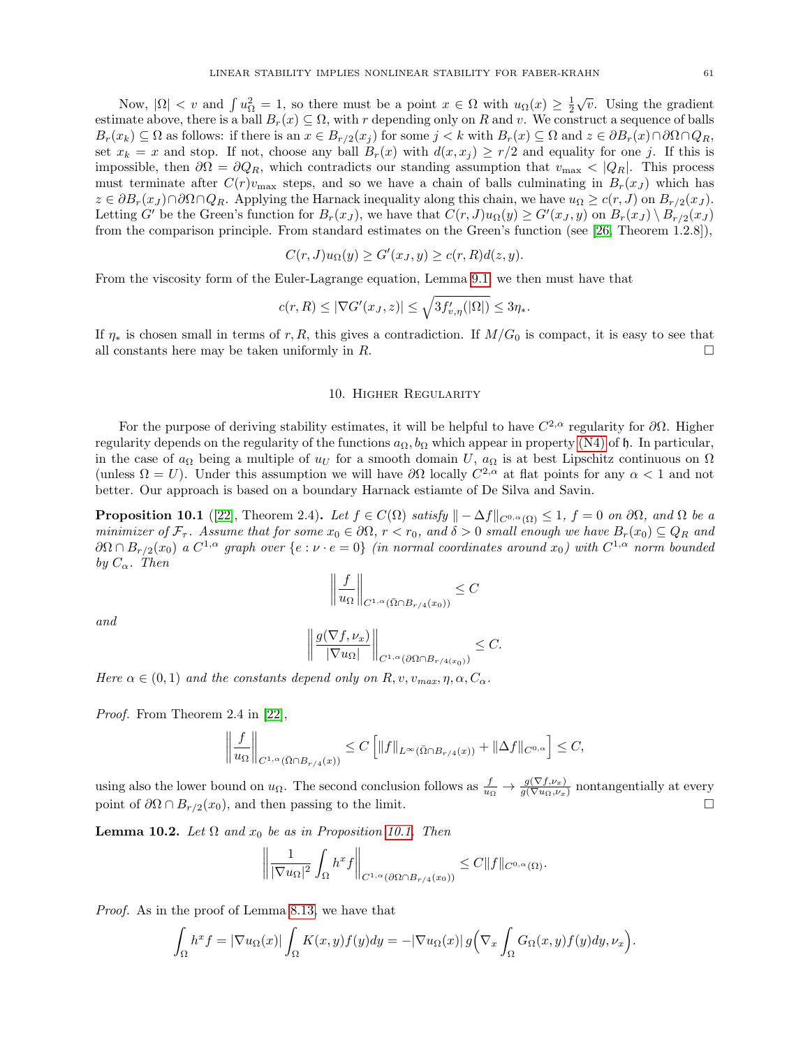Now, $|\Omega| < v$ and $\int u_\Omega^2 = 1$, so there must be a point $x \in \Omega$ with $u_\Omega(x) \geq \frac{1}{2}\sqrt{v}$. Using the gradient estimate above, there is a ball $B_r(x) \subseteq \Omega$, with $r$ depending only on $R$ and $v$. We construct a sequence of balls $B_r(x_k) \subseteq \Omega$ as follows: if there is an $x \in B_{r/2}(x_j)$ for some $j < k$ with $B_r(x) \subseteq \Omega$ and $z \in \partial B_r(x) \cap \partial\Omega \cap Q_R$, set $x_k = x$ and stop. If not, choose any ball $B_r(x)$ with $d(x, x_j) \geq r/2$ and equality for one $j$. If this is impossible, then $\partial\Omega = \partial Q_R$, which contradicts our standing assumption that $v_{\max} < |Q_R|$. This process must terminate after $C(r)v_{\max}$ steps, and so we have a chain of balls culminating in $B_r(x_J)$ which has $z \in \partial B_r(x_J) \cap \partial\Omega \cap Q_R$. Applying the Harnack inequality along this chain, we have $u_\Omega \geq c(r, J)$ on $B_{r/2}(x_J)$. Letting $G'$ be the Green's function for $B_r(x_J)$, we have that $C(r, J)u_\Omega(y) \geq G'(x_J, y)$ on $B_r(x_J) \setminus B_{r/2}(x_J)$ from the comparison principle. From standard estimates on the Green's function (see [26, Theorem 1.2.8]),

$$C(r, J)u_\Omega(y) \geq G'(x_J, y) \geq c(r, R)d(z, y).$$

From the viscosity form of the Euler-Lagrange equation, Lemma 9.1, we then must have that

$$c(r, R) \leq |\nabla G'(x_J, z)| \leq \sqrt{3f'_{v,\eta}(|\Omega|)} \leq 3\eta_*.$$

If $\eta_*$ is chosen small in terms of $r, R$, this gives a contradiction. If $M/G_0$ is compact, it is easy to see that all constants here may be taken uniformly in $R$. $\square$

## 10. Higher Regularity

For the purpose of deriving stability estimates, it will be helpful to have $C^{2,\alpha}$ regularity for $\partial\Omega$. Higher regularity depends on the regularity of the functions $a_\Omega, b_\Omega$ which appear in property (N4) of $\mathfrak{h}$. In particular, in the case of $a_\Omega$ being a multiple of $u_U$ for a smooth domain $U$, $a_\Omega$ is at best Lipschitz continuous on $\Omega$ (unless $\Omega = U$). Under this assumption we will have $\partial\Omega$ locally $C^{2,\alpha}$ at flat points for any $\alpha < 1$ and not better. Our approach is based on a boundary Harnack estiamte of De Silva and Savin.

**Proposition 10.1** ([22], Theorem 2.4)**.** *Let $f \in C(\Omega)$ satisfy $\|-\Delta f\|_{C^{0,\alpha}(\Omega)} \leq 1$, $f = 0$ on $\partial\Omega$, and $\Omega$ be a minimizer of $\mathcal{F}_\tau$. Assume that for some $x_0 \in \partial\Omega$, $r < r_0$, and $\delta > 0$ small enough we have $B_r(x_0) \subseteq Q_R$ and $\partial\Omega \cap B_{r/2}(x_0)$ a $C^{1,\alpha}$ graph over $\{e : \nu \cdot e = 0\}$ (in normal coordinates around $x_0$) with $C^{1,\alpha}$ norm bounded by $C_\alpha$. Then*

$$\left\| \frac{f}{u_\Omega} \right\|_{C^{1,\alpha}(\bar{\Omega} \cap B_{r/4}(x_0))} \leq C$$

*and*

$$\left\| \frac{g(\nabla f, \nu_x)}{|\nabla u_\Omega|} \right\|_{C^{1,\alpha}(\partial\Omega \cap B_{r/4}(x_0))} \leq C.$$

*Here $\alpha \in (0, 1)$ and the constants depend only on $R, v, v_{max}, \eta, \alpha, C_\alpha$.*

*Proof.* From Theorem 2.4 in [22],

$$\left\| \frac{f}{u_\Omega} \right\|_{C^{1,\alpha}(\bar{\Omega} \cap B_{r/4}(x))} \leq C\left[ \|f\|_{L^\infty(\bar{\Omega} \cap B_{r/4}(x))} + \|\Delta f\|_{C^{0,\alpha}} \right] \leq C,$$

using also the lower bound on $u_\Omega$. The second conclusion follows as $\frac{f}{u_\Omega} \to \frac{g(\nabla f, \nu_x)}{g(\nabla u_\Omega, \nu_x)}$ nontangentially at every point of $\partial\Omega \cap B_{r/2}(x_0)$, and then passing to the limit. $\square$

**Lemma 10.2.** *Let $\Omega$ and $x_0$ be as in Proposition 10.1. Then*

$$\left\| \frac{1}{|\nabla u_\Omega|^2} \int_\Omega h^x f \right\|_{C^{1,\alpha}(\partial\Omega \cap B_{r/4}(x_0))} \leq C\|f\|_{C^{0,\alpha}(\Omega)}.$$

*Proof.* As in the proof of Lemma 8.13, we have that

$$\int_\Omega h^x f = |\nabla u_\Omega(x)| \int_\Omega K(x, y)f(y)dy = -|\nabla u_\Omega(x)|\, g\Big(\nabla_x \int_\Omega G_\Omega(x, y)f(y)dy, \nu_x\Big).$$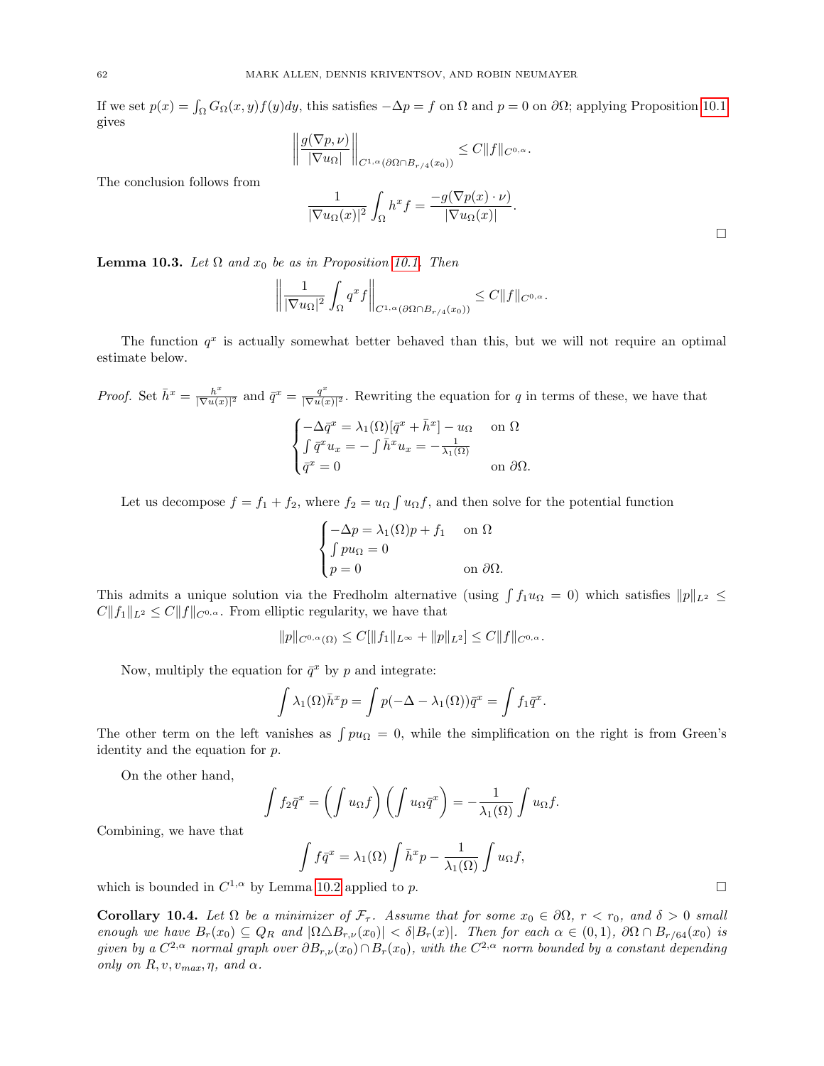If we set $p(x) = \int_\Omega G_\Omega(x,y) f(y) dy$, this satisfies $-\Delta p = f$ on $\Omega$ and $p = 0$ on $\partial\Omega$; applying Proposition 10.1 gives

$$\left\| \frac{g(\nabla p, \nu)}{|\nabla u_\Omega|} \right\|_{C^{1,\alpha}(\partial\Omega \cap B_{r/4}(x_0))} \leq C \|f\|_{C^{0,\alpha}}.$$

The conclusion follows from

$$\frac{1}{|\nabla u_\Omega(x)|^2} \int_\Omega h^x f = \frac{-g(\nabla p(x) \cdot \nu)}{|\nabla u_\Omega(x)|}.$$

$\square$

**Lemma 10.3.** *Let $\Omega$ and $x_0$ be as in Proposition 10.1. Then*

$$\left\| \frac{1}{|\nabla u_\Omega|^2} \int_\Omega q^x f \right\|_{C^{1,\alpha}(\partial\Omega \cap B_{r/4}(x_0))} \leq C \|f\|_{C^{0,\alpha}}.$$

The function $q^x$ is actually somewhat better behaved than this, but we will not require an optimal estimate below.

*Proof.* Set $\bar{h}^x = \frac{h^x}{|\nabla u(x)|^2}$ and $\bar{q}^x = \frac{q^x}{|\nabla u(x)|^2}$. Rewriting the equation for $q$ in terms of these, we have that

$$\begin{cases} -\Delta \bar{q}^x = \lambda_1(\Omega)[\bar{q}^x + \bar{h}^x] - u_\Omega & \text{on } \Omega \\ \int \bar{q}^x u_x = -\int \bar{h}^x u_x = -\frac{1}{\lambda_1(\Omega)} \\ \bar{q}^x = 0 & \text{on } \partial\Omega. \end{cases}$$

Let us decompose $f = f_1 + f_2$, where $f_2 = u_\Omega \int u_\Omega f$, and then solve for the potential function

$$\begin{cases} -\Delta p = \lambda_1(\Omega) p + f_1 & \text{on } \Omega \\ \int p u_\Omega = 0 \\ p = 0 & \text{on } \partial\Omega. \end{cases}$$

This admits a unique solution via the Fredholm alternative (using $\int f_1 u_\Omega = 0$) which satisfies $\|p\|_{L^2} \leq C\|f_1\|_{L^2} \leq C\|f\|_{C^{0,\alpha}}$. From elliptic regularity, we have that

$$\|p\|_{C^{0,\alpha}(\Omega)} \leq C[\|f_1\|_{L^\infty} + \|p\|_{L^2}] \leq C\|f\|_{C^{0,\alpha}}.$$

Now, multiply the equation for $\bar{q}^x$ by $p$ and integrate:

$$\int \lambda_1(\Omega) \bar{h}^x p = \int p(-\Delta - \lambda_1(\Omega)) \bar{q}^x = \int f_1 \bar{q}^x.$$

The other term on the left vanishes as $\int p u_\Omega = 0$, while the simplification on the right is from Green's identity and the equation for $p$.

On the other hand,

$$\int f_2 \bar{q}^x = \left( \int u_\Omega f \right) \left( \int u_\Omega \bar{q}^x \right) = -\frac{1}{\lambda_1(\Omega)} \int u_\Omega f.$$

Combining, we have that

$$\int f \bar{q}^x = \lambda_1(\Omega) \int \bar{h}^x p - \frac{1}{\lambda_1(\Omega)} \int u_\Omega f,$$

which is bounded in $C^{1,\alpha}$ by Lemma 10.2 applied to $p$. $\square$

**Corollary 10.4.** *Let $\Omega$ be a minimizer of $\mathcal{F}_\tau$. Assume that for some $x_0 \in \partial\Omega$, $r < r_0$, and $\delta > 0$ small enough we have $B_r(x_0) \subseteq Q_R$ and $|\Omega \triangle B_{r,\nu}(x_0)| < \delta |B_r(x)|$. Then for each $\alpha \in (0,1)$, $\partial\Omega \cap B_{r/64}(x_0)$ is given by a $C^{2,\alpha}$ normal graph over $\partial B_{r,\nu}(x_0) \cap B_r(x_0)$, with the $C^{2,\alpha}$ norm bounded by a constant depending only on $R, v, v_{max}, \eta$, and $\alpha$.*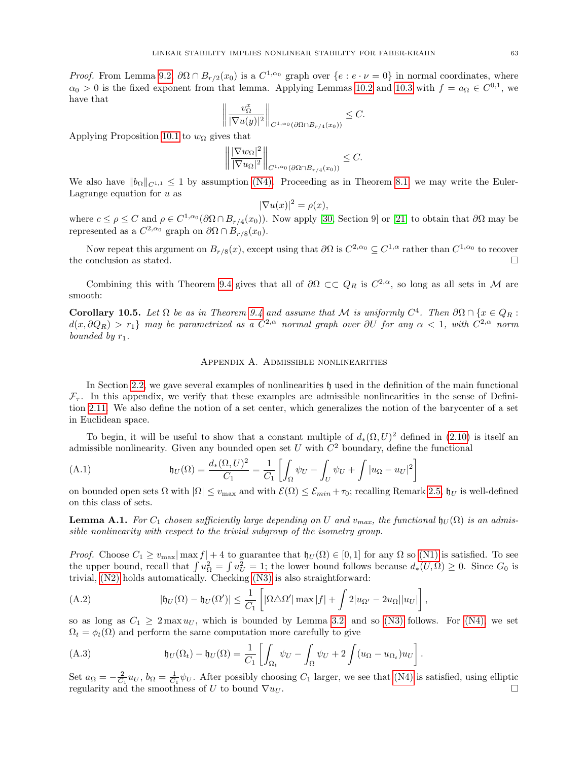*Proof.* From Lemma 9.2, $\partial\Omega \cap B_{r/2}(x_0)$ is a $C^{1,\alpha_0}$ graph over $\{e : e \cdot \nu = 0\}$ in normal coordinates, where $\alpha_0 > 0$ is the fixed exponent from that lemma. Applying Lemmas 10.2 and 10.3 with $f = a_\Omega \in C^{0,1}$, we have that

$$\left\| \frac{v^x_\Omega}{|\nabla u(y)|^2} \right\|_{C^{1,\alpha_0}(\partial\Omega \cap B_{r/4}(x_0))} \le C.$$

Applying Proposition 10.1 to $w_\Omega$ gives that

$$\left\| \frac{|\nabla w_\Omega|^2}{|\nabla u_\Omega|^2} \right\|_{C^{1,\alpha_0}(\partial\Omega \cap B_{r/4}(x_0))} \le C.$$

We also have $\|b_\Omega\|_{C^{1,1}} \le 1$ by assumption (N4). Proceeding as in Theorem 8.1 we may write the Euler-Lagrange equation for $u$ as

$$|\nabla u(x)|^2 = \rho(x),$$

where $c \le \rho \le C$ and $\rho \in C^{1,\alpha_0}(\partial\Omega \cap B_{r/4}(x_0))$. Now apply [30, Section 9] or [21] to obtain that $\partial\Omega$ may be represented as a $C^{2,\alpha_0}$ graph on $\partial\Omega \cap B_{r/8}(x_0)$.

Now repeat this argument on $B_{r/8}(x)$, except using that $\partial\Omega$ is $C^{2,\alpha_0} \subseteq C^{1,\alpha}$ rather than $C^{1,\alpha_0}$ to recover the conclusion as stated. $\square$

Combining this with Theorem 9.4 gives that all of $\partial\Omega \subset\subset Q_R$ is $C^{2,\alpha}$, so long as all sets in $\mathcal{M}$ are smooth:

**Corollary 10.5.** *Let $\Omega$ be as in Theorem 9.4 and assume that $\mathcal{M}$ is uniformly $C^4$. Then $\partial\Omega \cap \{x \in Q_R : d(x, \partial Q_R) > r_1\}$ may be parametrized as a $C^{2,\alpha}$ normal graph over $\partial U$ for any $\alpha < 1$, with $C^{2,\alpha}$ norm bounded by $r_1$.*

## Appendix A. Admissible nonlinearities

In Section 2.2, we gave several examples of nonlinearities $\mathfrak{h}$ used in the definition of the main functional $\mathcal{F}_\tau$. In this appendix, we verify that these examples are admissible nonlinearities in the sense of Definition 2.11. We also define the notion of a set center, which generalizes the notion of the barycenter of a set in Euclidean space.

To begin, it will be useful to show that a constant multiple of $d_*(\Omega, U)^2$ defined in (2.10) is itself an admissible nonlinearity. Given any bounded open set $U$ with $C^2$ boundary, define the functional

$$\mathfrak{h}_U(\Omega) = \frac{d_*(\Omega, U)^2}{C_1} = \frac{1}{C_1}\left[\int_\Omega \psi_U - \int_U \psi_U + \int |u_\Omega - u_U|^2\right] \tag{A.1}$$

on bounded open sets $\Omega$ with $|\Omega| \le v_{\max}$ and with $\mathcal{E}(\Omega) \le \mathcal{E}_{min} + \tau_0$; recalling Remark 2.5, $\mathfrak{h}_U$ is well-defined on this class of sets.

**Lemma A.1.** *For $C_1$ chosen sufficiently large depending on $U$ and $v_{max}$, the functional $\mathfrak{h}_U(\Omega)$ is an admissible nonlinearity with respect to the trivial subgroup of the isometry group.*

*Proof.* Choose $C_1 \ge v_{\max}|\max f| + 4$ to guarantee that $\mathfrak{h}_U(\Omega) \in [0,1]$ for any $\Omega$ so (N1) is satisfied. To see the upper bound, recall that $\int u_\Omega^2 = \int u_U^2 = 1$; the lower bound follows because $d_*(U, \Omega) \ge 0$. Since $G_0$ is trivial, (N2) holds automatically. Checking (N3) is also straightforward:

$$|\mathfrak{h}_U(\Omega) - \mathfrak{h}_U(\Omega')| \le \frac{1}{C_1}\left[|\Omega \triangle \Omega'| \max|f| + \int 2|u_{\Omega'} - 2u_\Omega||u_U|\right], \tag{A.2}$$

so as long as $C_1 \ge 2\max u_U$, which is bounded by Lemma 3.2 and so (N3) follows. For (N4), we set $\Omega_t = \phi_t(\Omega)$ and perform the same computation more carefully to give

$$\mathfrak{h}_U(\Omega_t) - \mathfrak{h}_U(\Omega) = \frac{1}{C_1}\left[\int_{\Omega_t} \psi_U - \int_\Omega \psi_U + 2\int (u_\Omega - u_{\Omega_t})u_U\right]. \tag{A.3}$$

Set $a_\Omega = -\frac{2}{C_1}u_U$, $b_\Omega = \frac{1}{C_1}\psi_U$. After possibly choosing $C_1$ larger, we see that (N4) is satisfied, using elliptic regularity and the smoothness of $U$ to bound $\nabla u_U$. $\square$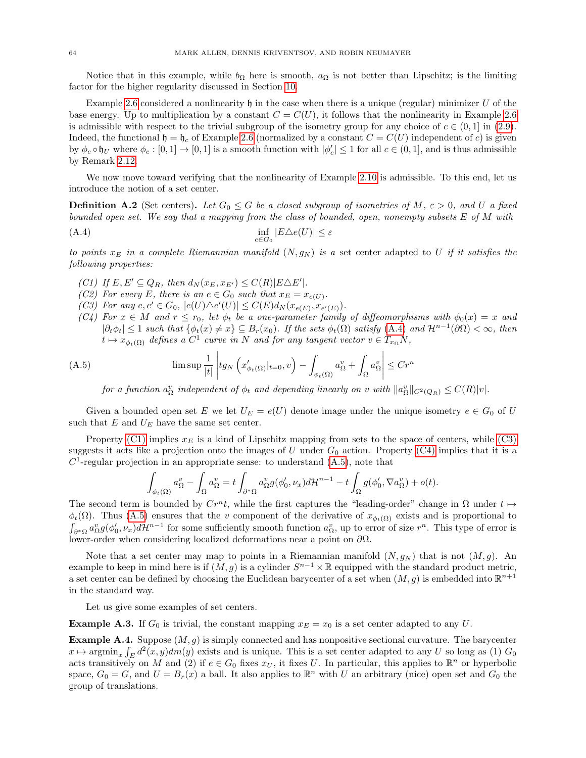Notice that in this example, while $b_\Omega$ here is smooth, $a_\Omega$ is not better than Lipschitz; is the limiting factor for the higher regularity discussed in Section 10.

Example 2.6 considered a nonlinearity $\mathfrak{h}$ in the case when there is a unique (regular) minimizer $U$ of the base energy. Up to multiplication by a constant $C = C(U)$, it follows that the nonlinearity in Example 2.6 is admissible with respect to the trivial subgroup of the isometry group for any choice of $c \in (0, 1]$ in (2.9). Indeed, the functional $\mathfrak{h} = \mathfrak{h}_c$ of Example 2.6 (normalized by a constant $C = C(U)$ independent of $c$) is given by $\phi_c \circ \mathfrak{h}_U$ where $\phi_c : [0, 1] \to [0, 1]$ is a smooth function with $|\phi_c'| \le 1$ for all $c \in (0, 1]$, and is thus admissible by Remark 2.12.

We now move toward verifying that the nonlinearity of Example 2.10 is admissible. To this end, let us introduce the notion of a set center.

**Definition A.2** (Set centers). *Let $G_0 \le G$ be a closed subgroup of isometries of $M$, $\varepsilon > 0$, and $U$ a fixed bounded open set. We say that a mapping from the class of bounded, open, nonempty subsets $E$ of $M$ with*

$$\inf_{e \in G_0} |E \triangle e(U)| \le \varepsilon \tag{A.4}$$

*to points $x_E$ in a complete Riemannian manifold $(N, g_N)$ is a* set center adapted to $U$ *if it satisfies the following properties:*

- *(C1) If $E, E' \subseteq Q_R$, then $d_N(x_E, x_{E'}) \le C(R)|E \triangle E'|$.*
- *(C2) For every $E$, there is an $e \in G_0$ such that $x_E = x_{e(U)}$.*
- *(C3) For any $e, e' \in G_0$, $|e(U) \triangle e'(U)| \le C(E) d_N(x_{e(E)}, x_{e'(E)})$.*
- *(C4) For $x \in M$ and $r \le r_0$, let $\phi_t$ be a one-parameter family of diffeomorphisms with $\phi_0(x) = x$ and $|\partial_t \phi_t| \le 1$ such that $\{\phi_t(x) \ne x\} \subseteq B_r(x_0)$. If the sets $\phi_t(\Omega)$ satisfy (A.4) and $\mathcal{H}^{n-1}(\partial\Omega) < \infty$, then $t \mapsto x_{\phi_t(\Omega)}$ defines a $C^1$ curve in $N$ and for any tangent vector $v \in T_{x_\Omega}N$,*

$$\limsup \frac{1}{|t|} \left| t g_N\left(x'_{\phi_t(\Omega)}|_{t=0}, v\right) - \int_{\phi_t(\Omega)} a_\Omega^v + \int_\Omega a_\Omega^v \right| \le C r^n \tag{A.5}$$

*for a function $a_\Omega^v$ independent of $\phi_t$ and depending linearly on $v$ with $\|a_\Omega^v\|_{C^2(Q_R)} \le C(R)|v|$.*

Given a bounded open set $E$ we let $U_E = e(U)$ denote image under the unique isometry $e \in G_0$ of $U$ such that $E$ and $U_E$ have the same set center.

Property (C1) implies $x_E$ is a kind of Lipschitz mapping from sets to the space of centers, while (C3) suggests it acts like a projection onto the images of $U$ under $G_0$ action. Property (C4) implies that it is a $C^1$-regular projection in an appropriate sense: to understand (A.5), note that

$$\int_{\phi_t(\Omega)} a_\Omega^v - \int_\Omega a_\Omega^v = t \int_{\partial^*\Omega} a_\Omega^v g(\phi_0', \nu_x) d\mathcal{H}^{n-1} - t \int_\Omega g(\phi_0', \nabla a_\Omega^v) + o(t).$$

The second term is bounded by $Cr^n t$, while the first captures the "leading-order" change in $\Omega$ under $t \mapsto \phi_t(\Omega)$. Thus (A.5) ensures that the $v$ component of the derivative of $x_{\phi_t(\Omega)}$ exists and is proportional to $\int_{\partial^*\Omega} a_\Omega^v g(\phi_0', \nu_x) d\mathcal{H}^{n-1}$ for some sufficiently smooth function $a_\Omega^v$, up to error of size $r^n$. This type of error is lower-order when considering localized deformations near a point on $\partial\Omega$.

Note that a set center may map to points in a Riemannian manifold $(N, g_N)$ that is not $(M, g)$. An example to keep in mind here is if $(M, g)$ is a cylinder $S^{n-1} \times \mathbb{R}$ equipped with the standard product metric, a set center can be defined by choosing the Euclidean barycenter of a set when $(M, g)$ is embedded into $\mathbb{R}^{n+1}$ in the standard way.

Let us give some examples of set centers.

**Example A.3.** If $G_0$ is trivial, the constant mapping $x_E = x_0$ is a set center adapted to any $U$.

**Example A.4.** Suppose $(M, g)$ is simply connected and has nonpositive sectional curvature. The barycenter $x \mapsto \operatorname{argmin}_x \int_E d^2(x, y) dm(y)$ exists and is unique. This is a set center adapted to any $U$ so long as (1) $G_0$ acts transitively on $M$ and (2) if $e \in G_0$ fixes $x_U$, it fixes $U$. In particular, this applies to $\mathbb{R}^n$ or hyperbolic space, $G_0 = G$, and $U = B_r(x)$ a ball. It also applies to $\mathbb{R}^n$ with $U$ an arbitrary (nice) open set and $G_0$ the group of translations.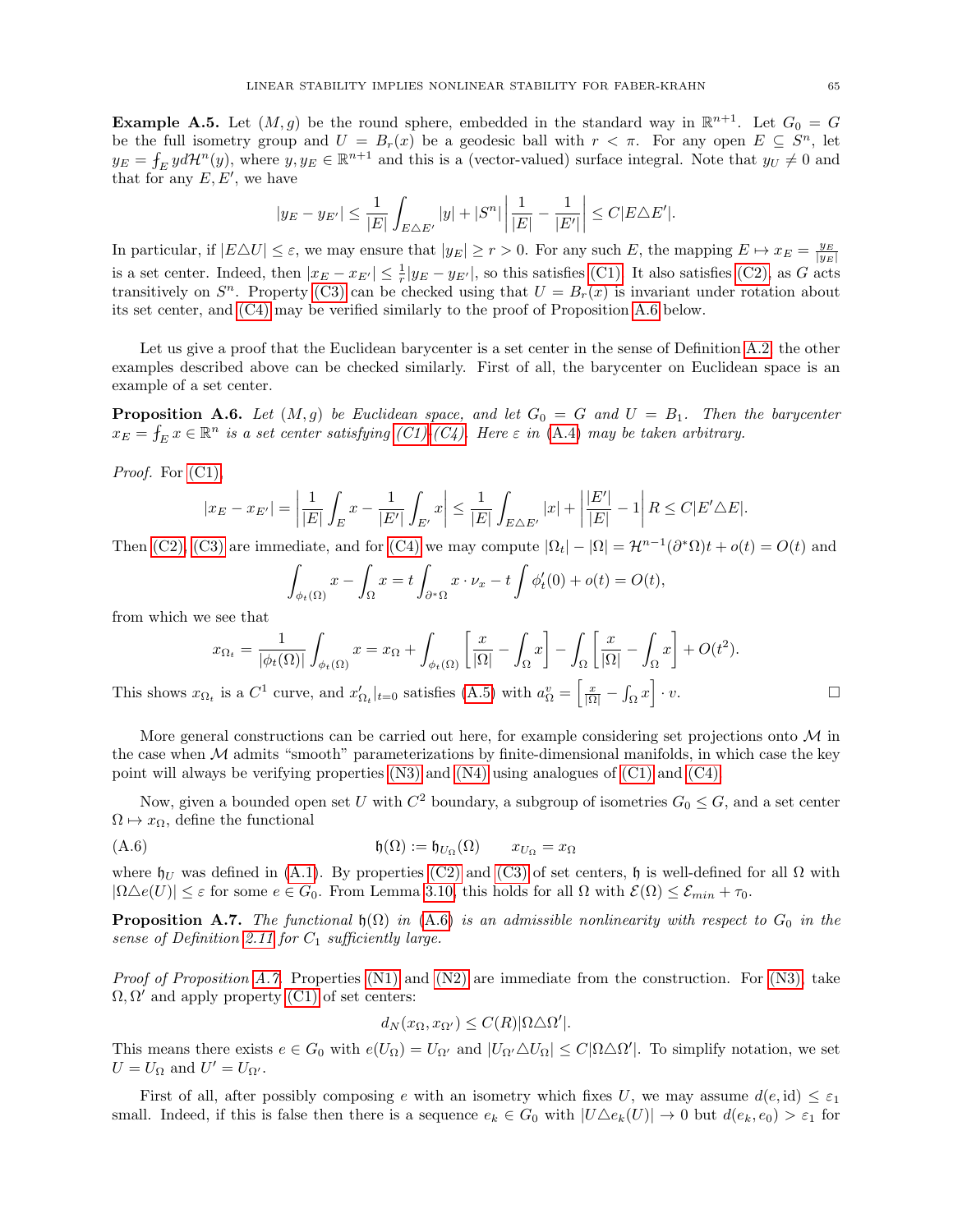**Example A.5.** Let $(M, g)$ be the round sphere, embedded in the standard way in $\mathbb{R}^{n+1}$. Let $G_0 = G$ be the full isometry group and $U = B_r(x)$ be a geodesic ball with $r < \pi$. For any open $E \subseteq S^n$, let $y_E = \fint_E y \, d\mathcal{H}^n(y)$, where $y, y_E \in \mathbb{R}^{n+1}$ and this is a (vector-valued) surface integral. Note that $y_U \neq 0$ and that for any $E, E'$, we have

$$|y_E - y_{E'}| \leq \frac{1}{|E|}\int_{E \triangle E'} |y| + |S^n| \left| \frac{1}{|E|} - \frac{1}{|E'|} \right| \leq C|E \triangle E'|.$$

In particular, if $|E \triangle U| \leq \varepsilon$, we may ensure that $|y_E| \geq r > 0$. For any such $E$, the mapping $E \mapsto x_E = \frac{y_E}{|y_E|}$ is a set center. Indeed, then $|x_E - x_{E'}| \leq \frac{1}{r}|y_E - y_{E'}|$, so this satisfies (C1). It also satisfies (C2), as $G$ acts transitively on $S^n$. Property (C3) can be checked using that $U = B_r(x)$ is invariant under rotation about its set center, and (C4) may be verified similarly to the proof of Proposition A.6 below.

Let us give a proof that the Euclidean barycenter is a set center in the sense of Definition A.2, the other examples described above can be checked similarly. First of all, the barycenter on Euclidean space is an example of a set center.

**Proposition A.6.** *Let $(M, g)$ be Euclidean space, and let $G_0 = G$ and $U = B_1$. Then the barycenter $x_E = \fint_E x \in \mathbb{R}^n$ is a set center satisfying (C1)-(C4). Here $\varepsilon$ in (A.4) may be taken arbitrary.*

*Proof.* For (C1),

$$|x_E - x_{E'}| = \left| \frac{1}{|E|}\int_E x - \frac{1}{|E'|}\int_{E'} x \right| \leq \frac{1}{|E|}\int_{E \triangle E'} |x| + \left| \frac{|E'|}{|E|} - 1 \right| R \leq C|E' \triangle E|.$$

Then (C2), (C3) are immediate, and for (C4) we may compute $|\Omega_t| - |\Omega| = \mathcal{H}^{n-1}(\partial^*\Omega)t + o(t) = O(t)$ and

$$\int_{\phi_t(\Omega)} x - \int_\Omega x = t\int_{\partial^*\Omega} x \cdot \nu_x - t\int \phi_t'(0) + o(t) = O(t),$$

from which we see that

$$x_{\Omega_t} = \frac{1}{|\phi_t(\Omega)|}\int_{\phi_t(\Omega)} x = x_\Omega + \int_{\phi_t(\Omega)} \left[ \frac{x}{|\Omega|} - \fint_\Omega x \right] - \int_\Omega \left[ \frac{x}{|\Omega|} - \fint_\Omega x \right] + O(t^2).$$

This shows $x_{\Omega_t}$ is a $C^1$ curve, and $x'_{\Omega_t}|_{t=0}$ satisfies (A.5) with $a^v_\Omega = \left[ \frac{x}{|\Omega|} - \fint_\Omega x \right] \cdot v$. $\square$

More general constructions can be carried out here, for example considering set projections onto $\mathcal{M}$ in the case when $\mathcal{M}$ admits "smooth" parameterizations by finite-dimensional manifolds, in which case the key point will always be verifying properties (N3) and (N4) using analogues of (C1) and (C4).

Now, given a bounded open set $U$ with $C^2$ boundary, a subgroup of isometries $G_0 \leq G$, and a set center $\Omega \mapsto x_\Omega$, define the functional

$$\mathfrak{h}(\Omega) := \mathfrak{h}_{U_\Omega}(\Omega) \qquad x_{U_\Omega} = x_\Omega \tag{A.6}$$

where $\mathfrak{h}_U$ was defined in (A.1). By properties (C2) and (C3) of set centers, $\mathfrak{h}$ is well-defined for all $\Omega$ with $|\Omega \triangle e(U)| \leq \varepsilon$ for some $e \in G_0$. From Lemma 3.10, this holds for all $\Omega$ with $\mathcal{E}(\Omega) \leq \mathcal{E}_{min} + \tau_0$.

**Proposition A.7.** *The functional $\mathfrak{h}(\Omega)$ in (A.6) is an admissible nonlinearity with respect to $G_0$ in the sense of Definition 2.11 for $C_1$ sufficiently large.*

*Proof of Proposition A.7.* Properties (N1) and (N2) are immediate from the construction. For (N3), take $\Omega, \Omega'$ and apply property (C1) of set centers:

$$d_N(x_\Omega, x_{\Omega'}) \leq C(R)|\Omega \triangle \Omega'|.$$

This means there exists $e \in G_0$ with $e(U_\Omega) = U_{\Omega'}$ and $|U_{\Omega'} \triangle U_\Omega| \leq C|\Omega \triangle \Omega'|$. To simplify notation, we set $U = U_\Omega$ and $U' = U_{\Omega'}$.

First of all, after possibly composing $e$ with an isometry which fixes $U$, we may assume $d(e, \text{id}) \leq \varepsilon_1$ small. Indeed, if this is false then there is a sequence $e_k \in G_0$ with $|U \triangle e_k(U)| \to 0$ but $d(e_k, e_0) > \varepsilon_1$ for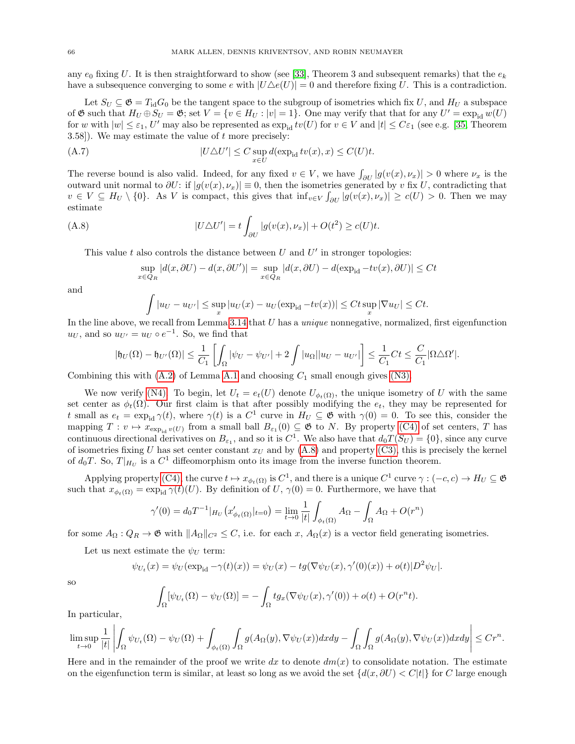any $e_0$ fixing $U$. It is then straightforward to show (see [33], Theorem 3 and subsequent remarks) that the $e_k$ have a subsequence converging to some $e$ with $|U \triangle e(U)| = 0$ and therefore fixing $U$. This is a contradiction.

Let $S_U \subseteq \mathfrak{G} = T_{\mathrm{id}} G_0$ be the tangent space to the subgroup of isometries which fix $U$, and $H_U$ a subspace of $\mathfrak{G}$ such that $H_U \oplus S_U = \mathfrak{G}$; set $V = \{v \in H_U : |v| = 1\}$. One may verify that that for any $U' = \exp_{\mathrm{id}} w(U)$ for $w$ with $|w| \leq \varepsilon_1$, $U'$ may also be represented as $\exp_{\mathrm{id}} tv(U)$ for $v \in V$ and $|t| \leq C\varepsilon_1$ (see e.g. [35, Theorem 3.58]). We may estimate the value of $t$ more precisely:

$$|U \triangle U'| \leq C \sup_{x \in U} d(\exp_{\mathrm{id}} tv(x), x) \leq C(U)t. \tag{A.7}$$

The reverse bound is also valid. Indeed, for any fixed $v \in V$, we have $\int_{\partial U} |g(v(x), \nu_x)| > 0$ where $\nu_x$ is the outward unit normal to $\partial U$: if $|g(v(x), \nu_x)| \equiv 0$, then the isometries generated by $v$ fix $U$, contradicting that $v \in V \subseteq H_U \setminus \{0\}$. As $V$ is compact, this gives that $\inf_{v \in V} \int_{\partial U} |g(v(x), \nu_x)| \geq c(U) > 0$. Then we may estimate

$$|U \triangle U'| = t \int_{\partial U} |g(v(x), \nu_x)| + O(t^2) \geq c(U)t. \tag{A.8}$$

This value $t$ also controls the distance between $U$ and $U'$ in stronger topologies:

$$\sup_{x \in Q_R} |d(x, \partial U) - d(x, \partial U')| = \sup_{x \in Q_R} |d(x, \partial U) - d(\exp_{\mathrm{id}} -tv(x), \partial U)| \leq Ct$$

and

$$\int |u_U - u_{U'}| \leq \sup_x |u_U(x) - u_U(\exp_{\mathrm{id}} -tv(x))| \leq Ct \sup_x |\nabla u_U| \leq Ct.$$

In the line above, we recall from Lemma 3.14 that $U$ has a *unique* nonnegative, normalized, first eigenfunction $u_U$, and so $u_{U'} = u_U \circ e^{-1}$. So, we find that

$$|\mathfrak{h}_U(\Omega) - \mathfrak{h}_{U'}(\Omega)| \leq \frac{1}{C_1} \left[ \int_\Omega |\psi_U - \psi_{U'}| + 2 \int |u_\Omega||u_U - u_{U'}| \right] \leq \frac{1}{C_1} Ct \leq \frac{C}{C_1} |\Omega \triangle \Omega'|.$$

Combining this with (A.2) of Lemma A.1 and choosing $C_1$ small enough gives (N3).

We now verify (N4). To begin, let $U_t = e_t(U)$ denote $U_{\phi_t(\Omega)}$, the unique isometry of $U$ with the same set center as $\phi_t(\Omega)$. Our first claim is that after possibly modifying the $e_t$, they may be represented for $t$ small as $e_t = \exp_{\mathrm{id}} \gamma(t)$, where $\gamma(t)$ is a $C^1$ curve in $H_U \subseteq \mathfrak{G}$ with $\gamma(0) = 0$. To see this, consider the mapping $T : v \mapsto x_{\exp_{\mathrm{id}} v(U)}$ from a small ball $B_{\varepsilon_1}(0) \subseteq \mathfrak{G}$ to $N$. By property (C4) of set centers, $T$ has continuous directional derivatives on $B_{\varepsilon_1}$, and so it is $C^1$. We also have that $d_0 T(S_U) = \{0\}$, since any curve of isometries fixing $U$ has set center constant $x_U$ and by (A.8) and property (C3), this is precisely the kernel of $d_0 T$. So, $T|_{H_U}$ is a $C^1$ diffeomorphism onto its image from the inverse function theorem.

Applying property (C4), the curve $t \mapsto x_{\phi_t(\Omega)}$ is $C^1$, and there is a unique $C^1$ curve $\gamma : (-c, c) \to H_U \subseteq \mathfrak{G}$ such that $x_{\phi_t(\Omega)} = \exp_{\mathrm{id}} \gamma(t)(U)$. By definition of $U$, $\gamma(0) = 0$. Furthermore, we have that

$$\gamma'(0) = d_0 T^{-1}|_{H_U} \left( x'_{\phi_t(\Omega)}|_{t=0} \right) = \lim_{t \to 0} \frac{1}{|t|} \int_{\phi_t(\Omega)} A_\Omega - \int_\Omega A_\Omega + O(r^n)$$

for some $A_\Omega : Q_R \to \mathfrak{G}$ with $\|A_\Omega\|_{C^2} \leq C$, i.e. for each $x$, $A_\Omega(x)$ is a vector field generating isometries.

Let us next estimate the $\psi_U$ term:

$$\psi_{U_t}(x) = \psi_U(\exp_{\mathrm{id}} -\gamma(t)(x)) = \psi_U(x) - tg(\nabla \psi_U(x), \gamma'(0)(x)) + o(t)|D^2 \psi_U|.$$

so

$$\int_\Omega [\psi_{U_t}(\Omega) - \psi_U(\Omega)] = -\int_\Omega t g_x(\nabla \psi_U(x), \gamma'(0)) + o(t) + O(r^n t).$$

In particular,

$$\limsup_{t \to 0} \frac{1}{|t|} \left| \int_\Omega \psi_{U_t}(\Omega) - \psi_U(\Omega) + \int_{\phi_t(\Omega)} \int_\Omega g(A_\Omega(y), \nabla \psi_U(x)) dx dy - \int_\Omega \int_\Omega g(A_\Omega(y), \nabla \psi_U(x)) dx dy \right| \leq Cr^n.$$

Here and in the remainder of the proof we write $dx$ to denote $dm(x)$ to consolidate notation. The estimate on the eigenfunction term is similar, at least so long as we avoid the set $\{d(x, \partial U) < C|t|\}$ for $C$ large enough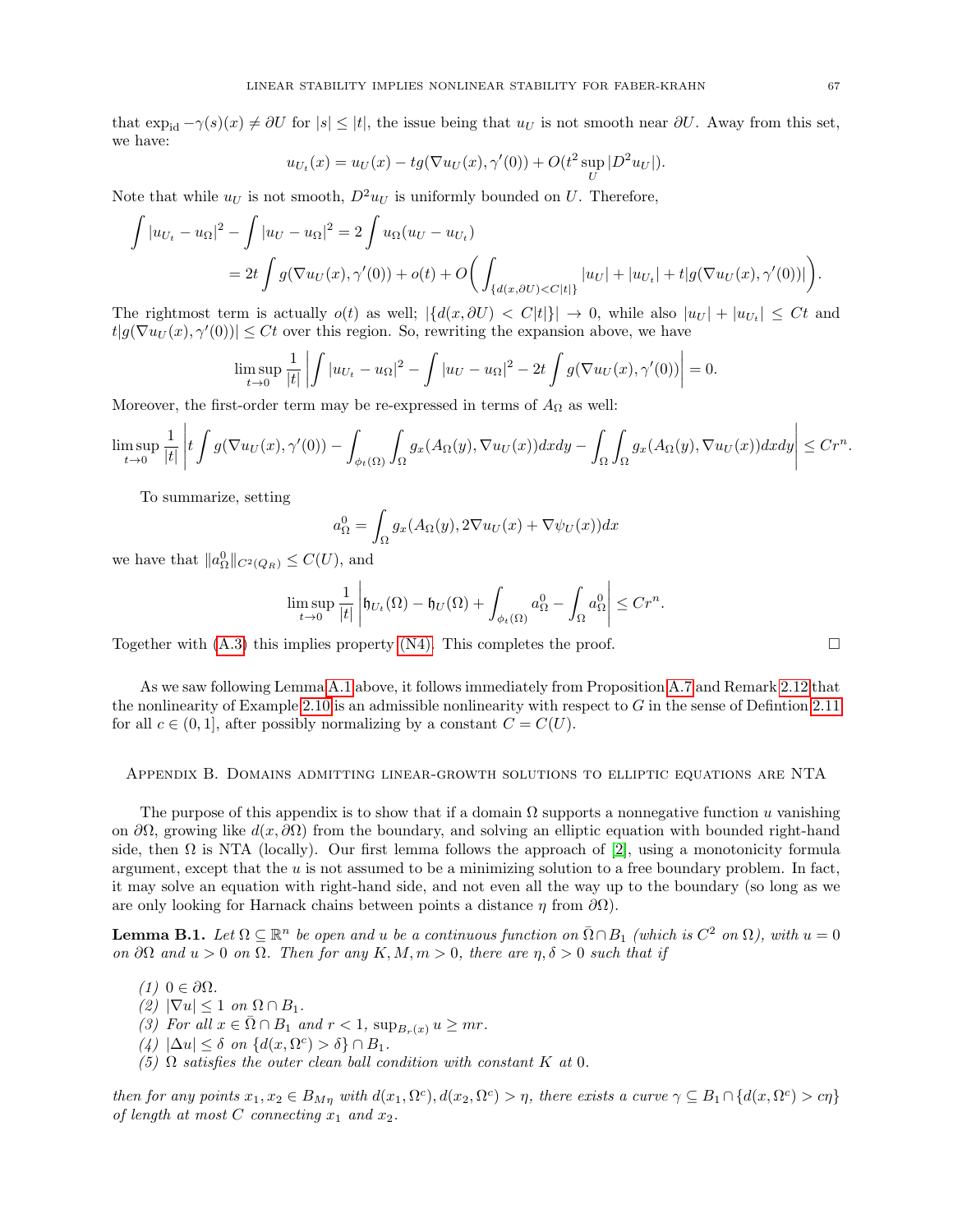that $\exp_{\mathrm{id}} -\gamma(s)(x) \neq \partial U$ for $|s| \leq |t|$, the issue being that $u_U$ is not smooth near $\partial U$. Away from this set, we have:

$$u_{U_t}(x) = u_U(x) - tg(\nabla u_U(x), \gamma'(0)) + O(t^2 \sup_U |D^2 u_U|).$$

Note that while $u_U$ is not smooth, $D^2 u_U$ is uniformly bounded on $U$. Therefore,

$$\begin{aligned}
\int |u_{U_t} - u_\Omega|^2 - \int |u_U - u_\Omega|^2 &= 2 \int u_\Omega (u_U - u_{U_t}) \\
&= 2t \int g(\nabla u_U(x), \gamma'(0)) + o(t) + O\bigg( \int_{\{d(x,\partial U) < C|t|\}} |u_U| + |u_{U_t}| + t|g(\nabla u_U(x), \gamma'(0))| \bigg).
\end{aligned}$$

The rightmost term is actually $o(t)$ as well; $|\{d(x, \partial U) < C|t|\}| \to 0$, while also $|u_U| + |u_{U_t}| \leq Ct$ and $t|g(\nabla u_U(x), \gamma'(0))| \leq Ct$ over this region. So, rewriting the expansion above, we have

$$\limsup_{t \to 0} \frac{1}{|t|} \left| \int |u_{U_t} - u_\Omega|^2 - \int |u_U - u_\Omega|^2 - 2t \int g(\nabla u_U(x), \gamma'(0)) \right| = 0.$$

Moreover, the first-order term may be re-expressed in terms of $A_\Omega$ as well:

$$\limsup_{t \to 0} \frac{1}{|t|} \left| t \int g(\nabla u_U(x), \gamma'(0)) - \int_{\phi_t(\Omega)} \int_\Omega g_x(A_\Omega(y), \nabla u_U(x)) dx dy - \int_\Omega \int_\Omega g_x(A_\Omega(y), \nabla u_U(x)) dx dy \right| \leq C r^n.$$

To summarize, setting

$$a_\Omega^0 = \int_\Omega g_x(A_\Omega(y), 2\nabla u_U(x) + \nabla \psi_U(x)) dx$$

we have that $\|a_\Omega^0\|_{C^2(Q_R)} \leq C(U)$, and

$$\limsup_{t \to 0} \frac{1}{|t|} \left| \mathfrak{h}_{U_t}(\Omega) - \mathfrak{h}_U(\Omega) + \int_{\phi_t(\Omega)} a_\Omega^0 - \int_\Omega a_\Omega^0 \right| \leq C r^n.$$

Together with (A.3) this implies property (N4). This completes the proof. $\square$

As we saw following Lemma A.1 above, it follows immediately from Proposition A.7 and Remark 2.12 that the nonlinearity of Example 2.10 is an admissible nonlinearity with respect to $G$ in the sense of Defintion 2.11 for all $c \in (0, 1]$, after possibly normalizing by a constant $C = C(U)$.

## Appendix B. Domains admitting linear-growth solutions to elliptic equations are NTA

The purpose of this appendix is to show that if a domain $\Omega$ supports a nonnegative function $u$ vanishing on $\partial\Omega$, growing like $d(x, \partial\Omega)$ from the boundary, and solving an elliptic equation with bounded right-hand side, then $\Omega$ is NTA (locally). Our first lemma follows the approach of [2], using a monotonicity formula argument, except that the $u$ is not assumed to be a minimizing solution to a free boundary problem. In fact, it may solve an equation with right-hand side, and not even all the way up to the boundary (so long as we are only looking for Harnack chains between points a distance $\eta$ from $\partial\Omega$).

**Lemma B.1.** *Let $\Omega \subseteq \mathbb{R}^n$ be open and $u$ be a continuous function on $\bar{\Omega} \cap B_1$ (which is $C^2$ on $\Omega$), with $u = 0$ on $\partial\Omega$ and $u > 0$ on $\Omega$. Then for any $K, M, m > 0$, there are $\eta, \delta > 0$ such that if*

*(1) $0 \in \partial\Omega$.*
*(2) $|\nabla u| \leq 1$ on $\Omega \cap B_1$.*
*(3) For all $x \in \bar{\Omega} \cap B_1$ and $r < 1$, $\sup_{B_r(x)} u \geq mr$.*
*(4) $|\Delta u| \leq \delta$ on $\{d(x, \Omega^c) > \delta\} \cap B_1$.*
*(5) $\Omega$ satisfies the outer clean ball condition with constant $K$ at 0.*

*then for any points $x_1, x_2 \in B_{M\eta}$ with $d(x_1, \Omega^c), d(x_2, \Omega^c) > \eta$, there exists a curve $\gamma \subseteq B_1 \cap \{d(x, \Omega^c) > c\eta\}$ of length at most $C$ connecting $x_1$ and $x_2$.*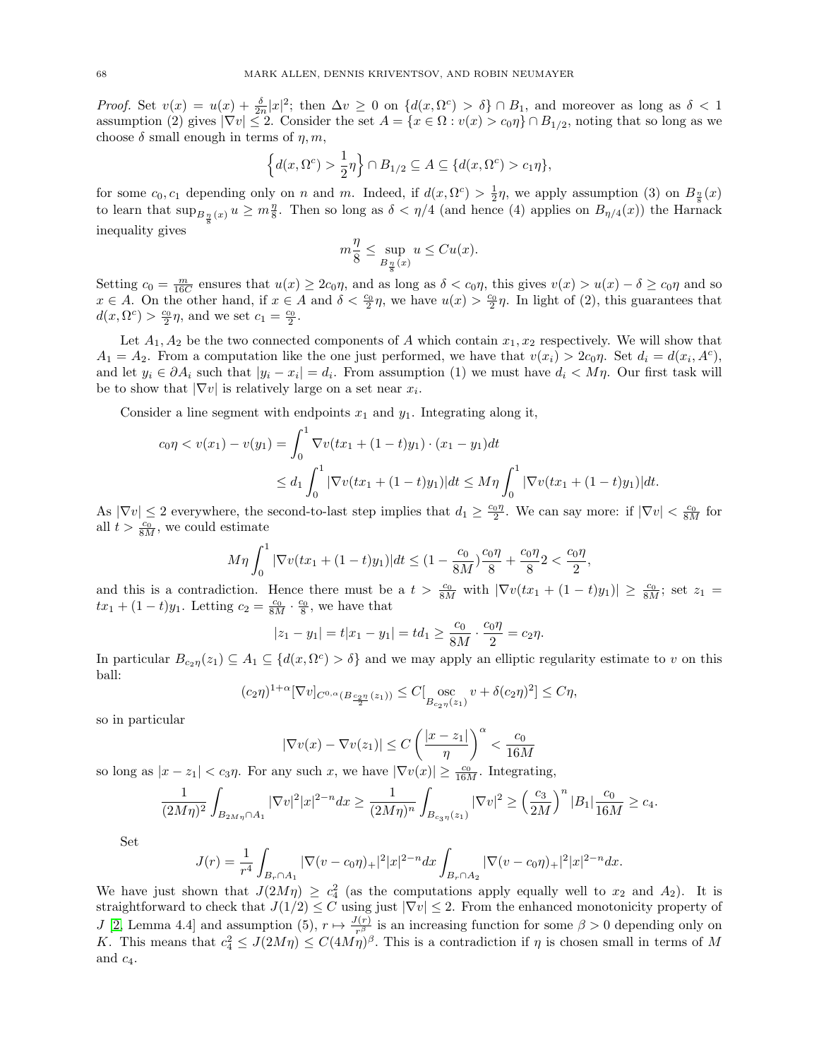*Proof.* Set $v(x) = u(x) + \frac{\delta}{2n}|x|^2$; then $\Delta v \geq 0$ on $\{d(x, \Omega^c) > \delta\} \cap B_1$, and moreover as long as $\delta < 1$ assumption (2) gives $|\nabla v| \leq 2$. Consider the set $A = \{x \in \Omega : v(x) > c_0\eta\} \cap B_{1/2}$, noting that so long as we choose $\delta$ small enough in terms of $\eta, m$,

$$\left\{d(x, \Omega^c) > \frac{1}{2}\eta\right\} \cap B_{1/2} \subseteq A \subseteq \{d(x, \Omega^c) > c_1\eta\},$$

for some $c_0, c_1$ depending only on $n$ and $m$. Indeed, if $d(x, \Omega^c) > \frac{1}{2}\eta$, we apply assumption (3) on $B_{\frac{\eta}{8}}(x)$ to learn that $\sup_{B_{\frac{\eta}{8}}(x)} u \geq m\frac{\eta}{8}$. Then so long as $\delta < \eta/4$ (and hence (4) applies on $B_{\eta/4}(x)$) the Harnack inequality gives

$$m\frac{\eta}{8} \leq \sup_{B_{\frac{\eta}{8}}(x)} u \leq Cu(x).$$

Setting $c_0 = \frac{m}{16C}$ ensures that $u(x) \geq 2c_0\eta$, and as long as $\delta < c_0\eta$, this gives $v(x) > u(x) - \delta \geq c_0\eta$ and so $x \in A$. On the other hand, if $x \in A$ and $\delta < \frac{c_0}{2}\eta$, we have $u(x) > \frac{c_0}{2}\eta$. In light of (2), this guarantees that $d(x, \Omega^c) > \frac{c_0}{2}\eta$, and we set $c_1 = \frac{c_0}{2}$.

Let $A_1, A_2$ be the two connected components of $A$ which contain $x_1, x_2$ respectively. We will show that $A_1 = A_2$. From a computation like the one just performed, we have that $v(x_i) > 2c_0\eta$. Set $d_i = d(x_i, A^c)$, and let $y_i \in \partial A_i$ such that $|y_i - x_i| = d_i$. From assumption (1) we must have $d_i < M\eta$. Our first task will be to show that $|\nabla v|$ is relatively large on a set near $x_i$.

Consider a line segment with endpoints $x_1$ and $y_1$. Integrating along it,

$$\begin{aligned} c_0\eta < v(x_1) - v(y_1) &= \int_0^1 \nabla v(tx_1 + (1-t)y_1) \cdot (x_1 - y_1)dt \\ &\leq d_1 \int_0^1 |\nabla v(tx_1 + (1-t)y_1)|dt \leq M\eta \int_0^1 |\nabla v(tx_1 + (1-t)y_1)|dt. \end{aligned}$$

As $|\nabla v| \leq 2$ everywhere, the second-to-last step implies that $d_1 \geq \frac{c_0\eta}{2}$. We can say more: if $|\nabla v| < \frac{c_0}{8M}$ for all $t > \frac{c_0}{8M}$, we could estimate

$$M\eta \int_0^1 |\nabla v(tx_1 + (1-t)y_1)|dt \leq (1 - \frac{c_0}{8M})\frac{c_0\eta}{8} + \frac{c_0\eta}{8}2 < \frac{c_0\eta}{2},$$

and this is a contradiction. Hence there must be a $t > \frac{c_0}{8M}$ with $|\nabla v(tx_1 + (1-t)y_1)| \geq \frac{c_0}{8M}$; set $z_1 = tx_1 + (1-t)y_1$. Letting $c_2 = \frac{c_0}{8M} \cdot \frac{c_0}{8}$, we have that

$$|z_1 - y_1| = t|x_1 - y_1| = td_1 \geq \frac{c_0}{8M} \cdot \frac{c_0\eta}{2} = c_2\eta.$$

In particular $B_{c_2\eta}(z_1) \subseteq A_1 \subseteq \{d(x, \Omega^c) > \delta\}$ and we may apply an elliptic regularity estimate to $v$ on this ball:

$$(c_2\eta)^{1+\alpha}[\nabla v]_{C^{0,\alpha}(B_{\frac{c_2\eta}{2}}(z_1))} \leq C[\operatorname*{osc}_{B_{c_2\eta}(z_1)} v + \delta(c_2\eta)^2] \leq C\eta,$$

so in particular

$$|\nabla v(x) - \nabla v(z_1)| \leq C\left(\frac{|x - z_1|}{\eta}\right)^\alpha < \frac{c_0}{16M}$$

so long as $|x - z_1| < c_3\eta$. For any such $x$, we have $|\nabla v(x)| \geq \frac{c_0}{16M}$. Integrating,

$$\frac{1}{(2M\eta)^2}\int_{B_{2M\eta} \cap A_1} |\nabla v|^2 |x|^{2-n} dx \geq \frac{1}{(2M\eta)^n}\int_{B_{c_3\eta}(z_1)} |\nabla v|^2 \geq \left(\frac{c_3}{2M}\right)^n |B_1| \frac{c_0}{16M} \geq c_4.$$

Set

$$J(r) = \frac{1}{r^4}\int_{B_r \cap A_1} |\nabla(v - c_0\eta)_+|^2 |x|^{2-n} dx \int_{B_r \cap A_2} |\nabla(v - c_0\eta)_+|^2 |x|^{2-n} dx.$$

We have just shown that $J(2M\eta) \geq c_4^2$ (as the computations apply equally well to $x_2$ and $A_2$). It is straightforward to check that $J(1/2) \leq C$ using just $|\nabla v| \leq 2$. From the enhanced monotonicity property of $J$ [2, Lemma 4.4] and assumption (5), $r \mapsto \frac{J(r)}{r^\beta}$ is an increasing function for some $\beta > 0$ depending only on $K$. This means that $c_4^2 \leq J(2M\eta) \leq C(4M\eta)^\beta$. This is a contradiction if $\eta$ is chosen small in terms of $M$ and $c_4$.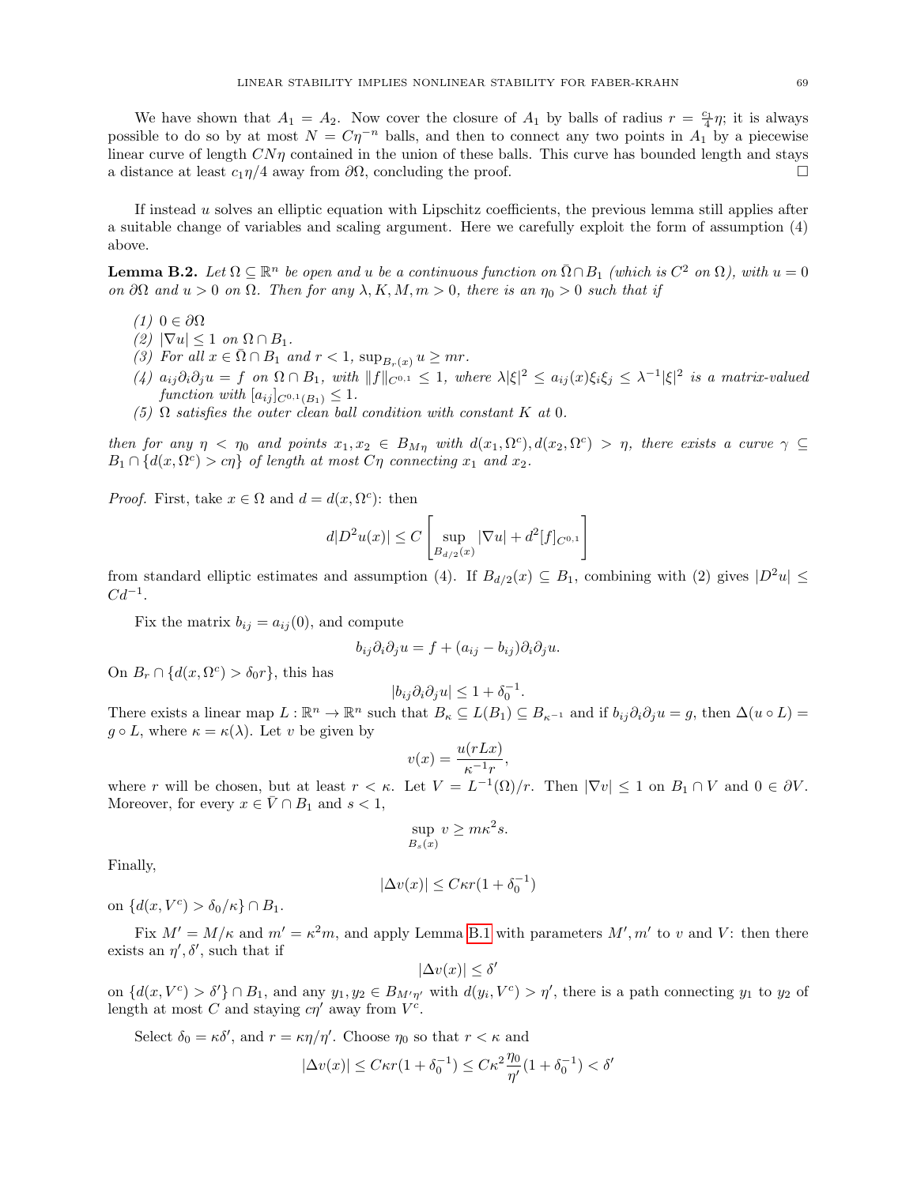We have shown that $A_1 = A_2$. Now cover the closure of $A_1$ by balls of radius $r = \frac{c_1}{4}\eta$; it is always possible to do so by at most $N = C\eta^{-n}$ balls, and then to connect any two points in $A_1$ by a piecewise linear curve of length $CN\eta$ contained in the union of these balls. This curve has bounded length and stays a distance at least $c_1\eta/4$ away from $\partial\Omega$, concluding the proof. □

If instead $u$ solves an elliptic equation with Lipschitz coefficients, the previous lemma still applies after a suitable change of variables and scaling argument. Here we carefully exploit the form of assumption (4) above.

**Lemma B.2.** *Let $\Omega \subseteq \mathbb{R}^n$ be open and $u$ be a continuous function on $\bar{\Omega} \cap B_1$ (which is $C^2$ on $\Omega$), with $u = 0$ on $\partial\Omega$ and $u > 0$ on $\Omega$. Then for any $\lambda, K, M, m > 0$, there is an $\eta_0 > 0$ such that if*

*(1) $0 \in \partial\Omega$*
*(2) $|\nabla u| \leq 1$ on $\Omega \cap B_1$.*
*(3) For all $x \in \bar{\Omega} \cap B_1$ and $r < 1$, $\sup_{B_r(x)} u \geq mr$.*
*(4) $a_{ij}\partial_i\partial_j u = f$ on $\Omega \cap B_1$, with $\|f\|_{C^{0,1}} \leq 1$, where $\lambda|\xi|^2 \leq a_{ij}(x)\xi_i\xi_j \leq \lambda^{-1}|\xi|^2$ is a matrix-valued function with $[a_{ij}]_{C^{0,1}(B_1)} \leq 1$.*
*(5) $\Omega$ satisfies the outer clean ball condition with constant $K$ at $0$.*

*then for any $\eta < \eta_0$ and points $x_1, x_2 \in B_{M\eta}$ with $d(x_1, \Omega^c), d(x_2, \Omega^c) > \eta$, there exists a curve $\gamma \subseteq B_1 \cap \{d(x, \Omega^c) > c\eta\}$ of length at most $C\eta$ connecting $x_1$ and $x_2$.*

*Proof.* First, take $x \in \Omega$ and $d = d(x, \Omega^c)$: then

$$d|D^2u(x)| \leq C\left[\sup_{B_{d/2}(x)} |\nabla u| + d^2[f]_{C^{0,1}}\right]$$

from standard elliptic estimates and assumption (4). If $B_{d/2}(x) \subseteq B_1$, combining with (2) gives $|D^2u| \leq Cd^{-1}$.

Fix the matrix $b_{ij} = a_{ij}(0)$, and compute

$$b_{ij}\partial_i\partial_j u = f + (a_{ij} - b_{ij})\partial_i\partial_j u.$$

On $B_r \cap \{d(x, \Omega^c) > \delta_0 r\}$, this has

$$|b_{ij}\partial_i\partial_j u| \leq 1 + \delta_0^{-1}.$$

There exists a linear map $L : \mathbb{R}^n \to \mathbb{R}^n$ such that $B_\kappa \subseteq L(B_1) \subseteq B_{\kappa^{-1}}$ and if $b_{ij}\partial_i\partial_j u = g$, then $\Delta(u \circ L) = g \circ L$, where $\kappa = \kappa(\lambda)$. Let $v$ be given by

$$v(x) = \frac{u(rLx)}{\kappa^{-1}r},$$

where $r$ will be chosen, but at least $r < \kappa$. Let $V = L^{-1}(\Omega)/r$. Then $|\nabla v| \leq 1$ on $B_1 \cap V$ and $0 \in \partial V$. Moreover, for every $x \in \bar{V} \cap B_1$ and $s < 1$,

$$\sup_{B_s(x)} v \geq m\kappa^2 s.$$

Finally,

$$|\Delta v(x)| \leq C\kappa r(1 + \delta_0^{-1})$$

on $\{d(x, V^c) > \delta_0/\kappa\} \cap B_1$.

Fix $M' = M/\kappa$ and $m' = \kappa^2 m$, and apply Lemma B.1 with parameters $M', m'$ to $v$ and $V$: then there exists an $\eta', \delta'$, such that if

$$|\Delta v(x)| \leq \delta'$$

on $\{d(x, V^c) > \delta'\} \cap B_1$, and any $y_1, y_2 \in B_{M'\eta'}$ with $d(y_i, V^c) > \eta'$, there is a path connecting $y_1$ to $y_2$ of length at most $C$ and staying $c\eta'$ away from $V^c$.

Select $\delta_0 = \kappa\delta'$, and $r = \kappa\eta/\eta'$. Choose $\eta_0$ so that $r < \kappa$ and

$$|\Delta v(x)| \leq C\kappa r(1 + \delta_0^{-1}) \leq C\kappa^2\frac{\eta_0}{\eta'}(1 + \delta_0^{-1}) < \delta'$$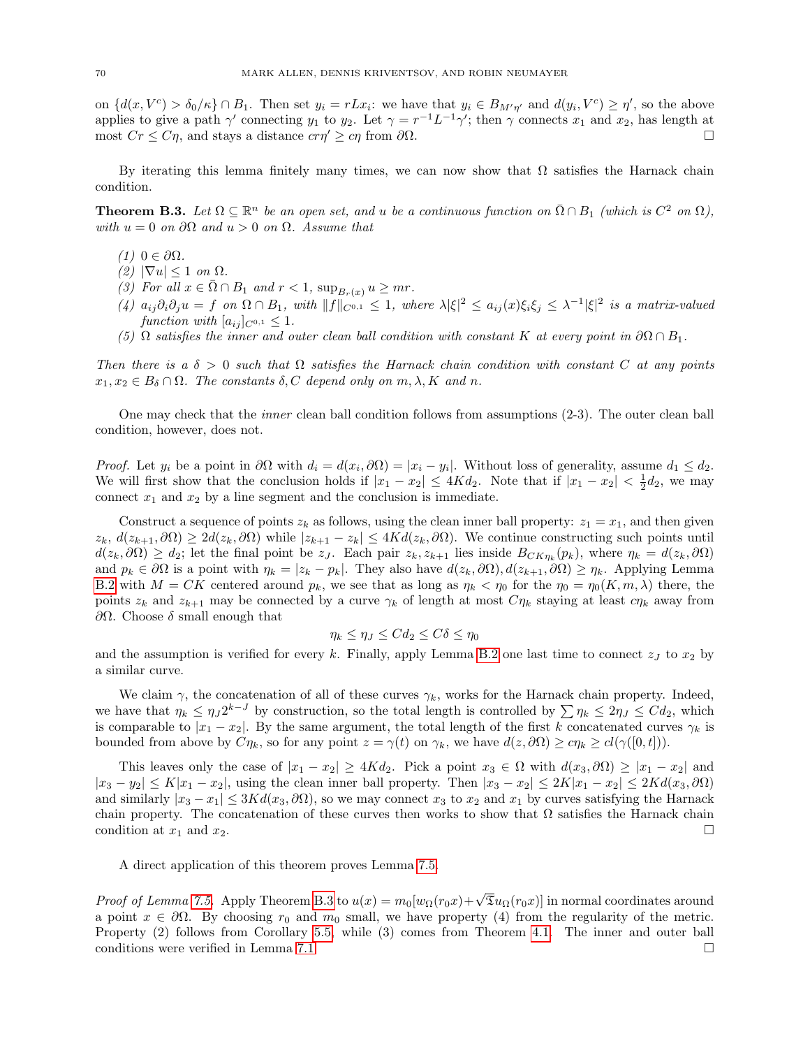on $\{d(x, V^c) > \delta_0/\kappa\} \cap B_1$. Then set $y_i = rLx_i$: we have that $y_i \in B_{M'\eta'}$ and $d(y_i, V^c) \geq \eta'$, so the above applies to give a path $\gamma'$ connecting $y_1$ to $y_2$. Let $\gamma = r^{-1}L^{-1}\gamma'$; then $\gamma$ connects $x_1$ and $x_2$, has length at most $Cr \leq C\eta$, and stays a distance $cr\eta' \geq c\eta$ from $\partial\Omega$. □

By iterating this lemma finitely many times, we can now show that $\Omega$ satisfies the Harnack chain condition.

**Theorem B.3.** *Let $\Omega \subseteq \mathbb{R}^n$ be an open set, and $u$ be a continuous function on $\bar{\Omega} \cap B_1$ (which is $C^2$ on $\Omega$), with $u = 0$ on $\partial\Omega$ and $u > 0$ on $\Omega$. Assume that*

*(1) $0 \in \partial\Omega$.*
*(2) $|\nabla u| \leq 1$ on $\Omega$.*
*(3) For all $x \in \bar{\Omega} \cap B_1$ and $r < 1$, $\sup_{B_r(x)} u \geq mr$.*
*(4) $a_{ij}\partial_i\partial_j u = f$ on $\Omega \cap B_1$, with $\|f\|_{C^{0,1}} \leq 1$, where $\lambda|\xi|^2 \leq a_{ij}(x)\xi_i\xi_j \leq \lambda^{-1}|\xi|^2$ is a matrix-valued function with $[a_{ij}]_{C^{0,1}} \leq 1$.*
*(5) $\Omega$ satisfies the inner and outer clean ball condition with constant $K$ at every point in $\partial\Omega \cap B_1$.*

*Then there is a $\delta > 0$ such that $\Omega$ satisfies the Harnack chain condition with constant $C$ at any points $x_1, x_2 \in B_\delta \cap \Omega$. The constants $\delta, C$ depend only on $m, \lambda, K$ and $n$.*

One may check that the *inner* clean ball condition follows from assumptions (2-3). The outer clean ball condition, however, does not.

*Proof.* Let $y_i$ be a point in $\partial\Omega$ with $d_i = d(x_i, \partial\Omega) = |x_i - y_i|$. Without loss of generality, assume $d_1 \leq d_2$. We will first show that the conclusion holds if $|x_1 - x_2| \leq 4Kd_2$. Note that if $|x_1 - x_2| < \frac{1}{2}d_2$, we may connect $x_1$ and $x_2$ by a line segment and the conclusion is immediate.

Construct a sequence of points $z_k$ as follows, using the clean inner ball property: $z_1 = x_1$, and then given $z_k$, $d(z_{k+1}, \partial\Omega) \geq 2d(z_k, \partial\Omega)$ while $|z_{k+1} - z_k| \leq 4Kd(z_k, \partial\Omega)$. We continue constructing such points until $d(z_k, \partial\Omega) \geq d_2$; let the final point be $z_J$. Each pair $z_k, z_{k+1}$ lies inside $B_{CK\eta_k}(p_k)$, where $\eta_k = d(z_k, \partial\Omega)$ and $p_k \in \partial\Omega$ is a point with $\eta_k = |z_k - p_k|$. They also have $d(z_k, \partial\Omega), d(z_{k+1}, \partial\Omega) \geq \eta_k$. Applying Lemma B.2 with $M = CK$ centered around $p_k$, we see that as long as $\eta_k < \eta_0$ for the $\eta_0 = \eta_0(K, m, \lambda)$ there, the points $z_k$ and $z_{k+1}$ may be connected by a curve $\gamma_k$ of length at most $C\eta_k$ staying at least $c\eta_k$ away from $\partial\Omega$. Choose $\delta$ small enough that

$$\eta_k \leq \eta_J \leq Cd_2 \leq C\delta \leq \eta_0$$

and the assumption is verified for every $k$. Finally, apply Lemma B.2 one last time to connect $z_J$ to $x_2$ by a similar curve.

We claim $\gamma$, the concatenation of all of these curves $\gamma_k$, works for the Harnack chain property. Indeed, we have that $\eta_k \leq \eta_J 2^{k-J}$ by construction, so the total length is controlled by $\sum \eta_k \leq 2\eta_J \leq Cd_2$, which is comparable to $|x_1 - x_2|$. By the same argument, the total length of the first $k$ concatenated curves $\gamma_k$ is bounded from above by $C\eta_k$, so for any point $z = \gamma(t)$ on $\gamma_k$, we have $d(z, \partial\Omega) \geq c\eta_k \geq cl(\gamma([0,t]))$.

This leaves only the case of $|x_1 - x_2| \geq 4Kd_2$. Pick a point $x_3 \in \Omega$ with $d(x_3, \partial\Omega) \geq |x_1 - x_2|$ and $|x_3 - y_2| \leq K|x_1 - x_2|$, using the clean inner ball property. Then $|x_3 - x_2| \leq 2K|x_1 - x_2| \leq 2Kd(x_3, \partial\Omega)$ and similarly $|x_3 - x_1| \leq 3Kd(x_3, \partial\Omega)$, so we may connect $x_3$ to $x_2$ and $x_1$ by curves satisfying the Harnack chain property. The concatenation of these curves then works to show that $\Omega$ satisfies the Harnack chain condition at $x_1$ and $x_2$. □

A direct application of this theorem proves Lemma 7.5.

*Proof of Lemma 7.5.* Apply Theorem B.3 to $u(x) = m_0[w_\Omega(r_0x) + \sqrt{\mathfrak{T}}u_\Omega(r_0x)]$ in normal coordinates around a point $x \in \partial\Omega$. By choosing $r_0$ and $m_0$ small, we have property (4) from the regularity of the metric. Property (2) follows from Corollary 5.5, while (3) comes from Theorem 4.1. The inner and outer ball conditions were verified in Lemma 7.1. □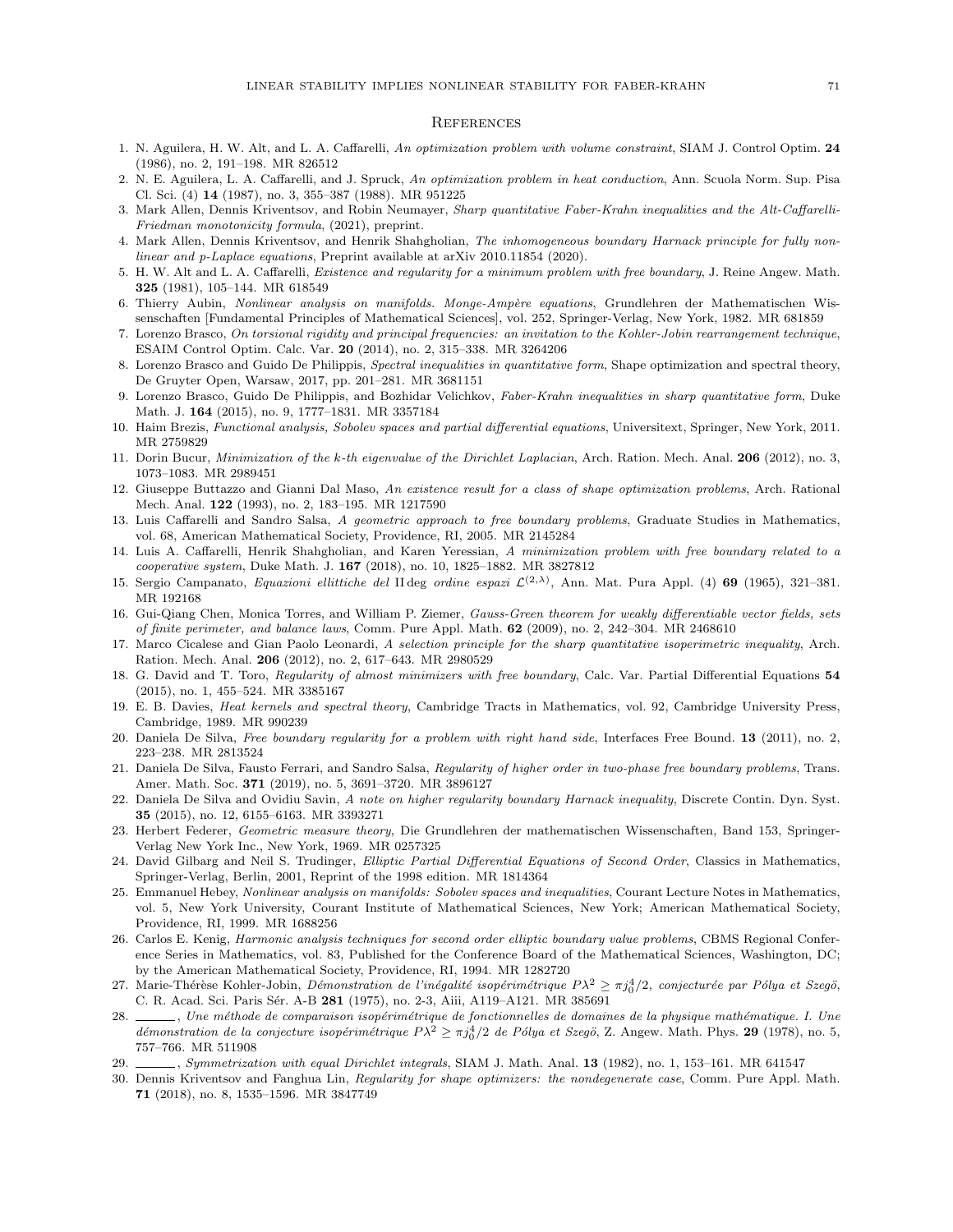# References

1. N. Aguilera, H. W. Alt, and L. A. Caffarelli, *An optimization problem with volume constraint*, SIAM J. Control Optim. **24** (1986), no. 2, 191–198. MR 826512
2. N. E. Aguilera, L. A. Caffarelli, and J. Spruck, *An optimization problem in heat conduction*, Ann. Scuola Norm. Sup. Pisa Cl. Sci. (4) **14** (1987), no. 3, 355–387 (1988). MR 951225
3. Mark Allen, Dennis Kriventsov, and Robin Neumayer, *Sharp quantitative Faber-Krahn inequalities and the Alt-Caffarelli-Friedman monotonicity formula*, (2021), preprint.
4. Mark Allen, Dennis Kriventsov, and Henrik Shahgholian, *The inhomogeneous boundary Harnack principle for fully nonlinear and p-Laplace equations*, Preprint available at arXiv 2010.11854 (2020).
5. H. W. Alt and L. A. Caffarelli, *Existence and regularity for a minimum problem with free boundary*, J. Reine Angew. Math. **325** (1981), 105–144. MR 618549
6. Thierry Aubin, *Nonlinear analysis on manifolds. Monge-Ampère equations*, Grundlehren der Mathematischen Wissenschaften [Fundamental Principles of Mathematical Sciences], vol. 252, Springer-Verlag, New York, 1982. MR 681859
7. Lorenzo Brasco, *On torsional rigidity and principal frequencies: an invitation to the Kohler-Jobin rearrangement technique*, ESAIM Control Optim. Calc. Var. **20** (2014), no. 2, 315–338. MR 3264206
8. Lorenzo Brasco and Guido De Philippis, *Spectral inequalities in quantitative form*, Shape optimization and spectral theory, De Gruyter Open, Warsaw, 2017, pp. 201–281. MR 3681151
9. Lorenzo Brasco, Guido De Philippis, and Bozhidar Velichkov, *Faber-Krahn inequalities in sharp quantitative form*, Duke Math. J. **164** (2015), no. 9, 1777–1831. MR 3357184
10. Haim Brezis, *Functional analysis, Sobolev spaces and partial differential equations*, Universitext, Springer, New York, 2011. MR 2759829
11. Dorin Bucur, *Minimization of the k-th eigenvalue of the Dirichlet Laplacian*, Arch. Ration. Mech. Anal. **206** (2012), no. 3, 1073–1083. MR 2989451
12. Giuseppe Buttazzo and Gianni Dal Maso, *An existence result for a class of shape optimization problems*, Arch. Rational Mech. Anal. **122** (1993), no. 2, 183–195. MR 1217590
13. Luis Caffarelli and Sandro Salsa, *A geometric approach to free boundary problems*, Graduate Studies in Mathematics, vol. 68, American Mathematical Society, Providence, RI, 2005. MR 2145284
14. Luis A. Caffarelli, Henrik Shahgholian, and Karen Yeressian, *A minimization problem with free boundary related to a cooperative system*, Duke Math. J. **167** (2018), no. 10, 1825–1882. MR 3827812
15. Sergio Campanato, *Equazioni ellittiche del* II deg *ordine espazi* $\mathcal{L}^{(2,\lambda)}$, Ann. Mat. Pura Appl. (4) **69** (1965), 321–381. MR 192168
16. Gui-Qiang Chen, Monica Torres, and William P. Ziemer, *Gauss-Green theorem for weakly differentiable vector fields, sets of finite perimeter, and balance laws*, Comm. Pure Appl. Math. **62** (2009), no. 2, 242–304. MR 2468610
17. Marco Cicalese and Gian Paolo Leonardi, *A selection principle for the sharp quantitative isoperimetric inequality*, Arch. Ration. Mech. Anal. **206** (2012), no. 2, 617–643. MR 2980529
18. G. David and T. Toro, *Regularity of almost minimizers with free boundary*, Calc. Var. Partial Differential Equations **54** (2015), no. 1, 455–524. MR 3385167
19. E. B. Davies, *Heat kernels and spectral theory*, Cambridge Tracts in Mathematics, vol. 92, Cambridge University Press, Cambridge, 1989. MR 990239
20. Daniela De Silva, *Free boundary regularity for a problem with right hand side*, Interfaces Free Bound. **13** (2011), no. 2, 223–238. MR 2813524
21. Daniela De Silva, Fausto Ferrari, and Sandro Salsa, *Regularity of higher order in two-phase free boundary problems*, Trans. Amer. Math. Soc. **371** (2019), no. 5, 3691–3720. MR 3896127
22. Daniela De Silva and Ovidiu Savin, *A note on higher regularity boundary Harnack inequality*, Discrete Contin. Dyn. Syst. **35** (2015), no. 12, 6155–6163. MR 3393271
23. Herbert Federer, *Geometric measure theory*, Die Grundlehren der mathematischen Wissenschaften, Band 153, Springer-Verlag New York Inc., New York, 1969. MR 0257325
24. David Gilbarg and Neil S. Trudinger, *Elliptic Partial Differential Equations of Second Order*, Classics in Mathematics, Springer-Verlag, Berlin, 2001, Reprint of the 1998 edition. MR 1814364
25. Emmanuel Hebey, *Nonlinear analysis on manifolds: Sobolev spaces and inequalities*, Courant Lecture Notes in Mathematics, vol. 5, New York University, Courant Institute of Mathematical Sciences, New York; American Mathematical Society, Providence, RI, 1999. MR 1688256
26. Carlos E. Kenig, *Harmonic analysis techniques for second order elliptic boundary value problems*, CBMS Regional Conference Series in Mathematics, vol. 83, Published for the Conference Board of the Mathematical Sciences, Washington, DC; by the American Mathematical Society, Providence, RI, 1994. MR 1282720
27. Marie-Thérèse Kohler-Jobin, *Démonstration de l'inégalité isopérimétrique* $P\lambda^2 \geq \pi j_0^4/2$*, conjecturée par Pólya et Szegö*, C. R. Acad. Sci. Paris Sér. A-B **281** (1975), no. 2-3, Aiii, A119–A121. MR 385691
28. ______, *Une méthode de comparaison isopérimétrique de fonctionnelles de domaines de la physique mathématique. I. Une démonstration de la conjecture isopérimétrique* $P\lambda^2 \geq \pi j_0^4/2$ *de Pólya et Szegö*, Z. Angew. Math. Phys. **29** (1978), no. 5, 757–766. MR 511908
29. ______, *Symmetrization with equal Dirichlet integrals*, SIAM J. Math. Anal. **13** (1982), no. 1, 153–161. MR 641547
30. Dennis Kriventsov and Fanghua Lin, *Regularity for shape optimizers: the nondegenerate case*, Comm. Pure Appl. Math. **71** (2018), no. 8, 1535–1596. MR 3847749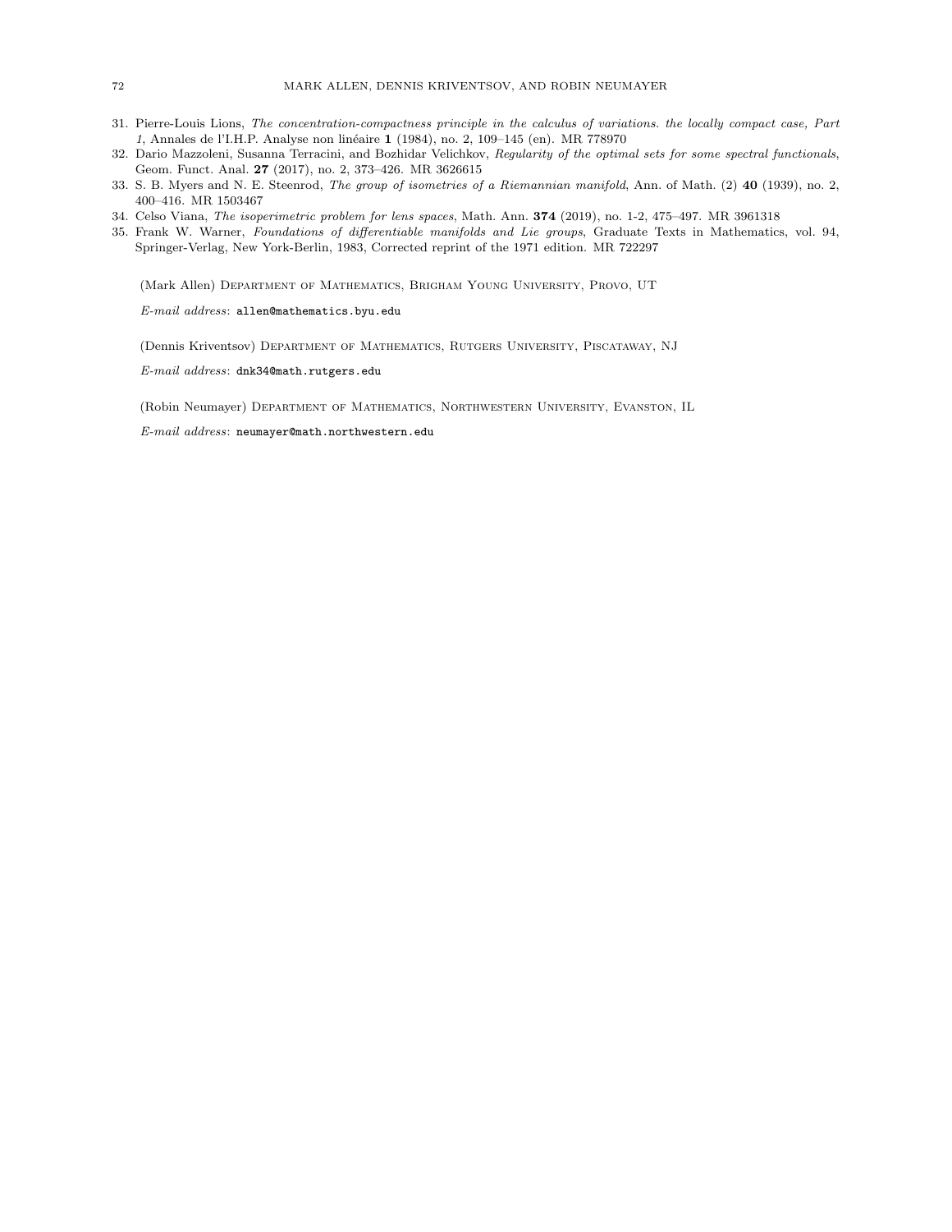31. Pierre-Louis Lions, *The concentration-compactness principle in the calculus of variations. the locally compact case, Part 1*, Annales de l'I.H.P. Analyse non linéaire **1** (1984), no. 2, 109–145 (en). MR 778970
32. Dario Mazzoleni, Susanna Terracini, and Bozhidar Velichkov, *Regularity of the optimal sets for some spectral functionals*, Geom. Funct. Anal. **27** (2017), no. 2, 373–426. MR 3626615
33. S. B. Myers and N. E. Steenrod, *The group of isometries of a Riemannian manifold*, Ann. of Math. (2) **40** (1939), no. 2, 400–416. MR 1503467
34. Celso Viana, *The isoperimetric problem for lens spaces*, Math. Ann. **374** (2019), no. 1-2, 475–497. MR 3961318
35. Frank W. Warner, *Foundations of differentiable manifolds and Lie groups*, Graduate Texts in Mathematics, vol. 94, Springer-Verlag, New York-Berlin, 1983, Corrected reprint of the 1971 edition. MR 722297

(Mark Allen) Department of Mathematics, Brigham Young University, Provo, UT

*E-mail address*: allen@mathematics.byu.edu

(Dennis Kriventsov) Department of Mathematics, Rutgers University, Piscataway, NJ

*E-mail address*: dnk34@math.rutgers.edu

(Robin Neumayer) Department of Mathematics, Northwestern University, Evanston, IL

*E-mail address*: neumayer@math.northwestern.edu